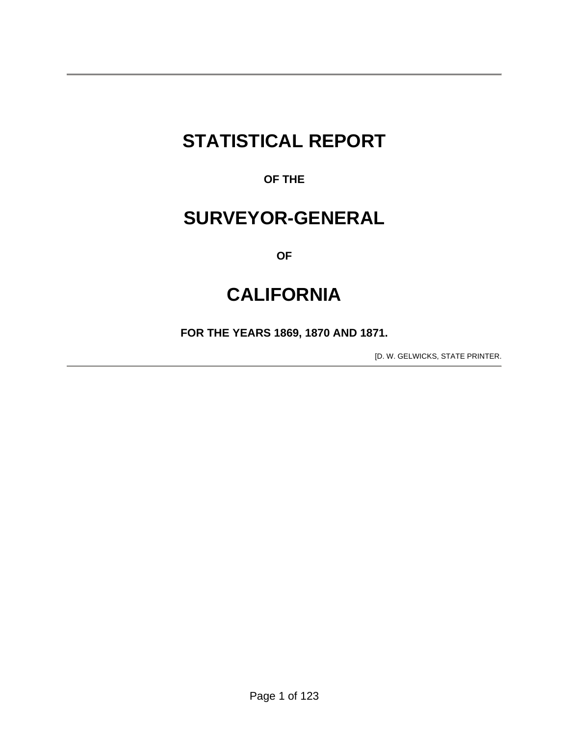# STATISTICAL REPORT

**OF THE**

# SURVEYOR-GENERAL

**OF**

# CALIFORNIA

**FOR THE YEARS 1869, 1870 AND 1871.**

[D. W. GELWICKS, STATE PRINTER.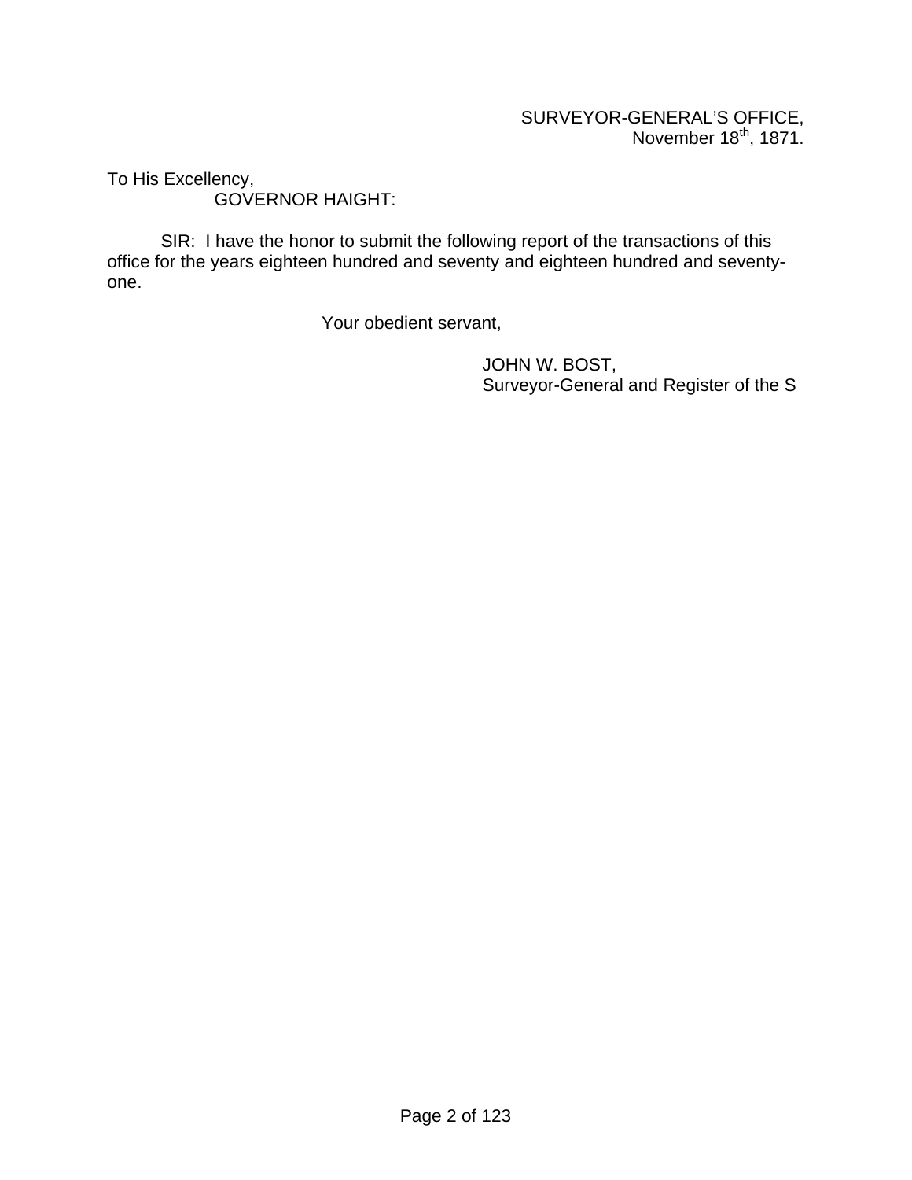SURVEYOR-GENERAL'S OFFICE,
November 18th, 1871.

To His Excellency,
GOVERNOR HAIGHT:

SIR: I have the honor to submit the following report of the transactions of this office for the years eighteen hundred and seventy and eighteen hundred and seventy-one.

Your obedient servant,

JOHN W. BOST,
Surveyor-General and Register of the S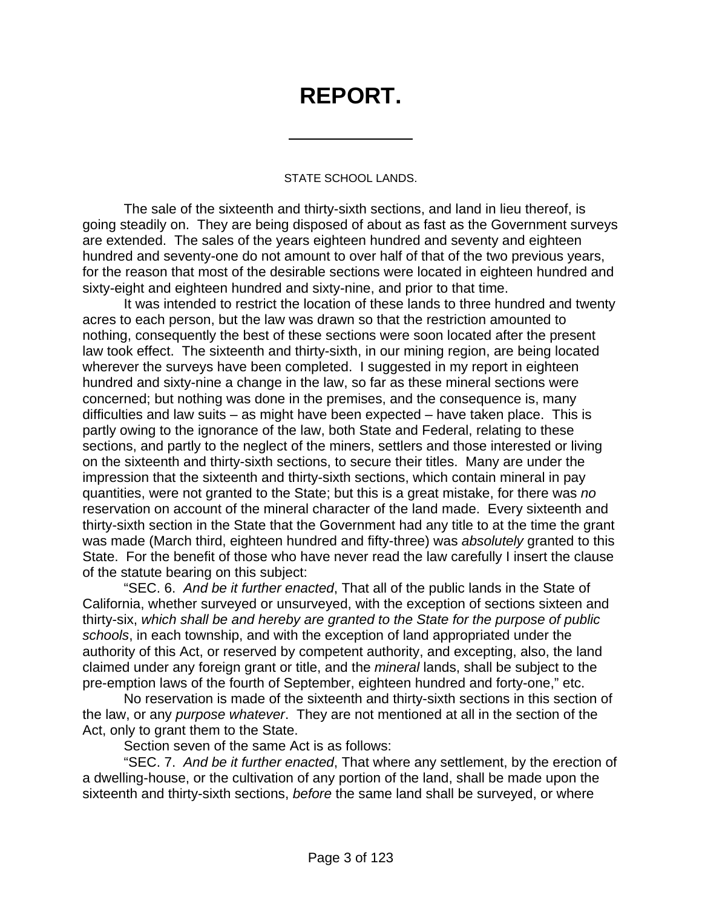# REPORT.

---

STATE SCHOOL LANDS.

The sale of the sixteenth and thirty-sixth sections, and land in lieu thereof, is going steadily on. They are being disposed of about as fast as the Government surveys are extended. The sales of the years eighteen hundred and seventy and eighteen hundred and seventy-one do not amount to over half of that of the two previous years, for the reason that most of the desirable sections were located in eighteen hundred and sixty-eight and eighteen hundred and sixty-nine, and prior to that time.

It was intended to restrict the location of these lands to three hundred and twenty acres to each person, but the law was drawn so that the restriction amounted to nothing, consequently the best of these sections were soon located after the present law took effect. The sixteenth and thirty-sixth, in our mining region, are being located wherever the surveys have been completed. I suggested in my report in eighteen hundred and sixty-nine a change in the law, so far as these mineral sections were concerned; but nothing was done in the premises, and the consequence is, many difficulties and law suits – as might have been expected – have taken place. This is partly owing to the ignorance of the law, both State and Federal, relating to these sections, and partly to the neglect of the miners, settlers and those interested or living on the sixteenth and thirty-sixth sections, to secure their titles. Many are under the impression that the sixteenth and thirty-sixth sections, which contain mineral in pay quantities, were not granted to the State; but this is a great mistake, for there was *no* reservation on account of the mineral character of the land made. Every sixteenth and thirty-sixth section in the State that the Government had any title to at the time the grant was made (March third, eighteen hundred and fifty-three) was *absolutely* granted to this State. For the benefit of those who have never read the law carefully I insert the clause of the statute bearing on this subject:

"SEC. 6. *And be it further enacted*, That all of the public lands in the State of California, whether surveyed or unsurveyed, with the exception of sections sixteen and thirty-six, *which shall be and hereby are granted to the State for the purpose of public schools*, in each township, and with the exception of land appropriated under the authority of this Act, or reserved by competent authority, and excepting, also, the land claimed under any foreign grant or title, and the *mineral* lands, shall be subject to the pre-emption laws of the fourth of September, eighteen hundred and forty-one," etc.

No reservation is made of the sixteenth and thirty-sixth sections in this section of the law, or any *purpose whatever*. They are not mentioned at all in the section of the Act, only to grant them to the State.

Section seven of the same Act is as follows:

"SEC. 7. *And be it further enacted*, That where any settlement, by the erection of a dwelling-house, or the cultivation of any portion of the land, shall be made upon the sixteenth and thirty-sixth sections, *before* the same land shall be surveyed, or where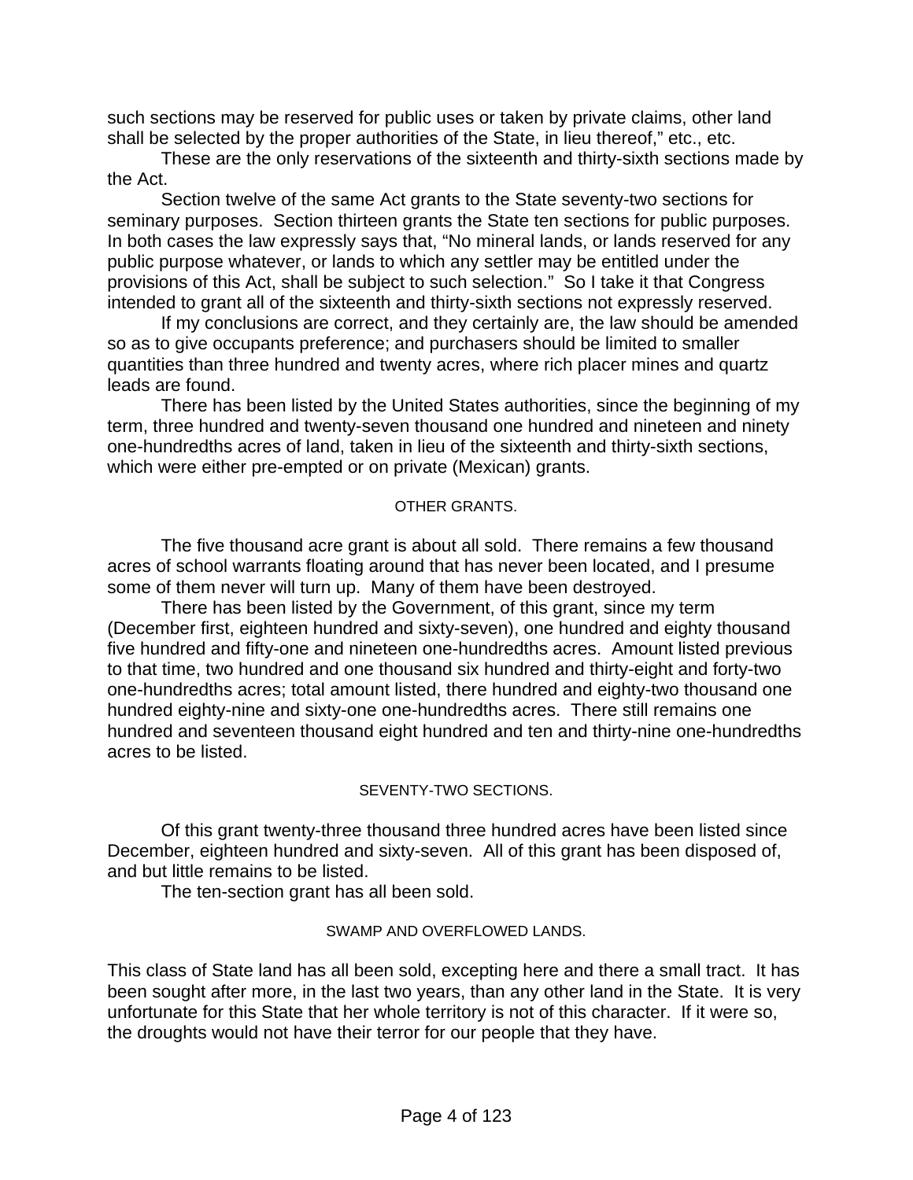such sections may be reserved for public uses or taken by private claims, other land shall be selected by the proper authorities of the State, in lieu thereof," etc., etc.

These are the only reservations of the sixteenth and thirty-sixth sections made by the Act.

Section twelve of the same Act grants to the State seventy-two sections for seminary purposes. Section thirteen grants the State ten sections for public purposes. In both cases the law expressly says that, "No mineral lands, or lands reserved for any public purpose whatever, or lands to which any settler may be entitled under the provisions of this Act, shall be subject to such selection." So I take it that Congress intended to grant all of the sixteenth and thirty-sixth sections not expressly reserved.

If my conclusions are correct, and they certainly are, the law should be amended so as to give occupants preference; and purchasers should be limited to smaller quantities than three hundred and twenty acres, where rich placer mines and quartz leads are found.

There has been listed by the United States authorities, since the beginning of my term, three hundred and twenty-seven thousand one hundred and nineteen and ninety one-hundredths acres of land, taken in lieu of the sixteenth and thirty-sixth sections, which were either pre-empted or on private (Mexican) grants.

### OTHER GRANTS.

The five thousand acre grant is about all sold. There remains a few thousand acres of school warrants floating around that has never been located, and I presume some of them never will turn up. Many of them have been destroyed.

There has been listed by the Government, of this grant, since my term (December first, eighteen hundred and sixty-seven), one hundred and eighty thousand five hundred and fifty-one and nineteen one-hundredths acres. Amount listed previous to that time, two hundred and one thousand six hundred and thirty-eight and forty-two one-hundredths acres; total amount listed, there hundred and eighty-two thousand one hundred eighty-nine and sixty-one one-hundredths acres. There still remains one hundred and seventeen thousand eight hundred and ten and thirty-nine one-hundredths acres to be listed.

### SEVENTY-TWO SECTIONS.

Of this grant twenty-three thousand three hundred acres have been listed since December, eighteen hundred and sixty-seven. All of this grant has been disposed of, and but little remains to be listed.

The ten-section grant has all been sold.

### SWAMP AND OVERFLOWED LANDS.

This class of State land has all been sold, excepting here and there a small tract. It has been sought after more, in the last two years, than any other land in the State. It is very unfortunate for this State that her whole territory is not of this character. If it were so, the droughts would not have their terror for our people that they have.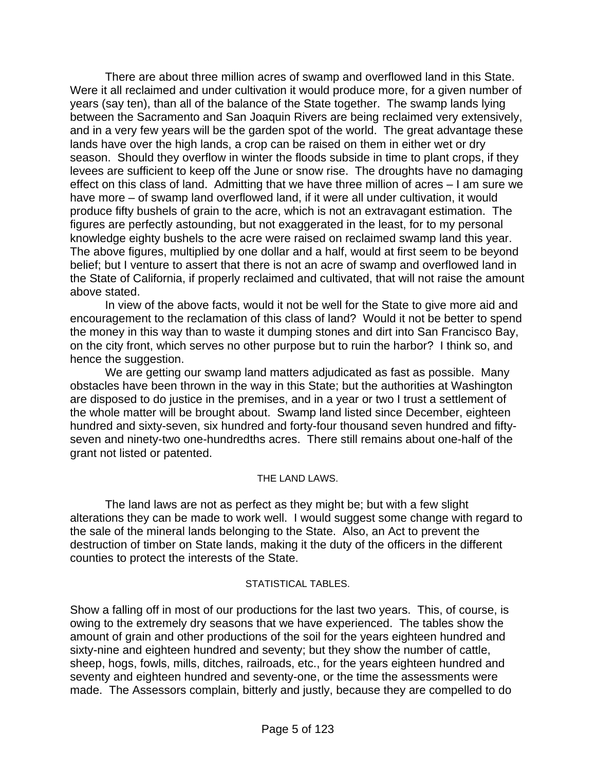There are about three million acres of swamp and overflowed land in this State. Were it all reclaimed and under cultivation it would produce more, for a given number of years (say ten), than all of the balance of the State together. The swamp lands lying between the Sacramento and San Joaquin Rivers are being reclaimed very extensively, and in a very few years will be the garden spot of the world. The great advantage these lands have over the high lands, a crop can be raised on them in either wet or dry season. Should they overflow in winter the floods subside in time to plant crops, if they levees are sufficient to keep off the June or snow rise. The droughts have no damaging effect on this class of land. Admitting that we have three million of acres – I am sure we have more – of swamp land overflowed land, if it were all under cultivation, it would produce fifty bushels of grain to the acre, which is not an extravagant estimation. The figures are perfectly astounding, but not exaggerated in the least, for to my personal knowledge eighty bushels to the acre were raised on reclaimed swamp land this year. The above figures, multiplied by one dollar and a half, would at first seem to be beyond belief; but I venture to assert that there is not an acre of swamp and overflowed land in the State of California, if properly reclaimed and cultivated, that will not raise the amount above stated.

In view of the above facts, would it not be well for the State to give more aid and encouragement to the reclamation of this class of land? Would it not be better to spend the money in this way than to waste it dumping stones and dirt into San Francisco Bay, on the city front, which serves no other purpose but to ruin the harbor? I think so, and hence the suggestion.

We are getting our swamp land matters adjudicated as fast as possible. Many obstacles have been thrown in the way in this State; but the authorities at Washington are disposed to do justice in the premises, and in a year or two I trust a settlement of the whole matter will be brought about. Swamp land listed since December, eighteen hundred and sixty-seven, six hundred and forty-four thousand seven hundred and fifty-seven and ninety-two one-hundredths acres. There still remains about one-half of the grant not listed or patented.

## THE LAND LAWS.

The land laws are not as perfect as they might be; but with a few slight alterations they can be made to work well. I would suggest some change with regard to the sale of the mineral lands belonging to the State. Also, an Act to prevent the destruction of timber on State lands, making it the duty of the officers in the different counties to protect the interests of the State.

## STATISTICAL TABLES.

Show a falling off in most of our productions for the last two years. This, of course, is owing to the extremely dry seasons that we have experienced. The tables show the amount of grain and other productions of the soil for the years eighteen hundred and sixty-nine and eighteen hundred and seventy; but they show the number of cattle, sheep, hogs, fowls, mills, ditches, railroads, etc., for the years eighteen hundred and seventy and eighteen hundred and seventy-one, or the time the assessments were made. The Assessors complain, bitterly and justly, because they are compelled to do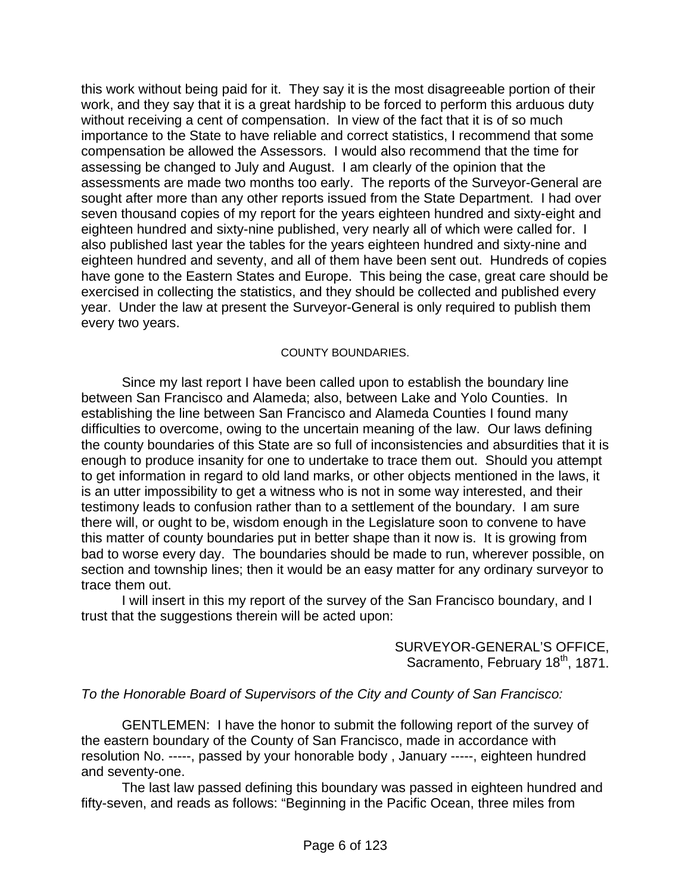this work without being paid for it. They say it is the most disagreeable portion of their work, and they say that it is a great hardship to be forced to perform this arduous duty without receiving a cent of compensation. In view of the fact that it is of so much importance to the State to have reliable and correct statistics, I recommend that some compensation be allowed the Assessors. I would also recommend that the time for assessing be changed to July and August. I am clearly of the opinion that the assessments are made two months too early. The reports of the Surveyor-General are sought after more than any other reports issued from the State Department. I had over seven thousand copies of my report for the years eighteen hundred and sixty-eight and eighteen hundred and sixty-nine published, very nearly all of which were called for. I also published last year the tables for the years eighteen hundred and sixty-nine and eighteen hundred and seventy, and all of them have been sent out. Hundreds of copies have gone to the Eastern States and Europe. This being the case, great care should be exercised in collecting the statistics, and they should be collected and published every year. Under the law at present the Surveyor-General is only required to publish them every two years.

## COUNTY BOUNDARIES.

Since my last report I have been called upon to establish the boundary line between San Francisco and Alameda; also, between Lake and Yolo Counties. In establishing the line between San Francisco and Alameda Counties I found many difficulties to overcome, owing to the uncertain meaning of the law. Our laws defining the county boundaries of this State are so full of inconsistencies and absurdities that it is enough to produce insanity for one to undertake to trace them out. Should you attempt to get information in regard to old land marks, or other objects mentioned in the laws, it is an utter impossibility to get a witness who is not in some way interested, and their testimony leads to confusion rather than to a settlement of the boundary. I am sure there will, or ought to be, wisdom enough in the Legislature soon to convene to have this matter of county boundaries put in better shape than it now is. It is growing from bad to worse every day. The boundaries should be made to run, wherever possible, on section and township lines; then it would be an easy matter for any ordinary surveyor to trace them out.

I will insert in this my report of the survey of the San Francisco boundary, and I trust that the suggestions therein will be acted upon:

SURVEYOR-GENERAL'S OFFICE,
Sacramento, February 18th, 1871.

*To the Honorable Board of Supervisors of the City and County of San Francisco:*

GENTLEMEN: I have the honor to submit the following report of the survey of the eastern boundary of the County of San Francisco, made in accordance with resolution No. -----, passed by your honorable body , January -----, eighteen hundred and seventy-one.

The last law passed defining this boundary was passed in eighteen hundred and fifty-seven, and reads as follows: "Beginning in the Pacific Ocean, three miles from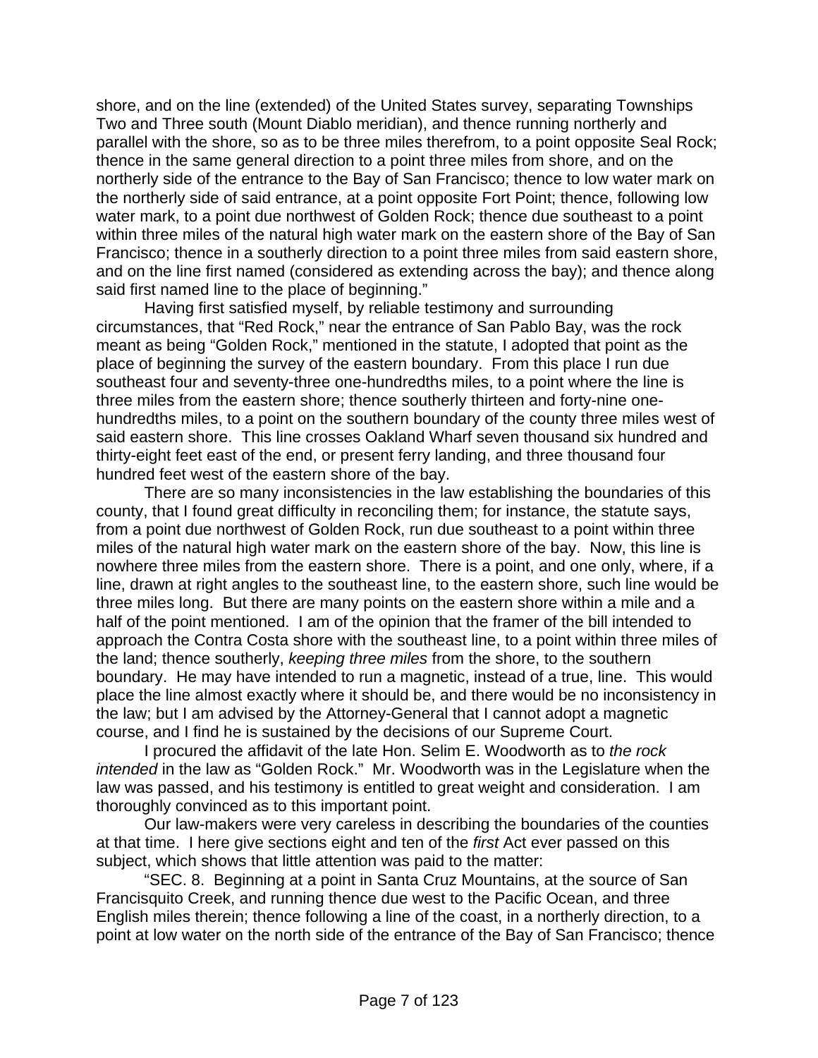shore, and on the line (extended) of the United States survey, separating Townships Two and Three south (Mount Diablo meridian), and thence running northerly and parallel with the shore, so as to be three miles therefrom, to a point opposite Seal Rock; thence in the same general direction to a point three miles from shore, and on the northerly side of the entrance to the Bay of San Francisco; thence to low water mark on the northerly side of said entrance, at a point opposite Fort Point; thence, following low water mark, to a point due northwest of Golden Rock; thence due southeast to a point within three miles of the natural high water mark on the eastern shore of the Bay of San Francisco; thence in a southerly direction to a point three miles from said eastern shore, and on the line first named (considered as extending across the bay); and thence along said first named line to the place of beginning."

Having first satisfied myself, by reliable testimony and surrounding circumstances, that "Red Rock," near the entrance of San Pablo Bay, was the rock meant as being "Golden Rock," mentioned in the statute, I adopted that point as the place of beginning the survey of the eastern boundary. From this place I run due southeast four and seventy-three one-hundredths miles, to a point where the line is three miles from the eastern shore; thence southerly thirteen and forty-nine one-hundredths miles, to a point on the southern boundary of the county three miles west of said eastern shore. This line crosses Oakland Wharf seven thousand six hundred and thirty-eight feet east of the end, or present ferry landing, and three thousand four hundred feet west of the eastern shore of the bay.

There are so many inconsistencies in the law establishing the boundaries of this county, that I found great difficulty in reconciling them; for instance, the statute says, from a point due northwest of Golden Rock, run due southeast to a point within three miles of the natural high water mark on the eastern shore of the bay. Now, this line is nowhere three miles from the eastern shore. There is a point, and one only, where, if a line, drawn at right angles to the southeast line, to the eastern shore, such line would be three miles long. But there are many points on the eastern shore within a mile and a half of the point mentioned. I am of the opinion that the framer of the bill intended to approach the Contra Costa shore with the southeast line, to a point within three miles of the land; thence southerly, *keeping three miles* from the shore, to the southern boundary. He may have intended to run a magnetic, instead of a true, line. This would place the line almost exactly where it should be, and there would be no inconsistency in the law; but I am advised by the Attorney-General that I cannot adopt a magnetic course, and I find he is sustained by the decisions of our Supreme Court.

I procured the affidavit of the late Hon. Selim E. Woodworth as to *the rock intended* in the law as "Golden Rock." Mr. Woodworth was in the Legislature when the law was passed, and his testimony is entitled to great weight and consideration. I am thoroughly convinced as to this important point.

Our law-makers were very careless in describing the boundaries of the counties at that time. I here give sections eight and ten of the *first* Act ever passed on this subject, which shows that little attention was paid to the matter:

"SEC. 8. Beginning at a point in Santa Cruz Mountains, at the source of San Francisquito Creek, and running thence due west to the Pacific Ocean, and three English miles therein; thence following a line of the coast, in a northerly direction, to a point at low water on the north side of the entrance of the Bay of San Francisco; thence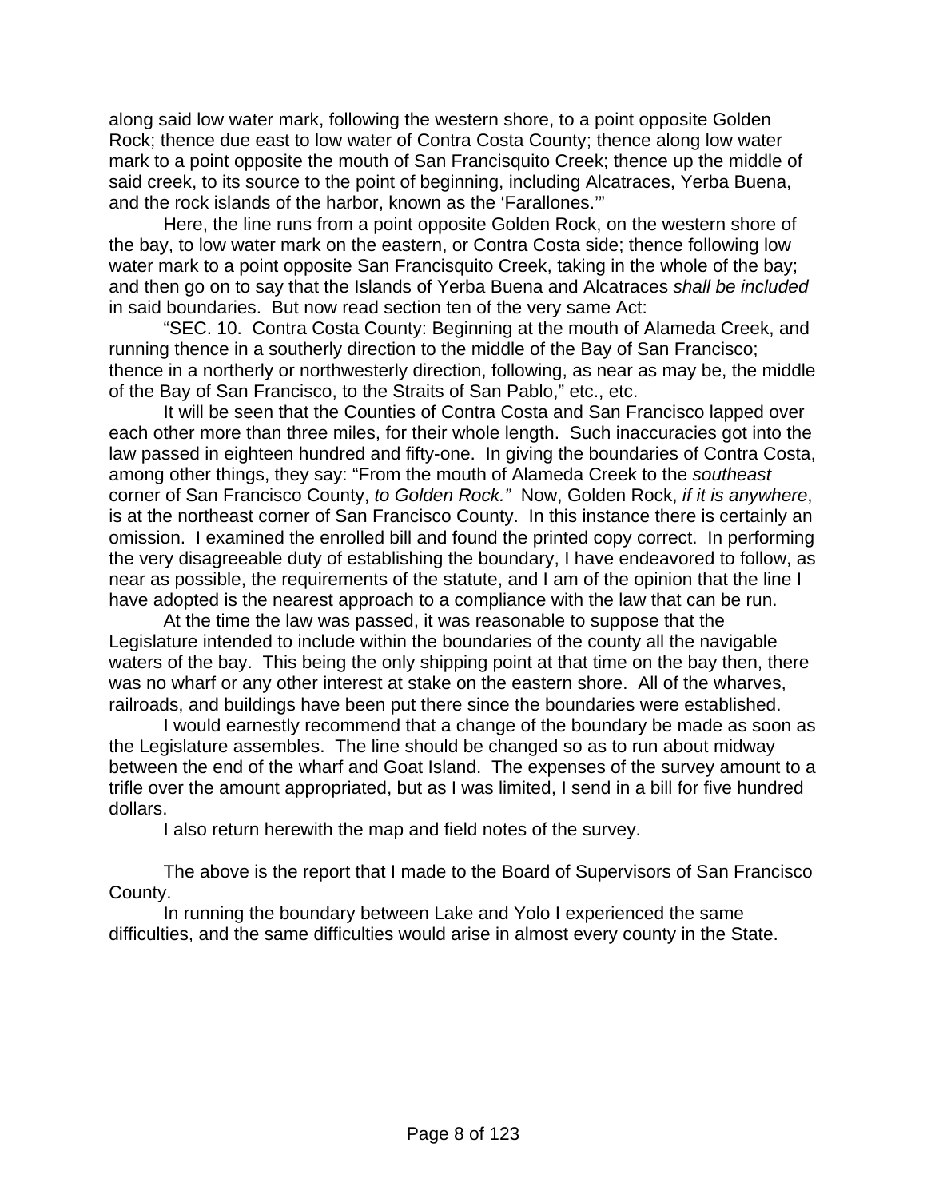along said low water mark, following the western shore, to a point opposite Golden Rock; thence due east to low water of Contra Costa County; thence along low water mark to a point opposite the mouth of San Francisquito Creek; thence up the middle of said creek, to its source to the point of beginning, including Alcatraces, Yerba Buena, and the rock islands of the harbor, known as the 'Farallones.'"

Here, the line runs from a point opposite Golden Rock, on the western shore of the bay, to low water mark on the eastern, or Contra Costa side; thence following low water mark to a point opposite San Francisquito Creek, taking in the whole of the bay; and then go on to say that the Islands of Yerba Buena and Alcatraces *shall be included* in said boundaries. But now read section ten of the very same Act:

"SEC. 10. Contra Costa County: Beginning at the mouth of Alameda Creek, and running thence in a southerly direction to the middle of the Bay of San Francisco; thence in a northerly or northwesterly direction, following, as near as may be, the middle of the Bay of San Francisco, to the Straits of San Pablo," etc., etc.

It will be seen that the Counties of Contra Costa and San Francisco lapped over each other more than three miles, for their whole length. Such inaccuracies got into the law passed in eighteen hundred and fifty-one. In giving the boundaries of Contra Costa, among other things, they say: "From the mouth of Alameda Creek to the *southeast* corner of San Francisco County, *to Golden Rock."* Now, Golden Rock, *if it is anywhere*, is at the northeast corner of San Francisco County. In this instance there is certainly an omission. I examined the enrolled bill and found the printed copy correct. In performing the very disagreeable duty of establishing the boundary, I have endeavored to follow, as near as possible, the requirements of the statute, and I am of the opinion that the line I have adopted is the nearest approach to a compliance with the law that can be run.

At the time the law was passed, it was reasonable to suppose that the Legislature intended to include within the boundaries of the county all the navigable waters of the bay. This being the only shipping point at that time on the bay then, there was no wharf or any other interest at stake on the eastern shore. All of the wharves, railroads, and buildings have been put there since the boundaries were established.

I would earnestly recommend that a change of the boundary be made as soon as the Legislature assembles. The line should be changed so as to run about midway between the end of the wharf and Goat Island. The expenses of the survey amount to a trifle over the amount appropriated, but as I was limited, I send in a bill for five hundred dollars.

I also return herewith the map and field notes of the survey.

The above is the report that I made to the Board of Supervisors of San Francisco County.

In running the boundary between Lake and Yolo I experienced the same difficulties, and the same difficulties would arise in almost every county in the State.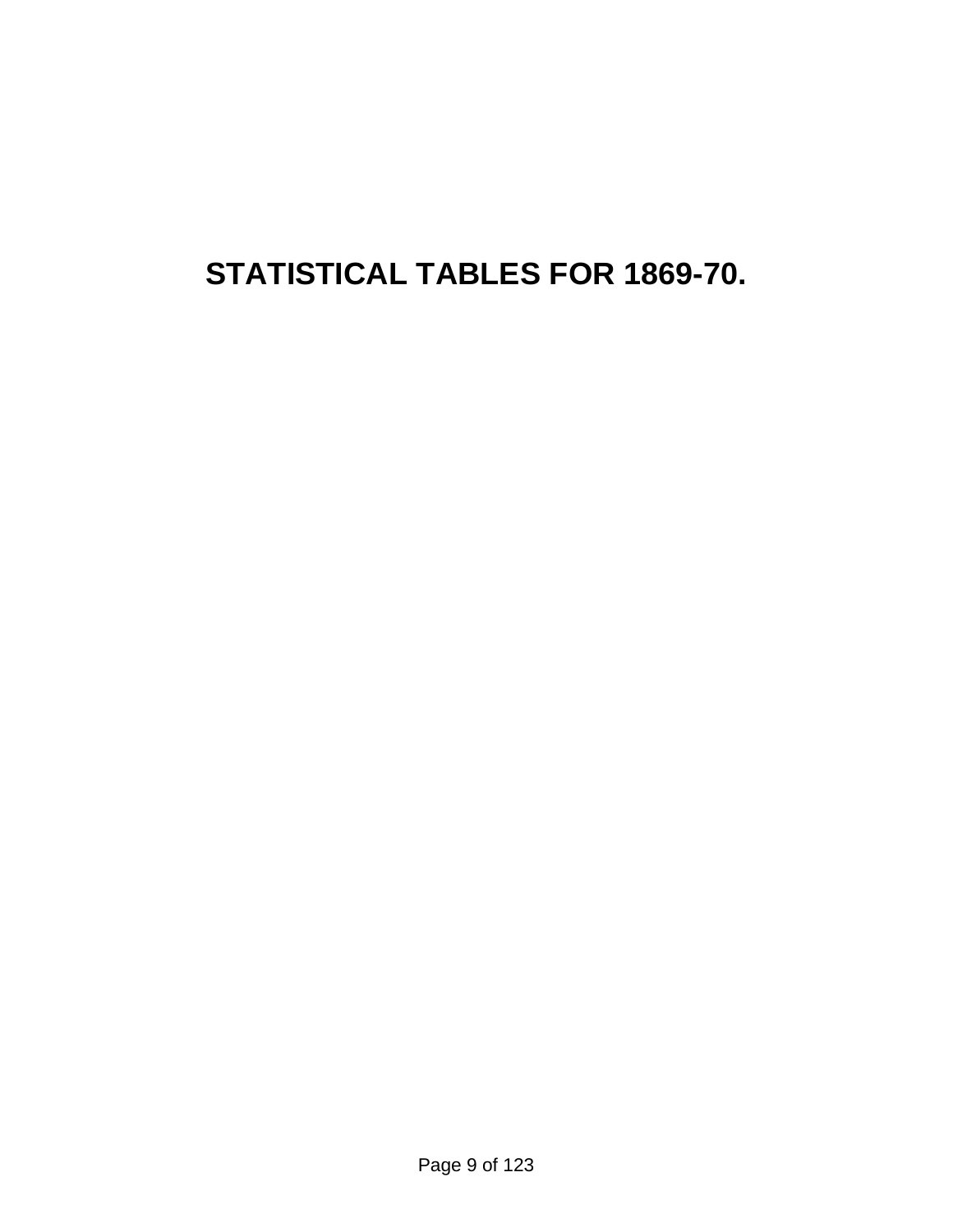# STATISTICAL TABLES FOR 1869-70.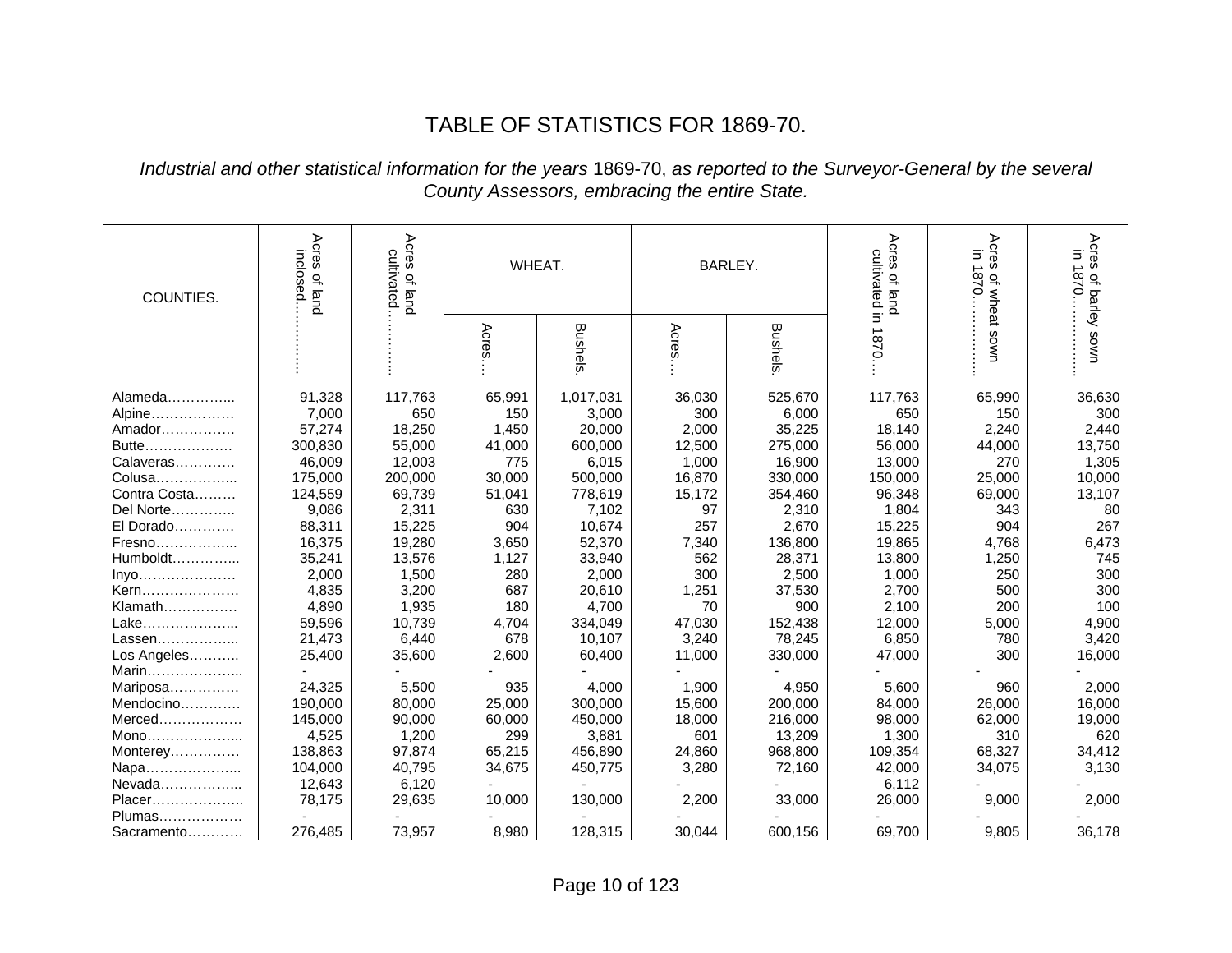# TABLE OF STATISTICS FOR 1869-70.

*Industrial and other statistical information for the years* 1869-70, *as reported to the Surveyor-General by the several County Assessors, embracing the entire State.*

| COUNTIES. | Acres of land inclosed………… | Acres of land cultivated………… | WHEAT. | | BARLEY. | | Acres of land cultivated in 1870… | Acres of wheat sown in 1870………… | Acres of barley sown in 1870………… |
|---|---|---|---|---|---|---|---|---|---|
| | | | Acres… | Bushels. | Acres… | Bushels. | | | |
| Alameda………….. | 91,328 | 117,763 | 65,991 | 1,017,031 | 36,030 | 525,670 | 117,763 | 65,990 | 36,630 |
| Alpine……………… | 7,000 | 650 | 150 | 3,000 | 300 | 6,000 | 650 | 150 | 300 |
| Amador……………. | 57,274 | 18,250 | 1,450 | 20,000 | 2,000 | 35,225 | 18,140 | 2,240 | 2,440 |
| Butte………………. | 300,830 | 55,000 | 41,000 | 600,000 | 12,500 | 275,000 | 56,000 | 44,000 | 13,750 |
| Calaveras…………. | 46,009 | 12,003 | 775 | 6,015 | 1,000 | 16,900 | 13,000 | 270 | 1,305 |
| Colusa…………….. | 175,000 | 200,000 | 30,000 | 500,000 | 16,870 | 330,000 | 150,000 | 25,000 | 10,000 |
| Contra Costa……… | 124,559 | 69,739 | 51,041 | 778,619 | 15,172 | 354,460 | 96,348 | 69,000 | 13,107 |
| Del Norte………….. | 9,086 | 2,311 | 630 | 7,102 | 97 | 2,310 | 1,804 | 343 | 80 |
| El Dorado…………. | 88,311 | 15,225 | 904 | 10,674 | 257 | 2,670 | 15,225 | 904 | 267 |
| Fresno…………….. | 16,375 | 19,280 | 3,650 | 52,370 | 7,340 | 136,800 | 19,865 | 4,768 | 6,473 |
| Humboldt………….. | 35,241 | 13,576 | 1,127 | 33,940 | 562 | 28,371 | 13,800 | 1,250 | 745 |
| Inyo………………… | 2,000 | 1,500 | 280 | 2,000 | 300 | 2,500 | 1,000 | 250 | 300 |
| Kern………………… | 4,835 | 3,200 | 687 | 20,610 | 1,251 | 37,530 | 2,700 | 500 | 300 |
| Klamath……………. | 4,890 | 1,935 | 180 | 4,700 | 70 | 900 | 2,100 | 200 | 100 |
| Lake……………….. | 59,596 | 10,739 | 4,704 | 334,049 | 47,030 | 152,438 | 12,000 | 5,000 | 4,900 |
| Lassen…………….. | 21,473 | 6,440 | 678 | 10,107 | 3,240 | 78,245 | 6,850 | 780 | 3,420 |
| Los Angeles……….. | 25,400 | 35,600 | 2,600 | 60,400 | 11,000 | 330,000 | 47,000 | 300 | 16,000 |
| Marin……………….. | - | - | - | - | - | - | - | - | - |
| Mariposa…………… | 24,325 | 5,500 | 935 | 4,000 | 1,900 | 4,950 | 5,600 | 960 | 2,000 |
| Mendocino…………. | 190,000 | 80,000 | 25,000 | 300,000 | 15,600 | 200,000 | 84,000 | 26,000 | 16,000 |
| Merced……………… | 145,000 | 90,000 | 60,000 | 450,000 | 18,000 | 216,000 | 98,000 | 62,000 | 19,000 |
| Mono……………….. | 4,525 | 1,200 | 299 | 3,881 | 601 | 13,209 | 1,300 | 310 | 620 |
| Monterey…………… | 138,863 | 97,874 | 65,215 | 456,890 | 24,860 | 968,800 | 109,354 | 68,327 | 34,412 |
| Napa……………….. | 104,000 | 40,795 | 34,675 | 450,775 | 3,280 | 72,160 | 42,000 | 34,075 | 3,130 |
| Nevada…………….. | 12,643 | 6,120 | - | - | - | - | 6,112 | - | - |
| Placer……………….. | 78,175 | 29,635 | 10,000 | 130,000 | 2,200 | 33,000 | 26,000 | 9,000 | 2,000 |
| Plumas……………… | - | - | - | - | - | - | - | - | - |
| Sacramento………… | 276,485 | 73,957 | 8,980 | 128,315 | 30,044 | 600,156 | 69,700 | 9,805 | 36,178 |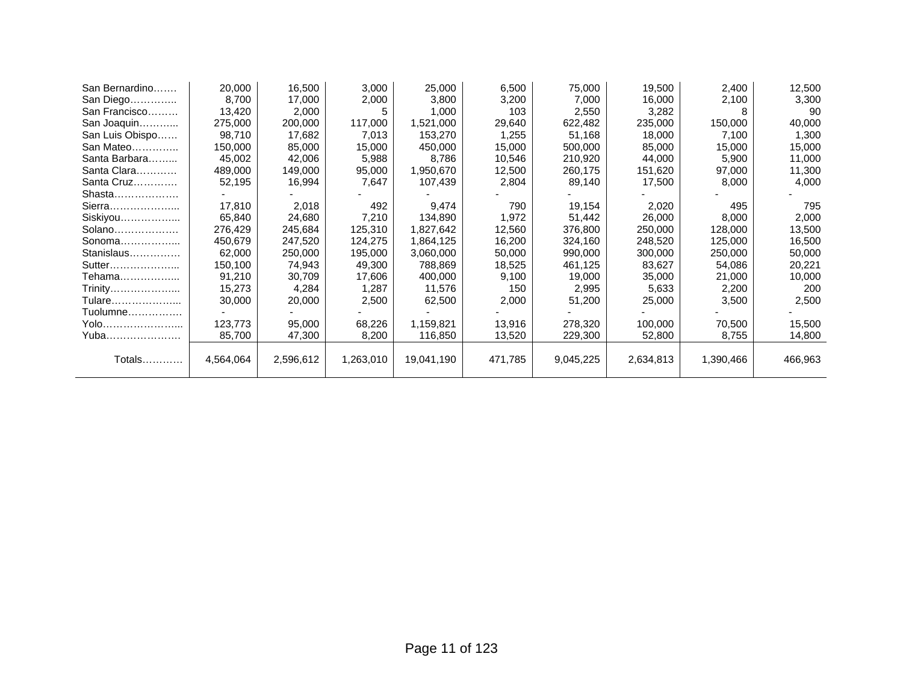| | | | | | | | | | |
|---|---|---|---|---|---|---|---|---|---|
| San Bernardino……. | 20,000 | 16,500 | 3,000 | 25,000 | 6,500 | 75,000 | 19,500 | 2,400 | 12,500 |
| San Diego………….. | 8,700 | 17,000 | 2,000 | 3,800 | 3,200 | 7,000 | 16,000 | 2,100 | 3,300 |
| San Francisco……… | 13,420 | 2,000 | 5 | 1,000 | 103 | 2,550 | 3,282 | 8 | 90 |
| San Joaquin……….. | 275,000 | 200,000 | 117,000 | 1,521,000 | 29,640 | 622,482 | 235,000 | 150,000 | 40,000 |
| San Luis Obispo…… | 98,710 | 17,682 | 7,013 | 153,270 | 1,255 | 51,168 | 18,000 | 7,100 | 1,300 |
| San Mateo………….. | 150,000 | 85,000 | 15,000 | 450,000 | 15,000 | 500,000 | 85,000 | 15,000 | 15,000 |
| Santa Barbara……... | 45,002 | 42,006 | 5,988 | 8,786 | 10,546 | 210,920 | 44,000 | 5,900 | 11,000 |
| Santa Clara………… | 489,000 | 149,000 | 95,000 | 1,950,670 | 12,500 | 260,175 | 151,620 | 97,000 | 11,300 |
| Santa Cruz…………. | 52,195 | 16,994 | 7,647 | 107,439 | 2,804 | 89,140 | 17,500 | 8,000 | 4,000 |
| Shasta………………. | - | - | - | - | - | - | - | - | - |
| Sierra………………... | 17,810 | 2,018 | 492 | 9,474 | 790 | 19,154 | 2,020 | 495 | 795 |
| Siskiyou……………... | 65,840 | 24,680 | 7,210 | 134,890 | 1,972 | 51,442 | 26,000 | 8,000 | 2,000 |
| Solano………………. | 276,429 | 245,684 | 125,310 | 1,827,642 | 12,560 | 376,800 | 250,000 | 128,000 | 13,500 |
| Sonoma……………... | 450,679 | 247,520 | 124,275 | 1,864,125 | 16,200 | 324,160 | 248,520 | 125,000 | 16,500 |
| Stanislaus…………… | 62,000 | 250,000 | 195,000 | 3,060,000 | 50,000 | 990,000 | 300,000 | 250,000 | 50,000 |
| Sutter………………... | 150,100 | 74,943 | 49,300 | 788,869 | 18,525 | 461,125 | 83,627 | 54,086 | 20,221 |
| Tehama……………... | 91,210 | 30,709 | 17,606 | 400,000 | 9,100 | 19,000 | 35,000 | 21,000 | 10,000 |
| Trinity………………... | 15,273 | 4,284 | 1,287 | 11,576 | 150 | 2,995 | 5,633 | 2,200 | 200 |
| Tulare………………... | 30,000 | 20,000 | 2,500 | 62,500 | 2,000 | 51,200 | 25,000 | 3,500 | 2,500 |
| Tuolumne……………. | - | - | - | - | - | - | - | - | - |
| Yolo…………………... | 123,773 | 95,000 | 68,226 | 1,159,821 | 13,916 | 278,320 | 100,000 | 70,500 | 15,500 |
| Yuba…………………. | 85,700 | 47,300 | 8,200 | 116,850 | 13,520 | 229,300 | 52,800 | 8,755 | 14,800 |
| Totals………… | 4,564,064 | 2,596,612 | 1,263,010 | 19,041,190 | 471,785 | 9,045,225 | 2,634,813 | 1,390,466 | 466,963 |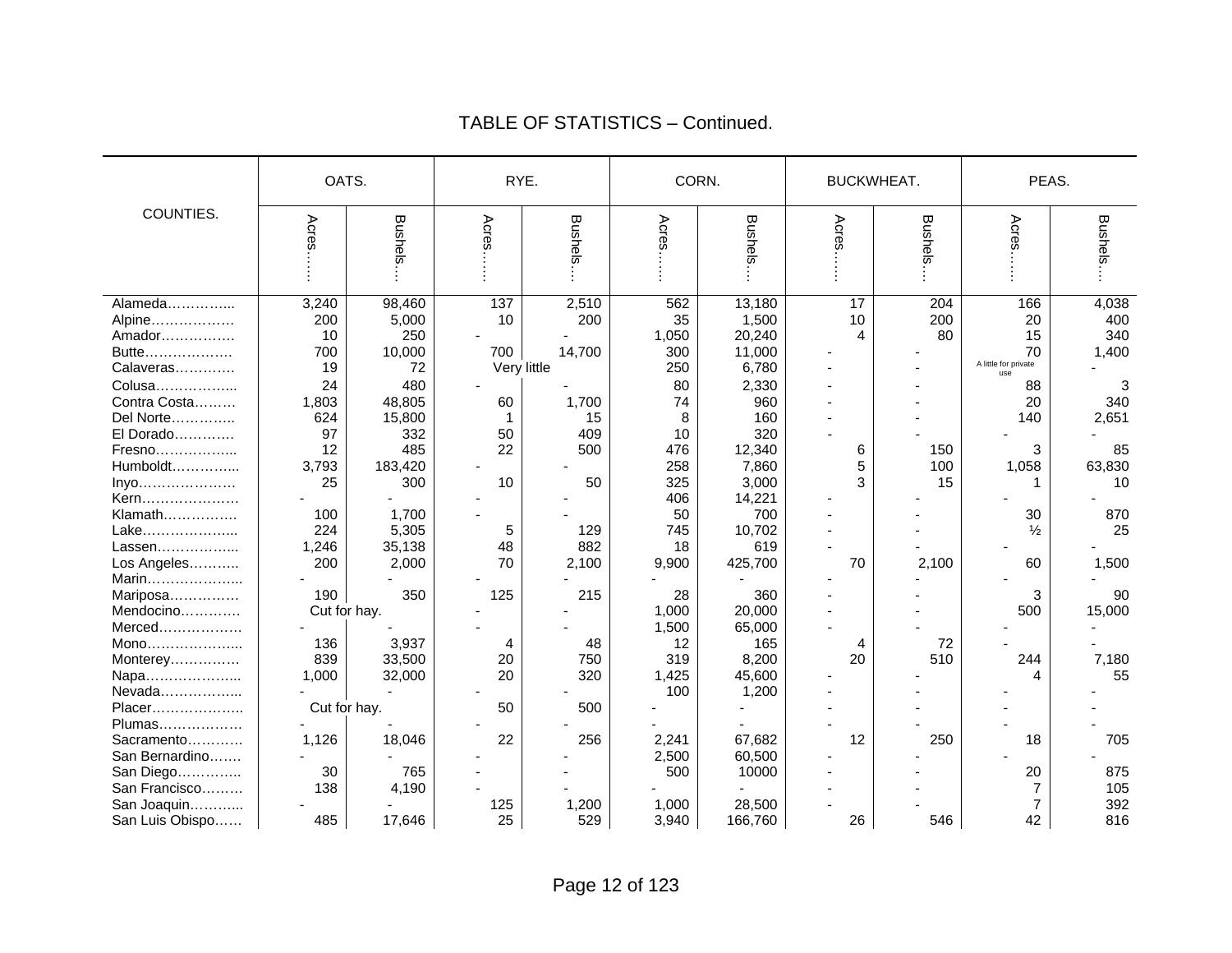## TABLE OF STATISTICS – Continued.

| COUNTIES. | OATS. | | RYE. | | CORN. | | BUCKWHEAT. | | PEAS. | |
|---|---|---|---|---|---|---|---|---|---|---|
| | Acres…… | Bushels… | Acres…… | Bushels… | Acres…… | Bushels… | Acres…… | Bushels… | Acres…… | Bushels… |
| Alameda………….. | 3,240 | 98,460 | 137 | 2,510 | 562 | 13,180 | 17 | 204 | 166 | 4,038 |
| Alpine……………… | 200 | 5,000 | 10 | 200 | 35 | 1,500 | 10 | 200 | 20 | 400 |
| Amador……………. | 10 | 250 | - | - | 1,050 | 20,240 | 4 | 80 | 15 | 340 |
| Butte………………. | 700 | 10,000 | 700 | 14,700 | 300 | 11,000 | - | - | 70 | 1,400 |
| Calaveras…………. | 19 | 72 | Very little | | 250 | 6,780 | - | - | A little for private use | - |
| Colusa……………... | 24 | 480 | - | - | 80 | 2,330 | - | - | 88 | 3 |
| Contra Costa……… | 1,803 | 48,805 | 60 | 1,700 | 74 | 960 | - | - | 20 | 340 |
| Del Norte………….. | 624 | 15,800 | 1 | 15 | 8 | 160 | - | - | 140 | 2,651 |
| El Dorado…………. | 97 | 332 | 50 | 409 | 10 | 320 | - | - | - | - |
| Fresno……………... | 12 | 485 | 22 | 500 | 476 | 12,340 | 6 | 150 | 3 | 85 |
| Humboldt…………... | 3,793 | 183,420 | - | - | 258 | 7,860 | 5 | 100 | 1,058 | 63,830 |
| Inyo………………… | 25 | 300 | 10 | 50 | 325 | 3,000 | 3 | 15 | 1 | 10 |
| Kern………………… | - | - | - | - | 406 | 14,221 | - | - | - | - |
| Klamath……………. | 100 | 1,700 | - | - | 50 | 700 | - | - | 30 | 870 |
| Lake………………... | 224 | 5,305 | 5 | 129 | 745 | 10,702 | - | - | ½ | 25 |
| Lassen……………... | 1,246 | 35,138 | 48 | 882 | 18 | 619 | - | - | - | - |
| Los Angeles……….. | 200 | 2,000 | 70 | 2,100 | 9,900 | 425,700 | 70 | 2,100 | 60 | 1,500 |
| Marin………………... | - | - | - | - | - | - | - | - | - | - |
| Mariposa…………… | 190 | 350 | 125 | 215 | 28 | 360 | - | - | 3 | 90 |
| Mendocino…………. | Cut for hay. | | - | - | 1,000 | 20,000 | - | - | 500 | 15,000 |
| Merced……………… | - | - | - | - | 1,500 | 65,000 | - | - | - | - |
| Mono………………... | 136 | 3,937 | 4 | 48 | 12 | 165 | 4 | 72 | - | - |
| Monterey…………… | 839 | 33,500 | 20 | 750 | 319 | 8,200 | 20 | 510 | 244 | 7,180 |
| Napa………………... | 1,000 | 32,000 | 20 | 320 | 1,425 | 45,600 | - | - | 4 | 55 |
| Nevada……………... | - | - | - | - | 100 | 1,200 | - | - | - | - |
| Placer……………….. | Cut for hay. | | 50 | 500 | - | - | - | - | - | - |
| Plumas……………… | - | - | - | - | - | - | - | - | - | - |
| Sacramento………… | 1,126 | 18,046 | 22 | 256 | 2,241 | 67,682 | 12 | 250 | 18 | 705 |
| San Bernardino……. | - | - | - | - | 2,500 | 60,500 | - | - | - | - |
| San Diego………….. | 30 | 765 | - | - | 500 | 10000 | - | - | 20 | 875 |
| San Francisco……… | 138 | 4,190 | - | - | - | - | - | - | 7 | 105 |
| San Joaquin………... | - | - | 125 | 1,200 | 1,000 | 28,500 | - | - | 7 | 392 |
| San Luis Obispo…… | 485 | 17,646 | 25 | 529 | 3,940 | 166,760 | 26 | 546 | 42 | 816 |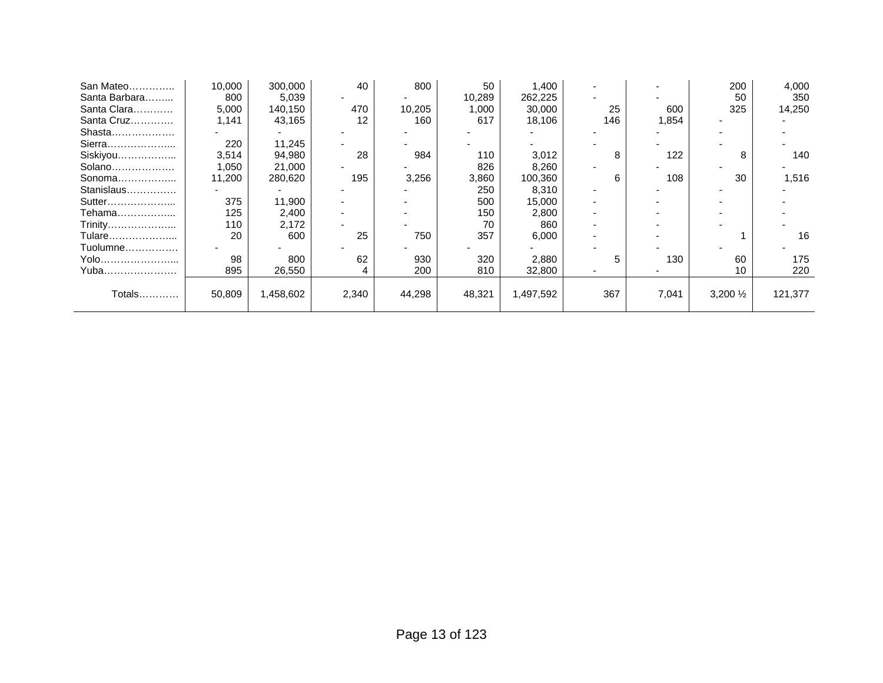| | | | | | | | | | | |
|---|---|---|---|---|---|---|---|---|---|---|
| San Mateo………….. | 10,000 | 300,000 | 40 | 800 | 50 | 1,400 | - | - | 200 | 4,000 |
| Santa Barbara…….... | 800 | 5,039 | - | - | 10,289 | 262,225 | - | - | 50 | 350 |
| Santa Clara………… | 5,000 | 140,150 | 470 | 10,205 | 1,000 | 30,000 | 25 | 600 | 325 | 14,250 |
| Santa Cruz…………. | 1,141 | 43,165 | 12 | 160 | 617 | 18,106 | 146 | 1,854 | - | - |
| Shasta………………. | - | - | - | - | - | - | - | - | - | - |
| Sierra………………... | 220 | 11,245 | - | - | - | - | - | - | - | - |
| Siskiyou……………... | 3,514 | 94,980 | 28 | 984 | 110 | 3,012 | 8 | 122 | 8 | 140 |
| Solano………………. | 1,050 | 21,000 | - | - | 826 | 8,260 | - | - | - | - |
| Sonoma……………... | 11,200 | 280,620 | 195 | 3,256 | 3,860 | 100,360 | 6 | 108 | 30 | 1,516 |
| Stanislaus…………… | - | - | - | - | 250 | 8,310 | - | - | - | - |
| Sutter………………... | 375 | 11,900 | - | - | 500 | 15,000 | - | - | - | - |
| Tehama……………... | 125 | 2,400 | - | - | 150 | 2,800 | - | - | - | - |
| Trinity………………... | 110 | 2,172 | - | - | 70 | 860 | - | - | - | - |
| Tulare………………... | 20 | 600 | 25 | 750 | 357 | 6,000 | - | - | 1 | 16 |
| Tuolumne……………. | - | - | - | - | - | - | - | - | - | - |
| Yolo…………………... | 98 | 800 | 62 | 930 | 320 | 2,880 | 5 | 130 | 60 | 175 |
| Yuba…………………. | 895 | 26,550 | 4 | 200 | 810 | 32,800 | - | - | 10 | 220 |
| Totals………… | 50,809 | 1,458,602 | 2,340 | 44,298 | 48,321 | 1,497,592 | 367 | 7,041 | 3,200 ½ | 121,377 |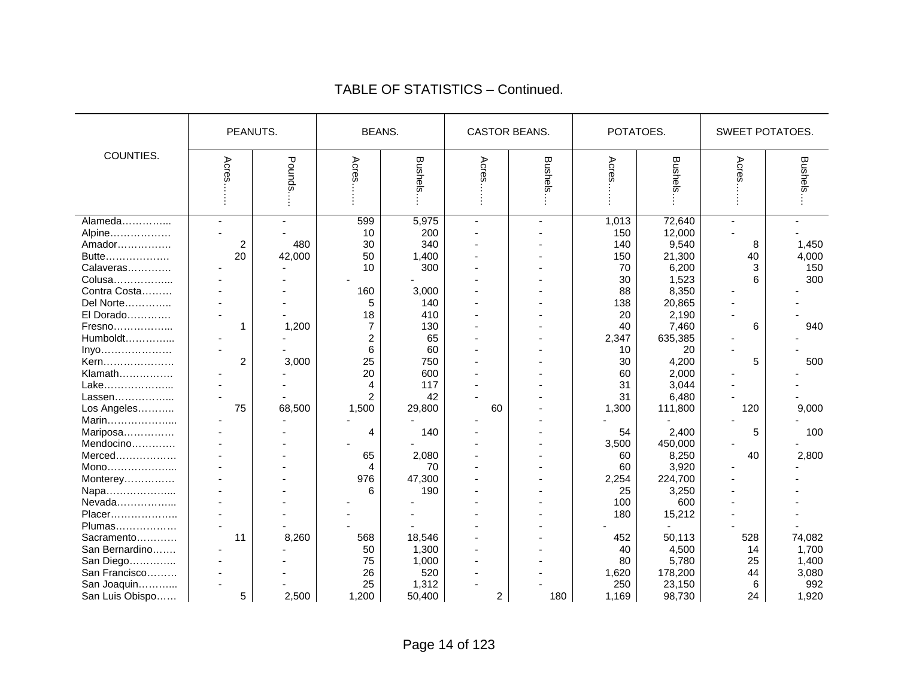## TABLE OF STATISTICS – Continued.

| COUNTIES. | PEANUTS. | | BEANS. | | CASTOR BEANS. | | POTATOES. | | SWEET POTATOES. | |
|---|---|---|---|---|---|---|---|---|---|---|
| | Acres…… | Pounds…. | Acres…… | Bushels… | Acres…… | Bushels… | Acres…… | Bushels… | Acres…… | Bushels… |
| Alameda………….. | - | - | 599 | 5,975 | - | - | 1,013 | 72,640 | - | - |
| Alpine……………… | - | - | 10 | 200 | - | - | 150 | 12,000 | - | - |
| Amador……………. | 2 | 480 | 30 | 340 | - | - | 140 | 9,540 | 8 | 1,450 |
| Butte………………. | 20 | 42,000 | 50 | 1,400 | - | - | 150 | 21,300 | 40 | 4,000 |
| Calaveras…………. | - | - | 10 | 300 | - | - | 70 | 6,200 | 3 | 150 |
| Colusa…………….. | - | - | - | - | - | - | 30 | 1,523 | 6 | 300 |
| Contra Costa……… | - | - | 160 | 3,000 | - | - | 88 | 8,350 | - | - |
| Del Norte………….. | - | - | 5 | 140 | - | - | 138 | 20,865 | - | - |
| El Dorado…………. | - | - | 18 | 410 | - | - | 20 | 2,190 | - | - |
| Fresno…………….. | 1 | 1,200 | 7 | 130 | - | - | 40 | 7,460 | 6 | 940 |
| Humboldt………….. | - | - | 2 | 65 | - | - | 2,347 | 635,385 | - | - |
| Inyo………………… | - | - | 6 | 60 | - | - | 10 | 20 | - | - |
| Kern………………… | 2 | 3,000 | 25 | 750 | - | - | 30 | 4,200 | 5 | 500 |
| Klamath……………. | - | - | 20 | 600 | - | - | 60 | 2,000 | - | - |
| Lake……………….. | - | - | 4 | 117 | - | - | 31 | 3,044 | - | - |
| Lassen…………….. | - | - | 2 | 42 | - | - | 31 | 6,480 | - | - |
| Los Angeles……….. | 75 | 68,500 | 1,500 | 29,800 | 60 | - | 1,300 | 111,800 | 120 | 9,000 |
| Marin……………….. | - | - | - | - | - | - | - | - | - | - |
| Mariposa…………… | - | - | 4 | 140 | - | - | 54 | 2,400 | 5 | 100 |
| Mendocino…………. | - | - | - | - | - | - | 3,500 | 450,000 | - | - |
| Merced……………… | - | - | 65 | 2,080 | - | - | 60 | 8,250 | 40 | 2,800 |
| Mono……………….. | - | - | 4 | 70 | - | - | 60 | 3,920 | - | - |
| Monterey…………… | - | - | 976 | 47,300 | - | - | 2,254 | 224,700 | - | - |
| Napa……………….. | - | - | 6 | 190 | - | - | 25 | 3,250 | - | - |
| Nevada…………….. | - | - | - | - | - | - | 100 | 600 | - | - |
| Placer……………….. | - | - | - | - | - | - | 180 | 15,212 | - | - |
| Plumas……………… | - | - | - | - | - | - | - | - | - | - |
| Sacramento………… | 11 | 8,260 | 568 | 18,546 | - | - | 452 | 50,113 | 528 | 74,082 |
| San Bernardino……. | - | - | 50 | 1,300 | - | - | 40 | 4,500 | 14 | 1,700 |
| San Diego………….. | - | - | 75 | 1,000 | - | - | 80 | 5,780 | 25 | 1,400 |
| San Francisco……… | - | - | 26 | 520 | - | - | 1,620 | 178,200 | 44 | 3,080 |
| San Joaquin……….. | - | - | 25 | 1,312 | - | - | 250 | 23,150 | 6 | 992 |
| San Luis Obispo…… | 5 | 2,500 | 1,200 | 50,400 | 2 | 180 | 1,169 | 98,730 | 24 | 1,920 |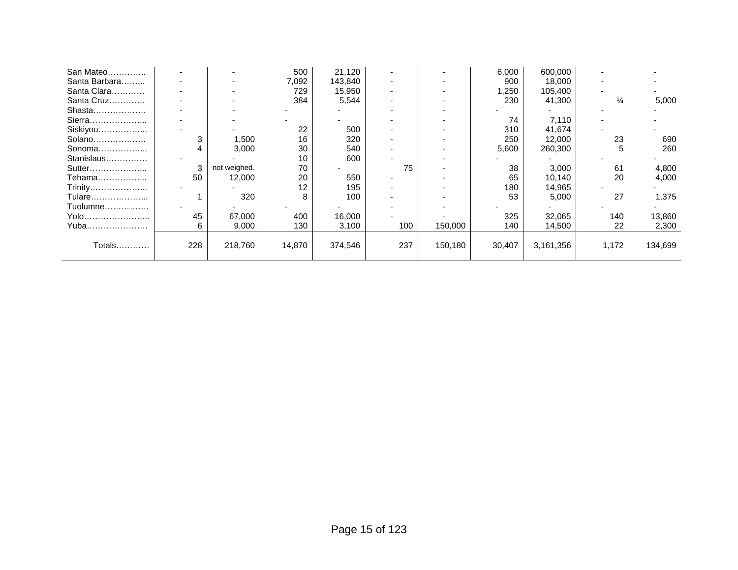| | | | | | | | | | | |
|---|---|---|---|---|---|---|---|---|---|---|
| San Mateo………….. | - | - | 500 | 21,120 | - | - | 6,000 | 600,000 | - | - |
| Santa Barbara…….. | - | - | 7,092 | 143,840 | - | - | 900 | 18,000 | - | - |
| Santa Clara………… | - | - | 729 | 15,950 | - | - | 1,250 | 105,400 | - | - |
| Santa Cruz…………. | - | - | 384 | 5,544 | - | - | 230 | 41,300 | ¼ | 5,000 |
| Shasta………………. | - | - | - | - | - | - | - | - | - | - |
| Sierra………………... | - | - | - | - | - | - | 74 | 7,110 | - | - |
| Siskiyou……………... | - | - | 22 | 500 | - | - | 310 | 41,674 | - | - |
| Solano………………. | 3 | 1,500 | 16 | 320 | - | - | 250 | 12,000 | 23 | 690 |
| Sonoma……………... | 4 | 3,000 | 30 | 540 | - | - | 5,600 | 260,300 | 5 | 260 |
| Stanislaus…………… | - | - | 10 | 600 | - | - | - | - | - | - |
| Sutter………………... | 3 | not weighed. | 70 | - | 75 | - | 38 | 3,000 | 61 | 4,800 |
| Tehama……………... | 50 | 12,000 | 20 | 550 | - | - | 65 | 10,140 | 20 | 4,000 |
| Trinity………………... | - | - | 12 | 195 | - | - | 180 | 14,965 | - | - |
| Tulare………………... | 1 | 320 | 8 | 100 | - | - | 53 | 5,000 | 27 | 1,375 |
| Tuolumne……………. | - | - | - | - | - | - | - | - | - | - |
| Yolo…………………... | 45 | 67,000 | 400 | 16,000 | - | - | 325 | 32,065 | 140 | 13,860 |
| Yuba…………………. | 6 | 9,000 | 130 | 3,100 | 100 | 150,000 | 140 | 14,500 | 22 | 2,300 |
| Totals………… | 228 | 218,760 | 14,870 | 374,546 | 237 | 150,180 | 30,407 | 3,161,356 | 1,172 | 134,699 |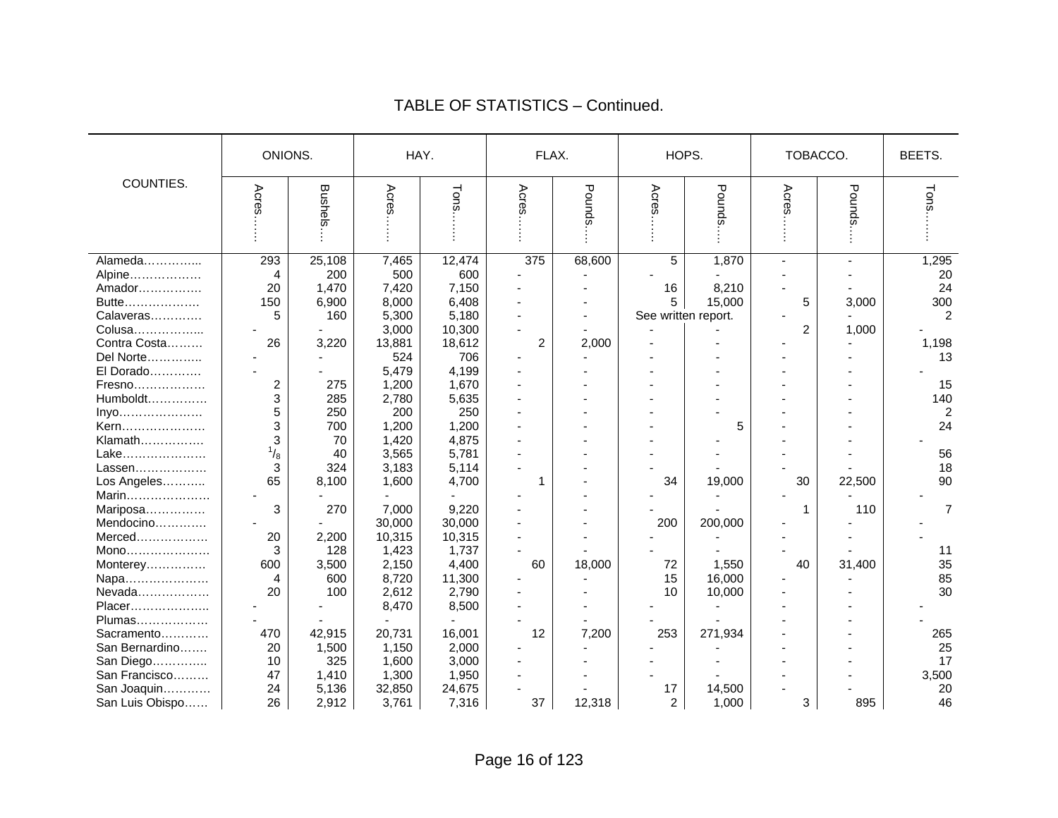## TABLE OF STATISTICS – Continued.

| COUNTIES. | ONIONS. | | HAY. | | FLAX. | | HOPS. | | TOBACCO. | | BEETS. |
|---|---|---|---|---|---|---|---|---|---|---|---|
| | Acres…… | Bushels… | Acres…… | Tons…… | Acres…… | Pounds… | Acres…… | Pounds… | Acres…… | Pounds… | Tons…… |
| Alameda………….. | 293 | 25,108 | 7,465 | 12,474 | 375 | 68,600 | 5 | 1,870 | - | - | 1,295 |
| Alpine……………… | 4 | 200 | 500 | 600 | - | - | - | - | - | - | 20 |
| Amador……………. | 20 | 1,470 | 7,420 | 7,150 | - | - | 16 | 8,210 | - | - | 24 |
| Butte………………. | 150 | 6,900 | 8,000 | 6,408 | - | - | 5 | 15,000 | 5 | 3,000 | 300 |
| Calaveras…………. | 5 | 160 | 5,300 | 5,180 | - | - | See written report. | | - | - | 2 |
| Colusa…………….... | - | - | 3,000 | 10,300 | - | - | - | - | 2 | 1,000 | - |
| Contra Costa……… | 26 | 3,220 | 13,881 | 18,612 | 2 | 2,000 | - | - | - | - | 1,198 |
| Del Norte………….. | - | - | 524 | 706 | - | - | - | - | - | - | 13 |
| El Dorado…………. | - | - | 5,479 | 4,199 | - | - | - | - | - | - | - |
| Fresno……………… | 2 | 275 | 1,200 | 1,670 | - | - | - | - | - | - | 15 |
| Humboldt…………… | 3 | 285 | 2,780 | 5,635 | - | - | - | - | - | - | 140 |
| Inyo………………… | 5 | 250 | 200 | 250 | - | - | - | - | - | - | 2 |
| Kern………………… | 3 | 700 | 1,200 | 1,200 | - | - | - | 5 | - | - | 24 |
| Klamath……………. | 3 | 70 | 1,420 | 4,875 | - | - | - | - | - | - | - |
| Lake………………… | $^{1}/_{8}$ | 40 | 3,565 | 5,781 | - | - | - | - | - | - | 56 |
| Lassen……………… | 3 | 324 | 3,183 | 5,114 | - | - | - | - | - | - | 18 |
| Los Angeles……….. | 65 | 8,100 | 1,600 | 4,700 | 1 | - | 34 | 19,000 | 30 | 22,500 | 90 |
| Marin………………… | - | - | - | - | - | - | - | - | - | - | - |
| Mariposa…………… | 3 | 270 | 7,000 | 9,220 | - | - | - | - | 1 | 110 | 7 |
| Mendocino…………. | - | - | 30,000 | 30,000 | - | - | 200 | 200,000 | - | - | - |
| Merced……………… | 20 | 2,200 | 10,315 | 10,315 | - | - | - | - | - | - | - |
| Mono………………… | 3 | 128 | 1,423 | 1,737 | - | - | - | - | - | - | 11 |
| Monterey…………… | 600 | 3,500 | 2,150 | 4,400 | 60 | 18,000 | 72 | 1,550 | 40 | 31,400 | 35 |
| Napa………………… | 4 | 600 | 8,720 | 11,300 | - | - | 15 | 16,000 | - | - | 85 |
| Nevada……………… | 20 | 100 | 2,612 | 2,790 | - | - | 10 | 10,000 | - | - | 30 |
| Placer……………….. | - | - | 8,470 | 8,500 | - | - | - | - | - | - | - |
| Plumas……………… | - | - | - | - | - | - | - | - | - | - | - |
| Sacramento………… | 470 | 42,915 | 20,731 | 16,001 | 12 | 7,200 | 253 | 271,934 | - | - | 265 |
| San Bernardino……. | 20 | 1,500 | 1,150 | 2,000 | - | - | - | - | - | - | 25 |
| San Diego………….. | 10 | 325 | 1,600 | 3,000 | - | - | - | - | - | - | 17 |
| San Francisco……… | 47 | 1,410 | 1,300 | 1,950 | - | - | - | - | - | - | 3,500 |
| San Joaquin………… | 24 | 5,136 | 32,850 | 24,675 | - | - | 17 | 14,500 | - | - | 20 |
| San Luis Obispo…… | 26 | 2,912 | 3,761 | 7,316 | 37 | 12,318 | 2 | 1,000 | 3 | 895 | 46 |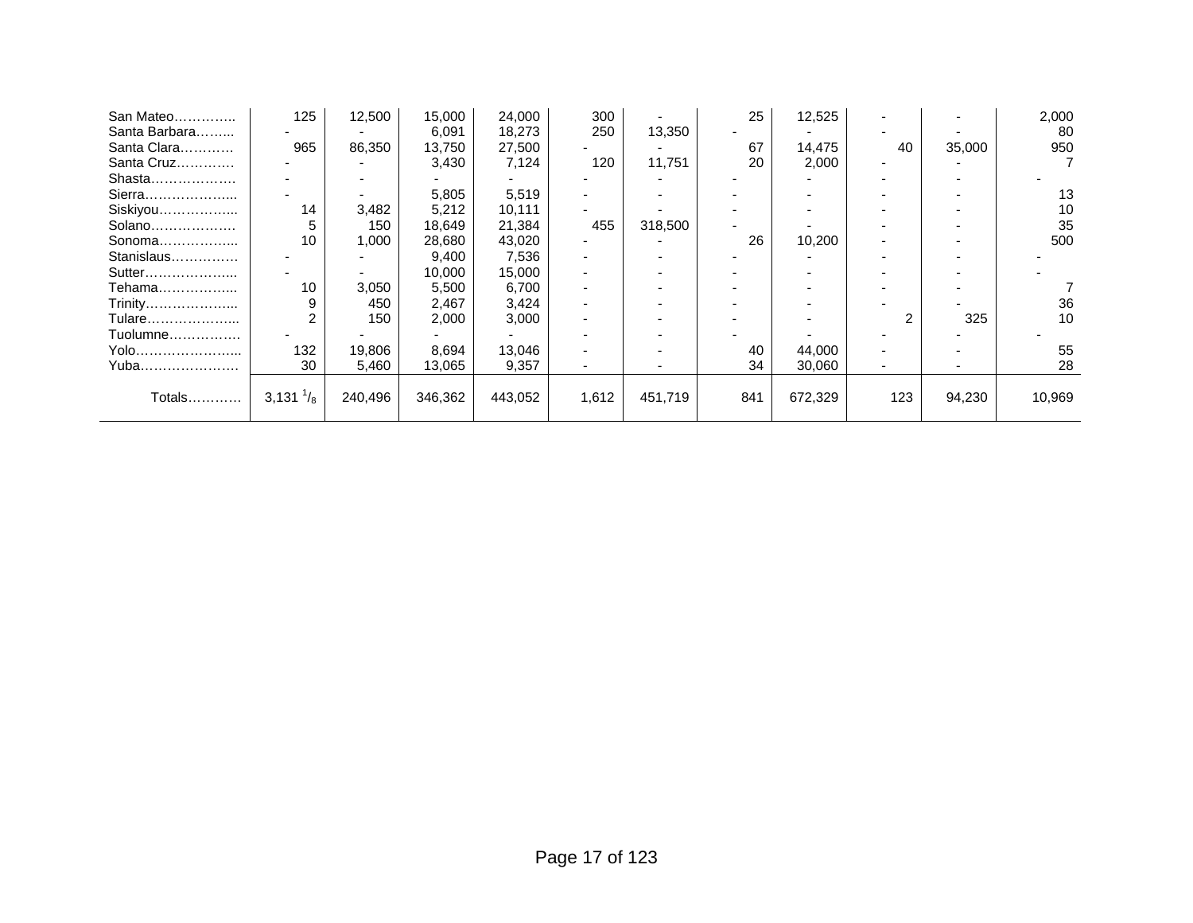| | | | | | | | | | | | |
|---|---|---|---|---|---|---|---|---|---|---|---|
| San Mateo………….. | 125 | 12,500 | 15,000 | 24,000 | 300 | - | 25 | 12,525 | - | - | 2,000 |
| Santa Barbara……... | - | - | 6,091 | 18,273 | 250 | 13,350 | - | - | - | - | 80 |
| Santa Clara………… | 965 | 86,350 | 13,750 | 27,500 | - | - | 67 | 14,475 | 40 | 35,000 | 950 |
| Santa Cruz…………. | - | - | 3,430 | 7,124 | 120 | 11,751 | 20 | 2,000 | - | - | 7 |
| Shasta………………. | - | - | - | - | - | - | - | - | - | - | - |
| Sierra………………... | - | - | 5,805 | 5,519 | - | - | - | - | - | - | 13 |
| Siskiyou……………... | 14 | 3,482 | 5,212 | 10,111 | - | - | - | - | - | - | 10 |
| Solano………………. | 5 | 150 | 18,649 | 21,384 | 455 | 318,500 | - | - | - | - | 35 |
| Sonoma……………... | 10 | 1,000 | 28,680 | 43,020 | - | - | 26 | 10,200 | - | - | 500 |
| Stanislaus…………… | - | - | 9,400 | 7,536 | - | - | - | - | - | - | - |
| Sutter………………... | - | - | 10,000 | 15,000 | - | - | - | - | - | - | - |
| Tehama……………... | 10 | 3,050 | 5,500 | 6,700 | - | - | - | - | - | - | 7 |
| Trinity………………... | 9 | 450 | 2,467 | 3,424 | - | - | - | - | - | - | 36 |
| Tulare………………... | 2 | 150 | 2,000 | 3,000 | - | - | - | - | 2 | 325 | 10 |
| Tuolumne……………. | - | - | - | - | - | - | - | - | - | - | - |
| Yolo…………………... | 132 | 19,806 | 8,694 | 13,046 | - | - | 40 | 44,000 | - | - | 55 |
| Yuba…………………. | 30 | 5,460 | 13,065 | 9,357 | - | - | 34 | 30,060 | - | - | 28 |
| Totals………… | 3,131 1/8 | 240,496 | 346,362 | 443,052 | 1,612 | 451,719 | 841 | 672,329 | 123 | 94,230 | 10,969 |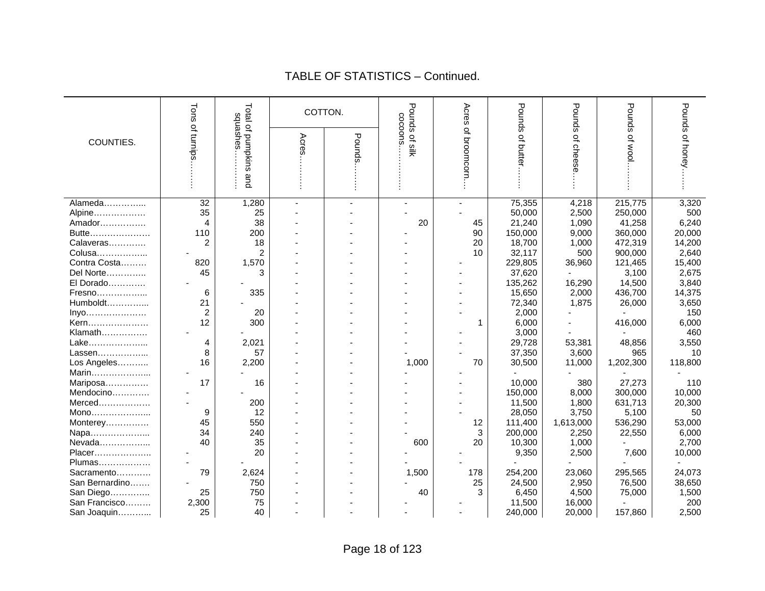# TABLE OF STATISTICS – Continued.

| COUNTIES. | Tons of turnips…….. | Total of pumpkins and squashes………… | COTTON. | | Pounds of silk cocoons…………. | Acres of broomcorn… | Pounds of butter……. | Pounds of cheese….. | Pounds of wool……… | Pounds of honey…….. |
|---|---|---|---|---|---|---|---|---|---|---|
| | | | Acres……….. | Pounds……… | | | | | | |
| Alameda………….. | 32 | 1,280 | - | - | - | - | 75,355 | 4,218 | 215,775 | 3,320 |
| Alpine……………… | 35 | 25 | - | - | - | - | 50,000 | 2,500 | 250,000 | 500 |
| Amador……………. | 4 | 38 | - | - | 20 | 45 | 21,240 | 1,090 | 41,258 | 6,240 |
| Butte………………… | 110 | 200 | - | - | - | 90 | 150,000 | 9,000 | 360,000 | 20,000 |
| Calaveras………… | 2 | 18 | - | - | - | 20 | 18,700 | 1,000 | 472,319 | 14,200 |
| Colusa……………... | - | 2 | - | - | - | 10 | 32,117 | 500 | 900,000 | 2,640 |
| Contra Costa……… | 820 | 1,570 | - | - | - | - | 229,805 | 36,960 | 121,465 | 15,400 |
| Del Norte………….. | 45 | 3 | - | - | - | - | 37,620 | - | 3,100 | 2,675 |
| El Dorado………… | - | - | - | - | - | - | 135,262 | 16,290 | 14,500 | 3,840 |
| Fresno……………... | 6 | 335 | - | - | - | - | 15,650 | 2,000 | 436,700 | 14,375 |
| Humboldt…………... | 21 | - | - | - | - | - | 72,340 | 1,875 | 26,000 | 3,650 |
| Inyo………………… | 2 | 20 | - | - | - | - | 2,000 | - | - | 150 |
| Kern………………… | 12 | 300 | - | - | - | 1 | 6,000 | - | 416,000 | 6,000 |
| Klamath……………. | - | - | - | - | - | - | 3,000 | - | - | 460 |
| Lake………………... | 4 | 2,021 | - | - | - | - | 29,728 | 53,381 | 48,856 | 3,550 |
| Lassen……………... | 8 | 57 | - | - | - | - | 37,350 | 3,600 | 965 | 10 |
| Los Angeles……….. | 16 | 2,200 | - | - | 1,000 | 70 | 30,500 | 11,000 | 1,202,300 | 118,800 |
| Marin………………... | - | - | - | - | - | - | - | - | - | - |
| Mariposa…………… | 17 | 16 | - | - | - | - | 10,000 | 380 | 27,273 | 110 |
| Mendocino………… | - | - | - | - | - | - | 150,000 | 8,000 | 300,000 | 10,000 |
| Merced……………… | - | 200 | - | - | - | - | 11,500 | 1,800 | 631,713 | 20,300 |
| Mono………………... | 9 | 12 | - | - | - | - | 28,050 | 3,750 | 5,100 | 50 |
| Monterey…………… | 45 | 550 | - | - | - | 12 | 111,400 | 1,613,000 | 536,290 | 53,000 |
| Napa………………... | 34 | 240 | - | - | - | 3 | 200,000 | 2,250 | 22,550 | 6,000 |
| Nevada……………... | 40 | 35 | - | - | 600 | 20 | 10,300 | 1,000 | - | 2,700 |
| Placer……………….. | - | 20 | - | - | - | - | 9,350 | 2,500 | 7,600 | 10,000 |
| Plumas……………… | - | - | - | - | - | - | - | - | - | - |
| Sacramento………… | 79 | 2,624 | - | - | 1,500 | 178 | 254,200 | 23,060 | 295,565 | 24,073 |
| San Bernardino……. | - | 750 | - | - | - | 25 | 24,500 | 2,950 | 76,500 | 38,650 |
| San Diego………….. | 25 | 750 | - | - | 40 | 3 | 6,450 | 4,500 | 75,000 | 1,500 |
| San Francisco……… | 2,300 | 75 | - | - | - | - | 11,500 | 16,000 | - | 200 |
| San Joaquin………... | 25 | 40 | - | - | - | - | 240,000 | 20,000 | 157,860 | 2,500 |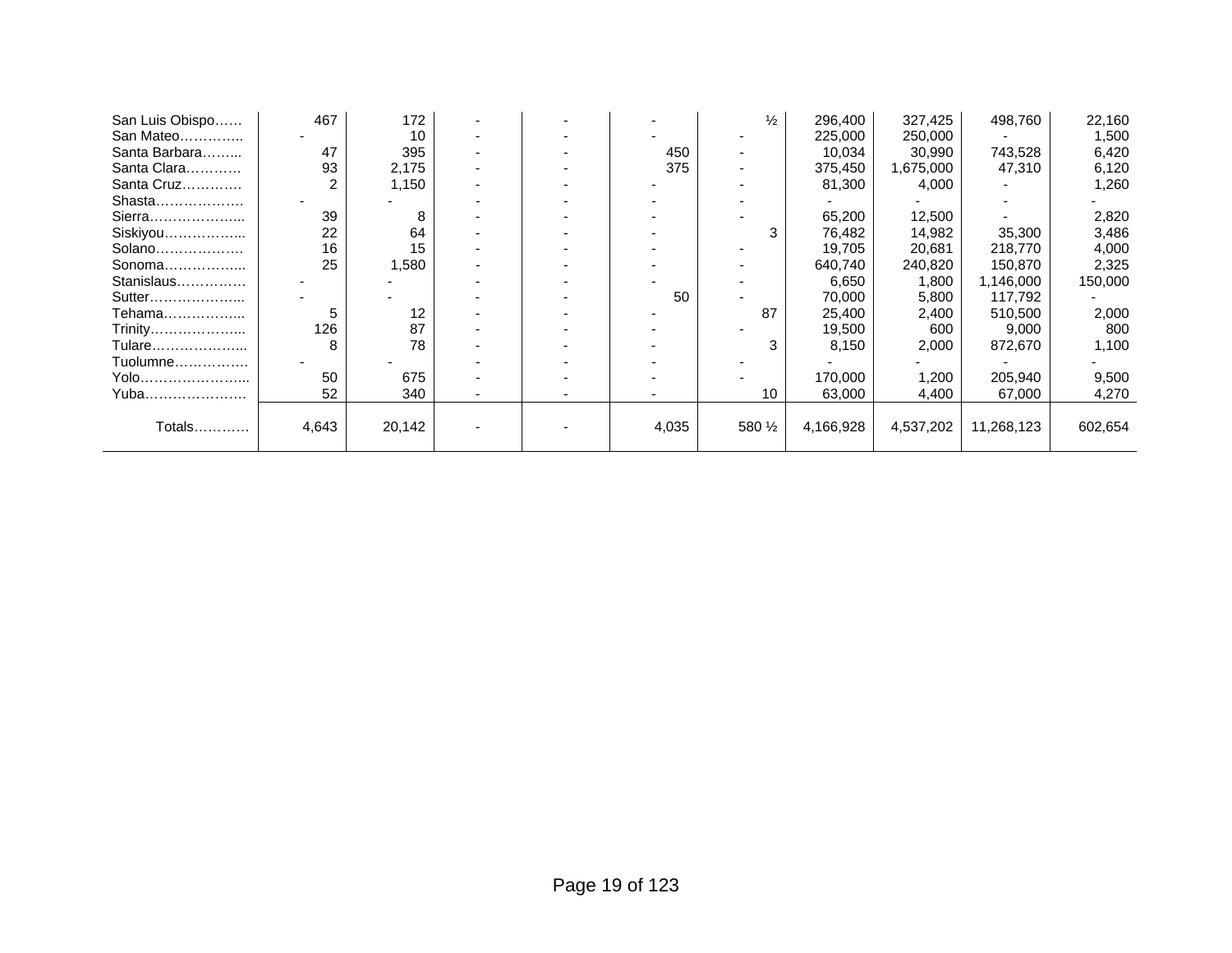| | | | | | | | | | | |
|---|---|---|---|---|---|---|---|---|---|---|
| San Luis Obispo…… | 467 | 172 | - | - | - | ½ | 296,400 | 327,425 | 498,760 | 22,160 |
| San Mateo………….. | - | 10 | - | - | - | - | 225,000 | 250,000 | - | 1,500 |
| Santa Barbara……... | 47 | 395 | - | - | 450 | - | 10,034 | 30,990 | 743,528 | 6,420 |
| Santa Clara………… | 93 | 2,175 | - | - | 375 | - | 375,450 | 1,675,000 | 47,310 | 6,120 |
| Santa Cruz…………. | 2 | 1,150 | - | - | - | - | 81,300 | 4,000 | - | 1,260 |
| Shasta………………. | - | - | - | - | - | - | - | - | - | - |
| Sierra………………... | 39 | 8 | - | - | - | - | 65,200 | 12,500 | - | 2,820 |
| Siskiyou……………... | 22 | 64 | - | - | - | 3 | 76,482 | 14,982 | 35,300 | 3,486 |
| Solano………………. | 16 | 15 | - | - | - | - | 19,705 | 20,681 | 218,770 | 4,000 |
| Sonoma……………... | 25 | 1,580 | - | - | - | - | 640,740 | 240,820 | 150,870 | 2,325 |
| Stanislaus…………… | - | - | - | - | - | - | 6,650 | 1,800 | 1,146,000 | 150,000 |
| Sutter………………... | - | - | - | - | 50 | - | 70,000 | 5,800 | 117,792 | - |
| Tehama……………... | 5 | 12 | - | - | - | 87 | 25,400 | 2,400 | 510,500 | 2,000 |
| Trinity………………... | 126 | 87 | - | - | - | - | 19,500 | 600 | 9,000 | 800 |
| Tulare………………... | 8 | 78 | - | - | - | 3 | 8,150 | 2,000 | 872,670 | 1,100 |
| Tuolumne……………. | - | - | - | - | - | - | - | - | - | - |
| Yolo…………………... | 50 | 675 | - | - | - | - | 170,000 | 1,200 | 205,940 | 9,500 |
| Yuba…………………. | 52 | 340 | - | - | - | 10 | 63,000 | 4,400 | 67,000 | 4,270 |
| Totals………… | 4,643 | 20,142 | - | - | 4,035 | 580 ½ | 4,166,928 | 4,537,202 | 11,268,123 | 602,654 |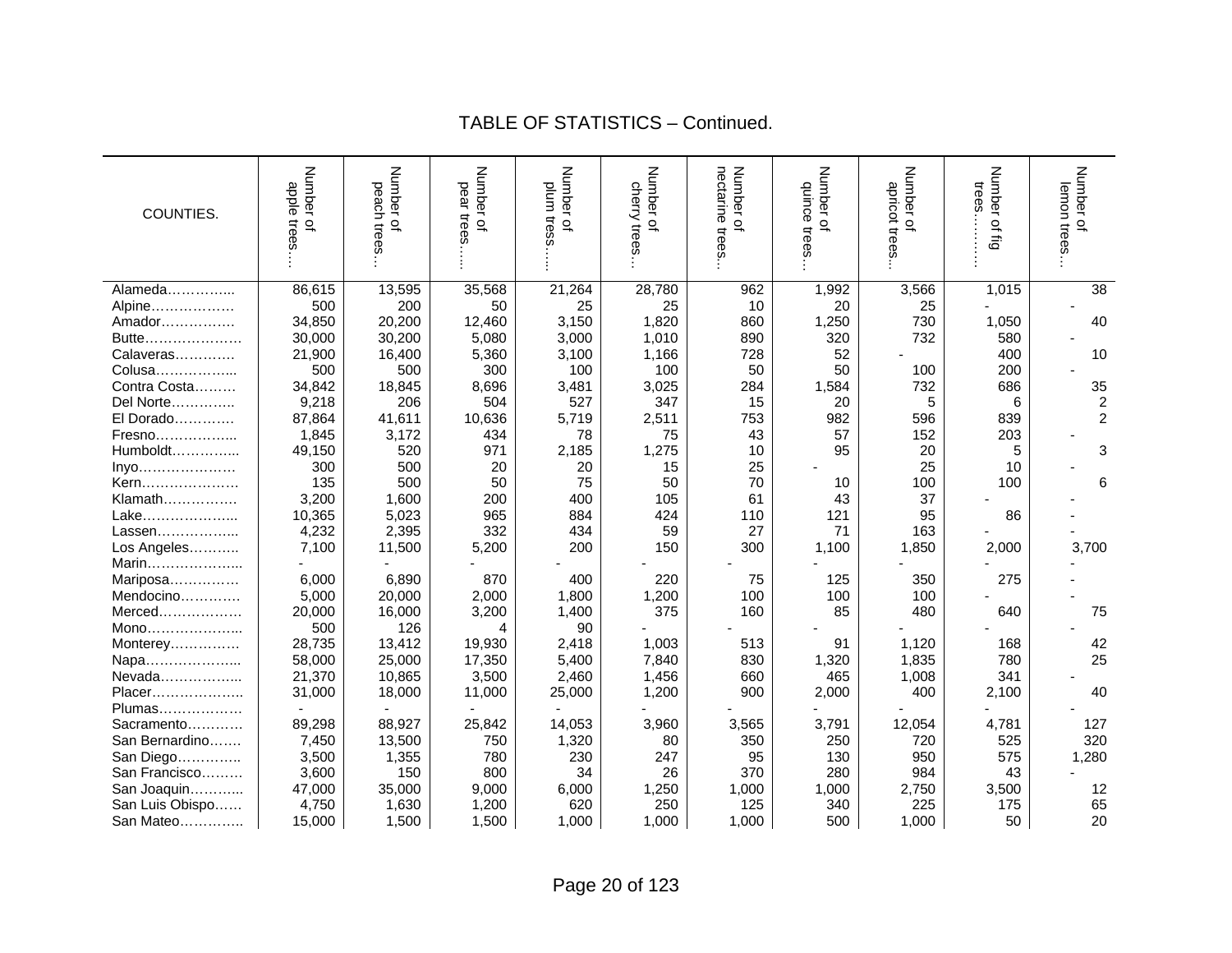## TABLE OF STATISTICS – Continued.

| COUNTIES. | Number of apple trees.... | Number of peach trees... | Number of pear trees..... | Number of plum tress..... | Number of cherry trees... | Number of nectarine trees... | Number of quince trees... | Number of apricot trees... | Number of fig trees.......... | Number of lemon trees... |
|---|---|---|---|---|---|---|---|---|---|---|
| Alameda.............. | 86,615 | 13,595 | 35,568 | 21,264 | 28,780 | 962 | 1,992 | 3,566 | 1,015 | 38 |
| Alpine.................. | 500 | 200 | 50 | 25 | 25 | 10 | 20 | 25 | - | - |
| Amador................ | 34,850 | 20,200 | 12,460 | 3,150 | 1,820 | 860 | 1,250 | 730 | 1,050 | 40 |
| Butte..................... | 30,000 | 30,200 | 5,080 | 3,000 | 1,010 | 890 | 320 | 732 | 580 | - |
| Calaveras............. | 21,900 | 16,400 | 5,360 | 3,100 | 1,166 | 728 | 52 | - | 400 | 10 |
| Colusa................... | 500 | 500 | 300 | 100 | 100 | 50 | 50 | 100 | 200 | - |
| Contra Costa......... | 34,842 | 18,845 | 8,696 | 3,481 | 3,025 | 284 | 1,584 | 732 | 686 | 35 |
| Del Norte.............. | 9,218 | 206 | 504 | 527 | 347 | 15 | 20 | 5 | 6 | 2 |
| El Dorado............. | 87,864 | 41,611 | 10,636 | 5,719 | 2,511 | 753 | 982 | 596 | 839 | 2 |
| Fresno................... | 1,845 | 3,172 | 434 | 78 | 75 | 43 | 57 | 152 | 203 | - |
| Humboldt............... | 49,150 | 520 | 971 | 2,185 | 1,275 | 10 | 95 | 20 | 5 | 3 |
| Inyo...................... | 300 | 500 | 20 | 20 | 15 | 25 | - | 25 | 10 | - |
| Kern...................... | 135 | 500 | 50 | 75 | 50 | 70 | 10 | 100 | 100 | 6 |
| Klamath................ | 3,200 | 1,600 | 200 | 400 | 105 | 61 | 43 | 37 | - | - |
| Lake..................... | 10,365 | 5,023 | 965 | 884 | 424 | 110 | 121 | 95 | 86 | - |
| Lassen.................. | 4,232 | 2,395 | 332 | 434 | 59 | 27 | 71 | 163 | - | - |
| Los Angeles........... | 7,100 | 11,500 | 5,200 | 200 | 150 | 300 | 1,100 | 1,850 | 2,000 | 3,700 |
| Marin..................... | - | - | - | - | - | - | - | - | - | - |
| Mariposa............... | 6,000 | 6,890 | 870 | 400 | 220 | 75 | 125 | 350 | 275 | - |
| Mendocino............. | 5,000 | 20,000 | 2,000 | 1,800 | 1,200 | 100 | 100 | 100 | - | - |
| Merced.................. | 20,000 | 16,000 | 3,200 | 1,400 | 375 | 160 | 85 | 480 | 640 | 75 |
| Mono...................... | 500 | 126 | 4 | 90 | - | - | - | - | - | - |
| Monterey............... | 28,735 | 13,412 | 19,930 | 2,418 | 1,003 | 513 | 91 | 1,120 | 168 | 42 |
| Napa...................... | 58,000 | 25,000 | 17,350 | 5,400 | 7,840 | 830 | 1,320 | 1,835 | 780 | 25 |
| Nevada................... | 21,370 | 10,865 | 3,500 | 2,460 | 1,456 | 660 | 465 | 1,008 | 341 | - |
| Placer..................... | 31,000 | 18,000 | 11,000 | 25,000 | 1,200 | 900 | 2,000 | 400 | 2,100 | 40 |
| Plumas.................. | - | - | - | - | - | - | - | - | - | - |
| Sacramento............ | 89,298 | 88,927 | 25,842 | 14,053 | 3,960 | 3,565 | 3,791 | 12,054 | 4,781 | 127 |
| San Bernardino....... | 7,450 | 13,500 | 750 | 1,320 | 80 | 350 | 250 | 720 | 525 | 320 |
| San Diego.............. | 3,500 | 1,355 | 780 | 230 | 247 | 95 | 130 | 950 | 575 | 1,280 |
| San Francisco......... | 3,600 | 150 | 800 | 34 | 26 | 370 | 280 | 984 | 43 | - |
| San Joaquin........... | 47,000 | 35,000 | 9,000 | 6,000 | 1,250 | 1,000 | 1,000 | 2,750 | 3,500 | 12 |
| San Luis Obispo...... | 4,750 | 1,630 | 1,200 | 620 | 250 | 125 | 340 | 225 | 175 | 65 |
| San Mateo.............. | 15,000 | 1,500 | 1,500 | 1,000 | 1,000 | 1,000 | 500 | 1,000 | 50 | 20 |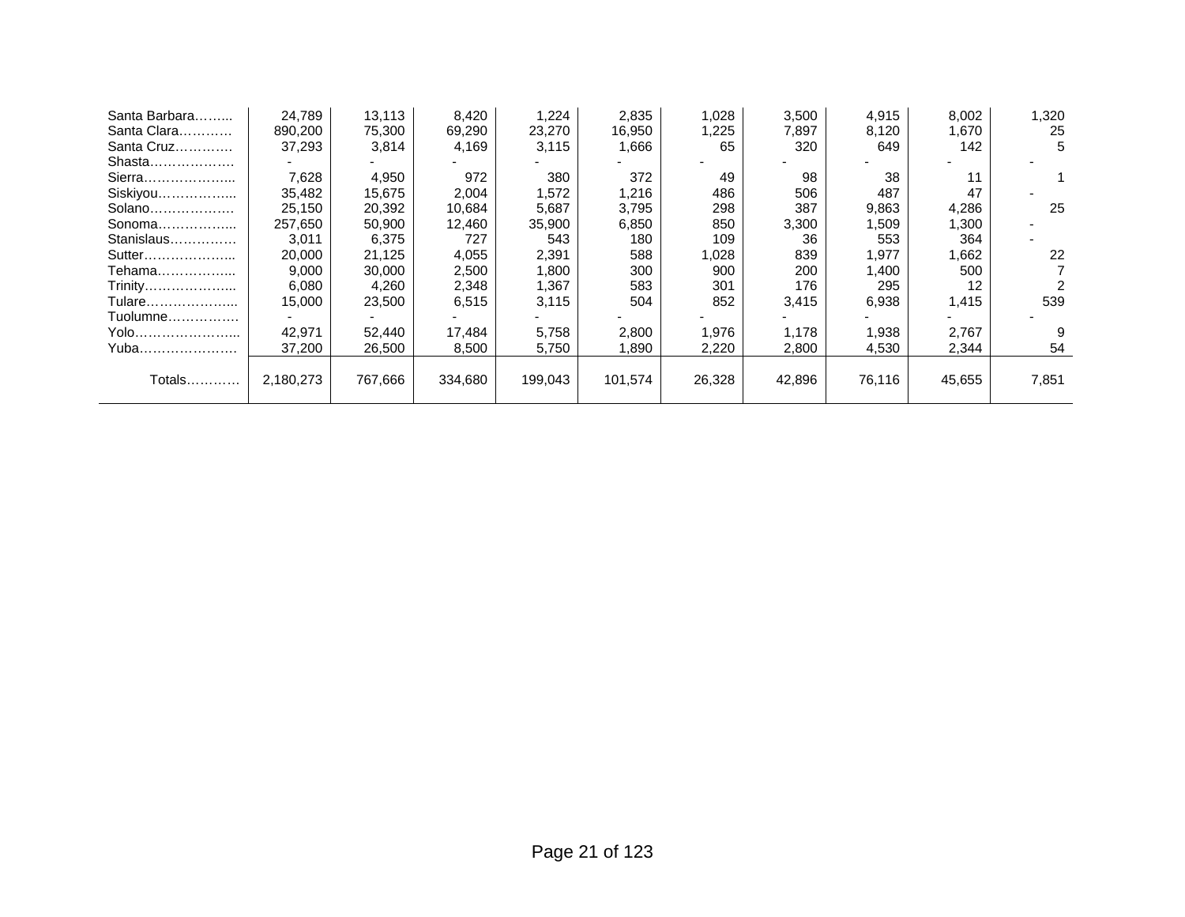| | | | | | | | | | | |
|---|---|---|---|---|---|---|---|---|---|---|
| Santa Barbara…….. | 24,789 | 13,113 | 8,420 | 1,224 | 2,835 | 1,028 | 3,500 | 4,915 | 8,002 | 1,320 |
| Santa Clara………… | 890,200 | 75,300 | 69,290 | 23,270 | 16,950 | 1,225 | 7,897 | 8,120 | 1,670 | 25 |
| Santa Cruz………… | 37,293 | 3,814 | 4,169 | 3,115 | 1,666 | 65 | 320 | 649 | 142 | 5 |
| Shasta………………. | - | - | - | - | - | - | - | - | - | - |
| Sierra……………….. | 7,628 | 4,950 | 972 | 380 | 372 | 49 | 98 | 38 | 11 | 1 |
| Siskiyou…………….. | 35,482 | 15,675 | 2,004 | 1,572 | 1,216 | 486 | 506 | 487 | 47 | - |
| Solano………………. | 25,150 | 20,392 | 10,684 | 5,687 | 3,795 | 298 | 387 | 9,863 | 4,286 | 25 |
| Sonoma…………….. | 257,650 | 50,900 | 12,460 | 35,900 | 6,850 | 850 | 3,300 | 1,509 | 1,300 | - |
| Stanislaus…………… | 3,011 | 6,375 | 727 | 543 | 180 | 109 | 36 | 553 | 364 | - |
| Sutter……………….. | 20,000 | 21,125 | 4,055 | 2,391 | 588 | 1,028 | 839 | 1,977 | 1,662 | 22 |
| Tehama…………….. | 9,000 | 30,000 | 2,500 | 1,800 | 300 | 900 | 200 | 1,400 | 500 | 7 |
| Trinity……………….. | 6,080 | 4,260 | 2,348 | 1,367 | 583 | 301 | 176 | 295 | 12 | 2 |
| Tulare……………….. | 15,000 | 23,500 | 6,515 | 3,115 | 504 | 852 | 3,415 | 6,938 | 1,415 | 539 |
| Tuolumne……………. | - | - | - | - | - | - | - | - | - | - |
| Yolo………………….. | 42,971 | 52,440 | 17,484 | 5,758 | 2,800 | 1,976 | 1,178 | 1,938 | 2,767 | 9 |
| Yuba…………………. | 37,200 | 26,500 | 8,500 | 5,750 | 1,890 | 2,220 | 2,800 | 4,530 | 2,344 | 54 |
| Totals………… | 2,180,273 | 767,666 | 334,680 | 199,043 | 101,574 | 26,328 | 42,896 | 76,116 | 45,655 | 7,851 |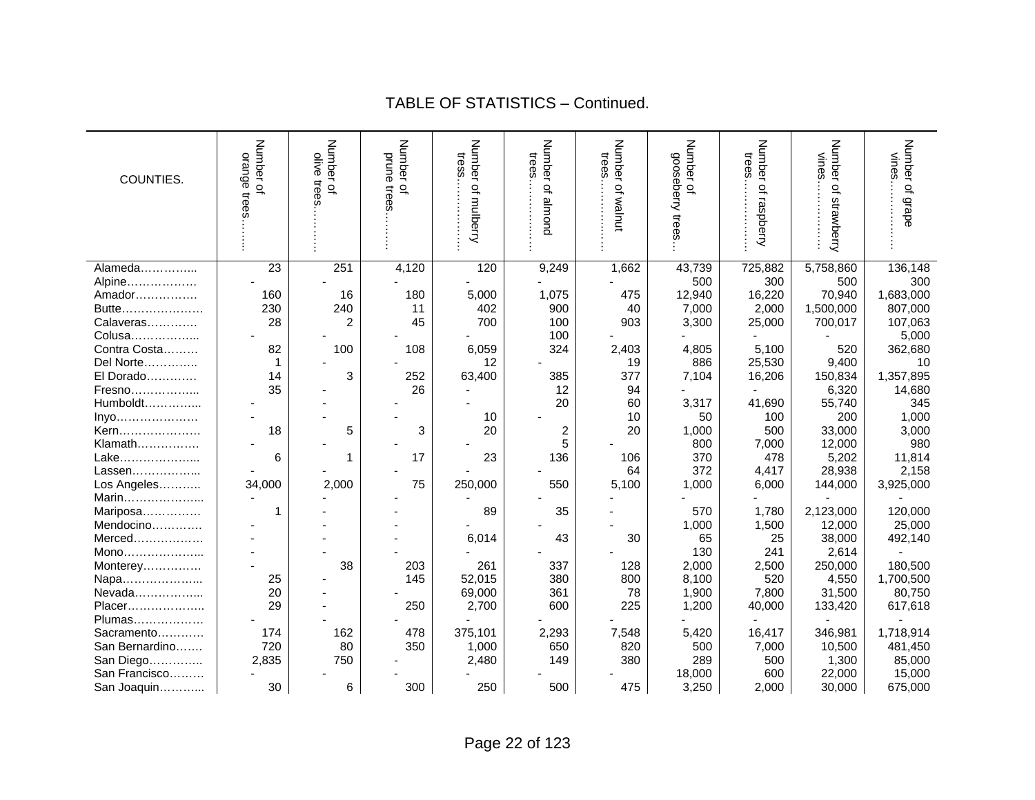# TABLE OF STATISTICS – Continued.

| COUNTIES. | Number of orange trees…….. | Number of olive trees………. | Number of prune trees………. | Number of mulberry tress……………… | Number of almond trees……………… | Number of walnut trees……………… | Number of gooseberry trees… | Number of raspberry trees……………… | Number of strawberry vines……………… | Number of grape vines……………… |
|---|---|---|---|---|---|---|---|---|---|---|
| Alameda………….. | 23 | 251 | 4,120 | 120 | 9,249 | 1,662 | 43,739 | 725,882 | 5,758,860 | 136,148 |
| Alpine……………… | - | - | - | - | - | - | 500 | 300 | 500 | 300 |
| Amador……………. | 160 | 16 | 180 | 5,000 | 1,075 | 475 | 12,940 | 16,220 | 70,940 | 1,683,000 |
| Butte………………… | 230 | 240 | 11 | 402 | 900 | 40 | 7,000 | 2,000 | 1,500,000 | 807,000 |
| Calaveras………… | 28 | 2 | 45 | 700 | 100 | 903 | 3,300 | 25,000 | 700,017 | 107,063 |
| Colusa…………….. | - | - | - | - | 100 | - | - | - | - | 5,000 |
| Contra Costa……… | 82 | 100 | 108 | 6,059 | 324 | 2,403 | 4,805 | 5,100 | 520 | 362,680 |
| Del Norte………….. | 1 | - | - | 12 | - | 19 | 886 | 25,530 | 9,400 | 10 |
| El Dorado………… | 14 | 3 | 252 | 63,400 | 385 | 377 | 7,104 | 16,206 | 150,834 | 1,357,895 |
| Fresno…………….. | 35 | - | 26 | - | 12 | 94 | - | - | 6,320 | 14,680 |
| Humboldt………….. | - | - | - | - | 20 | 60 | 3,317 | 41,690 | 55,740 | 345 |
| Inyo………………… | - | - | - | 10 | - | 10 | 50 | 100 | 200 | 1,000 |
| Kern………………… | 18 | 5 | 3 | 20 | 2 | 20 | 1,000 | 500 | 33,000 | 3,000 |
| Klamath……………. | - | - | - | - | 5 | - | 800 | 7,000 | 12,000 | 980 |
| Lake……………….. | 6 | 1 | 17 | 23 | 136 | 106 | 370 | 478 | 5,202 | 11,814 |
| Lassen…………….. | - | - | - | - | - | 64 | 372 | 4,417 | 28,938 | 2,158 |
| Los Angeles……….. | 34,000 | 2,000 | 75 | 250,000 | 550 | 5,100 | 1,000 | 6,000 | 144,000 | 3,925,000 |
| Marin……………….. | - | - | - | - | - | - | - | - | - | - |
| Mariposa…………… | 1 | - | - | 89 | 35 | - | 570 | 1,780 | 2,123,000 | 120,000 |
| Mendocino………… | - | - | - | - | - | - | 1,000 | 1,500 | 12,000 | 25,000 |
| Merced……………. | - | - | - | 6,014 | 43 | 30 | 65 | 25 | 38,000 | 492,140 |
| Mono……………….. | - | - | - | - | - | - | 130 | 241 | 2,614 | - |
| Monterey…………… | - | 38 | 203 | 261 | 337 | 128 | 2,000 | 2,500 | 250,000 | 180,500 |
| Napa……………….. | 25 | - | 145 | 52,015 | 380 | 800 | 8,100 | 520 | 4,550 | 1,700,500 |
| Nevada…………….. | 20 | - | - | 69,000 | 361 | 78 | 1,900 | 7,800 | 31,500 | 80,750 |
| Placer……………….. | 29 | - | 250 | 2,700 | 600 | 225 | 1,200 | 40,000 | 133,420 | 617,618 |
| Plumas……………… | - | - | - | - | - | - | - | - | - | - |
| Sacramento………… | 174 | 162 | 478 | 375,101 | 2,293 | 7,548 | 5,420 | 16,417 | 346,981 | 1,718,914 |
| San Bernardino……. | 720 | 80 | 350 | 1,000 | 650 | 820 | 500 | 7,000 | 10,500 | 481,450 |
| San Diego………….. | 2,835 | 750 | - | 2,480 | 149 | 380 | 289 | 500 | 1,300 | 85,000 |
| San Francisco……… | - | - | - | - | - | - | 18,000 | 600 | 22,000 | 15,000 |
| San Joaquin……….. | 30 | 6 | 300 | 250 | 500 | 475 | 3,250 | 2,000 | 30,000 | 675,000 |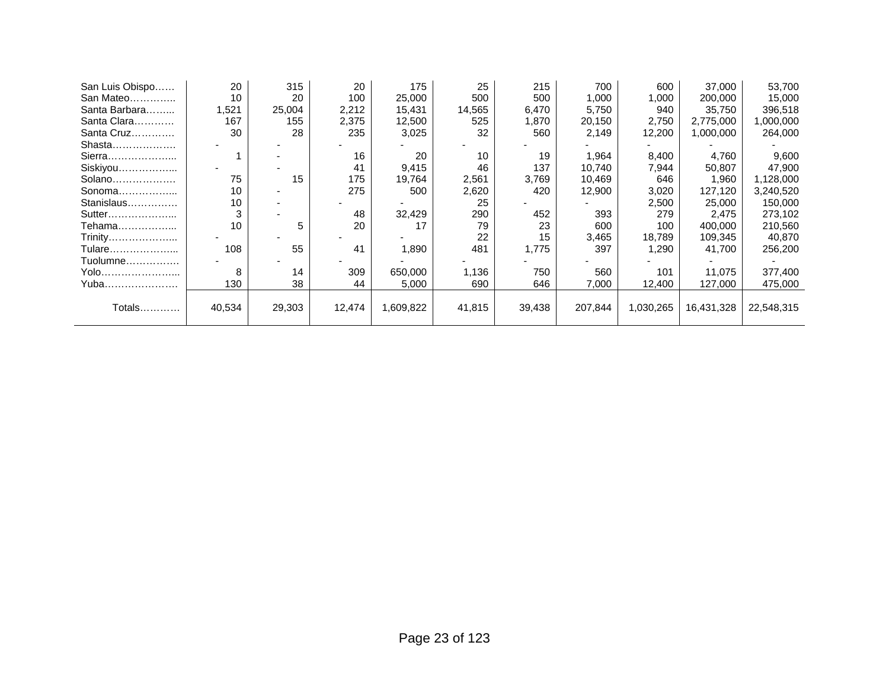| | | | | | | | | | | |
|---|---|---|---|---|---|---|---|---|---|---|
| San Luis Obispo…… | 20 | 315 | 20 | 175 | 25 | 215 | 700 | 600 | 37,000 | 53,700 |
| San Mateo………….. | 10 | 20 | 100 | 25,000 | 500 | 500 | 1,000 | 1,000 | 200,000 | 15,000 |
| Santa Barbara…….... | 1,521 | 25,004 | 2,212 | 15,431 | 14,565 | 6,470 | 5,750 | 940 | 35,750 | 396,518 |
| Santa Clara………… | 167 | 155 | 2,375 | 12,500 | 525 | 1,870 | 20,150 | 2,750 | 2,775,000 | 1,000,000 |
| Santa Cruz…………. | 30 | 28 | 235 | 3,025 | 32 | 560 | 2,149 | 12,200 | 1,000,000 | 264,000 |
| Shasta………………. | - | - | - | - | - | - | - | - | - | - |
| Sierra………………... | 1 | - | 16 | 20 | 10 | 19 | 1,964 | 8,400 | 4,760 | 9,600 |
| Siskiyou……………... | - | - | 41 | 9,415 | 46 | 137 | 10,740 | 7,944 | 50,807 | 47,900 |
| Solano………………. | 75 | 15 | 175 | 19,764 | 2,561 | 3,769 | 10,469 | 646 | 1,960 | 1,128,000 |
| Sonoma……………... | 10 | - | 275 | 500 | 2,620 | 420 | 12,900 | 3,020 | 127,120 | 3,240,520 |
| Stanislaus…………… | 10 | - | - | - | 25 | - | - | 2,500 | 25,000 | 150,000 |
| Sutter………………... | 3 | - | 48 | 32,429 | 290 | 452 | 393 | 279 | 2,475 | 273,102 |
| Tehama……………... | 10 | 5 | 20 | 17 | 79 | 23 | 600 | 100 | 400,000 | 210,560 |
| Trinity………………... | - | - | - | - | 22 | 15 | 3,465 | 18,789 | 109,345 | 40,870 |
| Tulare………………... | 108 | 55 | 41 | 1,890 | 481 | 1,775 | 397 | 1,290 | 41,700 | 256,200 |
| Tuolumne……………. | - | - | - | - | - | - | - | - | - | - |
| Yolo…………………... | 8 | 14 | 309 | 650,000 | 1,136 | 750 | 560 | 101 | 11,075 | 377,400 |
| Yuba…………………. | 130 | 38 | 44 | 5,000 | 690 | 646 | 7,000 | 12,400 | 127,000 | 475,000 |
| Totals………… | 40,534 | 29,303 | 12,474 | 1,609,822 | 41,815 | 39,438 | 207,844 | 1,030,265 | 16,431,328 | 22,548,315 |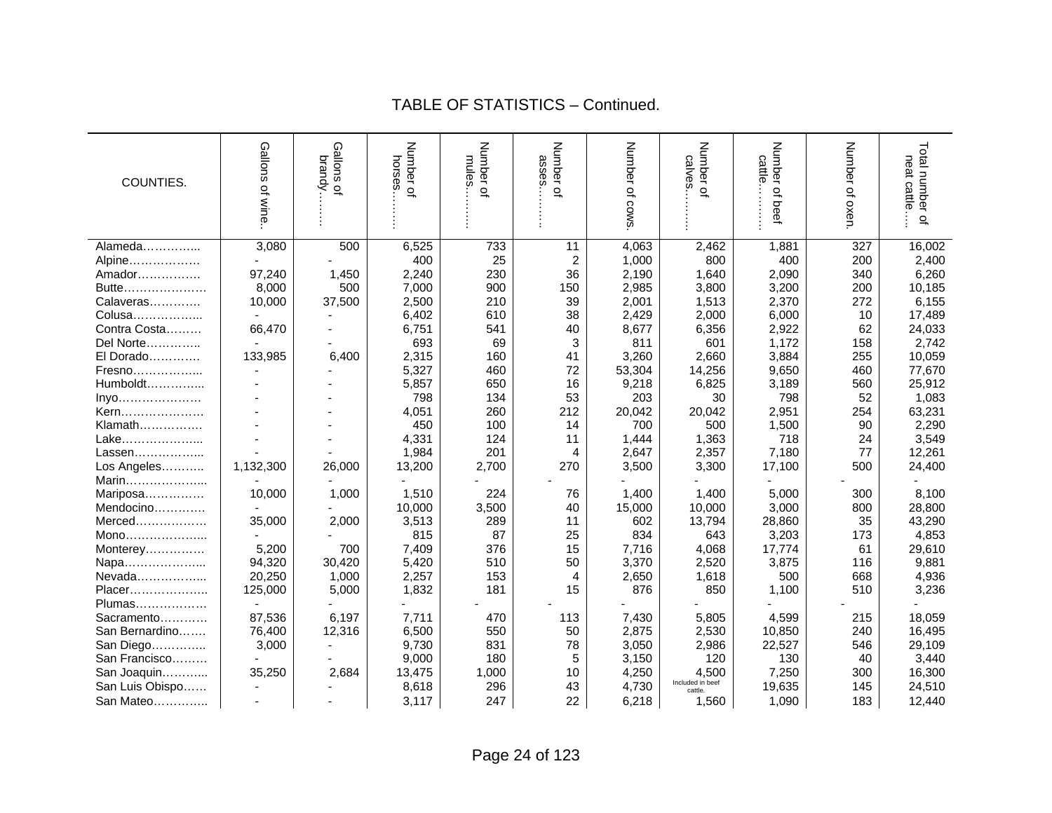## TABLE OF STATISTICS – Continued.

| COUNTIES. | Gallons of wine.. | Gallons of brandy……… | Number of horses……… | Number of mules……… | Number of asses……… | Number of cows. | Number of calves……… | Number of beef cattle……… | Number of oxen. | Total number of neat cattle…. |
|---|---|---|---|---|---|---|---|---|---|---|
| Alameda………….. | 3,080 | 500 | 6,525 | 733 | 11 | 4,063 | 2,462 | 1,881 | 327 | 16,002 |
| Alpine……………… | - | - | 400 | 25 | 2 | 1,000 | 800 | 400 | 200 | 2,400 |
| Amador…………… | 97,240 | 1,450 | 2,240 | 230 | 36 | 2,190 | 1,640 | 2,090 | 340 | 6,260 |
| Butte………………… | 8,000 | 500 | 7,000 | 900 | 150 | 2,985 | 3,800 | 3,200 | 200 | 10,185 |
| Calaveras………… | 10,000 | 37,500 | 2,500 | 210 | 39 | 2,001 | 1,513 | 2,370 | 272 | 6,155 |
| Colusa……………... | - | - | 6,402 | 610 | 38 | 2,429 | 2,000 | 6,000 | 10 | 17,489 |
| Contra Costa……… | 66,470 | - | 6,751 | 541 | 40 | 8,677 | 6,356 | 2,922 | 62 | 24,033 |
| Del Norte………….. | - | - | 693 | 69 | 3 | 811 | 601 | 1,172 | 158 | 2,742 |
| El Dorado………… | 133,985 | 6,400 | 2,315 | 160 | 41 | 3,260 | 2,660 | 3,884 | 255 | 10,059 |
| Fresno……………... | - | - | 5,327 | 460 | 72 | 53,304 | 14,256 | 9,650 | 460 | 77,670 |
| Humboldt…………... | - | - | 5,857 | 650 | 16 | 9,218 | 6,825 | 3,189 | 560 | 25,912 |
| Inyo………………… | - | - | 798 | 134 | 53 | 203 | 30 | 798 | 52 | 1,083 |
| Kern………………… | - | - | 4,051 | 260 | 212 | 20,042 | 20,042 | 2,951 | 254 | 63,231 |
| Klamath……………. | - | - | 450 | 100 | 14 | 700 | 500 | 1,500 | 90 | 2,290 |
| Lake………………... | - | - | 4,331 | 124 | 11 | 1,444 | 1,363 | 718 | 24 | 3,549 |
| Lassen……………... | - | - | 1,984 | 201 | 4 | 2,647 | 2,357 | 7,180 | 77 | 12,261 |
| Los Angeles……….. | 1,132,300 | 26,000 | 13,200 | 2,700 | 270 | 3,500 | 3,300 | 17,100 | 500 | 24,400 |
| Marin………………... | - | - | - | - | - | - | - | - | - | - |
| Mariposa…………… | 10,000 | 1,000 | 1,510 | 224 | 76 | 1,400 | 1,400 | 5,000 | 300 | 8,100 |
| Mendocino………… | - | - | 10,000 | 3,500 | 40 | 15,000 | 10,000 | 3,000 | 800 | 28,800 |
| Merced……………… | 35,000 | 2,000 | 3,513 | 289 | 11 | 602 | 13,794 | 28,860 | 35 | 43,290 |
| Mono………………... | - | - | 815 | 87 | 25 | 834 | 643 | 3,203 | 173 | 4,853 |
| Monterey…………… | 5,200 | 700 | 7,409 | 376 | 15 | 7,716 | 4,068 | 17,774 | 61 | 29,610 |
| Napa………………... | 94,320 | 30,420 | 5,420 | 510 | 50 | 3,370 | 2,520 | 3,875 | 116 | 9,881 |
| Nevada……………... | 20,250 | 1,000 | 2,257 | 153 | 4 | 2,650 | 1,618 | 500 | 668 | 4,936 |
| Placer……………….. | 125,000 | 5,000 | 1,832 | 181 | 15 | 876 | 850 | 1,100 | 510 | 3,236 |
| Plumas……………… | - | - | - | - | - | - | - | - | - | - |
| Sacramento………… | 87,536 | 6,197 | 7,711 | 470 | 113 | 7,430 | 5,805 | 4,599 | 215 | 18,059 |
| San Bernardino……. | 76,400 | 12,316 | 6,500 | 550 | 50 | 2,875 | 2,530 | 10,850 | 240 | 16,495 |
| San Diego………….. | 3,000 | - | 9,730 | 831 | 78 | 3,050 | 2,986 | 22,527 | 546 | 29,109 |
| San Francisco……… | - | - | 9,000 | 180 | 5 | 3,150 | 120 | 130 | 40 | 3,440 |
| San Joaquin………... | 35,250 | 2,684 | 13,475 | 1,000 | 10 | 4,250 | 4,500 | 7,250 | 300 | 16,300 |
| San Luis Obispo…… | - | - | 8,618 | 296 | 43 | 4,730 | Included in beef cattle. | 19,635 | 145 | 24,510 |
| San Mateo………….. | - | - | 3,117 | 247 | 22 | 6,218 | 1,560 | 1,090 | 183 | 12,440 |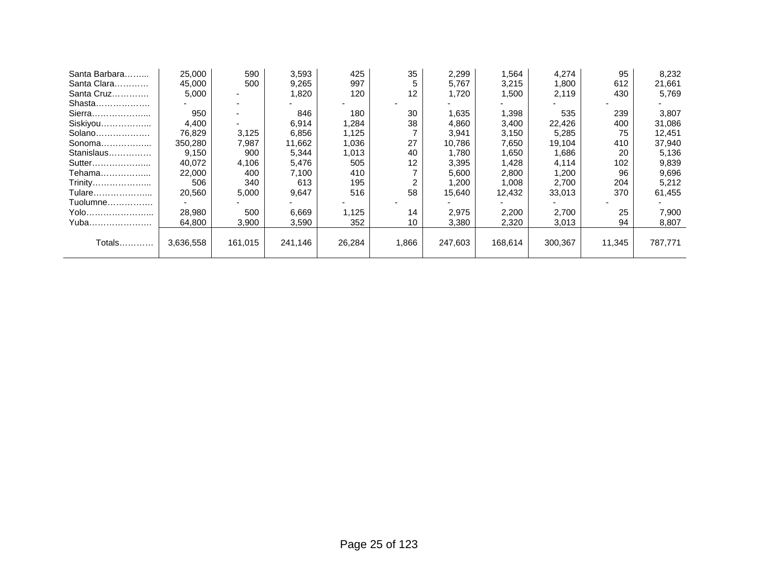| | | | | | | | | | | |
|---|---|---|---|---|---|---|---|---|---|---|
| Santa Barbara……... | 25,000 | 590 | 3,593 | 425 | 35 | 2,299 | 1,564 | 4,274 | 95 | 8,232 |
| Santa Clara………… | 45,000 | 500 | 9,265 | 997 | 5 | 5,767 | 3,215 | 1,800 | 612 | 21,661 |
| Santa Cruz………… | 5,000 | - | 1,820 | 120 | 12 | 1,720 | 1,500 | 2,119 | 430 | 5,769 |
| Shasta………………. | - | - | - | - | - | - | - | - | - | - |
| Sierra………………... | 950 | - | 846 | 180 | 30 | 1,635 | 1,398 | 535 | 239 | 3,807 |
| Siskiyou……………... | 4,400 | - | 6,914 | 1,284 | 38 | 4,860 | 3,400 | 22,426 | 400 | 31,086 |
| Solano………………. | 76,829 | 3,125 | 6,856 | 1,125 | 7 | 3,941 | 3,150 | 5,285 | 75 | 12,451 |
| Sonoma……………... | 350,280 | 7,987 | 11,662 | 1,036 | 27 | 10,786 | 7,650 | 19,104 | 410 | 37,940 |
| Stanislaus…………… | 9,150 | 900 | 5,344 | 1,013 | 40 | 1,780 | 1,650 | 1,686 | 20 | 5,136 |
| Sutter………………... | 40,072 | 4,106 | 5,476 | 505 | 12 | 3,395 | 1,428 | 4,114 | 102 | 9,839 |
| Tehama……………... | 22,000 | 400 | 7,100 | 410 | 7 | 5,600 | 2,800 | 1,200 | 96 | 9,696 |
| Trinity………………... | 506 | 340 | 613 | 195 | 2 | 1,200 | 1,008 | 2,700 | 204 | 5,212 |
| Tulare………………... | 20,560 | 5,000 | 9,647 | 516 | 58 | 15,640 | 12,432 | 33,013 | 370 | 61,455 |
| Tuolumne……………. | - | - | - | - | - | - | - | - | - | - |
| Yolo…………………... | 28,980 | 500 | 6,669 | 1,125 | 14 | 2,975 | 2,200 | 2,700 | 25 | 7,900 |
| Yuba…………………. | 64,800 | 3,900 | 3,590 | 352 | 10 | 3,380 | 2,320 | 3,013 | 94 | 8,807 |
| Totals………… | 3,636,558 | 161,015 | 241,146 | 26,284 | 1,866 | 247,603 | 168,614 | 300,367 | 11,345 | 787,771 |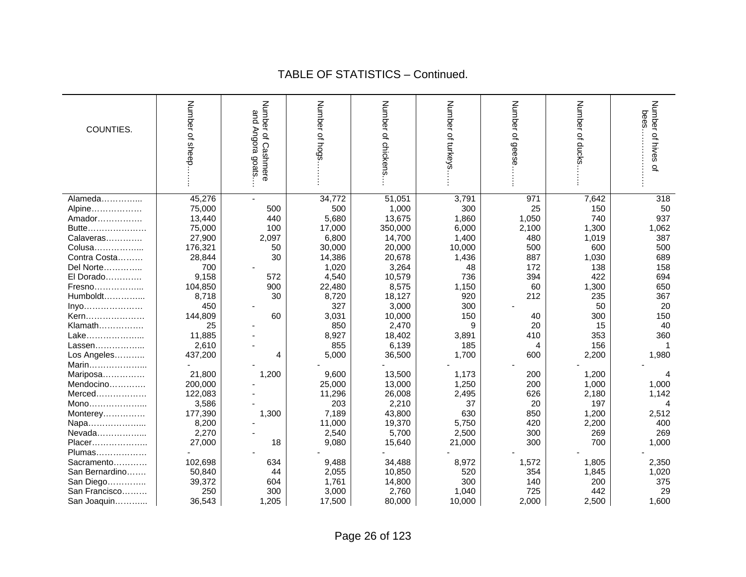## TABLE OF STATISTICS – Continued.

| COUNTIES. | Number of sheep…… | Number of Cashmere and Angora goats… | Number of hogs……. | Number of chickens… | Number of turkeys…… | Number of geese……. | Number of ducks……. | Number of hives of bees……………… |
|---|---|---|---|---|---|---|---|---|
| Alameda………….. | 45,276 | - | 34,772 | 51,051 | 3,791 | 971 | 7,642 | 318 |
| Alpine……………… | 75,000 | 500 | 500 | 1,000 | 300 | 25 | 150 | 50 |
| Amador……………. | 13,440 | 440 | 5,680 | 13,675 | 1,860 | 1,050 | 740 | 937 |
| Butte………………… | 75,000 | 100 | 17,000 | 350,000 | 6,000 | 2,100 | 1,300 | 1,062 |
| Calaveras…………. | 27,900 | 2,097 | 6,800 | 14,700 | 1,400 | 480 | 1,019 | 387 |
| Colusa……………... | 176,321 | 50 | 30,000 | 20,000 | 10,000 | 500 | 600 | 500 |
| Contra Costa……… | 28,844 | 30 | 14,386 | 20,678 | 1,436 | 887 | 1,030 | 689 |
| Del Norte………….. | 700 | - | 1,020 | 3,264 | 48 | 172 | 138 | 158 |
| El Dorado…………. | 9,158 | 572 | 4,540 | 10,579 | 736 | 394 | 422 | 694 |
| Fresno……………... | 104,850 | 900 | 22,480 | 8,575 | 1,150 | 60 | 1,300 | 650 |
| Humboldt…………... | 8,718 | 30 | 8,720 | 18,127 | 920 | 212 | 235 | 367 |
| Inyo………………… | 450 | - | 327 | 3,000 | 300 | - | 50 | 20 |
| Kern………………… | 144,809 | 60 | 3,031 | 10,000 | 150 | 40 | 300 | 150 |
| Klamath……………. | 25 | - | 850 | 2,470 | 9 | 20 | 15 | 40 |
| Lake………………... | 11,885 | - | 8,927 | 18,402 | 3,891 | 410 | 353 | 360 |
| Lassen……………... | 2,610 | - | 855 | 6,139 | 185 | 4 | 156 | 1 |
| Los Angeles……….. | 437,200 | 4 | 5,000 | 36,500 | 1,700 | 600 | 2,200 | 1,980 |
| Marin………………... | - | - | - | - | - | - | - | - |
| Mariposa…………… | 21,800 | 1,200 | 9,600 | 13,500 | 1,173 | 200 | 1,200 | 4 |
| Mendocino…………. | 200,000 | - | 25,000 | 13,000 | 1,250 | 200 | 1,000 | 1,000 |
| Merced……………… | 122,083 | - | 11,296 | 26,008 | 2,495 | 626 | 2,180 | 1,142 |
| Mono………………... | 3,586 | - | 203 | 2,210 | 37 | 20 | 197 | 4 |
| Monterey…………… | 177,390 | 1,300 | 7,189 | 43,800 | 630 | 850 | 1,200 | 2,512 |
| Napa………………... | 8,200 | - | 11,000 | 19,370 | 5,750 | 420 | 2,200 | 400 |
| Nevada……………... | 2,270 | - | 2,540 | 5,700 | 2,500 | 300 | 269 | 269 |
| Placer……………….. | 27,000 | 18 | 9,080 | 15,640 | 21,000 | 300 | 700 | 1,000 |
| Plumas……………… | - | - | - | - | - | - | - | - |
| Sacramento………… | 102,698 | 634 | 9,488 | 34,488 | 8,972 | 1,572 | 1,805 | 2,350 |
| San Bernardino……. | 50,840 | 44 | 2,055 | 10,850 | 520 | 354 | 1,845 | 1,020 |
| San Diego………….. | 39,372 | 604 | 1,761 | 14,800 | 300 | 140 | 200 | 375 |
| San Francisco……… | 250 | 300 | 3,000 | 2,760 | 1,040 | 725 | 442 | 29 |
| San Joaquin………... | 36,543 | 1,205 | 17,500 | 80,000 | 10,000 | 2,000 | 2,500 | 1,600 |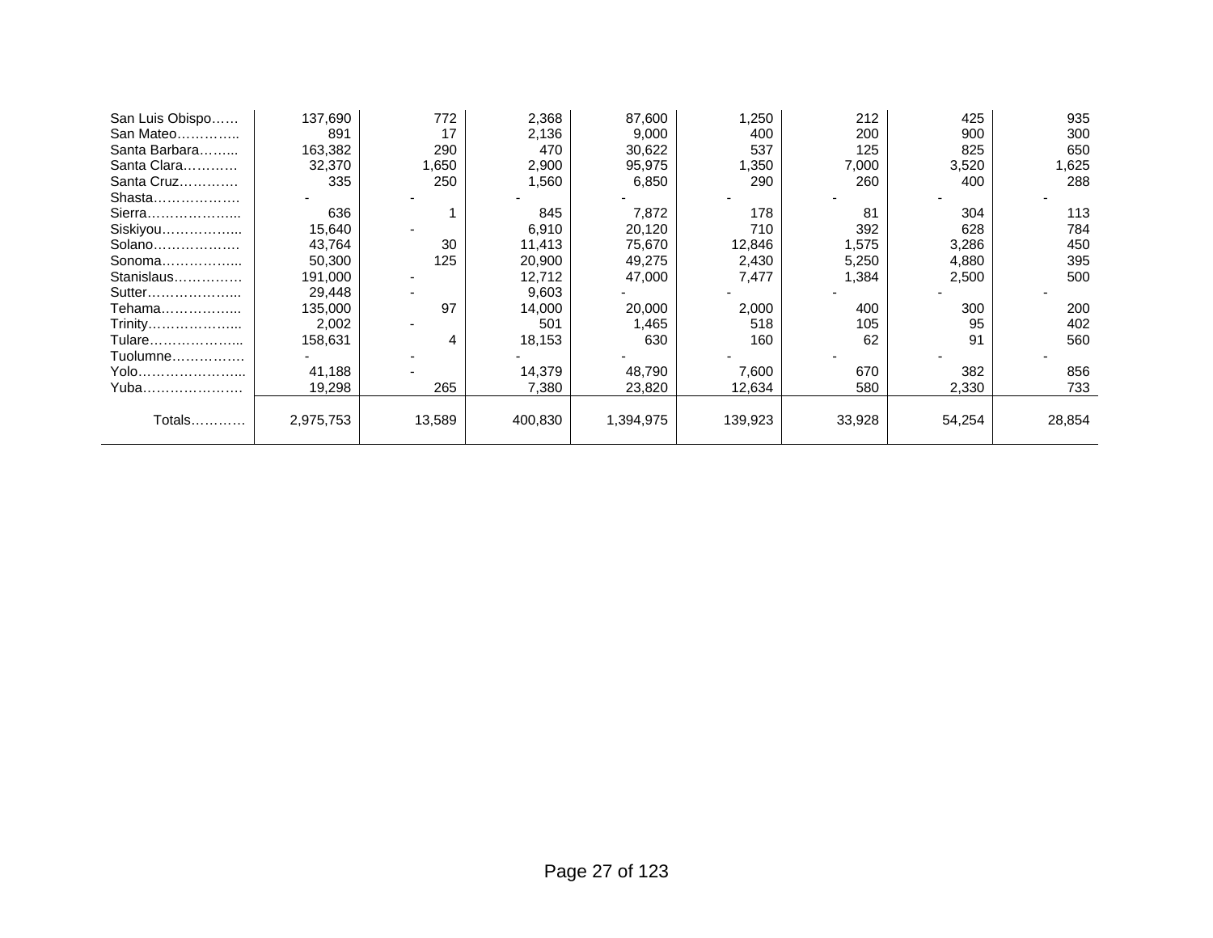| | | | | | | | | |
|---|---|---|---|---|---|---|---|---|
| San Luis Obispo…… | 137,690 | 772 | 2,368 | 87,600 | 1,250 | 212 | 425 | 935 |
| San Mateo………….. | 891 | 17 | 2,136 | 9,000 | 400 | 200 | 900 | 300 |
| Santa Barbara…….... | 163,382 | 290 | 470 | 30,622 | 537 | 125 | 825 | 650 |
| Santa Clara………… | 32,370 | 1,650 | 2,900 | 95,975 | 1,350 | 7,000 | 3,520 | 1,625 |
| Santa Cruz…………. | 335 | 250 | 1,560 | 6,850 | 290 | 260 | 400 | 288 |
| Shasta………………. | - | - | - | - | - | - | - | - |
| Sierra……………….... | 636 | 1 | 845 | 7,872 | 178 | 81 | 304 | 113 |
| Siskiyou…………….... | 15,640 | - | 6,910 | 20,120 | 710 | 392 | 628 | 784 |
| Solano………………. | 43,764 | 30 | 11,413 | 75,670 | 12,846 | 1,575 | 3,286 | 450 |
| Sonoma…………….... | 50,300 | 125 | 20,900 | 49,275 | 2,430 | 5,250 | 4,880 | 395 |
| Stanislaus…………… | 191,000 | - | 12,712 | 47,000 | 7,477 | 1,384 | 2,500 | 500 |
| Sutter……………….... | 29,448 | - | 9,603 | - | - | - | - | - |
| Tehama…………….... | 135,000 | 97 | 14,000 | 20,000 | 2,000 | 400 | 300 | 200 |
| Trinity……………….... | 2,002 | - | 501 | 1,465 | 518 | 105 | 95 | 402 |
| Tulare……………….... | 158,631 | 4 | 18,153 | 630 | 160 | 62 | 91 | 560 |
| Tuolumne……………. | - | - | - | - | - | - | - | - |
| Yolo…………………..... | 41,188 | - | 14,379 | 48,790 | 7,600 | 670 | 382 | 856 |
| Yuba…………………. | 19,298 | 265 | 7,380 | 23,820 | 12,634 | 580 | 2,330 | 733 |
| Totals………… | 2,975,753 | 13,589 | 400,830 | 1,394,975 | 139,923 | 33,928 | 54,254 | 28,854 |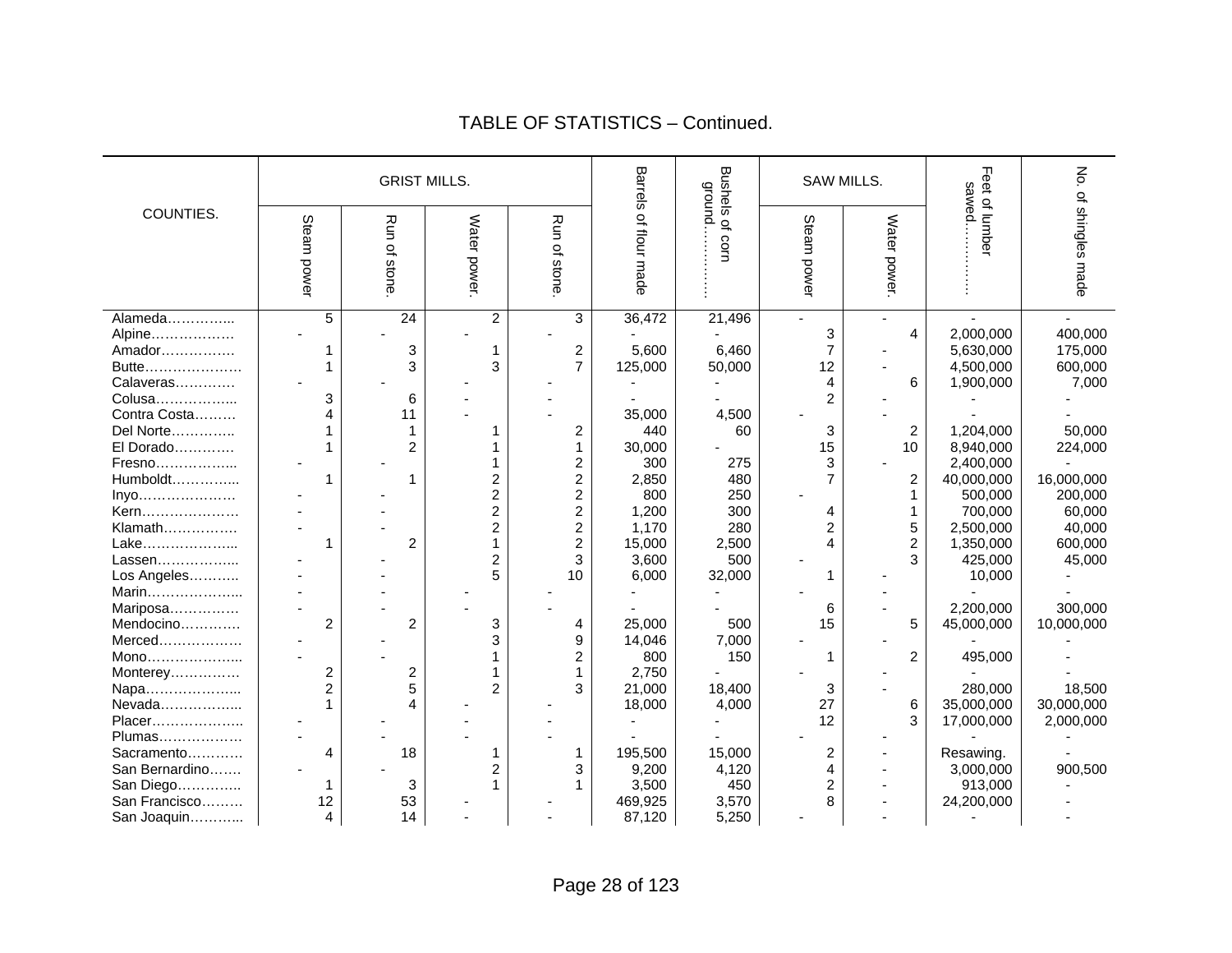# TABLE OF STATISTICS – Continued.

| COUNTIES. | GRIST MILLS. | | | | Barrels of flour made | Bushels of corn ground………… | SAW MILLS. | | Feet of lumber sawed………… | No. of shingles made |
|---|---|---|---|---|---|---|---|---|---|---|
| | Steam power | Run of stone. | Water power. | Run of stone. | | | Steam power | Water power. | | |
| Alameda………….. | 5 | 24 | 2 | 3 | 36,472 | 21,496 | - | - | - | - |
| Alpine……………… | - | - | - | - | - | - | 3 | 4 | 2,000,000 | 400,000 |
| Amador……………. | 1 | 3 | 1 | 2 | 5,600 | 6,460 | 7 | - | 5,630,000 | 175,000 |
| Butte………………… | 1 | 3 | 3 | 7 | 125,000 | 50,000 | 12 | - | 4,500,000 | 600,000 |
| Calaveras………… | - | - | - | - | - | - | 4 | 6 | 1,900,000 | 7,000 |
| Colusa…………….. | 3 | 6 | - | - | - | - | 2 | - | - | - |
| Contra Costa……… | 4 | 11 | - | - | 35,000 | 4,500 | - | - | - | - |
| Del Norte………….. | 1 | 1 | 1 | 2 | 440 | 60 | 3 | 2 | 1,204,000 | 50,000 |
| El Dorado………… | 1 | 2 | 1 | 1 | 30,000 | - | 15 | 10 | 8,940,000 | 224,000 |
| Fresno…………….. | - | - | 1 | 2 | 300 | 275 | 3 | - | 2,400,000 | - |
| Humboldt………….. | 1 | 1 | 2 | 2 | 2,850 | 480 | 7 | 2 | 40,000,000 | 16,000,000 |
| Inyo………………… | - | - | 2 | 2 | 800 | 250 | - | 1 | 500,000 | 200,000 |
| Kern………………… | - | - | 2 | 2 | 1,200 | 300 | 4 | 1 | 700,000 | 60,000 |
| Klamath……………. | - | - | 2 | 2 | 1,170 | 280 | 2 | 5 | 2,500,000 | 40,000 |
| Lake……………….. | 1 | 2 | 1 | 2 | 15,000 | 2,500 | 4 | 2 | 1,350,000 | 600,000 |
| Lassen…………….. | - | - | 2 | 3 | 3,600 | 500 | - | 3 | 425,000 | 45,000 |
| Los Angeles……….. | - | - | 5 | 10 | 6,000 | 32,000 | 1 | - | 10,000 | - |
| Marin……………….. | - | - | - | - | - | - | - | - | - | - |
| Mariposa…………… | - | - | - | - | - | - | 6 | - | 2,200,000 | 300,000 |
| Mendocino………… | 2 | 2 | 3 | 4 | 25,000 | 500 | 15 | 5 | 45,000,000 | 10,000,000 |
| Merced……………… | - | - | 3 | 9 | 14,046 | 7,000 | - | - | - | - |
| Mono……………….. | - | - | 1 | 2 | 800 | 150 | 1 | 2 | 495,000 | - |
| Monterey…………… | 2 | 2 | 1 | 1 | 2,750 | - | - | - | - | - |
| Napa……………….. | 2 | 5 | 2 | 3 | 21,000 | 18,400 | 3 | - | 280,000 | 18,500 |
| Nevada…………….. | 1 | 4 | - | - | 18,000 | 4,000 | 27 | 6 | 35,000,000 | 30,000,000 |
| Placer……………….. | - | - | - | - | - | - | 12 | 3 | 17,000,000 | 2,000,000 |
| Plumas……………… | - | - | - | - | - | - | - | - | - | - |
| Sacramento………… | 4 | 18 | 1 | 1 | 195,500 | 15,000 | 2 | - | Resawing. | - |
| San Bernardino……. | - | - | 2 | 3 | 9,200 | 4,120 | 4 | - | 3,000,000 | 900,500 |
| San Diego………….. | 1 | 3 | 1 | 1 | 3,500 | 450 | 2 | - | 913,000 | - |
| San Francisco……… | 12 | 53 | - | - | 469,925 | 3,570 | 8 | - | 24,200,000 | - |
| San Joaquin……….. | 4 | 14 | - | - | 87,120 | 5,250 | - | - | - | - |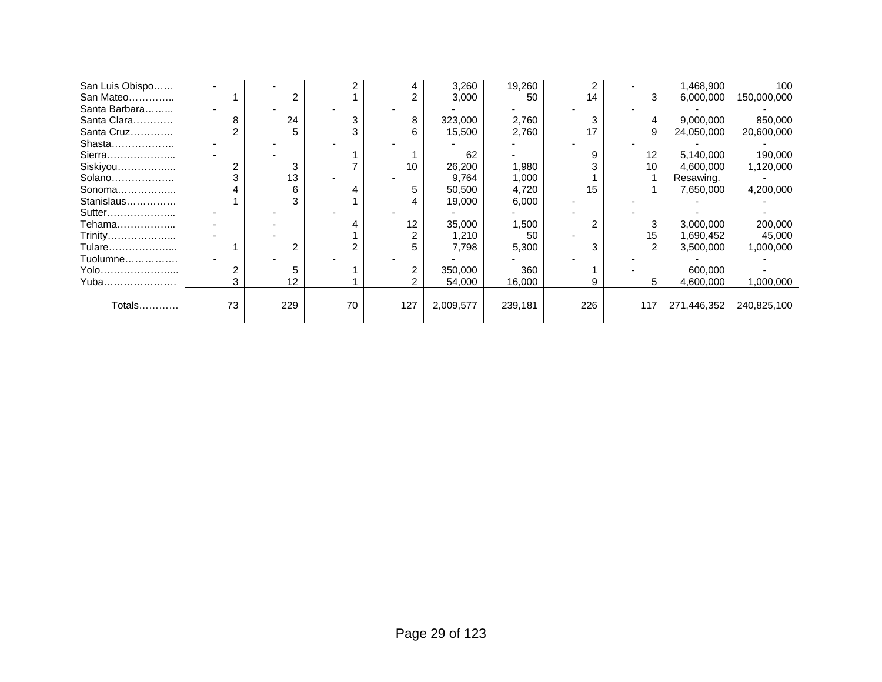| | | | | | | | | | | |
|---|---|---|---|---|---|---|---|---|---|---|
| San Luis Obispo…… | - | - | 2 | 4 | 3,260 | 19,260 | 2 | - | 1,468,900 | 100 |
| San Mateo………….. | 1 | 2 | 1 | 2 | 3,000 | 50 | 14 | 3 | 6,000,000 | 150,000,000 |
| Santa Barbara…….... | - | - | - | - | - | - | - | - | - | - |
| Santa Clara………… | 8 | 24 | 3 | 8 | 323,000 | 2,760 | 3 | 4 | 9,000,000 | 850,000 |
| Santa Cruz…………. | 2 | 5 | 3 | 6 | 15,500 | 2,760 | 17 | 9 | 24,050,000 | 20,600,000 |
| Shasta………………. | - | - | - | - | - | - | - | - | - | - |
| Sierra………………... | - | - | 1 | 1 | 62 | - | 9 | 12 | 5,140,000 | 190,000 |
| Siskiyou……………... | 2 | 3 | 7 | 10 | 26,200 | 1,980 | 3 | 10 | 4,600,000 | 1,120,000 |
| Solano………………. | 3 | 13 | - | - | 9,764 | 1,000 | 1 | 1 | Resawing. | - |
| Sonoma……………... | 4 | 6 | 4 | 5 | 50,500 | 4,720 | 15 | 1 | 7,650,000 | 4,200,000 |
| Stanislaus…………… | 1 | 3 | 1 | 4 | 19,000 | 6,000 | - | - | - | - |
| Sutter………………... | - | - | - | - | - | - | - | - | - | - |
| Tehama……………... | - | - | 4 | 12 | 35,000 | 1,500 | 2 | 3 | 3,000,000 | 200,000 |
| Trinity………………... | - | - | 1 | 2 | 1,210 | 50 | - | 15 | 1,690,452 | 45,000 |
| Tulare………………... | 1 | 2 | 2 | 5 | 7,798 | 5,300 | 3 | 2 | 3,500,000 | 1,000,000 |
| Tuolumne……………. | - | - | - | - | - | - | - | - | - | - |
| Yolo…………………... | 2 | 5 | 1 | 2 | 350,000 | 360 | 1 | - | 600,000 | - |
| Yuba…………………. | 3 | 12 | 1 | 2 | 54,000 | 16,000 | 9 | 5 | 4,600,000 | 1,000,000 |
| Totals………… | 73 | 229 | 70 | 127 | 2,009,577 | 239,181 | 226 | 117 | 271,446,352 | 240,825,100 |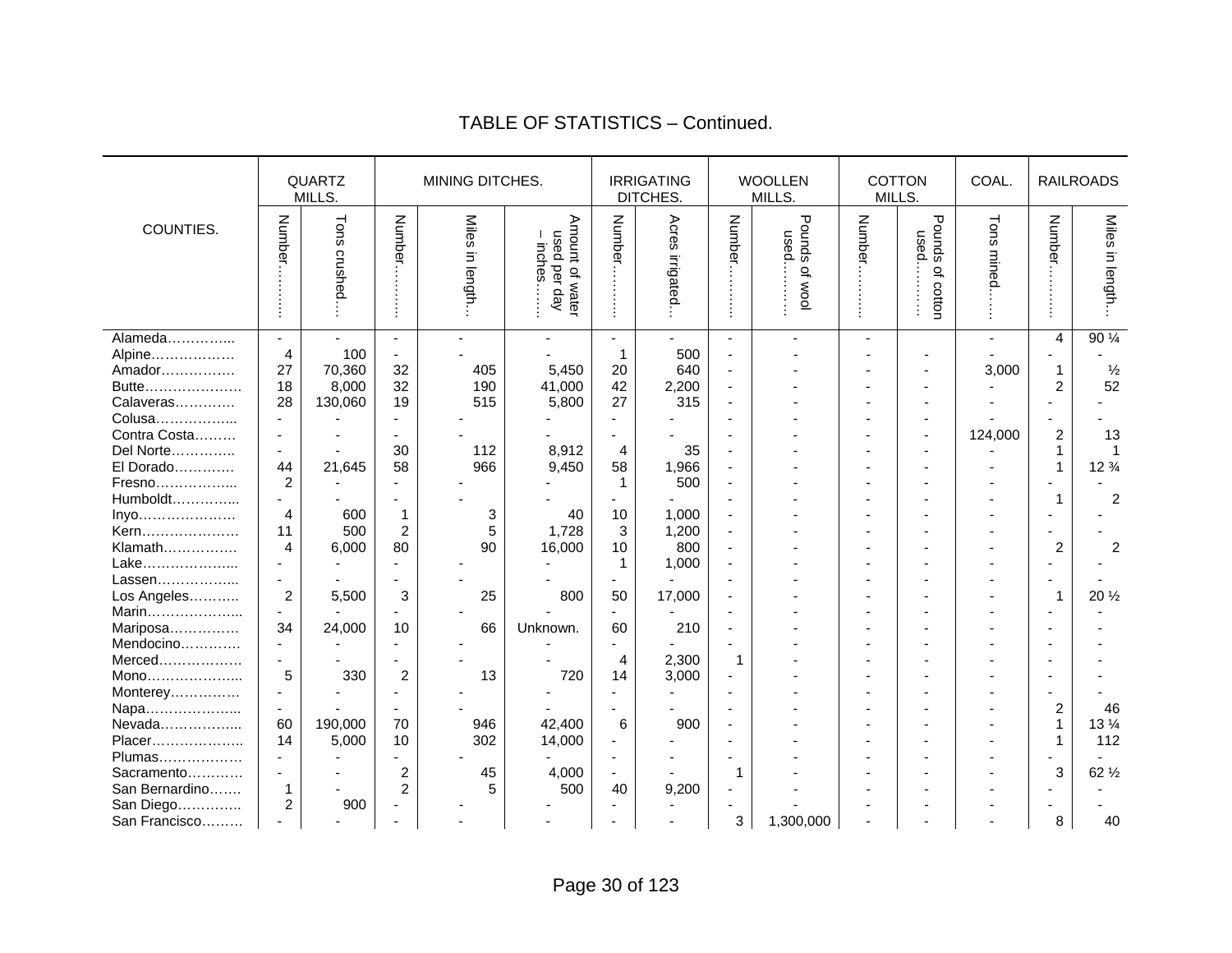# TABLE OF STATISTICS – Continued.

| COUNTIES. | QUARTZ MILLS. | | MINING DITCHES. | | | IRRIGATING DITCHES. | | WOOLLEN MILLS. | | COTTON MILLS. | | COAL. | RAILROADS | |
|---|---|---|---|---|---|---|---|---|---|---|---|---|---|---|
| | Number……… | Tons crushed… | Number……… | Miles in length… | Amount of water used per day – inches…… | Number……… | Acres irrigated… | Number……… | Pounds of wool used……… | Number……… | Pounds of cotton used……… | Tons mined…… | Number……… | Miles in length… |
| Alameda………….. | - | - | - | - | - | - | - | - | - | - | | - | 4 | 90 ¼ |
| Alpine……………… | 4 | 100 | - | - | - | 1 | 500 | - | - | - | - | - | - | - |
| Amador……………. | 27 | 70,360 | 32 | 405 | 5,450 | 20 | 640 | - | - | - | - | 3,000 | 1 | ½ |
| Butte…………………. | 18 | 8,000 | 32 | 190 | 41,000 | 42 | 2,200 | - | - | - | - | - | 2 | 52 |
| Calaveras………… | 28 | 130,060 | 19 | 515 | 5,800 | 27 | 315 | - | - | - | - | - | - | - |
| Colusa……………... | - | - | - | - | - | - | - | - | - | - | - | - | - | - |
| Contra Costa……… | - | - | - | - | - | - | - | - | - | - | - | 124,000 | 2 | 13 |
| Del Norte………….. | - | - | 30 | 112 | 8,912 | 4 | 35 | - | - | - | - | - | 1 | 1 |
| El Dorado…………. | 44 | 21,645 | 58 | 966 | 9,450 | 58 | 1,966 | - | - | - | - | - | 1 | 12 ¾ |
| Fresno……………... | 2 | - | - | - | - | 1 | 500 | - | - | - | - | - | - | - |
| Humboldt…………... | - | - | - | - | - | - | - | - | - | - | - | - | 1 | 2 |
| Inyo………………… | 4 | 600 | 1 | 3 | 40 | 10 | 1,000 | - | - | - | - | - | - | - |
| Kern………………… | 11 | 500 | 2 | 5 | 1,728 | 3 | 1,200 | - | - | - | - | - | - | - |
| Klamath……………. | 4 | 6,000 | 80 | 90 | 16,000 | 10 | 800 | - | - | - | - | - | 2 | 2 |
| Lake………………... | - | - | - | - | - | 1 | 1,000 | - | - | - | - | - | - | - |
| Lassen……………... | - | - | - | - | - | - | - | - | - | - | - | - | - | - |
| Los Angeles……….. | 2 | 5,500 | 3 | 25 | 800 | 50 | 17,000 | - | - | - | - | - | 1 | 20 ½ |
| Marin………………... | - | - | - | - | - | - | - | - | - | - | - | - | - | - |
| Mariposa…………… | 34 | 24,000 | 10 | 66 | Unknown. | 60 | 210 | - | - | - | - | - | - | - |
| Mendocino………… | - | - | - | - | - | - | - | - | - | - | - | - | - | - |
| Merced……………… | - | - | - | - | - | 4 | 2,300 | 1 | - | - | - | - | - | - |
| Mono………………... | 5 | 330 | 2 | 13 | 720 | 14 | 3,000 | - | - | - | - | - | - | - |
| Monterey…………… | - | - | - | - | - | - | - | - | - | - | - | - | - | - |
| Napa………………... | - | - | - | - | - | - | - | - | - | - | - | - | 2 | 46 |
| Nevada……………... | 60 | 190,000 | 70 | 946 | 42,400 | 6 | 900 | - | - | - | - | - | 1 | 13 ¼ |
| Placer……………….. | 14 | 5,000 | 10 | 302 | 14,000 | - | - | - | - | - | - | - | 1 | 112 |
| Plumas……………… | - | - | - | - | - | - | - | - | - | - | - | - | - | - |
| Sacramento………… | - | - | 2 | 45 | 4,000 | - | - | 1 | - | - | - | - | 3 | 62 ½ |
| San Bernardino……. | 1 | - | 2 | 5 | 500 | 40 | 9,200 | - | - | - | - | - | - | - |
| San Diego………….. | 2 | 900 | - | - | - | - | - | - | - | - | - | - | - | - |
| San Francisco……… | - | - | - | - | - | - | - | 3 | 1,300,000 | - | - | - | 8 | 40 |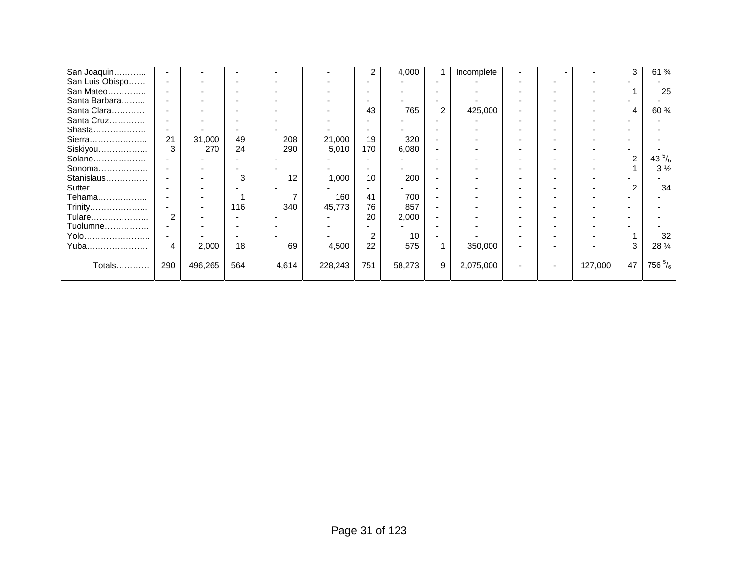| | | | | | | | | | | | | | | |
|---|---|---|---|---|---|---|---|---|---|---|---|---|---|---|
| San Joaquin……….. | - | - | - | - | - | 2 | 4,000 | 1 | Incomplete | - | - | - | 3 | 61 ¾ |
| San Luis Obispo…… | - | - | - | - | - | - | - | - | - | - | - | - | - | - |
| San Mateo………….. | - | - | - | - | - | - | - | - | - | - | - | - | 1 | 25 |
| Santa Barbara…….. | - | - | - | - | - | - | - | - | - | - | - | - | - | - |
| Santa Clara………… | - | - | - | - | - | 43 | 765 | 2 | 425,000 | - | - | - | 4 | 60 ¾ |
| Santa Cruz…………. | - | - | - | - | - | - | - | - | - | - | - | - | - | - |
| Shasta………………. | - | - | - | - | - | - | - | - | - | - | - | - | - | - |
| Sierra……………….. | 21 | 31,000 | 49 | 208 | 21,000 | 19 | 320 | - | - | - | - | - | - | - |
| Siskiyou…………….. | 3 | 270 | 24 | 290 | 5,010 | 170 | 6,080 | - | - | - | - | - | - | - |
| Solano………………. | - | - | - | - | - | - | - | - | - | - | - | - | 2 | $43\frac{5}{6}$ |
| Sonoma…………….. | - | - | - | - | - | - | - | - | - | - | - | - | 1 | 3 ½ |
| Stanislaus…………… | - | - | 3 | 12 | 1,000 | 10 | 200 | - | - | - | - | - | - | - |
| Sutter……………….. | - | - | - | - | - | - | - | - | - | - | - | - | 2 | 34 |
| Tehama…………….. | - | - | 1 | 7 | 160 | 41 | 700 | - | - | - | - | - | - | - |
| Trinity……………….. | - | - | 116 | 340 | 45,773 | 76 | 857 | - | - | - | - | - | - | - |
| Tulare……………….. | 2 | - | - | - | - | 20 | 2,000 | - | - | - | - | - | - | - |
| Tuolumne……………. | - | - | - | - | - | - | - | - | - | - | - | - | - | - |
| Yolo………………….. | - | - | - | - | - | 2 | 10 | - | - | - | - | - | 1 | 32 |
| Yuba…………………. | 4 | 2,000 | 18 | 69 | 4,500 | 22 | 575 | 1 | 350,000 | - | - | - | 3 | 28 ¼ |
| Totals………… | 290 | 496,265 | 564 | 4,614 | 228,243 | 751 | 58,273 | 9 | 2,075,000 | - | - | 127,000 | 47 | $756\frac{5}{6}$ |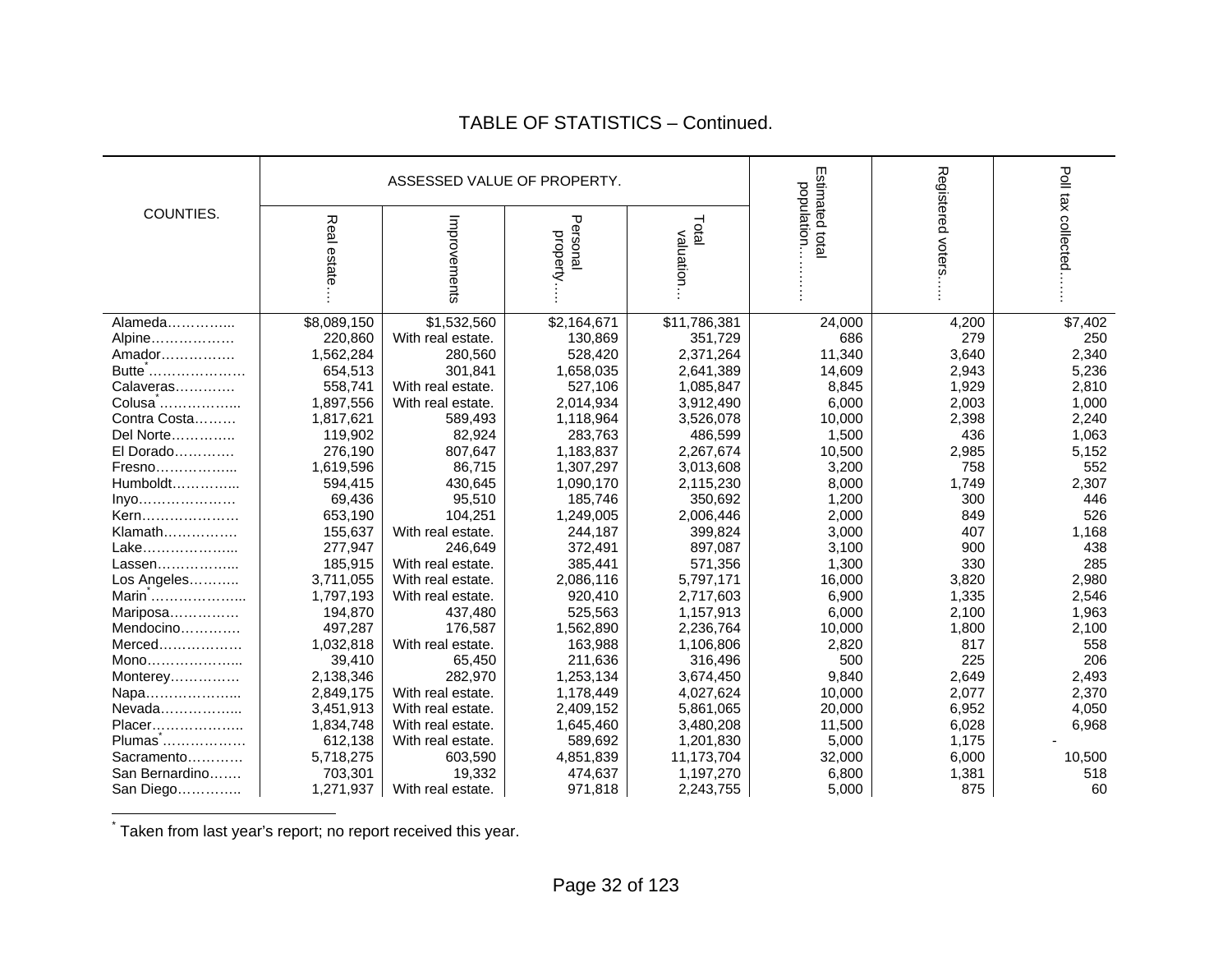## TABLE OF STATISTICS – Continued.

| COUNTIES. | ASSESSED VALUE OF PROPERTY. | | | | Estimated total population……… | Registered voters…… | Poll tax collected…… |
|---|---|---|---|---|---|---|---|
| | Real estate… | Improvements | Personal property…. | Total valuation… | | | |
| Alameda………….. | $8,089,150 | $1,532,560 | $2,164,671 | $11,786,381 | 24,000 | 4,200 | $7,402 |
| Alpine……………… | 220,860 | With real estate. | 130,869 | 351,729 | 686 | 279 | 250 |
| Amador……………. | 1,562,284 | 280,560 | 528,420 | 2,371,264 | 11,340 | 3,640 | 2,340 |
| Butte*………………… | 654,513 | 301,841 | 1,658,035 | 2,641,389 | 14,609 | 2,943 | 5,236 |
| Calaveras………… | 558,741 | With real estate. | 527,106 | 1,085,847 | 8,845 | 1,929 | 2,810 |
| Colusa*…………….. | 1,897,556 | With real estate. | 2,014,934 | 3,912,490 | 6,000 | 2,003 | 1,000 |
| Contra Costa……… | 1,817,621 | 589,493 | 1,118,964 | 3,526,078 | 10,000 | 2,398 | 2,240 |
| Del Norte………….. | 119,902 | 82,924 | 283,763 | 486,599 | 1,500 | 436 | 1,063 |
| El Dorado…………. | 276,190 | 807,647 | 1,183,837 | 2,267,674 | 10,500 | 2,985 | 5,152 |
| Fresno…………….. | 1,619,596 | 86,715 | 1,307,297 | 3,013,608 | 3,200 | 758 | 552 |
| Humboldt………….. | 594,415 | 430,645 | 1,090,170 | 2,115,230 | 8,000 | 1,749 | 2,307 |
| Inyo………………… | 69,436 | 95,510 | 185,746 | 350,692 | 1,200 | 300 | 446 |
| Kern………………… | 653,190 | 104,251 | 1,249,005 | 2,006,446 | 2,000 | 849 | 526 |
| Klamath……………. | 155,637 | With real estate. | 244,187 | 399,824 | 3,000 | 407 | 1,168 |
| Lake……………….. | 277,947 | 246,649 | 372,491 | 897,087 | 3,100 | 900 | 438 |
| Lassen…………….. | 185,915 | With real estate. | 385,441 | 571,356 | 1,300 | 330 | 285 |
| Los Angeles……….. | 3,711,055 | With real estate. | 2,086,116 | 5,797,171 | 16,000 | 3,820 | 2,980 |
| Marin*……………….. | 1,797,193 | With real estate. | 920,410 | 2,717,603 | 6,900 | 1,335 | 2,546 |
| Mariposa…………… | 194,870 | 437,480 | 525,563 | 1,157,913 | 6,000 | 2,100 | 1,963 |
| Mendocino…………. | 497,287 | 176,587 | 1,562,890 | 2,236,764 | 10,000 | 1,800 | 2,100 |
| Merced……………… | 1,032,818 | With real estate. | 163,988 | 1,106,806 | 2,820 | 817 | 558 |
| Mono……………….. | 39,410 | 65,450 | 211,636 | 316,496 | 500 | 225 | 206 |
| Monterey…………… | 2,138,346 | 282,970 | 1,253,134 | 3,674,450 | 9,840 | 2,649 | 2,493 |
| Napa……………….. | 2,849,175 | With real estate. | 1,178,449 | 4,027,624 | 10,000 | 2,077 | 2,370 |
| Nevada…………….. | 3,451,913 | With real estate. | 2,409,152 | 5,861,065 | 20,000 | 6,952 | 4,050 |
| Placer……………….. | 1,834,748 | With real estate. | 1,645,460 | 3,480,208 | 11,500 | 6,028 | 6,968 |
| Plumas*……………… | 612,138 | With real estate. | 589,692 | 1,201,830 | 5,000 | 1,175 | - |
| Sacramento………… | 5,718,275 | 603,590 | 4,851,839 | 11,173,704 | 32,000 | 6,000 | 10,500 |
| San Bernardino……. | 703,301 | 19,332 | 474,637 | 1,197,270 | 6,800 | 1,381 | 518 |
| San Diego………….. | 1,271,937 | With real estate. | 971,818 | 2,243,755 | 5,000 | 875 | 60 |

* Taken from last year's report; no report received this year.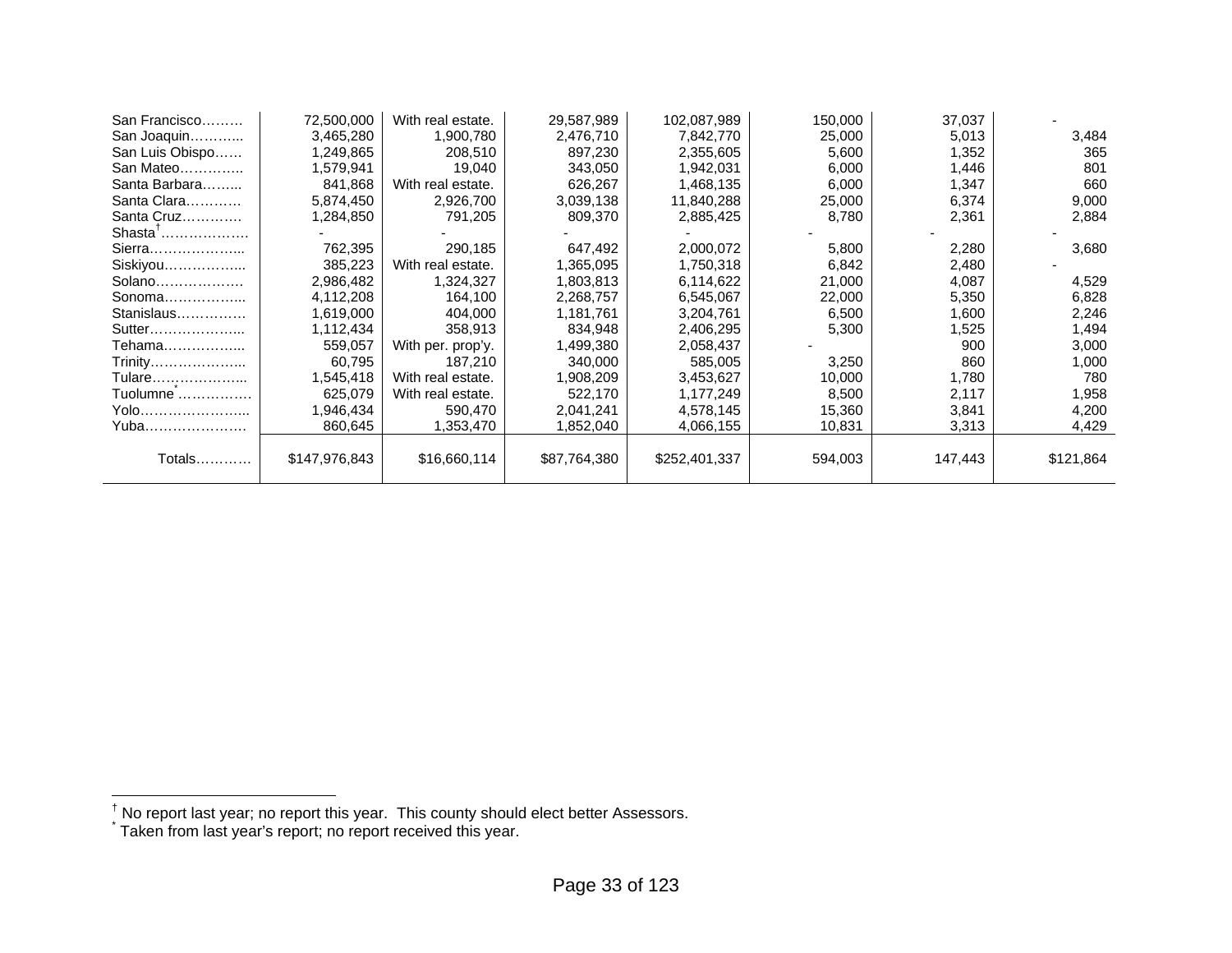| | | | | | | | |
|---|---|---|---|---|---|---|---|
| San Francisco……… | 72,500,000 | With real estate. | 29,587,989 | 102,087,989 | 150,000 | 37,037 | - |
| San Joaquin……….. | 3,465,280 | 1,900,780 | 2,476,710 | 7,842,770 | 25,000 | 5,013 | 3,484 |
| San Luis Obispo…… | 1,249,865 | 208,510 | 897,230 | 2,355,605 | 5,600 | 1,352 | 365 |
| San Mateo………….. | 1,579,941 | 19,040 | 343,050 | 1,942,031 | 6,000 | 1,446 | 801 |
| Santa Barbara…….. | 841,868 | With real estate. | 626,267 | 1,468,135 | 6,000 | 1,347 | 660 |
| Santa Clara………… | 5,874,450 | 2,926,700 | 3,039,138 | 11,840,288 | 25,000 | 6,374 | 9,000 |
| Santa Cruz…………. | 1,284,850 | 791,205 | 809,370 | 2,885,425 | 8,780 | 2,361 | 2,884 |
| Shasta[†]………………. | - | - | - | - | - | - | - |
| Sierra………………... | 762,395 | 290,185 | 647,492 | 2,000,072 | 5,800 | 2,280 | 3,680 |
| Siskiyou……………... | 385,223 | With real estate. | 1,365,095 | 1,750,318 | 6,842 | 2,480 | - |
| Solano………………. | 2,986,482 | 1,324,327 | 1,803,813 | 6,114,622 | 21,000 | 4,087 | 4,529 |
| Sonoma……………... | 4,112,208 | 164,100 | 2,268,757 | 6,545,067 | 22,000 | 5,350 | 6,828 |
| Stanislaus…………… | 1,619,000 | 404,000 | 1,181,761 | 3,204,761 | 6,500 | 1,600 | 2,246 |
| Sutter………………... | 1,112,434 | 358,913 | 834,948 | 2,406,295 | 5,300 | 1,525 | 1,494 |
| Tehama……………... | 559,057 | With per. prop'y. | 1,499,380 | 2,058,437 | - | 900 | 3,000 |
| Trinity………………... | 60,795 | 187,210 | 340,000 | 585,005 | 3,250 | 860 | 1,000 |
| Tulare………………... | 1,545,418 | With real estate. | 1,908,209 | 3,453,627 | 10,000 | 1,780 | 780 |
| Tuolumne[*]……………. | 625,079 | With real estate. | 522,170 | 1,177,249 | 8,500 | 2,117 | 1,958 |
| Yolo…………………... | 1,946,434 | 590,470 | 2,041,241 | 4,578,145 | 15,360 | 3,841 | 4,200 |
| Yuba…………………. | 860,645 | 1,353,470 | 1,852,040 | 4,066,155 | 10,831 | 3,313 | 4,429 |
| Totals………… | $147,976,843 | $16,660,114 | $87,764,380 | $252,401,337 | 594,003 | 147,443 | $121,864 |

[†] No report last year; no report this year. This county should elect better Assessors.

[*] Taken from last year's report; no report received this year.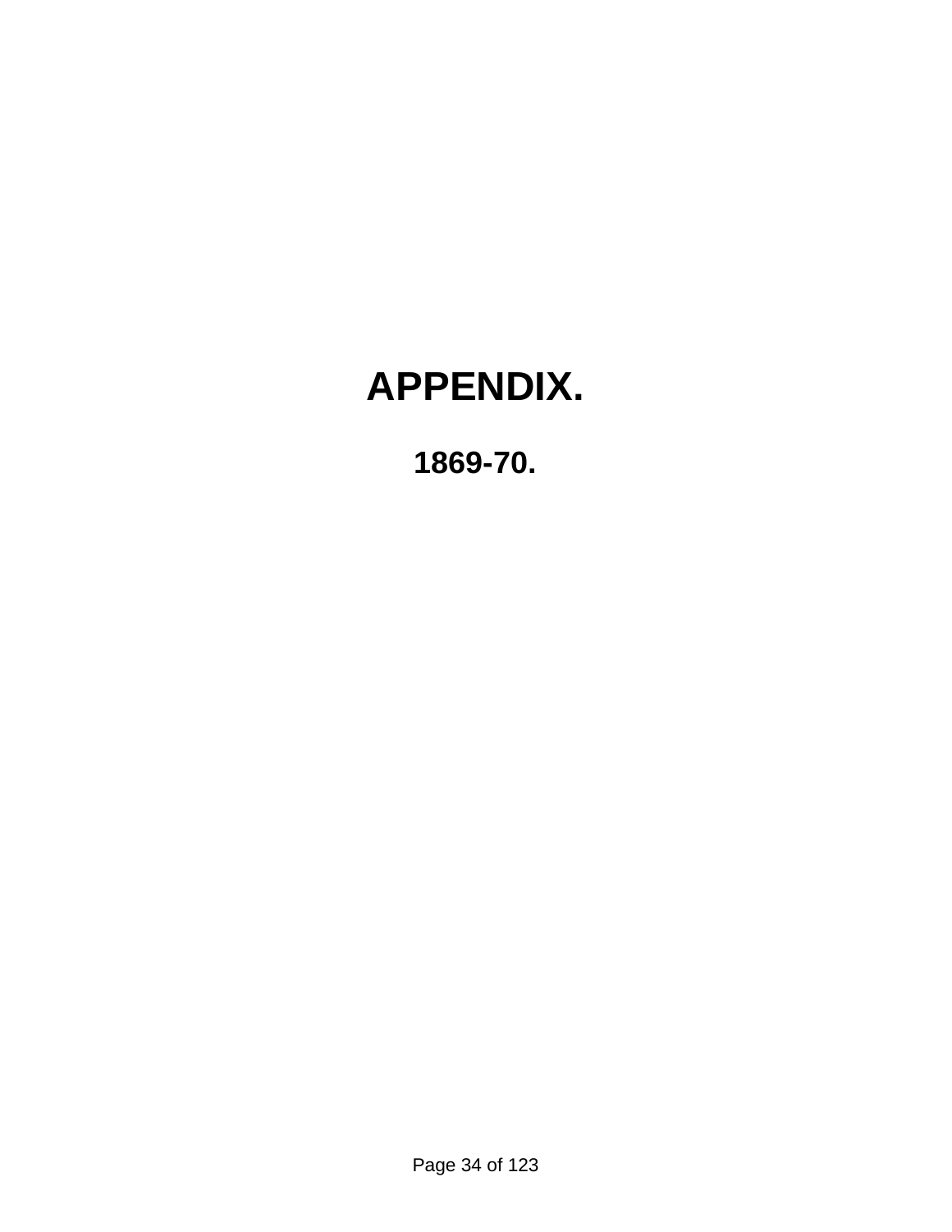# APPENDIX.

## 1869-70.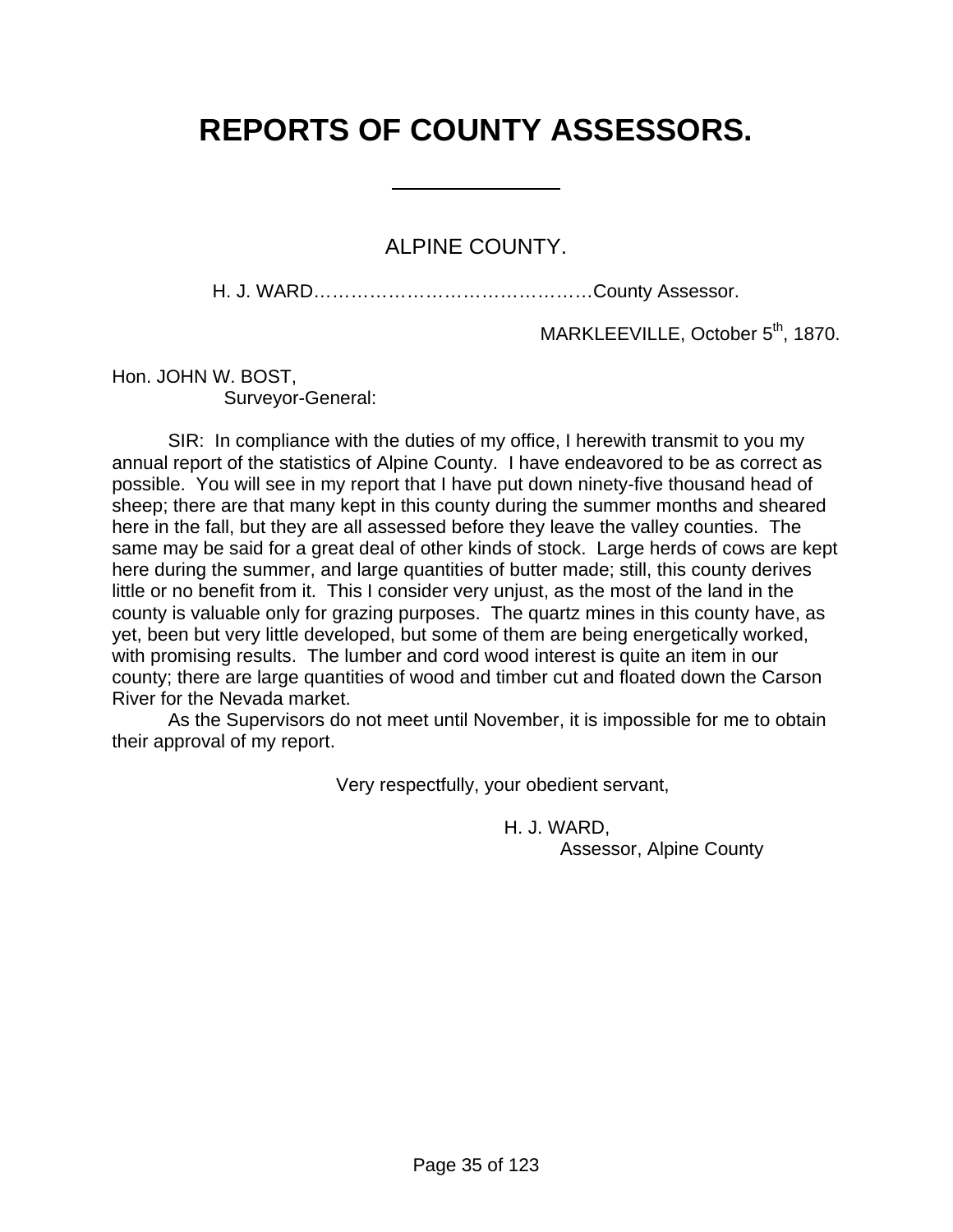# REPORTS OF COUNTY ASSESSORS.

---

## ALPINE COUNTY.

H. J. WARD……………………………………….County Assessor.

MARKLEEVILLE, October 5th, 1870.

Hon. JOHN W. BOST,
Surveyor-General:

SIR: In compliance with the duties of my office, I herewith transmit to you my annual report of the statistics of Alpine County. I have endeavored to be as correct as possible. You will see in my report that I have put down ninety-five thousand head of sheep; there are that many kept in this county during the summer months and sheared here in the fall, but they are all assessed before they leave the valley counties. The same may be said for a great deal of other kinds of stock. Large herds of cows are kept here during the summer, and large quantities of butter made; still, this county derives little or no benefit from it. This I consider very unjust, as the most of the land in the county is valuable only for grazing purposes. The quartz mines in this county have, as yet, been but very little developed, but some of them are being energetically worked, with promising results. The lumber and cord wood interest is quite an item in our county; there are large quantities of wood and timber cut and floated down the Carson River for the Nevada market.

As the Supervisors do not meet until November, it is impossible for me to obtain their approval of my report.

Very respectfully, your obedient servant,

H. J. WARD,
Assessor, Alpine County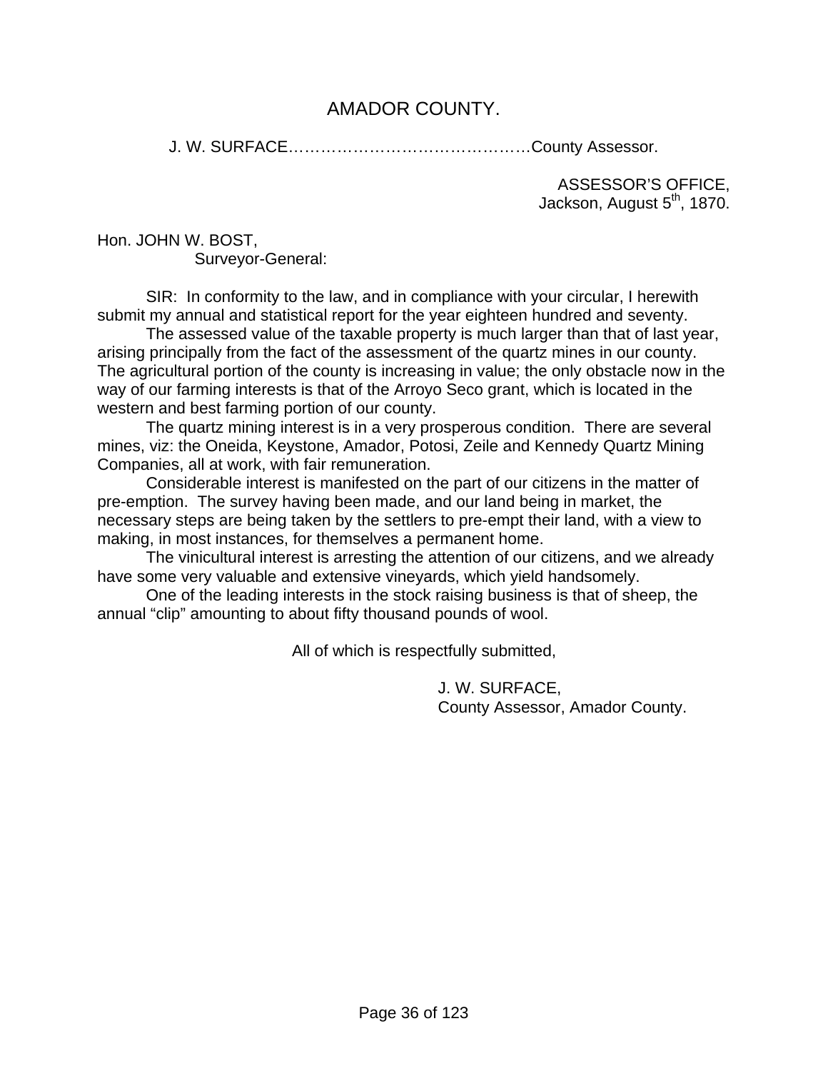# AMADOR COUNTY.

J. W. SURFACE……………………………………….County Assessor.

ASSESSOR'S OFFICE,
Jackson, August 5th, 1870.

Hon. JOHN W. BOST,
Surveyor-General:

SIR: In conformity to the law, and in compliance with your circular, I herewith submit my annual and statistical report for the year eighteen hundred and seventy.

The assessed value of the taxable property is much larger than that of last year, arising principally from the fact of the assessment of the quartz mines in our county. The agricultural portion of the county is increasing in value; the only obstacle now in the way of our farming interests is that of the Arroyo Seco grant, which is located in the western and best farming portion of our county.

The quartz mining interest is in a very prosperous condition. There are several mines, viz: the Oneida, Keystone, Amador, Potosi, Zeile and Kennedy Quartz Mining Companies, all at work, with fair remuneration.

Considerable interest is manifested on the part of our citizens in the matter of pre-emption. The survey having been made, and our land being in market, the necessary steps are being taken by the settlers to pre-empt their land, with a view to making, in most instances, for themselves a permanent home.

The vinicultural interest is arresting the attention of our citizens, and we already have some very valuable and extensive vineyards, which yield handsomely.

One of the leading interests in the stock raising business is that of sheep, the annual "clip" amounting to about fifty thousand pounds of wool.

All of which is respectfully submitted,

J. W. SURFACE,
County Assessor, Amador County.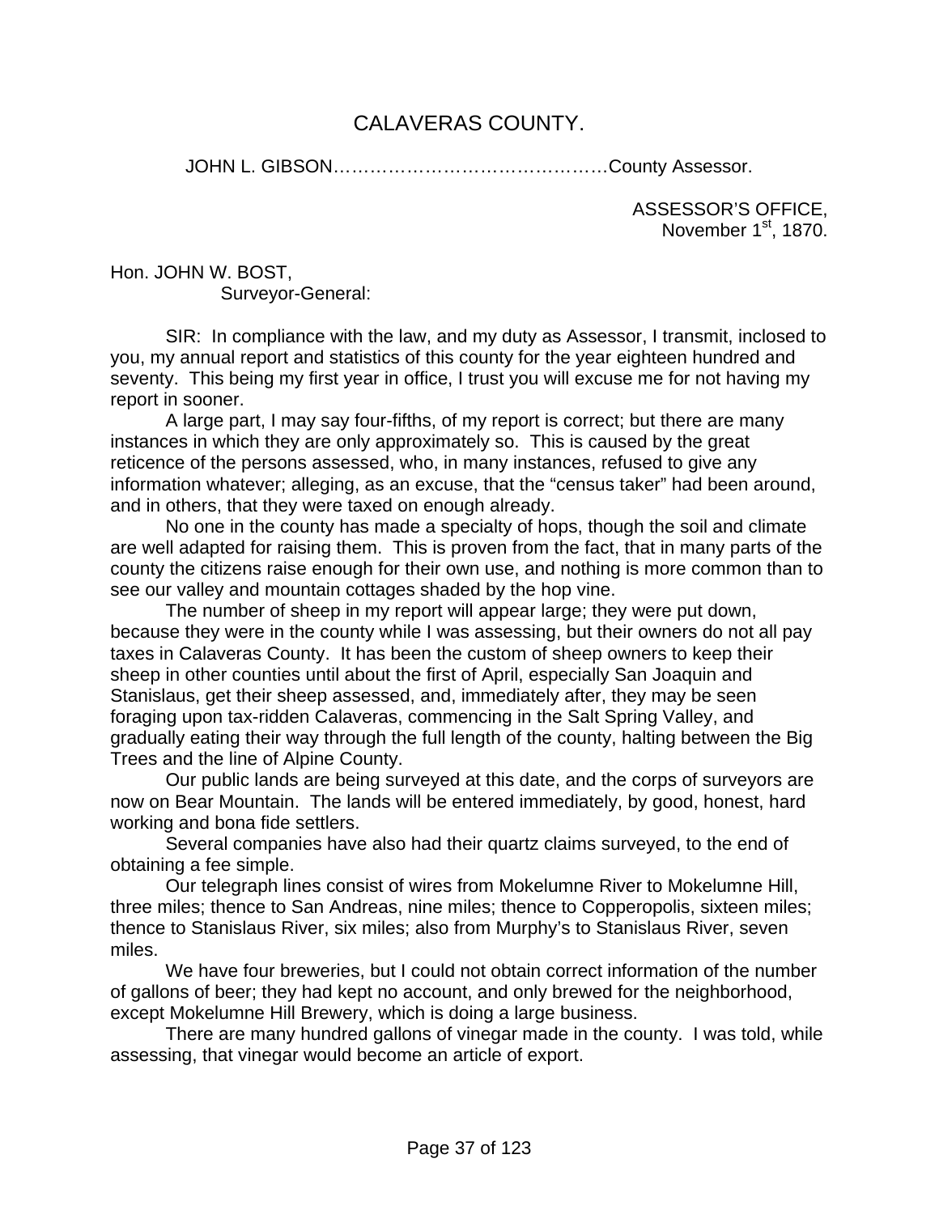# CALAVERAS COUNTY.

JOHN L. GIBSON……………………………………County Assessor.

ASSESSOR'S OFFICE,
November 1st, 1870.

Hon. JOHN W. BOST,
Surveyor-General:

SIR: In compliance with the law, and my duty as Assessor, I transmit, inclosed to you, my annual report and statistics of this county for the year eighteen hundred and seventy. This being my first year in office, I trust you will excuse me for not having my report in sooner.

A large part, I may say four-fifths, of my report is correct; but there are many instances in which they are only approximately so. This is caused by the great reticence of the persons assessed, who, in many instances, refused to give any information whatever; alleging, as an excuse, that the "census taker" had been around, and in others, that they were taxed on enough already.

No one in the county has made a specialty of hops, though the soil and climate are well adapted for raising them. This is proven from the fact, that in many parts of the county the citizens raise enough for their own use, and nothing is more common than to see our valley and mountain cottages shaded by the hop vine.

The number of sheep in my report will appear large; they were put down, because they were in the county while I was assessing, but their owners do not all pay taxes in Calaveras County. It has been the custom of sheep owners to keep their sheep in other counties until about the first of April, especially San Joaquin and Stanislaus, get their sheep assessed, and, immediately after, they may be seen foraging upon tax-ridden Calaveras, commencing in the Salt Spring Valley, and gradually eating their way through the full length of the county, halting between the Big Trees and the line of Alpine County.

Our public lands are being surveyed at this date, and the corps of surveyors are now on Bear Mountain. The lands will be entered immediately, by good, honest, hard working and bona fide settlers.

Several companies have also had their quartz claims surveyed, to the end of obtaining a fee simple.

Our telegraph lines consist of wires from Mokelumne River to Mokelumne Hill, three miles; thence to San Andreas, nine miles; thence to Copperopolis, sixteen miles; thence to Stanislaus River, six miles; also from Murphy's to Stanislaus River, seven miles.

We have four breweries, but I could not obtain correct information of the number of gallons of beer; they had kept no account, and only brewed for the neighborhood, except Mokelumne Hill Brewery, which is doing a large business.

There are many hundred gallons of vinegar made in the county. I was told, while assessing, that vinegar would become an article of export.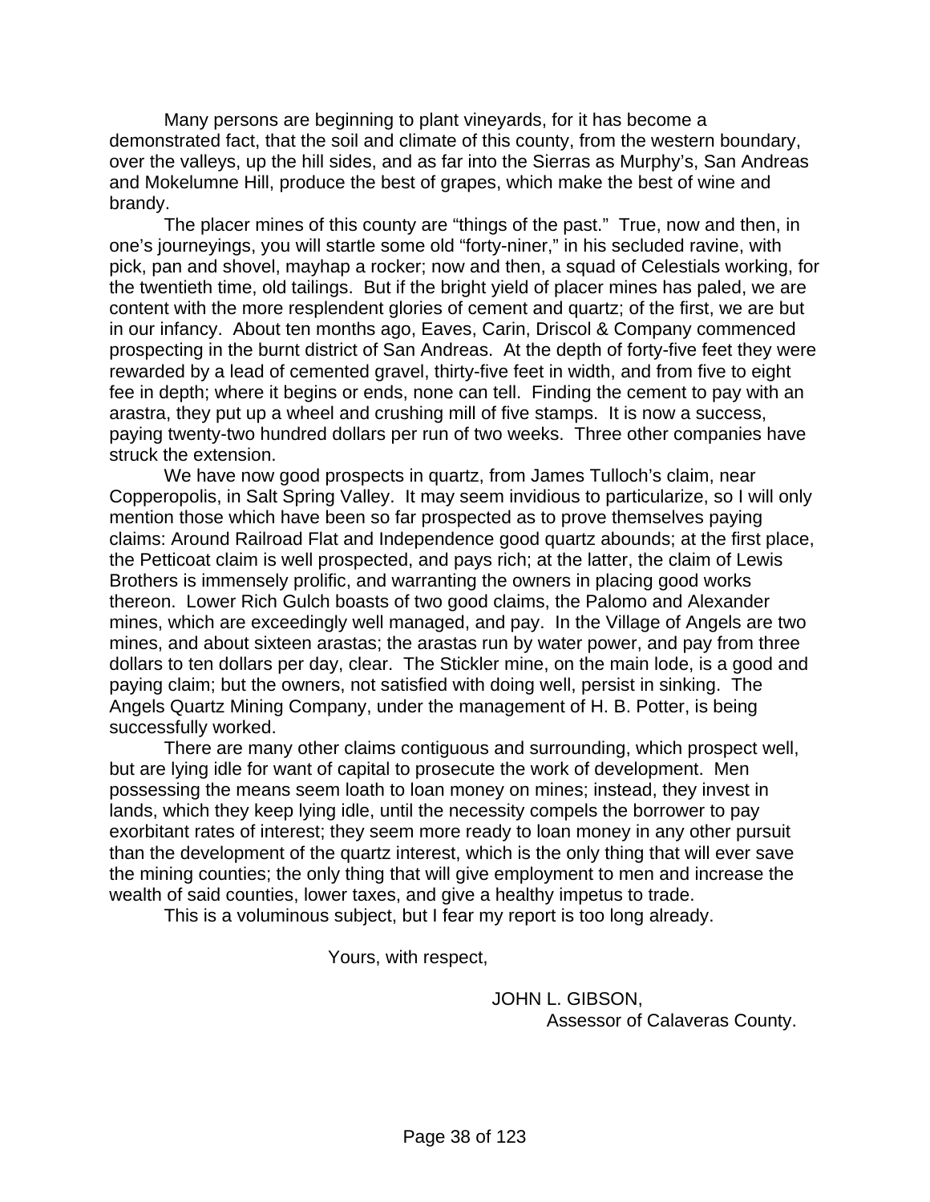Many persons are beginning to plant vineyards, for it has become a demonstrated fact, that the soil and climate of this county, from the western boundary, over the valleys, up the hill sides, and as far into the Sierras as Murphy's, San Andreas and Mokelumne Hill, produce the best of grapes, which make the best of wine and brandy.

The placer mines of this county are "things of the past." True, now and then, in one's journeyings, you will startle some old "forty-niner," in his secluded ravine, with pick, pan and shovel, mayhap a rocker; now and then, a squad of Celestials working, for the twentieth time, old tailings. But if the bright yield of placer mines has paled, we are content with the more resplendent glories of cement and quartz; of the first, we are but in our infancy. About ten months ago, Eaves, Carin, Driscol & Company commenced prospecting in the burnt district of San Andreas. At the depth of forty-five feet they were rewarded by a lead of cemented gravel, thirty-five feet in width, and from five to eight fee in depth; where it begins or ends, none can tell. Finding the cement to pay with an arastra, they put up a wheel and crushing mill of five stamps. It is now a success, paying twenty-two hundred dollars per run of two weeks. Three other companies have struck the extension.

We have now good prospects in quartz, from James Tulloch's claim, near Copperopolis, in Salt Spring Valley. It may seem invidious to particularize, so I will only mention those which have been so far prospected as to prove themselves paying claims: Around Railroad Flat and Independence good quartz abounds; at the first place, the Petticoat claim is well prospected, and pays rich; at the latter, the claim of Lewis Brothers is immensely prolific, and warranting the owners in placing good works thereon. Lower Rich Gulch boasts of two good claims, the Palomo and Alexander mines, which are exceedingly well managed, and pay. In the Village of Angels are two mines, and about sixteen arastas; the arastas run by water power, and pay from three dollars to ten dollars per day, clear. The Stickler mine, on the main lode, is a good and paying claim; but the owners, not satisfied with doing well, persist in sinking. The Angels Quartz Mining Company, under the management of H. B. Potter, is being successfully worked.

There are many other claims contiguous and surrounding, which prospect well, but are lying idle for want of capital to prosecute the work of development. Men possessing the means seem loath to loan money on mines; instead, they invest in lands, which they keep lying idle, until the necessity compels the borrower to pay exorbitant rates of interest; they seem more ready to loan money in any other pursuit than the development of the quartz interest, which is the only thing that will ever save the mining counties; the only thing that will give employment to men and increase the wealth of said counties, lower taxes, and give a healthy impetus to trade.

This is a voluminous subject, but I fear my report is too long already.

Yours, with respect,

JOHN L. GIBSON,
Assessor of Calaveras County.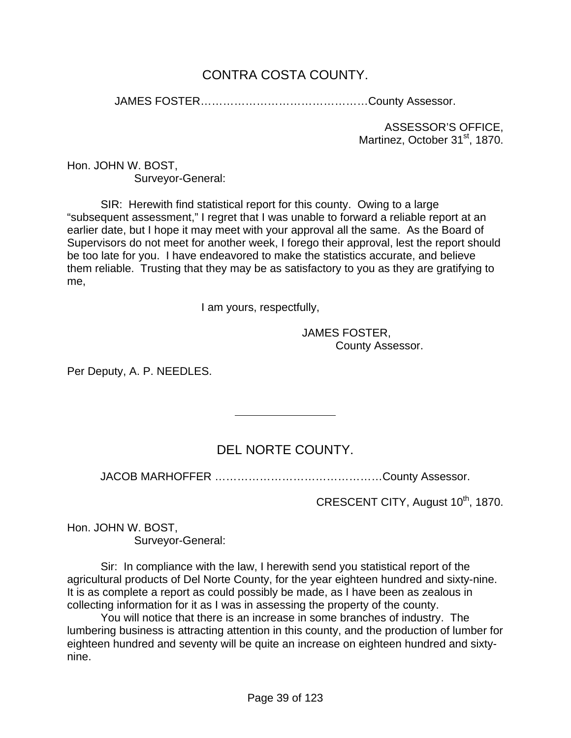## CONTRA COSTA COUNTY.

JAMES FOSTER………………………………………County Assessor.

ASSESSOR'S OFFICE,
Martinez, October 31st, 1870.

Hon. JOHN W. BOST,
Surveyor-General:

SIR: Herewith find statistical report for this county. Owing to a large "subsequent assessment," I regret that I was unable to forward a reliable report at an earlier date, but I hope it may meet with your approval all the same. As the Board of Supervisors do not meet for another week, I forego their approval, lest the report should be too late for you. I have endeavored to make the statistics accurate, and believe them reliable. Trusting that they may be as satisfactory to you as they are gratifying to me,

I am yours, respectfully,

JAMES FOSTER,
County Assessor.

Per Deputy, A. P. NEEDLES.

---

## DEL NORTE COUNTY.

JACOB MARHOFFER ………………………………………County Assessor.

CRESCENT CITY, August 10th, 1870.

Hon. JOHN W. BOST,
Surveyor-General:

Sir: In compliance with the law, I herewith send you statistical report of the agricultural products of Del Norte County, for the year eighteen hundred and sixty-nine. It is as complete a report as could possibly be made, as I have been as zealous in collecting information for it as I was in assessing the property of the county.

You will notice that there is an increase in some branches of industry. The lumbering business is attracting attention in this county, and the production of lumber for eighteen hundred and seventy will be quite an increase on eighteen hundred and sixty-nine.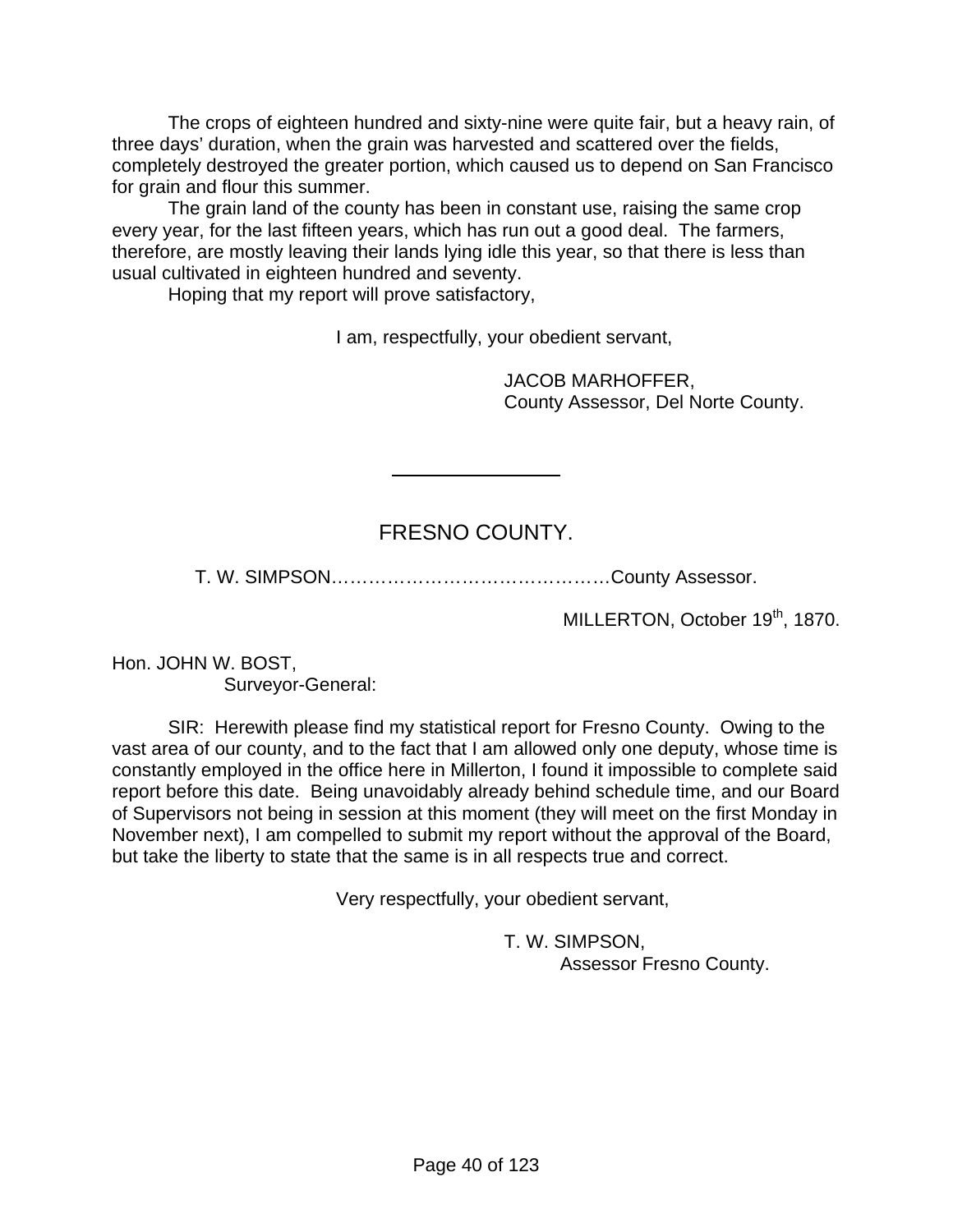The crops of eighteen hundred and sixty-nine were quite fair, but a heavy rain, of three days' duration, when the grain was harvested and scattered over the fields, completely destroyed the greater portion, which caused us to depend on San Francisco for grain and flour this summer.

The grain land of the county has been in constant use, raising the same crop every year, for the last fifteen years, which has run out a good deal. The farmers, therefore, are mostly leaving their lands lying idle this year, so that there is less than usual cultivated in eighteen hundred and seventy.

Hoping that my report will prove satisfactory,

I am, respectfully, your obedient servant,

JACOB MARHOFFER,
County Assessor, Del Norte County.

---

## FRESNO COUNTY.

T. W. SIMPSON……………………………………County Assessor.

MILLERTON, October 19th, 1870.

Hon. JOHN W. BOST,
Surveyor-General:

SIR: Herewith please find my statistical report for Fresno County. Owing to the vast area of our county, and to the fact that I am allowed only one deputy, whose time is constantly employed in the office here in Millerton, I found it impossible to complete said report before this date. Being unavoidably already behind schedule time, and our Board of Supervisors not being in session at this moment (they will meet on the first Monday in November next), I am compelled to submit my report without the approval of the Board, but take the liberty to state that the same is in all respects true and correct.

Very respectfully, your obedient servant,

T. W. SIMPSON,
Assessor Fresno County.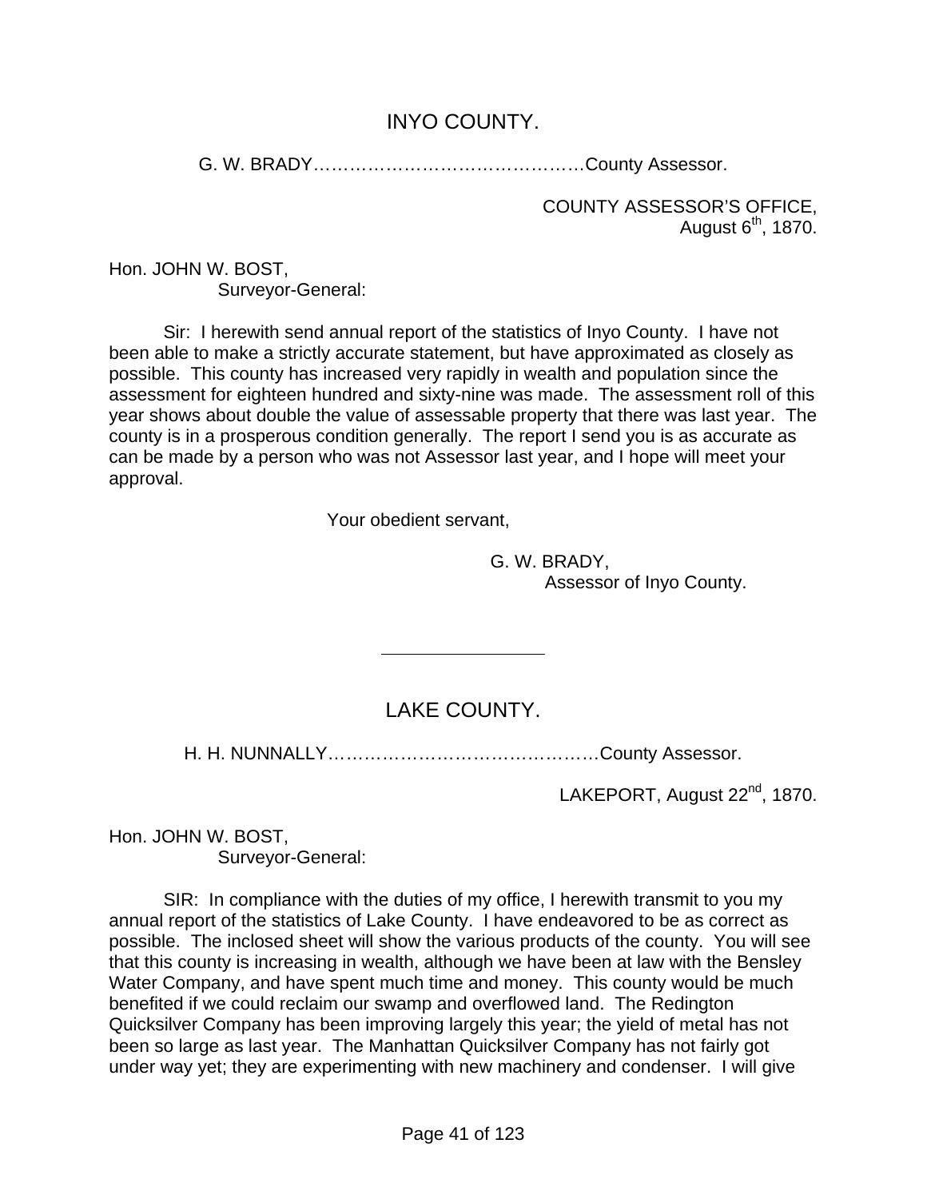## INYO COUNTY.

G. W. BRADY………………………………………County Assessor.

COUNTY ASSESSOR'S OFFICE,
August 6th, 1870.

Hon. JOHN W. BOST,
Surveyor-General:

Sir: I herewith send annual report of the statistics of Inyo County. I have not been able to make a strictly accurate statement, but have approximated as closely as possible. This county has increased very rapidly in wealth and population since the assessment for eighteen hundred and sixty-nine was made. The assessment roll of this year shows about double the value of assessable property that there was last year. The county is in a prosperous condition generally. The report I send you is as accurate as can be made by a person who was not Assessor last year, and I hope will meet your approval.

Your obedient servant,

G. W. BRADY,
Assessor of Inyo County.

---

## LAKE COUNTY.

H. H. NUNNALLY………………………………………County Assessor.

LAKEPORT, August 22nd, 1870.

Hon. JOHN W. BOST,
Surveyor-General:

SIR: In compliance with the duties of my office, I herewith transmit to you my annual report of the statistics of Lake County. I have endeavored to be as correct as possible. The inclosed sheet will show the various products of the county. You will see that this county is increasing in wealth, although we have been at law with the Bensley Water Company, and have spent much time and money. This county would be much benefited if we could reclaim our swamp and overflowed land. The Redington Quicksilver Company has been improving largely this year; the yield of metal has not been so large as last year. The Manhattan Quicksilver Company has not fairly got under way yet; they are experimenting with new machinery and condenser. I will give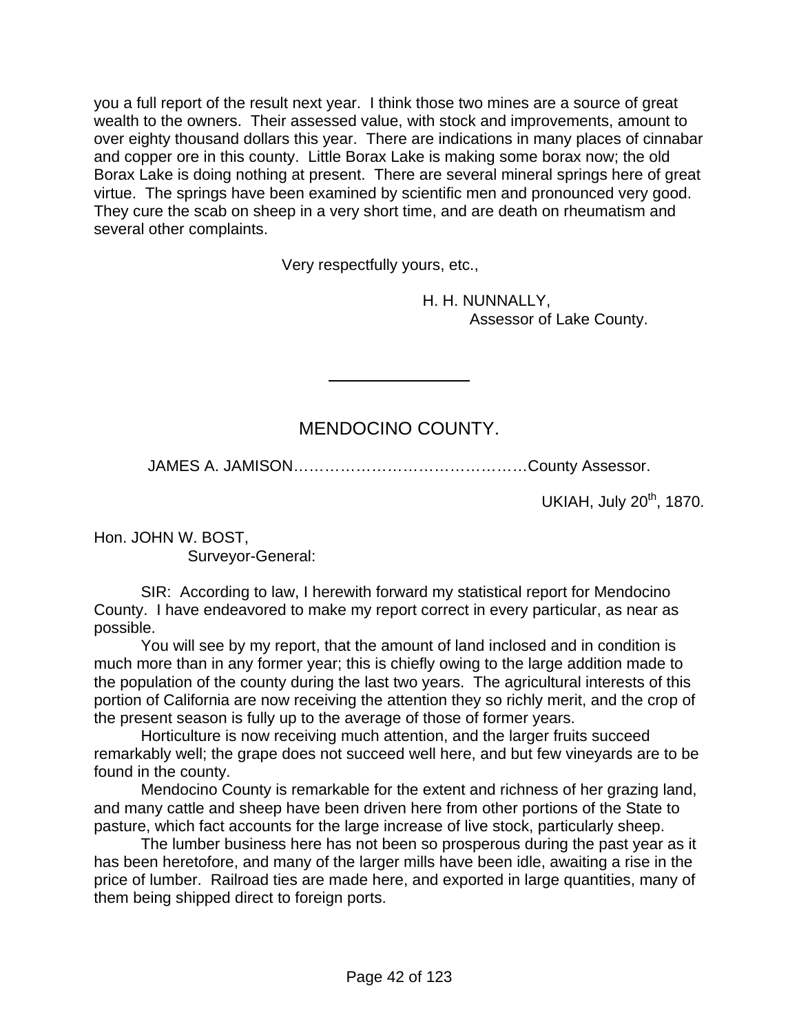you a full report of the result next year. I think those two mines are a source of great wealth to the owners. Their assessed value, with stock and improvements, amount to over eighty thousand dollars this year. There are indications in many places of cinnabar and copper ore in this county. Little Borax Lake is making some borax now; the old Borax Lake is doing nothing at present. There are several mineral springs here of great virtue. The springs have been examined by scientific men and pronounced very good. They cure the scab on sheep in a very short time, and are death on rheumatism and several other complaints.

Very respectfully yours, etc.,

H. H. NUNNALLY,
Assessor of Lake County.

---

## MENDOCINO COUNTY.

JAMES A. JAMISON……………………………………….County Assessor.

UKIAH, July 20th, 1870.

Hon. JOHN W. BOST,
Surveyor-General:

SIR: According to law, I herewith forward my statistical report for Mendocino County. I have endeavored to make my report correct in every particular, as near as possible.

You will see by my report, that the amount of land inclosed and in condition is much more than in any former year; this is chiefly owing to the large addition made to the population of the county during the last two years. The agricultural interests of this portion of California are now receiving the attention they so richly merit, and the crop of the present season is fully up to the average of those of former years.

Horticulture is now receiving much attention, and the larger fruits succeed remarkably well; the grape does not succeed well here, and but few vineyards are to be found in the county.

Mendocino County is remarkable for the extent and richness of her grazing land, and many cattle and sheep have been driven here from other portions of the State to pasture, which fact accounts for the large increase of live stock, particularly sheep.

The lumber business here has not been so prosperous during the past year as it has been heretofore, and many of the larger mills have been idle, awaiting a rise in the price of lumber. Railroad ties are made here, and exported in large quantities, many of them being shipped direct to foreign ports.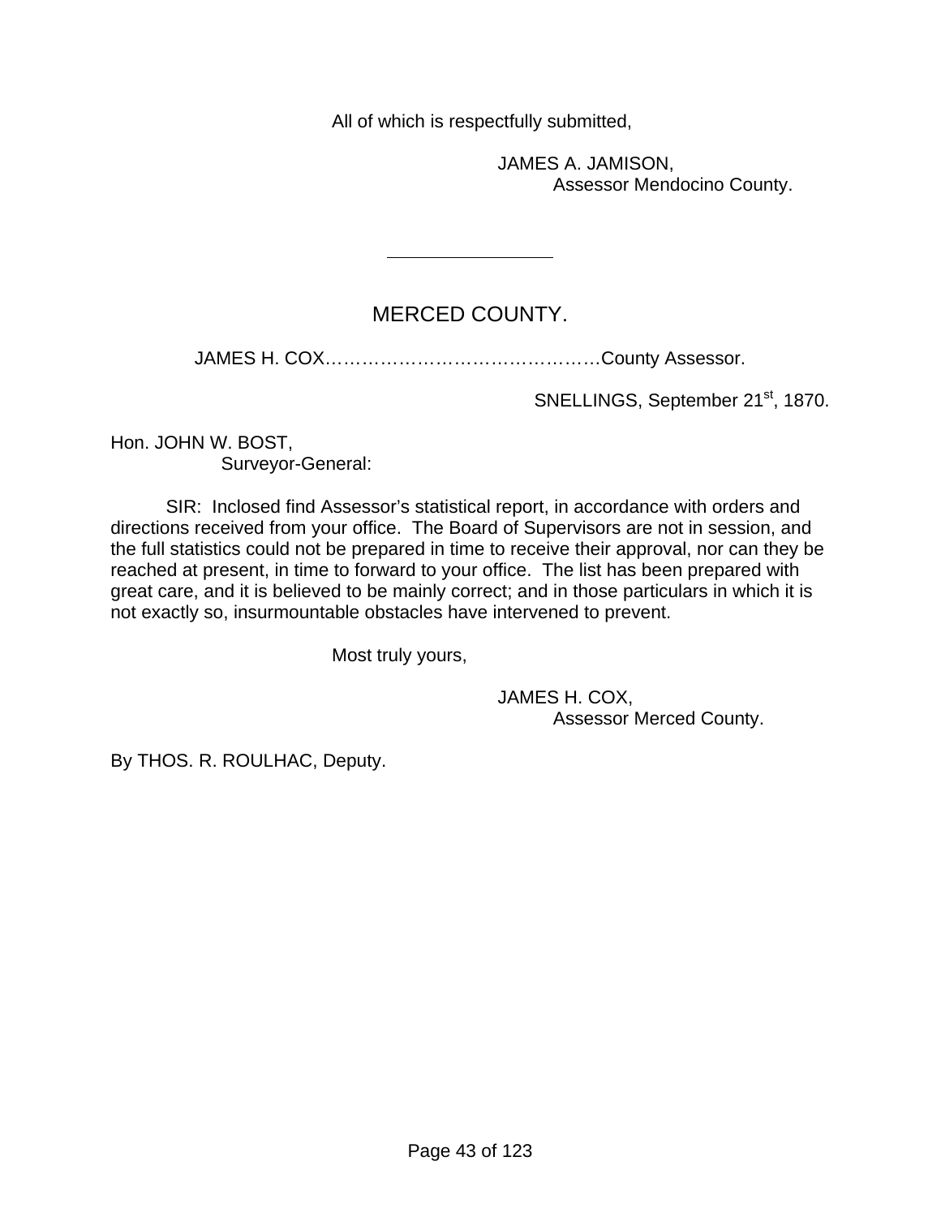All of which is respectfully submitted,

JAMES A. JAMISON,  
Assessor Mendocino County.

---

## MERCED COUNTY.

JAMES H. COX……………………………………….County Assessor.

SNELLINGS, September 21st, 1870.

Hon. JOHN W. BOST,  
Surveyor-General:

SIR: Inclosed find Assessor's statistical report, in accordance with orders and directions received from your office. The Board of Supervisors are not in session, and the full statistics could not be prepared in time to receive their approval, nor can they be reached at present, in time to forward to your office. The list has been prepared with great care, and it is believed to be mainly correct; and in those particulars in which it is not exactly so, insurmountable obstacles have intervened to prevent.

Most truly yours,

JAMES H. COX,  
Assessor Merced County.

By THOS. R. ROULHAC, Deputy.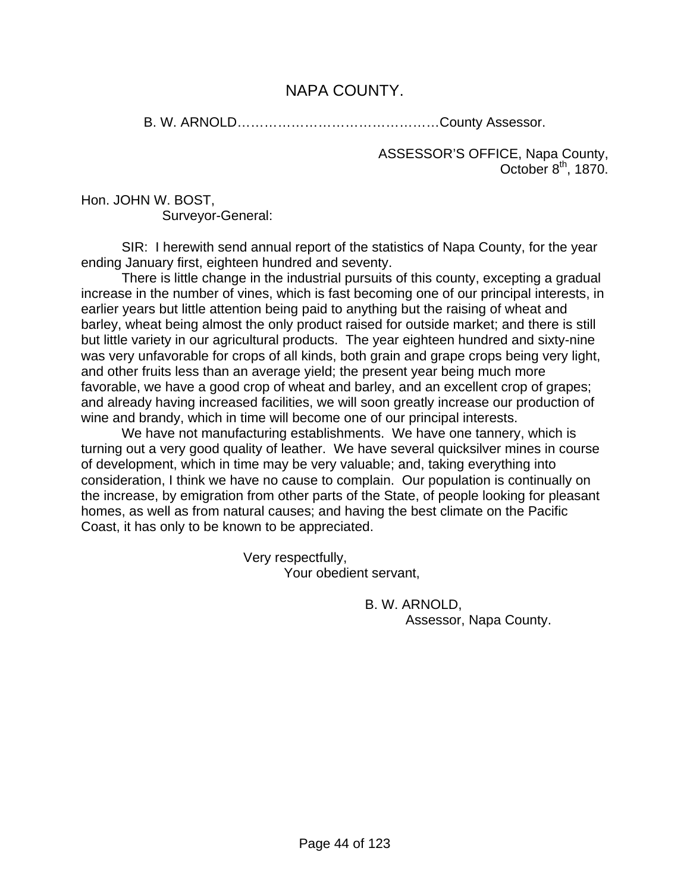# NAPA COUNTY.

B. W. ARNOLD……………………………………….County Assessor.

ASSESSOR'S OFFICE, Napa County,
October 8th, 1870.

Hon. JOHN W. BOST,
Surveyor-General:

SIR: I herewith send annual report of the statistics of Napa County, for the year ending January first, eighteen hundred and seventy.

There is little change in the industrial pursuits of this county, excepting a gradual increase in the number of vines, which is fast becoming one of our principal interests, in earlier years but little attention being paid to anything but the raising of wheat and barley, wheat being almost the only product raised for outside market; and there is still but little variety in our agricultural products. The year eighteen hundred and sixty-nine was very unfavorable for crops of all kinds, both grain and grape crops being very light, and other fruits less than an average yield; the present year being much more favorable, we have a good crop of wheat and barley, and an excellent crop of grapes; and already having increased facilities, we will soon greatly increase our production of wine and brandy, which in time will become one of our principal interests.

We have not manufacturing establishments. We have one tannery, which is turning out a very good quality of leather. We have several quicksilver mines in course of development, which in time may be very valuable; and, taking everything into consideration, I think we have no cause to complain. Our population is continually on the increase, by emigration from other parts of the State, of people looking for pleasant homes, as well as from natural causes; and having the best climate on the Pacific Coast, it has only to be known to be appreciated.

Very respectfully,
Your obedient servant,

B. W. ARNOLD,
Assessor, Napa County.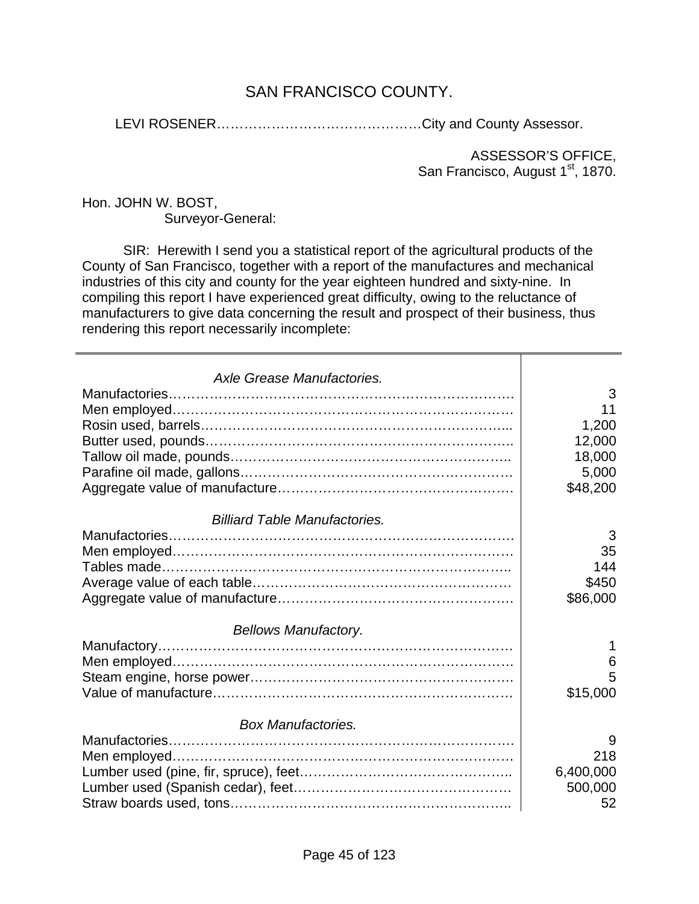# SAN FRANCISCO COUNTY.

LEVI ROSENER……………………………………City and County Assessor.

ASSESSOR'S OFFICE,
San Francisco, August 1st, 1870.

Hon. JOHN W. BOST,
Surveyor-General:

SIR: Herewith I send you a statistical report of the agricultural products of the County of San Francisco, together with a report of the manufactures and mechanical industries of this city and county for the year eighteen hundred and sixty-nine. In compiling this report I have experienced great difficulty, owing to the reluctance of manufacturers to give data concerning the result and prospect of their business, thus rendering this report necessarily incomplete:

| | |
|---|---|
| *Axle Grease Manufactories.* | |
| Manufactories | 3 |
| Men employed | 11 |
| Rosin used, barrels | 1,200 |
| Butter used, pounds | 12,000 |
| Tallow oil made, pounds | 18,000 |
| Parafine oil made, gallons | 5,000 |
| Aggregate value of manufacture | $48,200 |
| *Billiard Table Manufactories.* | |
| Manufactories | 3 |
| Men employed | 35 |
| Tables made | 144 |
| Average value of each table | $450 |
| Aggregate value of manufacture | $86,000 |
| *Bellows Manufactory.* | |
| Manufactory | 1 |
| Men employed | 6 |
| Steam engine, horse power | 5 |
| Value of manufacture | $15,000 |
| *Box Manufactories.* | |
| Manufactories | 9 |
| Men employed | 218 |
| Lumber used (pine, fir, spruce), feet | 6,400,000 |
| Lumber used (Spanish cedar), feet | 500,000 |
| Straw boards used, tons | 52 |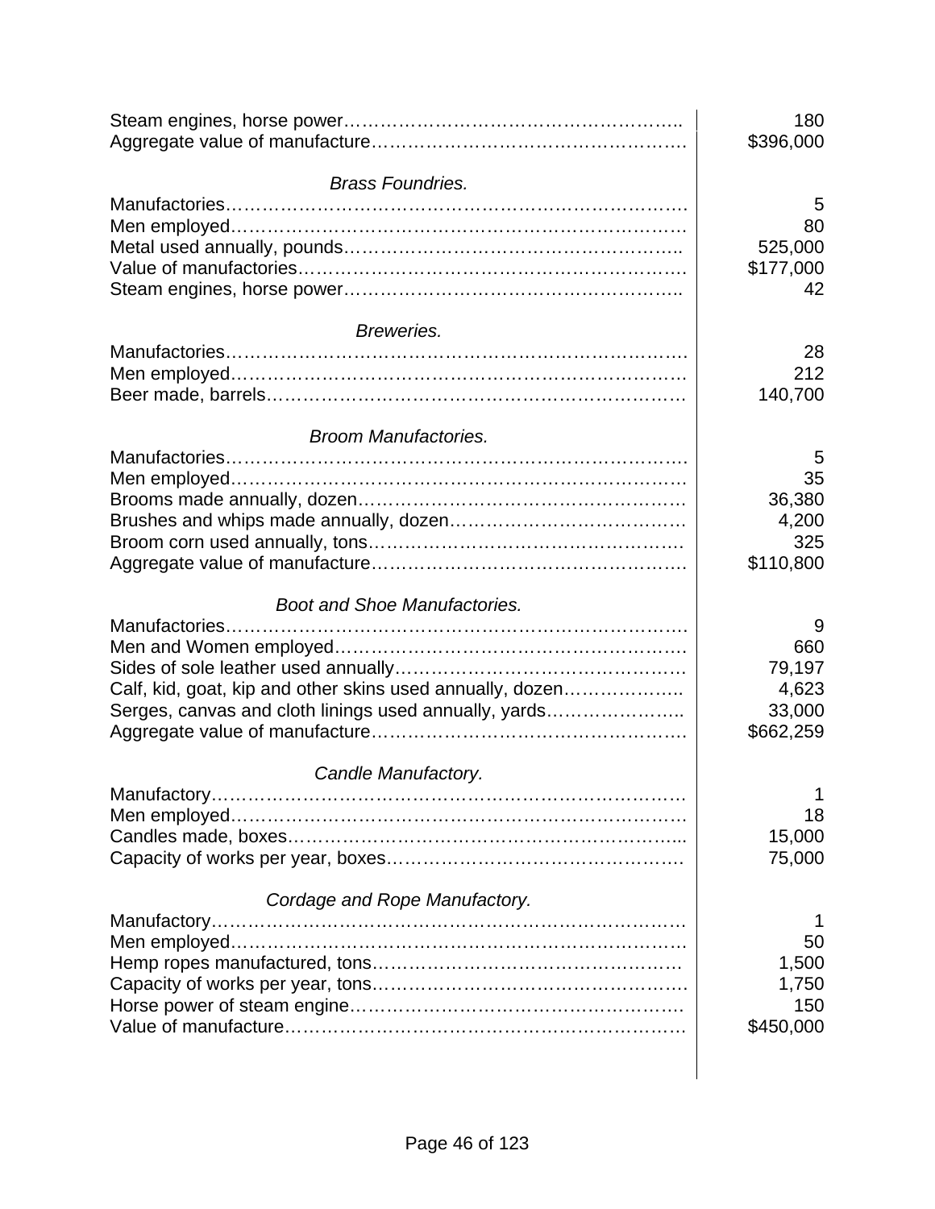| | |
|---|---|
| Steam engines, horse power…………………………………………………. | 180 |
| Aggregate value of manufacture……………………………………………. | $396,000 |
| *Brass Foundries.* | |
| Manufactories………………………………………………………………. | 5 |
| Men employed……………………………………………………………… | 80 |
| Metal used annually, pounds……………………………………………….. | 525,000 |
| Value of manufactories………………………………………………………. | $177,000 |
| Steam engines, horse power…………………………………………………. | 42 |
| *Breweries.* | |
| Manufactories………………………………………………………………. | 28 |
| Men employed……………………………………………………………… | 212 |
| Beer made, barrels…………………………………………………………. | 140,700 |
| *Broom Manufactories.* | |
| Manufactories………………………………………………………………. | 5 |
| Men employed……………………………………………………………… | 35 |
| Brooms made annually, dozen………………………………………………. | 36,380 |
| Brushes and whips made annually, dozen………………………………… | 4,200 |
| Broom corn used annually, tons……………………………………………. | 325 |
| Aggregate value of manufacture……………………………………………. | $110,800 |
| *Boot and Shoe Manufactories.* | |
| Manufactories………………………………………………………………. | 9 |
| Men and Women employed…………………………………………………. | 660 |
| Sides of sole leather used annually…………………………………………. | 79,197 |
| Calf, kid, goat, kip and other skins used annually, dozen……………….. | 4,623 |
| Serges, canvas and cloth linings used annually, yards………………….. | 33,000 |
| Aggregate value of manufacture……………………………………………. | $662,259 |
| *Candle Manufactory.* | |
| Manufactory…………………………………………………………………. | 1 |
| Men employed……………………………………………………………… | 18 |
| Candles made, boxes……………………………………………………….. | 15,000 |
| Capacity of works per year, boxes…………………………………………. | 75,000 |
| *Cordage and Rope Manufactory.* | |
| Manufactory…………………………………………………………………. | 1 |
| Men employed……………………………………………………………… | 50 |
| Hemp ropes manufactured, tons……………………………………………. | 1,500 |
| Capacity of works per year, tons…………………………………………… | 1,750 |
| Horse power of steam engine………………………………………………. | 150 |
| Value of manufacture………………………………………………………. | $450,000 |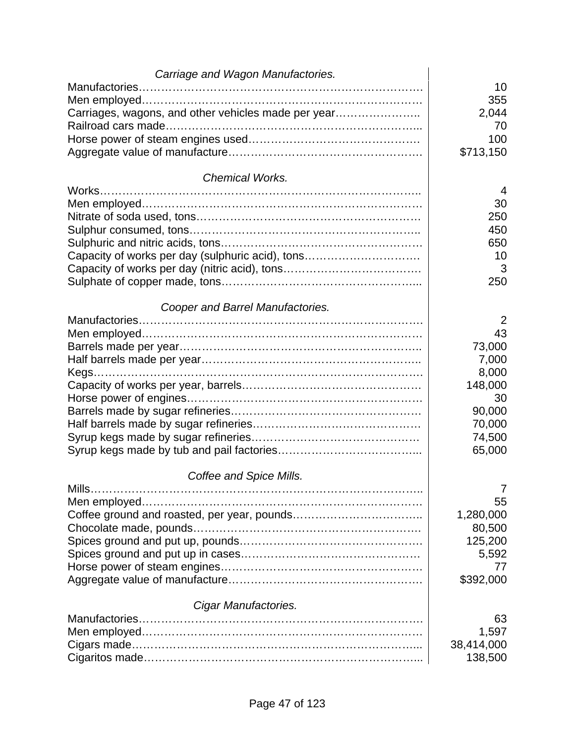*Carriage and Wagon Manufactories.*

| | |
|---|---|
| Manufactories | 10 |
| Men employed | 355 |
| Carriages, wagons, and other vehicles made per year | 2,044 |
| Railroad cars made | 70 |
| Horse power of steam engines used | 100 |
| Aggregate value of manufacture | $713,150 |

*Chemical Works.*

| | |
|---|---|
| Works | 4 |
| Men employed | 30 |
| Nitrate of soda used, tons | 250 |
| Sulphur consumed, tons | 450 |
| Sulphuric and nitric acids, tons | 650 |
| Capacity of works per day (sulphuric acid), tons | 10 |
| Capacity of works per day (nitric acid), tons | 3 |
| Sulphate of copper made, tons | 250 |

*Cooper and Barrel Manufactories.*

| | |
|---|---|
| Manufactories | 2 |
| Men employed | 43 |
| Barrels made per year | 73,000 |
| Half barrels made per year | 7,000 |
| Kegs | 8,000 |
| Capacity of works per year, barrels | 148,000 |
| Horse power of engines | 30 |
| Barrels made by sugar refineries | 90,000 |
| Half barrels made by sugar refineries | 70,000 |
| Syrup kegs made by sugar refineries | 74,500 |
| Syrup kegs made by tub and pail factories | 65,000 |

*Coffee and Spice Mills.*

| | |
|---|---|
| Mills | 7 |
| Men employed | 55 |
| Coffee ground and roasted, per year, pounds | 1,280,000 |
| Chocolate made, pounds | 80,500 |
| Spices ground and put up, pounds | 125,200 |
| Spices ground and put up in cases | 5,592 |
| Horse power of steam engines | 77 |
| Aggregate value of manufacture | $392,000 |

*Cigar Manufactories.*

| | |
|---|---|
| Manufactories | 63 |
| Men employed | 1,597 |
| Cigars made | 38,414,000 |
| Cigaritos made | 138,500 |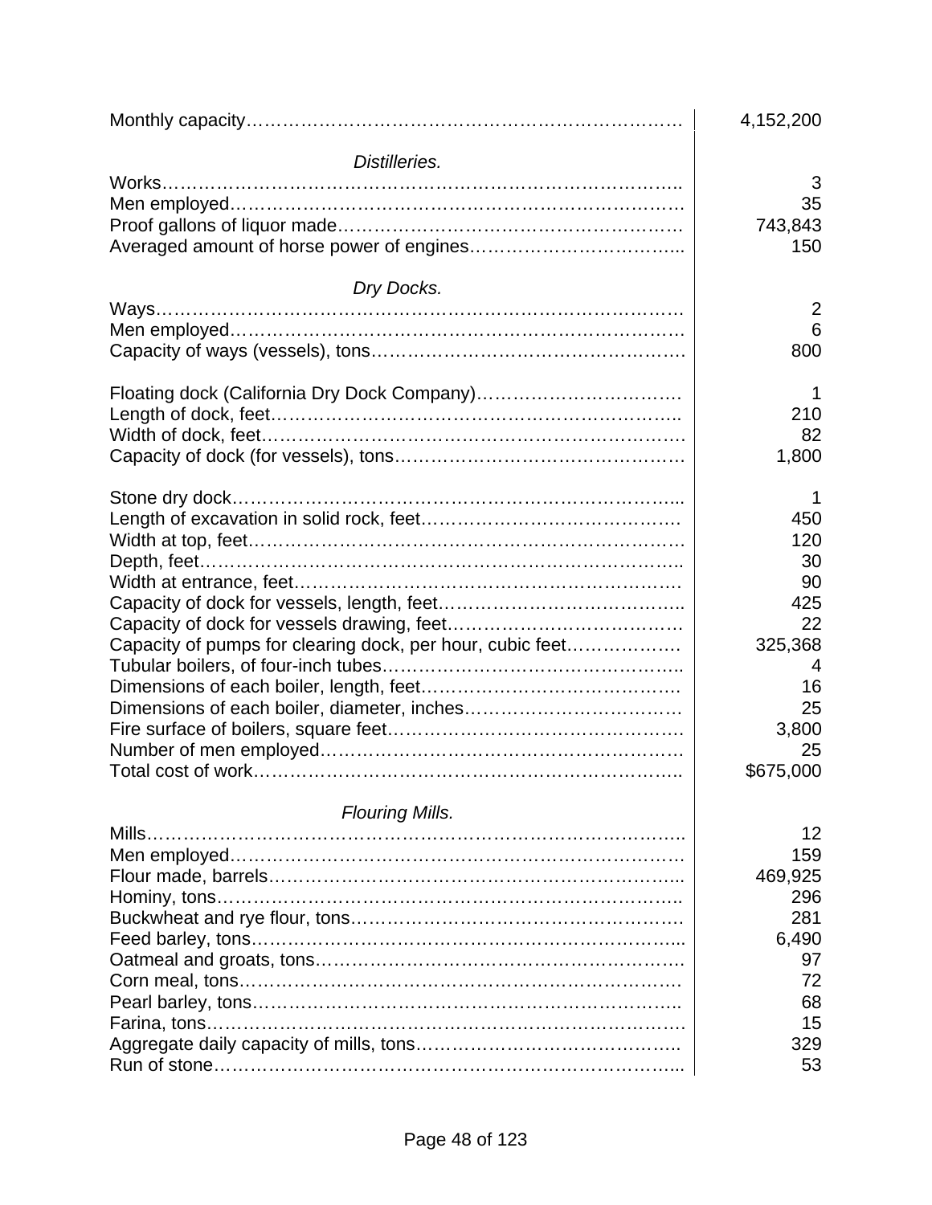| | |
|---|---|
| Monthly capacity | 4,152,200 |
| ***Distilleries.*** | |
| Works | 3 |
| Men employed | 35 |
| Proof gallons of liquor made | 743,843 |
| Averaged amount of horse power of engines | 150 |
| ***Dry Docks.*** | |
| Ways | 2 |
| Men employed | 6 |
| Capacity of ways (vessels), tons | 800 |
| | |
| Floating dock (California Dry Dock Company) | 1 |
| Length of dock, feet | 210 |
| Width of dock, feet | 82 |
| Capacity of dock (for vessels), tons | 1,800 |
| | |
| Stone dry dock | 1 |
| Length of excavation in solid rock, feet | 450 |
| Width at top, feet | 120 |
| Depth, feet | 30 |
| Width at entrance, feet | 90 |
| Capacity of dock for vessels, length, feet | 425 |
| Capacity of dock for vessels drawing, feet | 22 |
| Capacity of pumps for clearing dock, per hour, cubic feet | 325,368 |
| Tubular boilers, of four-inch tubes | 4 |
| Dimensions of each boiler, length, feet | 16 |
| Dimensions of each boiler, diameter, inches | 25 |
| Fire surface of boilers, square feet | 3,800 |
| Number of men employed | 25 |
| Total cost of work | $675,000 |
| ***Flouring Mills.*** | |
| Mills | 12 |
| Men employed | 159 |
| Flour made, barrels | 469,925 |
| Hominy, tons | 296 |
| Buckwheat and rye flour, tons | 281 |
| Feed barley, tons | 6,490 |
| Oatmeal and groats, tons | 97 |
| Corn meal, tons | 72 |
| Pearl barley, tons | 68 |
| Farina, tons | 15 |
| Aggregate daily capacity of mills, tons | 329 |
| Run of stone | 53 |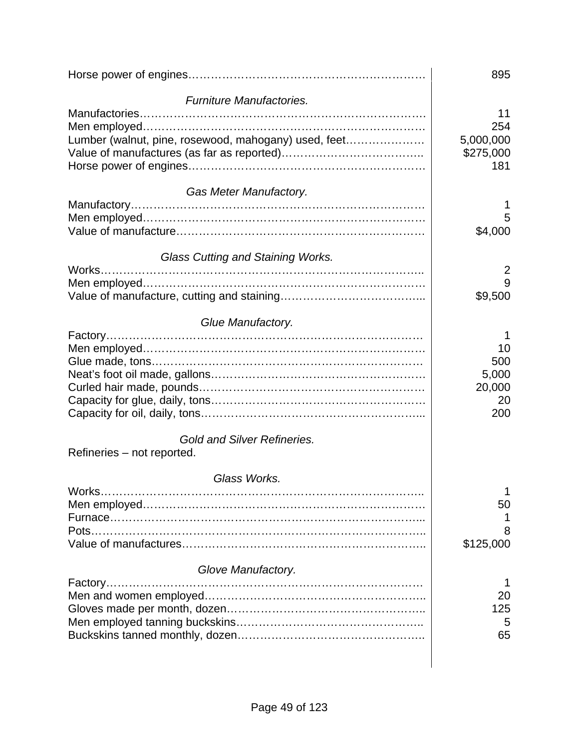| | |
|---|---|
| Horse power of engines | 895 |

*Furniture Manufactories.*

| | |
|---|---|
| Manufactories | 11 |
| Men employed | 254 |
| Lumber (walnut, pine, rosewood, mahogany) used, feet | 5,000,000 |
| Value of manufactures (as far as reported) | $275,000 |
| Horse power of engines | 181 |

*Gas Meter Manufactory.*

| | |
|---|---|
| Manufactory | 1 |
| Men employed | 5 |
| Value of manufacture | $4,000 |

*Glass Cutting and Staining Works.*

| | |
|---|---|
| Works | 2 |
| Men employed | 9 |
| Value of manufacture, cutting and staining | $9,500 |

*Glue Manufactory.*

| | |
|---|---|
| Factory | 1 |
| Men employed | 10 |
| Glue made, tons | 500 |
| Neat's foot oil made, gallons | 5,000 |
| Curled hair made, pounds | 20,000 |
| Capacity for glue, daily, tons | 20 |
| Capacity for oil, daily, tons | 200 |

*Gold and Silver Refineries.*

Refineries – not reported.

*Glass Works.*

| | |
|---|---|
| Works | 1 |
| Men employed | 50 |
| Furnace | 1 |
| Pots | 8 |
| Value of manufactures | $125,000 |

*Glove Manufactory.*

| | |
|---|---|
| Factory | 1 |
| Men and women employed | 20 |
| Gloves made per month, dozen | 125 |
| Men employed tanning buckskins | 5 |
| Buckskins tanned monthly, dozen | 65 |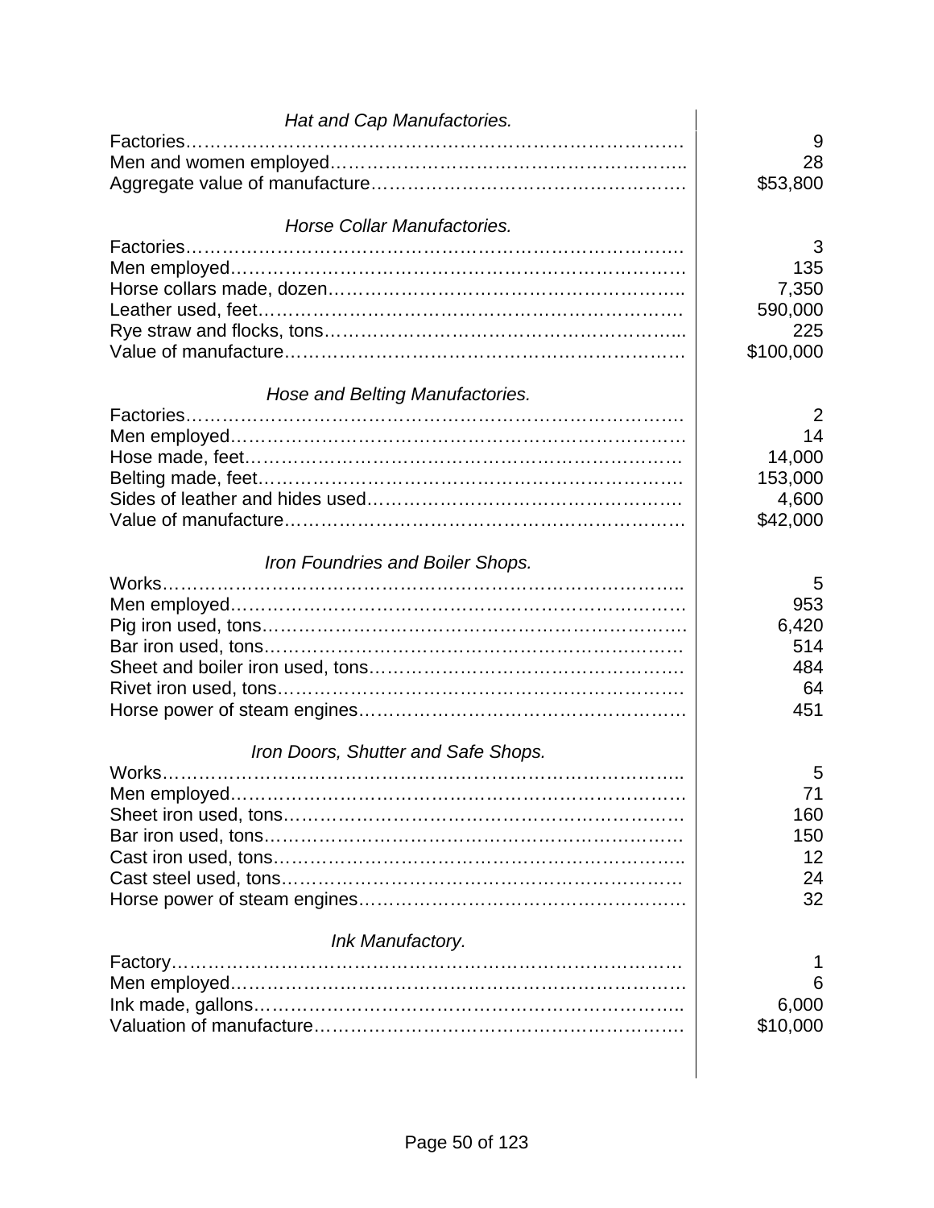### *Hat and Cap Manufactories.*

| | |
|---|---:|
| Factories | 9 |
| Men and women employed | 28 |
| Aggregate value of manufacture | $53,800 |

### *Horse Collar Manufactories.*

| | |
|---|---:|
| Factories | 3 |
| Men employed | 135 |
| Horse collars made, dozen | 7,350 |
| Leather used, feet | 590,000 |
| Rye straw and flocks, tons | 225 |
| Value of manufacture | $100,000 |

### *Hose and Belting Manufactories.*

| | |
|---|---:|
| Factories | 2 |
| Men employed | 14 |
| Hose made, feet | 14,000 |
| Belting made, feet | 153,000 |
| Sides of leather and hides used | 4,600 |
| Value of manufacture | $42,000 |

### *Iron Foundries and Boiler Shops.*

| | |
|---|---:|
| Works | 5 |
| Men employed | 953 |
| Pig iron used, tons | 6,420 |
| Bar iron used, tons | 514 |
| Sheet and boiler iron used, tons | 484 |
| Rivet iron used, tons | 64 |
| Horse power of steam engines | 451 |

### *Iron Doors, Shutter and Safe Shops.*

| | |
|---|---:|
| Works | 5 |
| Men employed | 71 |
| Sheet iron used, tons | 160 |
| Bar iron used, tons | 150 |
| Cast iron used, tons | 12 |
| Cast steel used, tons | 24 |
| Horse power of steam engines | 32 |

### *Ink Manufactory.*

| | |
|---|---:|
| Factory | 1 |
| Men employed | 6 |
| Ink made, gallons | 6,000 |
| Valuation of manufacture | $10,000 |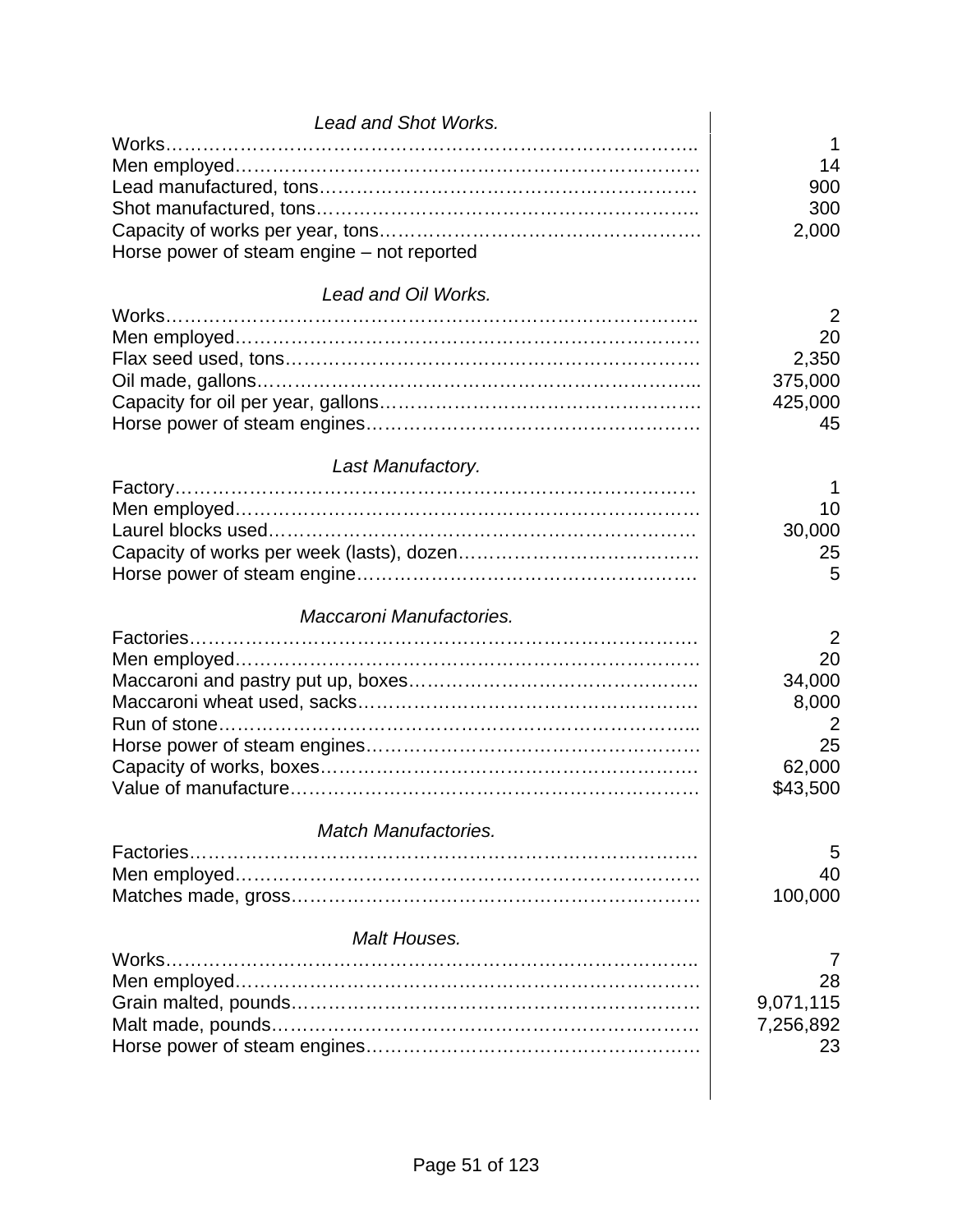*Lead and Shot Works.*

| | |
|---|---:|
| Works | 1 |
| Men employed | 14 |
| Lead manufactured, tons | 900 |
| Shot manufactured, tons | 300 |
| Capacity of works per year, tons | 2,000 |
| Horse power of steam engine – not reported | |

*Lead and Oil Works.*

| | |
|---|---:|
| Works | 2 |
| Men employed | 20 |
| Flax seed used, tons | 2,350 |
| Oil made, gallons | 375,000 |
| Capacity for oil per year, gallons | 425,000 |
| Horse power of steam engines | 45 |

*Last Manufactory.*

| | |
|---|---:|
| Factory | 1 |
| Men employed | 10 |
| Laurel blocks used | 30,000 |
| Capacity of works per week (lasts), dozen | 25 |
| Horse power of steam engine | 5 |

*Maccaroni Manufactories.*

| | |
|---|---:|
| Factories | 2 |
| Men employed | 20 |
| Maccaroni and pastry put up, boxes | 34,000 |
| Maccaroni wheat used, sacks | 8,000 |
| Run of stone | 2 |
| Horse power of steam engines | 25 |
| Capacity of works, boxes | 62,000 |
| Value of manufacture | $43,500 |

*Match Manufactories.*

| | |
|---|---:|
| Factories | 5 |
| Men employed | 40 |
| Matches made, gross | 100,000 |

*Malt Houses.*

| | |
|---|---:|
| Works | 7 |
| Men employed | 28 |
| Grain malted, pounds | 9,071,115 |
| Malt made, pounds | 7,256,892 |
| Horse power of steam engines | 23 |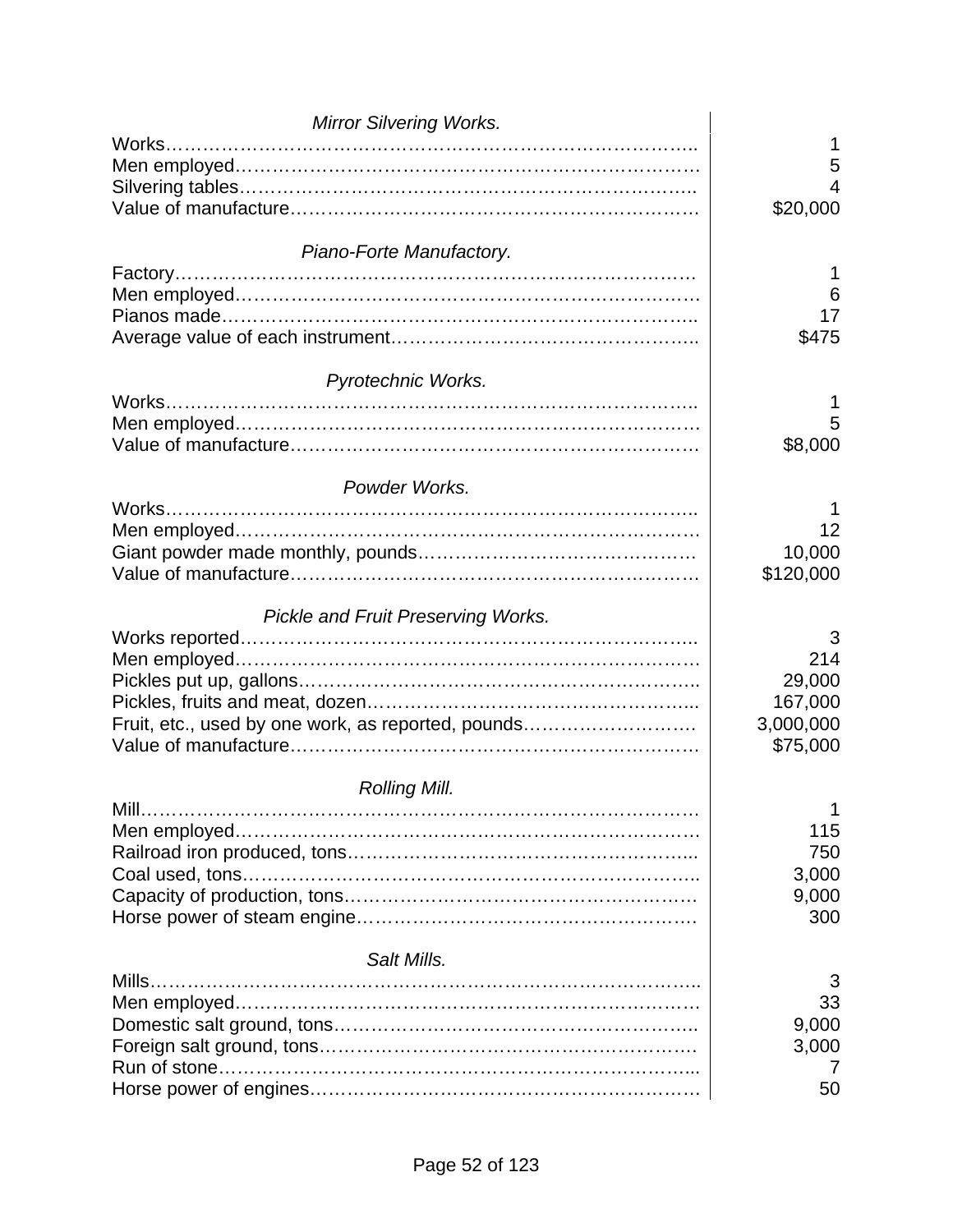*Mirror Silvering Works.*

| | |
|---|---|
| Works | 1 |
| Men employed | 5 |
| Silvering tables | 4 |
| Value of manufacture | $20,000 |

*Piano-Forte Manufactory.*

| | |
|---|---|
| Factory | 1 |
| Men employed | 6 |
| Pianos made | 17 |
| Average value of each instrument | $475 |

*Pyrotechnic Works.*

| | |
|---|---|
| Works | 1 |
| Men employed | 5 |
| Value of manufacture | $8,000 |

*Powder Works.*

| | |
|---|---|
| Works | 1 |
| Men employed | 12 |
| Giant powder made monthly, pounds | 10,000 |
| Value of manufacture | $120,000 |

*Pickle and Fruit Preserving Works.*

| | |
|---|---|
| Works reported | 3 |
| Men employed | 214 |
| Pickles put up, gallons | 29,000 |
| Pickles, fruits and meat, dozen | 167,000 |
| Fruit, etc., used by one work, as reported, pounds | 3,000,000 |
| Value of manufacture | $75,000 |

*Rolling Mill.*

| | |
|---|---|
| Mill | 1 |
| Men employed | 115 |
| Railroad iron produced, tons | 750 |
| Coal used, tons | 3,000 |
| Capacity of production, tons | 9,000 |
| Horse power of steam engine | 300 |

*Salt Mills.*

| | |
|---|---|
| Mills | 3 |
| Men employed | 33 |
| Domestic salt ground, tons | 9,000 |
| Foreign salt ground, tons | 3,000 |
| Run of stone | 7 |
| Horse power of engines | 50 |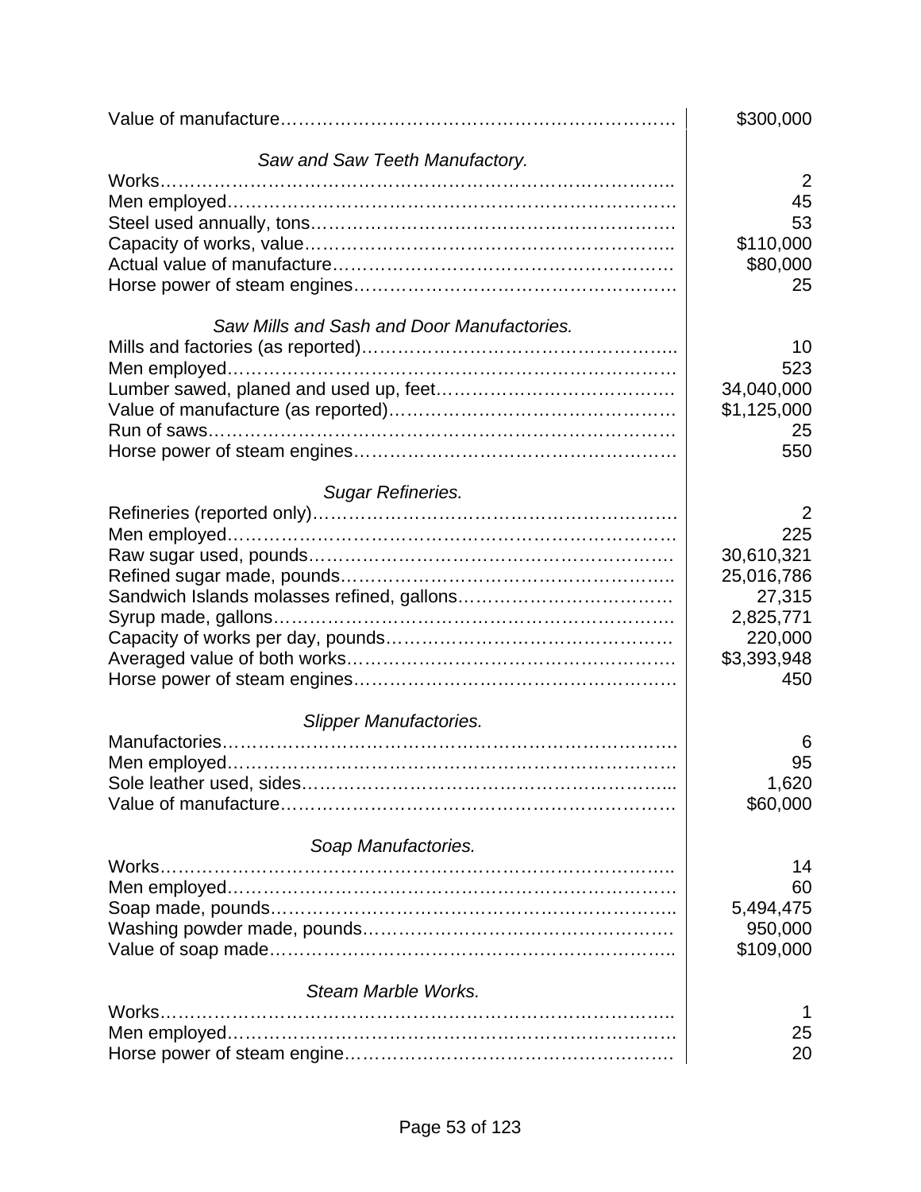| | |
|---|---|
| Value of manufacture | $300,000 |

*Saw and Saw Teeth Manufactory.*

| | |
|---|---|
| Works | 2 |
| Men employed | 45 |
| Steel used annually, tons | 53 |
| Capacity of works, value | $110,000 |
| Actual value of manufacture | $80,000 |
| Horse power of steam engines | 25 |

*Saw Mills and Sash and Door Manufactories.*

| | |
|---|---|
| Mills and factories (as reported) | 10 |
| Men employed | 523 |
| Lumber sawed, planed and used up, feet | 34,040,000 |
| Value of manufacture (as reported) | $1,125,000 |
| Run of saws | 25 |
| Horse power of steam engines | 550 |

*Sugar Refineries.*

| | |
|---|---|
| Refineries (reported only) | 2 |
| Men employed | 225 |
| Raw sugar used, pounds | 30,610,321 |
| Refined sugar made, pounds | 25,016,786 |
| Sandwich Islands molasses refined, gallons | 27,315 |
| Syrup made, gallons | 2,825,771 |
| Capacity of works per day, pounds | 220,000 |
| Averaged value of both works | $3,393,948 |
| Horse power of steam engines | 450 |

*Slipper Manufactories.*

| | |
|---|---|
| Manufactories | 6 |
| Men employed | 95 |
| Sole leather used, sides | 1,620 |
| Value of manufacture | $60,000 |

*Soap Manufactories.*

| | |
|---|---|
| Works | 14 |
| Men employed | 60 |
| Soap made, pounds | 5,494,475 |
| Washing powder made, pounds | 950,000 |
| Value of soap made | $109,000 |

*Steam Marble Works.*

| | |
|---|---|
| Works | 1 |
| Men employed | 25 |
| Horse power of steam engine | 20 |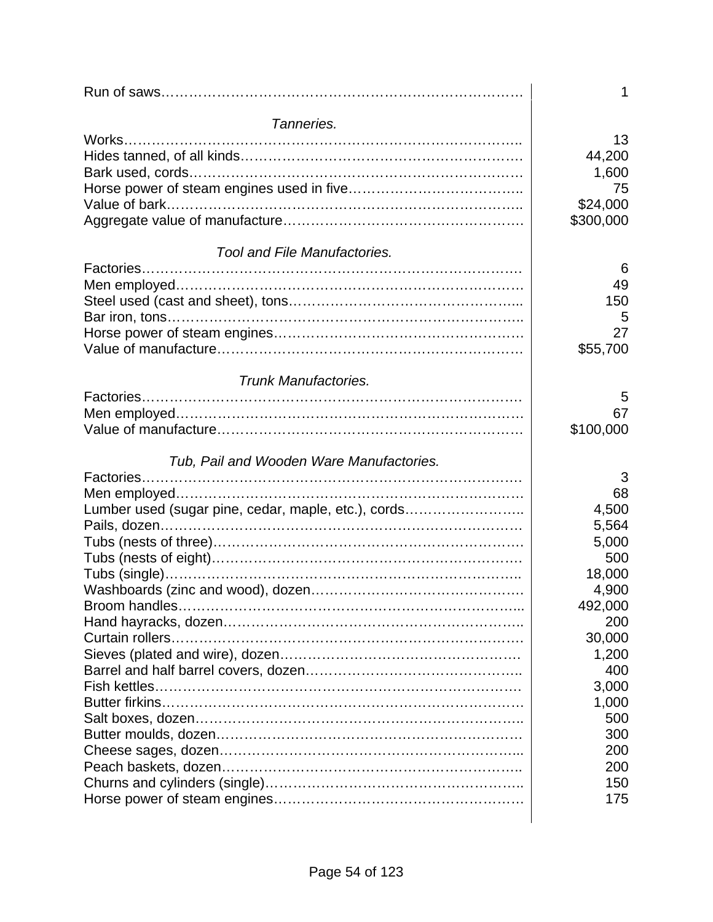| | |
|---|---:|
| Run of saws | 1 |
| ***Tanneries.*** | |
| Works | 13 |
| Hides tanned, of all kinds | 44,200 |
| Bark used, cords | 1,600 |
| Horse power of steam engines used in five | 75 |
| Value of bark | $24,000 |
| Aggregate value of manufacture | $300,000 |
| ***Tool and File Manufactories.*** | |
| Factories | 6 |
| Men employed | 49 |
| Steel used (cast and sheet), tons | 150 |
| Bar iron, tons | 5 |
| Horse power of steam engines | 27 |
| Value of manufacture | $55,700 |
| ***Trunk Manufactories.*** | |
| Factories | 5 |
| Men employed | 67 |
| Value of manufacture | $100,000 |
| ***Tub, Pail and Wooden Ware Manufactories.*** | |
| Factories | 3 |
| Men employed | 68 |
| Lumber used (sugar pine, cedar, maple, etc.), cords | 4,500 |
| Pails, dozen | 5,564 |
| Tubs (nests of three) | 5,000 |
| Tubs (nests of eight) | 500 |
| Tubs (single) | 18,000 |
| Washboards (zinc and wood), dozen | 4,900 |
| Broom handles | 492,000 |
| Hand hayracks, dozen | 200 |
| Curtain rollers | 30,000 |
| Sieves (plated and wire), dozen | 1,200 |
| Barrel and half barrel covers, dozen | 400 |
| Fish kettles | 3,000 |
| Butter firkins | 1,000 |
| Salt boxes, dozen | 500 |
| Butter moulds, dozen | 300 |
| Cheese sages, dozen | 200 |
| Peach baskets, dozen | 200 |
| Churns and cylinders (single) | 150 |
| Horse power of steam engines | 175 |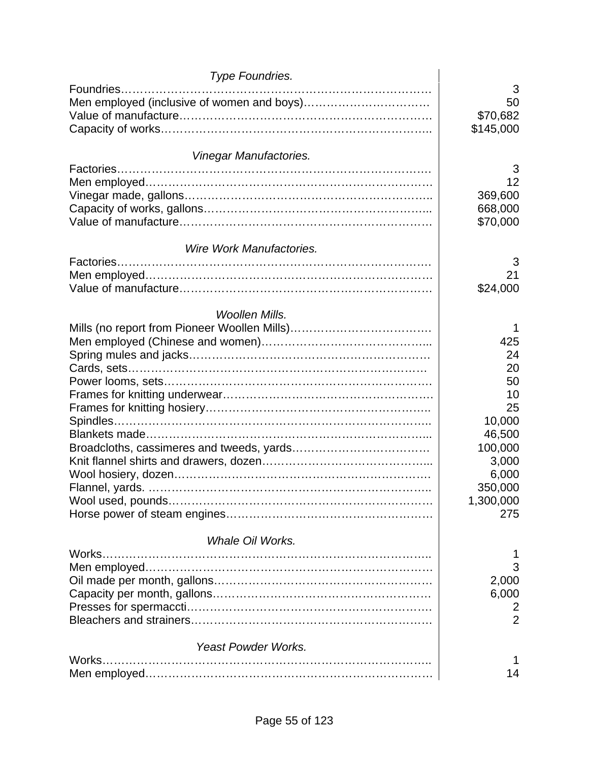*Type Foundries.*

| | |
|---|---|
| Foundries | 3 |
| Men employed (inclusive of women and boys) | 50 |
| Value of manufacture | $70,682 |
| Capacity of works | $145,000 |

*Vinegar Manufactories.*

| | |
|---|---|
| Factories | 3 |
| Men employed | 12 |
| Vinegar made, gallons | 369,600 |
| Capacity of works, gallons | 668,000 |
| Value of manufacture | $70,000 |

*Wire Work Manufactories.*

| | |
|---|---|
| Factories | 3 |
| Men employed | 21 |
| Value of manufacture | $24,000 |

*Woollen Mills.*

| | |
|---|---|
| Mills (no report from Pioneer Woollen Mills) | 1 |
| Men employed (Chinese and women) | 425 |
| Spring mules and jacks | 24 |
| Cards, sets | 20 |
| Power looms, sets | 50 |
| Frames for knitting underwear | 10 |
| Frames for knitting hosiery | 25 |
| Spindles | 10,000 |
| Blankets made | 46,500 |
| Broadcloths, cassimeres and tweeds, yards | 100,000 |
| Knit flannel shirts and drawers, dozen | 3,000 |
| Wool hosiery, dozen | 6,000 |
| Flannel, yards. | 350,000 |
| Wool used, pounds | 1,300,000 |
| Horse power of steam engines | 275 |

*Whale Oil Works.*

| | |
|---|---|
| Works | 1 |
| Men employed | 3 |
| Oil made per month, gallons | 2,000 |
| Capacity per month, gallons | 6,000 |
| Presses for spermaccti | 2 |
| Bleachers and strainers | 2 |

*Yeast Powder Works.*

| | |
|---|---|
| Works | 1 |
| Men employed | 14 |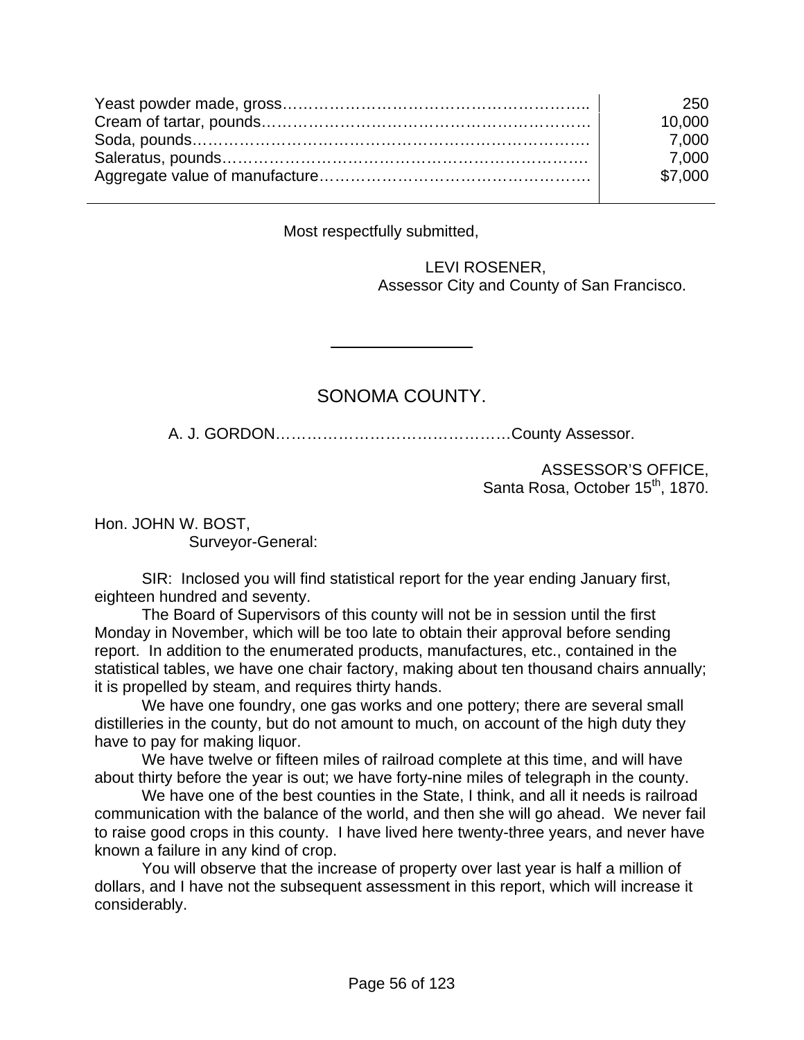| | |
|---|---|
| Yeast powder made, gross | 250 |
| Cream of tartar, pounds | 10,000 |
| Soda, pounds | 7,000 |
| Saleratus, pounds | 7,000 |
| Aggregate value of manufacture | $7,000 |

Most respectfully submitted,

LEVI ROSENER,
Assessor City and County of San Francisco.

---

## SONOMA COUNTY.

A. J. GORDON……………………………………County Assessor.

ASSESSOR'S OFFICE,
Santa Rosa, October 15th, 1870.

Hon. JOHN W. BOST,
Surveyor-General:

SIR: Inclosed you will find statistical report for the year ending January first, eighteen hundred and seventy.

The Board of Supervisors of this county will not be in session until the first Monday in November, which will be too late to obtain their approval before sending report. In addition to the enumerated products, manufactures, etc., contained in the statistical tables, we have one chair factory, making about ten thousand chairs annually; it is propelled by steam, and requires thirty hands.

We have one foundry, one gas works and one pottery; there are several small distilleries in the county, but do not amount to much, on account of the high duty they have to pay for making liquor.

We have twelve or fifteen miles of railroad complete at this time, and will have about thirty before the year is out; we have forty-nine miles of telegraph in the county.

We have one of the best counties in the State, I think, and all it needs is railroad communication with the balance of the world, and then she will go ahead. We never fail to raise good crops in this county. I have lived here twenty-three years, and never have known a failure in any kind of crop.

You will observe that the increase of property over last year is half a million of dollars, and I have not the subsequent assessment in this report, which will increase it considerably.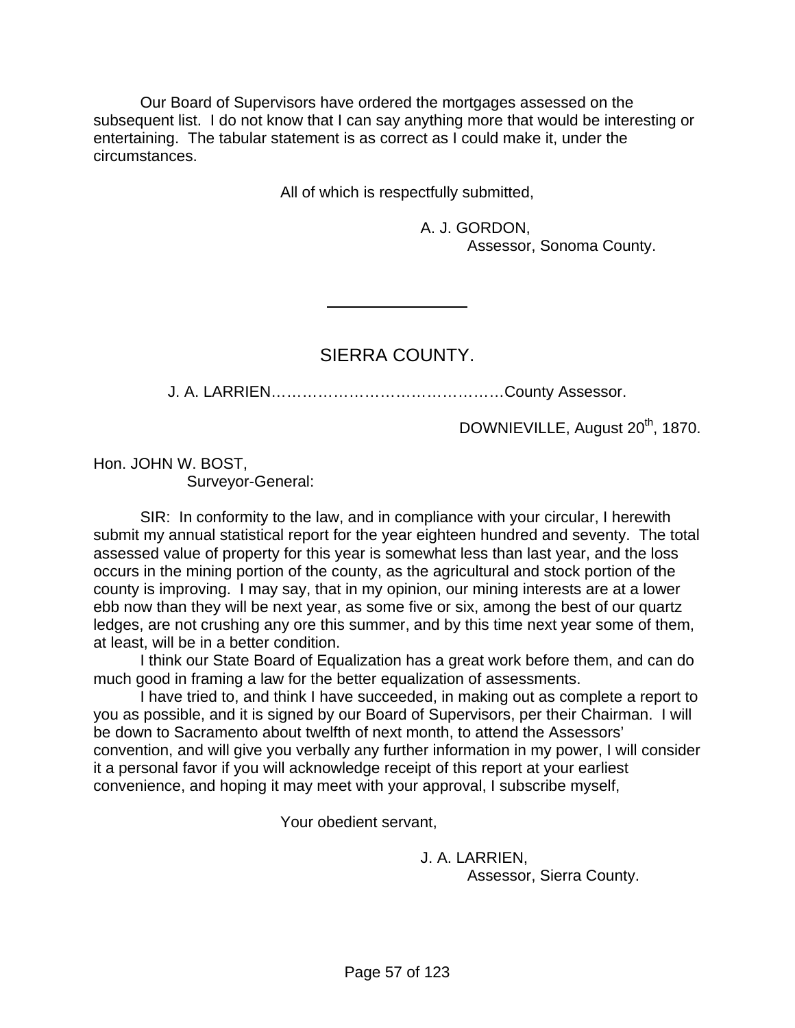Our Board of Supervisors have ordered the mortgages assessed on the subsequent list. I do not know that I can say anything more that would be interesting or entertaining. The tabular statement is as correct as I could make it, under the circumstances.

All of which is respectfully submitted,

A. J. GORDON,
Assessor, Sonoma County.

---

## SIERRA COUNTY.

J. A. LARRIEN……………………………………County Assessor.

DOWNIEVILLE, August 20th, 1870.

Hon. JOHN W. BOST,
Surveyor-General:

SIR: In conformity to the law, and in compliance with your circular, I herewith submit my annual statistical report for the year eighteen hundred and seventy. The total assessed value of property for this year is somewhat less than last year, and the loss occurs in the mining portion of the county, as the agricultural and stock portion of the county is improving. I may say, that in my opinion, our mining interests are at a lower ebb now than they will be next year, as some five or six, among the best of our quartz ledges, are not crushing any ore this summer, and by this time next year some of them, at least, will be in a better condition.

I think our State Board of Equalization has a great work before them, and can do much good in framing a law for the better equalization of assessments.

I have tried to, and think I have succeeded, in making out as complete a report to you as possible, and it is signed by our Board of Supervisors, per their Chairman. I will be down to Sacramento about twelfth of next month, to attend the Assessors' convention, and will give you verbally any further information in my power, I will consider it a personal favor if you will acknowledge receipt of this report at your earliest convenience, and hoping it may meet with your approval, I subscribe myself,

Your obedient servant,

J. A. LARRIEN,
Assessor, Sierra County.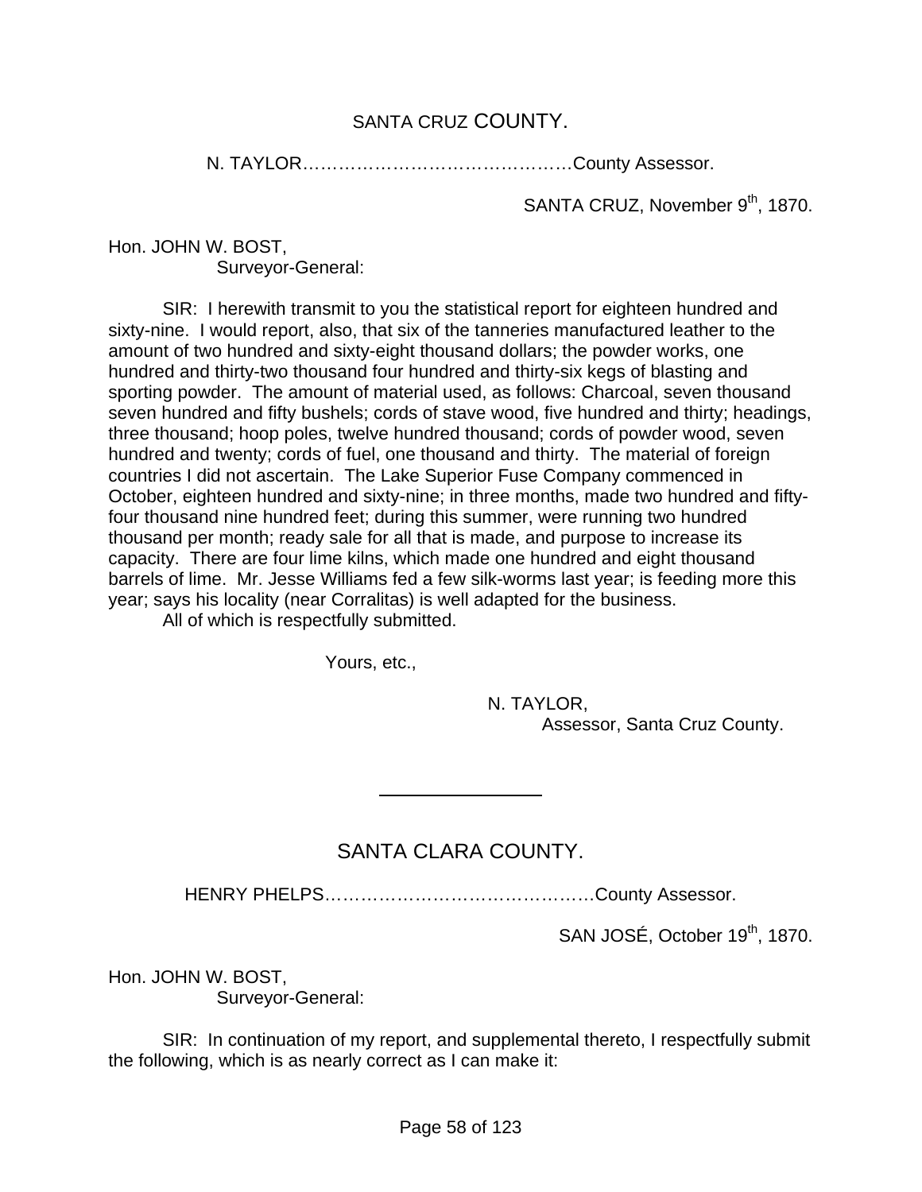## SANTA CRUZ COUNTY.

N. TAYLOR……………………………………….County Assessor.

SANTA CRUZ, November 9th, 1870.

Hon. JOHN W. BOST,
Surveyor-General:

SIR: I herewith transmit to you the statistical report for eighteen hundred and sixty-nine. I would report, also, that six of the tanneries manufactured leather to the amount of two hundred and sixty-eight thousand dollars; the powder works, one hundred and thirty-two thousand four hundred and thirty-six kegs of blasting and sporting powder. The amount of material used, as follows: Charcoal, seven thousand seven hundred and fifty bushels; cords of stave wood, five hundred and thirty; headings, three thousand; hoop poles, twelve hundred thousand; cords of powder wood, seven hundred and twenty; cords of fuel, one thousand and thirty. The material of foreign countries I did not ascertain. The Lake Superior Fuse Company commenced in October, eighteen hundred and sixty-nine; in three months, made two hundred and fifty-four thousand nine hundred feet; during this summer, were running two hundred thousand per month; ready sale for all that is made, and purpose to increase its capacity. There are four lime kilns, which made one hundred and eight thousand barrels of lime. Mr. Jesse Williams fed a few silk-worms last year; is feeding more this year; says his locality (near Corralitas) is well adapted for the business.

All of which is respectfully submitted.

Yours, etc.,

N. TAYLOR,
Assessor, Santa Cruz County.

---

## SANTA CLARA COUNTY.

HENRY PHELPS……………………………………….County Assessor.

SAN JOSÉ, October 19th, 1870.

Hon. JOHN W. BOST,
Surveyor-General:

SIR: In continuation of my report, and supplemental thereto, I respectfully submit the following, which is as nearly correct as I can make it: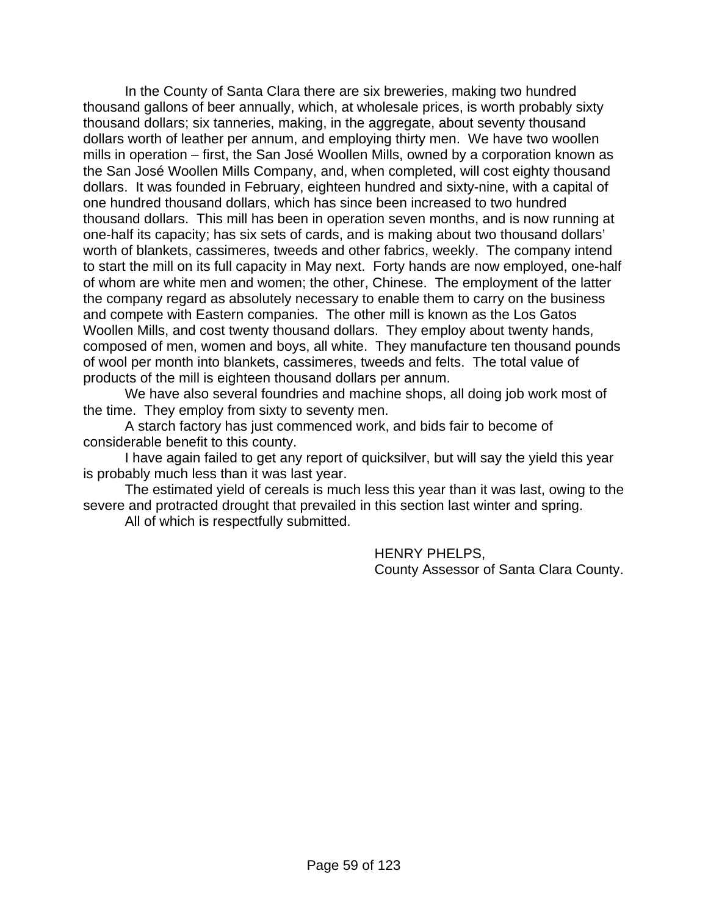In the County of Santa Clara there are six breweries, making two hundred thousand gallons of beer annually, which, at wholesale prices, is worth probably sixty thousand dollars; six tanneries, making, in the aggregate, about seventy thousand dollars worth of leather per annum, and employing thirty men. We have two woollen mills in operation – first, the San José Woollen Mills, owned by a corporation known as the San José Woollen Mills Company, and, when completed, will cost eighty thousand dollars. It was founded in February, eighteen hundred and sixty-nine, with a capital of one hundred thousand dollars, which has since been increased to two hundred thousand dollars. This mill has been in operation seven months, and is now running at one-half its capacity; has six sets of cards, and is making about two thousand dollars' worth of blankets, cassimeres, tweeds and other fabrics, weekly. The company intend to start the mill on its full capacity in May next. Forty hands are now employed, one-half of whom are white men and women; the other, Chinese. The employment of the latter the company regard as absolutely necessary to enable them to carry on the business and compete with Eastern companies. The other mill is known as the Los Gatos Woollen Mills, and cost twenty thousand dollars. They employ about twenty hands, composed of men, women and boys, all white. They manufacture ten thousand pounds of wool per month into blankets, cassimeres, tweeds and felts. The total value of products of the mill is eighteen thousand dollars per annum.

We have also several foundries and machine shops, all doing job work most of the time. They employ from sixty to seventy men.

A starch factory has just commenced work, and bids fair to become of considerable benefit to this county.

I have again failed to get any report of quicksilver, but will say the yield this year is probably much less than it was last year.

The estimated yield of cereals is much less this year than it was last, owing to the severe and protracted drought that prevailed in this section last winter and spring.

All of which is respectfully submitted.

HENRY PHELPS,
County Assessor of Santa Clara County.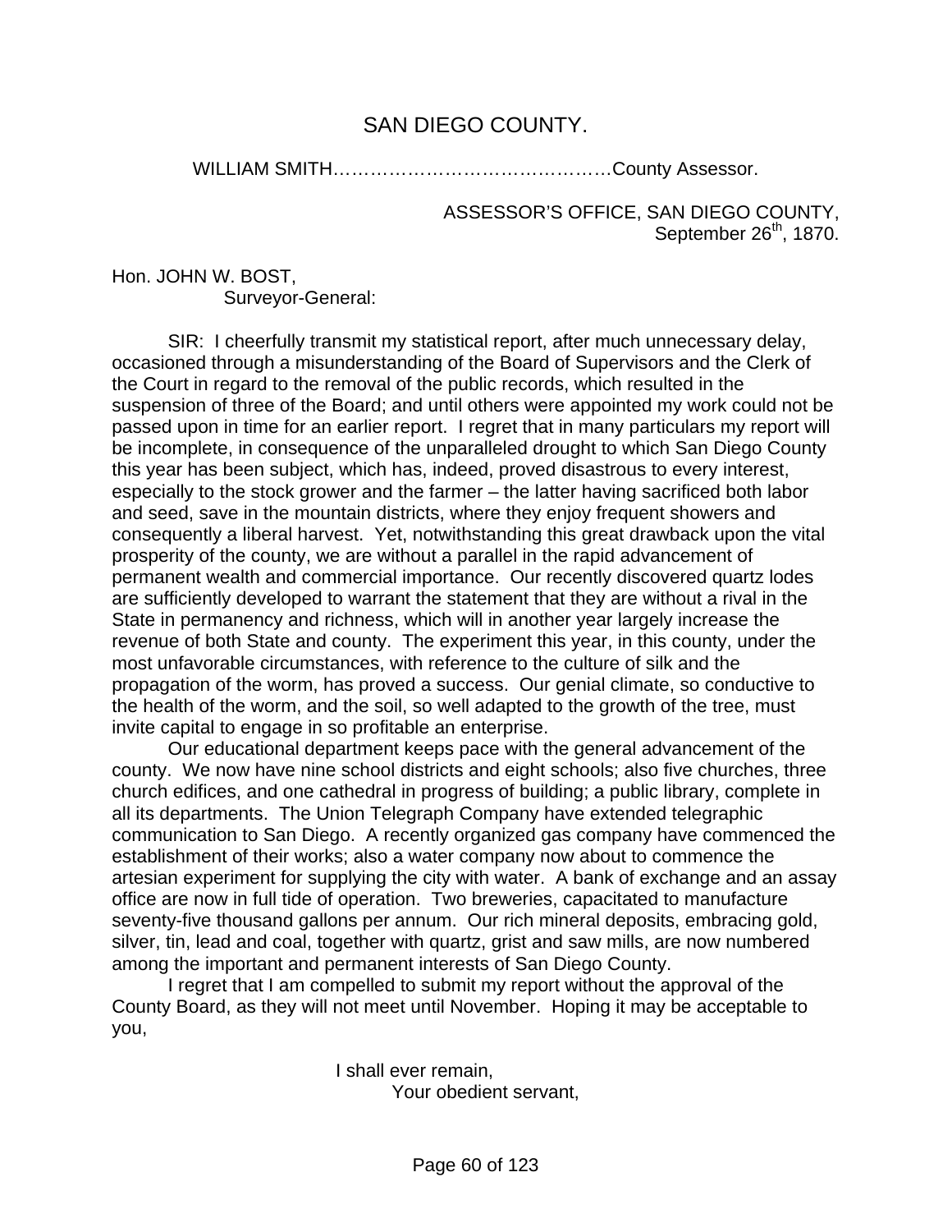# SAN DIEGO COUNTY.

WILLIAM SMITH………………………………………County Assessor.

ASSESSOR'S OFFICE, SAN DIEGO COUNTY,
September 26th, 1870.

Hon. JOHN W. BOST,
Surveyor-General:

SIR: I cheerfully transmit my statistical report, after much unnecessary delay, occasioned through a misunderstanding of the Board of Supervisors and the Clerk of the Court in regard to the removal of the public records, which resulted in the suspension of three of the Board; and until others were appointed my work could not be passed upon in time for an earlier report. I regret that in many particulars my report will be incomplete, in consequence of the unparalleled drought to which San Diego County this year has been subject, which has, indeed, proved disastrous to every interest, especially to the stock grower and the farmer – the latter having sacrificed both labor and seed, save in the mountain districts, where they enjoy frequent showers and consequently a liberal harvest. Yet, notwithstanding this great drawback upon the vital prosperity of the county, we are without a parallel in the rapid advancement of permanent wealth and commercial importance. Our recently discovered quartz lodes are sufficiently developed to warrant the statement that they are without a rival in the State in permanency and richness, which will in another year largely increase the revenue of both State and county. The experiment this year, in this county, under the most unfavorable circumstances, with reference to the culture of silk and the propagation of the worm, has proved a success. Our genial climate, so conductive to the health of the worm, and the soil, so well adapted to the growth of the tree, must invite capital to engage in so profitable an enterprise.

Our educational department keeps pace with the general advancement of the county. We now have nine school districts and eight schools; also five churches, three church edifices, and one cathedral in progress of building; a public library, complete in all its departments. The Union Telegraph Company have extended telegraphic communication to San Diego. A recently organized gas company have commenced the establishment of their works; also a water company now about to commence the artesian experiment for supplying the city with water. A bank of exchange and an assay office are now in full tide of operation. Two breweries, capacitated to manufacture seventy-five thousand gallons per annum. Our rich mineral deposits, embracing gold, silver, tin, lead and coal, together with quartz, grist and saw mills, are now numbered among the important and permanent interests of San Diego County.

I regret that I am compelled to submit my report without the approval of the County Board, as they will not meet until November. Hoping it may be acceptable to you,

I shall ever remain,
Your obedient servant,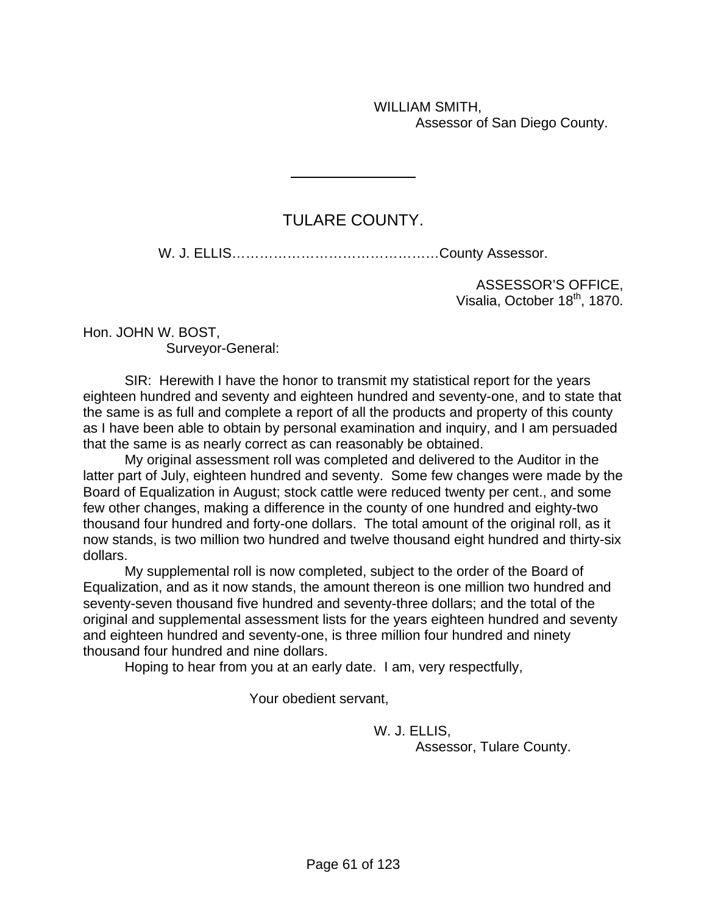WILLIAM SMITH,
Assessor of San Diego County.

---

## TULARE COUNTY.

W. J. ELLIS………………………………………County Assessor.

ASSESSOR'S OFFICE,
Visalia, October 18th, 1870.

Hon. JOHN W. BOST,
Surveyor-General:

SIR: Herewith I have the honor to transmit my statistical report for the years eighteen hundred and seventy and eighteen hundred and seventy-one, and to state that the same is as full and complete a report of all the products and property of this county as I have been able to obtain by personal examination and inquiry, and I am persuaded that the same is as nearly correct as can reasonably be obtained.

My original assessment roll was completed and delivered to the Auditor in the latter part of July, eighteen hundred and seventy. Some few changes were made by the Board of Equalization in August; stock cattle were reduced twenty per cent., and some few other changes, making a difference in the county of one hundred and eighty-two thousand four hundred and forty-one dollars. The total amount of the original roll, as it now stands, is two million two hundred and twelve thousand eight hundred and thirty-six dollars.

My supplemental roll is now completed, subject to the order of the Board of Equalization, and as it now stands, the amount thereon is one million two hundred and seventy-seven thousand five hundred and seventy-three dollars; and the total of the original and supplemental assessment lists for the years eighteen hundred and seventy and eighteen hundred and seventy-one, is three million four hundred and ninety thousand four hundred and nine dollars.

Hoping to hear from you at an early date. I am, very respectfully,

Your obedient servant,

W. J. ELLIS,
Assessor, Tulare County.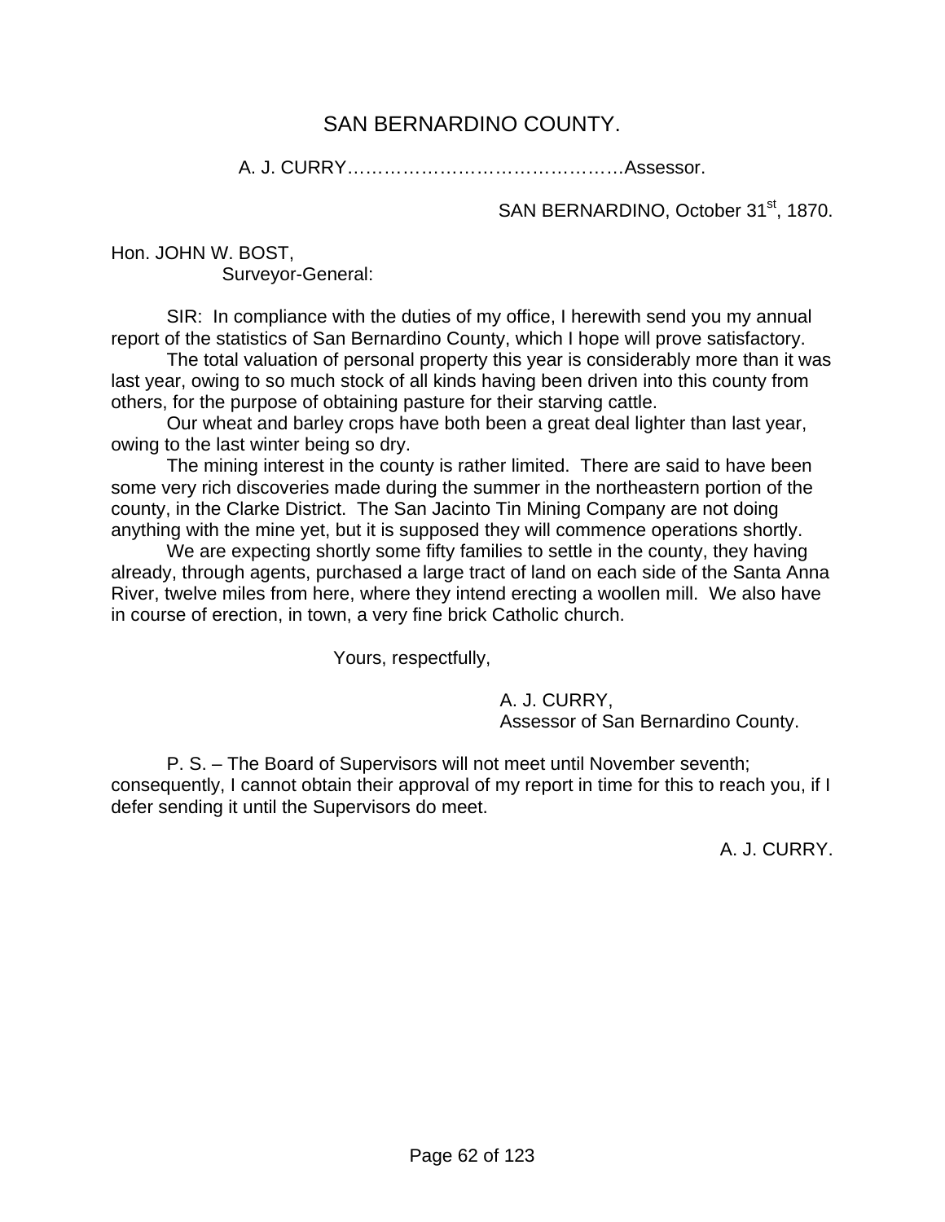## SAN BERNARDINO COUNTY.

A. J. CURRY……………….……………………….Assessor.

SAN BERNARDINO, October 31st, 1870.

Hon. JOHN W. BOST,
Surveyor-General:

SIR: In compliance with the duties of my office, I herewith send you my annual report of the statistics of San Bernardino County, which I hope will prove satisfactory.

The total valuation of personal property this year is considerably more than it was last year, owing to so much stock of all kinds having been driven into this county from others, for the purpose of obtaining pasture for their starving cattle.

Our wheat and barley crops have both been a great deal lighter than last year, owing to the last winter being so dry.

The mining interest in the county is rather limited. There are said to have been some very rich discoveries made during the summer in the northeastern portion of the county, in the Clarke District. The San Jacinto Tin Mining Company are not doing anything with the mine yet, but it is supposed they will commence operations shortly.

We are expecting shortly some fifty families to settle in the county, they having already, through agents, purchased a large tract of land on each side of the Santa Anna River, twelve miles from here, where they intend erecting a woollen mill. We also have in course of erection, in town, a very fine brick Catholic church.

Yours, respectfully,

A. J. CURRY,
Assessor of San Bernardino County.

P. S. – The Board of Supervisors will not meet until November seventh; consequently, I cannot obtain their approval of my report in time for this to reach you, if I defer sending it until the Supervisors do meet.

A. J. CURRY.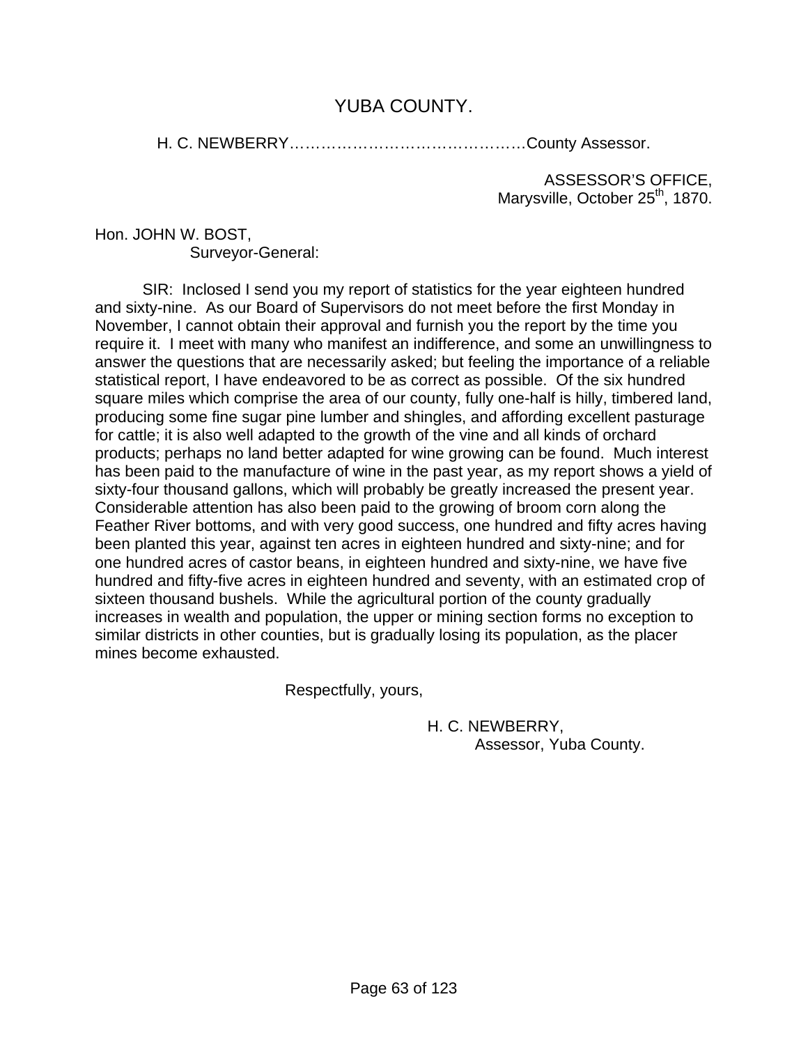# YUBA COUNTY.

H. C. NEWBERRY……………………………………….County Assessor.

ASSESSOR'S OFFICE,
Marysville, October 25th, 1870.

Hon. JOHN W. BOST,
Surveyor-General:

SIR: Inclosed I send you my report of statistics for the year eighteen hundred and sixty-nine. As our Board of Supervisors do not meet before the first Monday in November, I cannot obtain their approval and furnish you the report by the time you require it. I meet with many who manifest an indifference, and some an unwillingness to answer the questions that are necessarily asked; but feeling the importance of a reliable statistical report, I have endeavored to be as correct as possible. Of the six hundred square miles which comprise the area of our county, fully one-half is hilly, timbered land, producing some fine sugar pine lumber and shingles, and affording excellent pasturage for cattle; it is also well adapted to the growth of the vine and all kinds of orchard products; perhaps no land better adapted for wine growing can be found. Much interest has been paid to the manufacture of wine in the past year, as my report shows a yield of sixty-four thousand gallons, which will probably be greatly increased the present year. Considerable attention has also been paid to the growing of broom corn along the Feather River bottoms, and with very good success, one hundred and fifty acres having been planted this year, against ten acres in eighteen hundred and sixty-nine; and for one hundred acres of castor beans, in eighteen hundred and sixty-nine, we have five hundred and fifty-five acres in eighteen hundred and seventy, with an estimated crop of sixteen thousand bushels. While the agricultural portion of the county gradually increases in wealth and population, the upper or mining section forms no exception to similar districts in other counties, but is gradually losing its population, as the placer mines become exhausted.

Respectfully, yours,

H. C. NEWBERRY,
Assessor, Yuba County.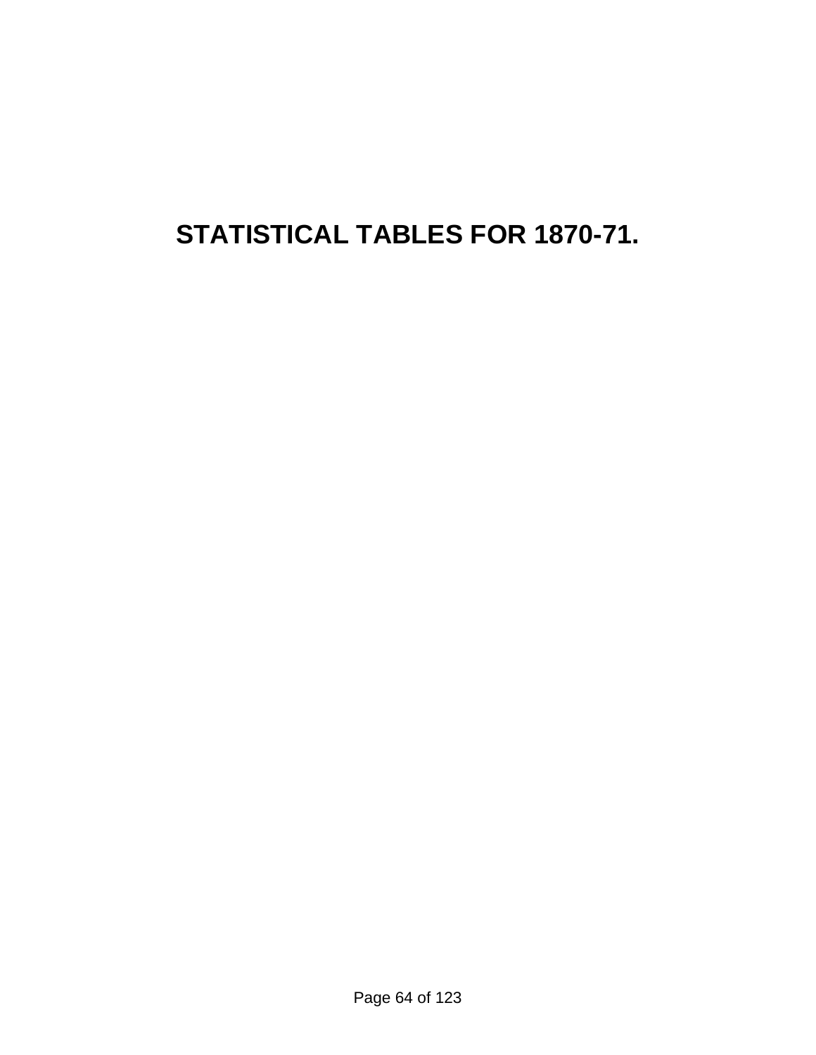# STATISTICAL TABLES FOR 1870-71.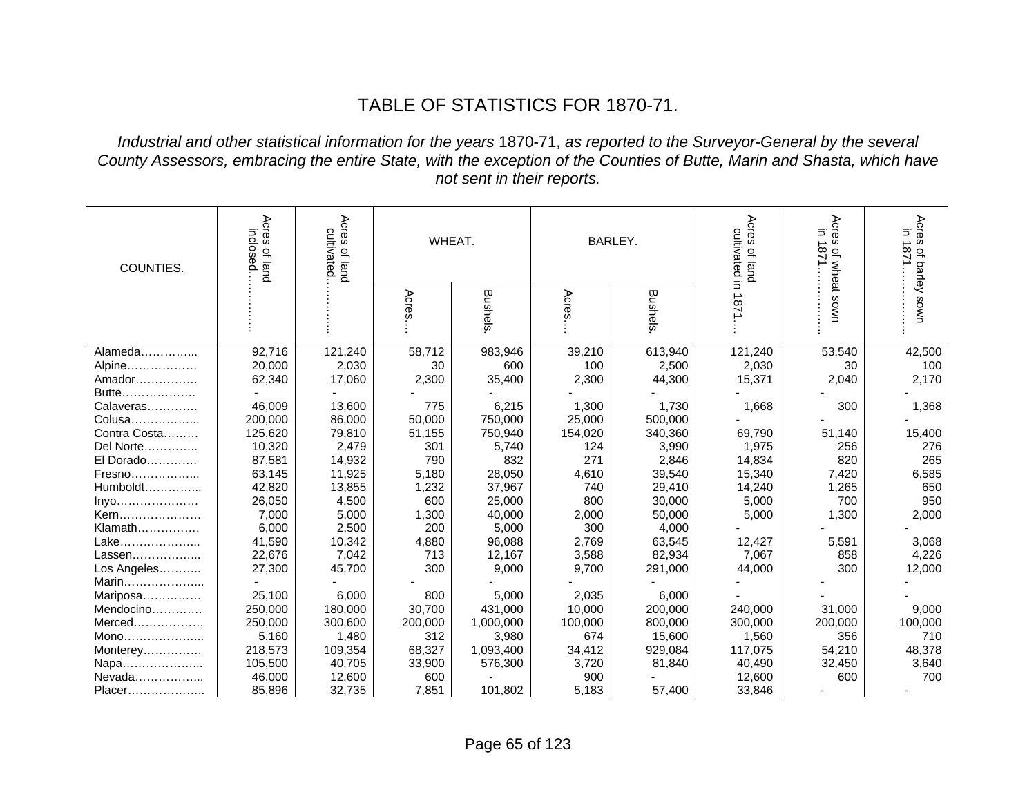# TABLE OF STATISTICS FOR 1870-71.

*Industrial and other statistical information for the years* 1870-71, *as reported to the Surveyor-General by the several County Assessors, embracing the entire State, with the exception of the Counties of Butte, Marin and Shasta, which have not sent in their reports.*

| COUNTIES. | Acres of land inclosed………… | Acres of land cultivated………… | WHEAT. | | BARLEY. | | Acres of land cultivated in 1871…. | Acres of wheat sown in 1871…………. | Acres of barley sown in 1871…………. |
|---|---|---|---|---|---|---|---|---|---|
| | | | Acres…. | Bushels. | Acres…. | Bushels. | | | |
| Alameda………….... | 92,716 | 121,240 | 58,712 | 983,946 | 39,210 | 613,940 | 121,240 | 53,540 | 42,500 |
| Alpine……………… | 20,000 | 2,030 | 30 | 600 | 100 | 2,500 | 2,030 | 30 | 100 |
| Amador……………. | 62,340 | 17,060 | 2,300 | 35,400 | 2,300 | 44,300 | 15,371 | 2,040 | 2,170 |
| Butte………………. | - | - | - | - | - | - | - | - | - |
| Calaveras…………. | 46,009 | 13,600 | 775 | 6,215 | 1,300 | 1,730 | 1,668 | 300 | 1,368 |
| Colusa……………... | 200,000 | 86,000 | 50,000 | 750,000 | 25,000 | 500,000 | - | - | - |
| Contra Costa……… | 125,620 | 79,810 | 51,155 | 750,940 | 154,020 | 340,360 | 69,790 | 51,140 | 15,400 |
| Del Norte………….. | 10,320 | 2,479 | 301 | 5,740 | 124 | 3,990 | 1,975 | 256 | 276 |
| El Dorado…………. | 87,581 | 14,932 | 790 | 832 | 271 | 2,846 | 14,834 | 820 | 265 |
| Fresno……………... | 63,145 | 11,925 | 5,180 | 28,050 | 4,610 | 39,540 | 15,340 | 7,420 | 6,585 |
| Humboldt…………... | 42,820 | 13,855 | 1,232 | 37,967 | 740 | 29,410 | 14,240 | 1,265 | 650 |
| Inyo………………… | 26,050 | 4,500 | 600 | 25,000 | 800 | 30,000 | 5,000 | 700 | 950 |
| Kern………………… | 7,000 | 5,000 | 1,300 | 40,000 | 2,000 | 50,000 | 5,000 | 1,300 | 2,000 |
| Klamath……………. | 6,000 | 2,500 | 200 | 5,000 | 300 | 4,000 | - | - | - |
| Lake………………... | 41,590 | 10,342 | 4,880 | 96,088 | 2,769 | 63,545 | 12,427 | 5,591 | 3,068 |
| Lassen……………... | 22,676 | 7,042 | 713 | 12,167 | 3,588 | 82,934 | 7,067 | 858 | 4,226 |
| Los Angeles……….. | 27,300 | 45,700 | 300 | 9,000 | 9,700 | 291,000 | 44,000 | 300 | 12,000 |
| Marin………………... | - | - | - | - | - | - | - | - | - |
| Mariposa…………… | 25,100 | 6,000 | 800 | 5,000 | 2,035 | 6,000 | - | - | - |
| Mendocino…………. | 250,000 | 180,000 | 30,700 | 431,000 | 10,000 | 200,000 | 240,000 | 31,000 | 9,000 |
| Merced……………… | 250,000 | 300,600 | 200,000 | 1,000,000 | 100,000 | 800,000 | 300,000 | 200,000 | 100,000 |
| Mono………………... | 5,160 | 1,480 | 312 | 3,980 | 674 | 15,600 | 1,560 | 356 | 710 |
| Monterey…………… | 218,573 | 109,354 | 68,327 | 1,093,400 | 34,412 | 929,084 | 117,075 | 54,210 | 48,378 |
| Napa………………... | 105,500 | 40,705 | 33,900 | 576,300 | 3,720 | 81,840 | 40,490 | 32,450 | 3,640 |
| Nevada……………... | 46,000 | 12,600 | 600 | - | 900 | - | 12,600 | 600 | 700 |
| Placer……………….. | 85,896 | 32,735 | 7,851 | 101,802 | 5,183 | 57,400 | 33,846 | - | - |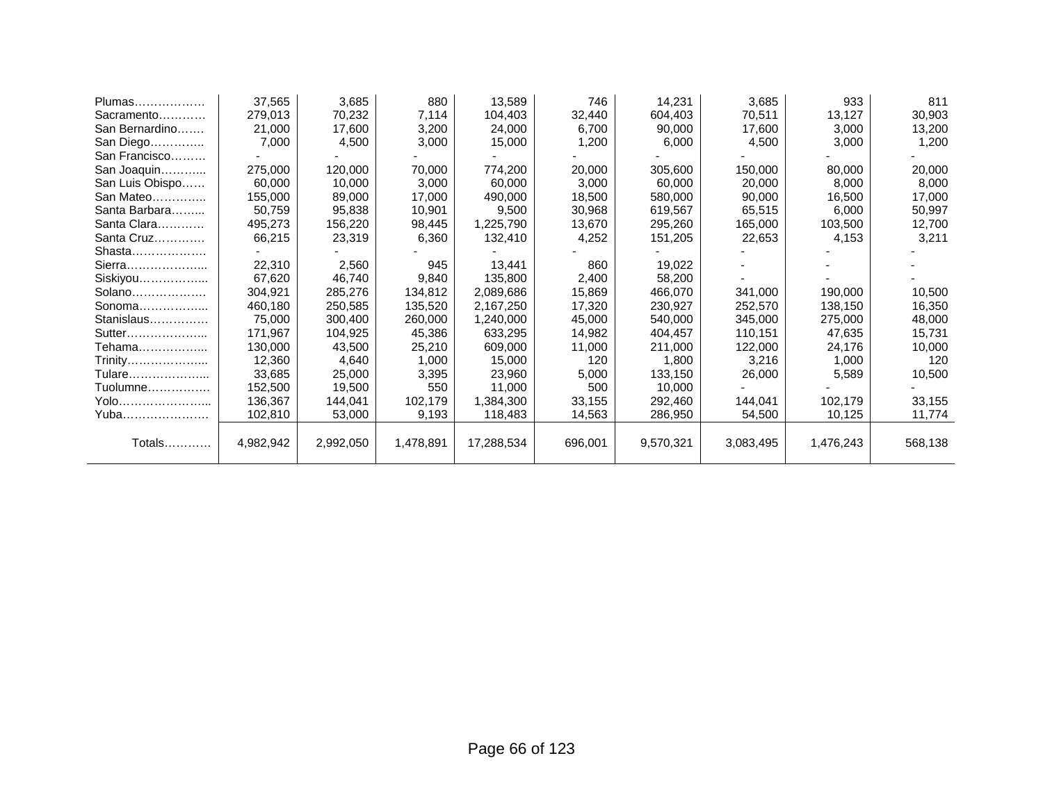| | | | | | | | | | |
|---|---|---|---|---|---|---|---|---|---|
| Plumas……………… | 37,565 | 3,685 | 880 | 13,589 | 746 | 14,231 | 3,685 | 933 | 811 |
| Sacramento………… | 279,013 | 70,232 | 7,114 | 104,403 | 32,440 | 604,403 | 70,511 | 13,127 | 30,903 |
| San Bernardino……. | 21,000 | 17,600 | 3,200 | 24,000 | 6,700 | 90,000 | 17,600 | 3,000 | 13,200 |
| San Diego………….. | 7,000 | 4,500 | 3,000 | 15,000 | 1,200 | 6,000 | 4,500 | 3,000 | 1,200 |
| San Francisco……… | - | - | - | - | - | - | - | - | - |
| San Joaquin……….. | 275,000 | 120,000 | 70,000 | 774,200 | 20,000 | 305,600 | 150,000 | 80,000 | 20,000 |
| San Luis Obispo…… | 60,000 | 10,000 | 3,000 | 60,000 | 3,000 | 60,000 | 20,000 | 8,000 | 8,000 |
| San Mateo………….. | 155,000 | 89,000 | 17,000 | 490,000 | 18,500 | 580,000 | 90,000 | 16,500 | 17,000 |
| Santa Barbara……... | 50,759 | 95,838 | 10,901 | 9,500 | 30,968 | 619,567 | 65,515 | 6,000 | 50,997 |
| Santa Clara………… | 495,273 | 156,220 | 98,445 | 1,225,790 | 13,670 | 295,260 | 165,000 | 103,500 | 12,700 |
| Santa Cruz…………. | 66,215 | 23,319 | 6,360 | 132,410 | 4,252 | 151,205 | 22,653 | 4,153 | 3,211 |
| Shasta………………. | - | - | - | - | - | - | - | - | - |
| Sierra………………... | 22,310 | 2,560 | 945 | 13,441 | 860 | 19,022 | - | - | - |
| Siskiyou……………... | 67,620 | 46,740 | 9,840 | 135,800 | 2,400 | 58,200 | - | - | - |
| Solano………………. | 304,921 | 285,276 | 134,812 | 2,089,686 | 15,869 | 466,070 | 341,000 | 190,000 | 10,500 |
| Sonoma……………... | 460,180 | 250,585 | 135,520 | 2,167,250 | 17,320 | 230,927 | 252,570 | 138,150 | 16,350 |
| Stanislaus…………… | 75,000 | 300,400 | 260,000 | 1,240,000 | 45,000 | 540,000 | 345,000 | 275,000 | 48,000 |
| Sutter………………... | 171,967 | 104,925 | 45,386 | 633,295 | 14,982 | 404,457 | 110,151 | 47,635 | 15,731 |
| Tehama……………... | 130,000 | 43,500 | 25,210 | 609,000 | 11,000 | 211,000 | 122,000 | 24,176 | 10,000 |
| Trinity………………... | 12,360 | 4,640 | 1,000 | 15,000 | 120 | 1,800 | 3,216 | 1,000 | 120 |
| Tulare………………... | 33,685 | 25,000 | 3,395 | 23,960 | 5,000 | 133,150 | 26,000 | 5,589 | 10,500 |
| Tuolumne……………. | 152,500 | 19,500 | 550 | 11,000 | 500 | 10,000 | - | - | - |
| Yolo…………………... | 136,367 | 144,041 | 102,179 | 1,384,300 | 33,155 | 292,460 | 144,041 | 102,179 | 33,155 |
| Yuba…………………. | 102,810 | 53,000 | 9,193 | 118,483 | 14,563 | 286,950 | 54,500 | 10,125 | 11,774 |
| Totals………… | 4,982,942 | 2,992,050 | 1,478,891 | 17,288,534 | 696,001 | 9,570,321 | 3,083,495 | 1,476,243 | 568,138 |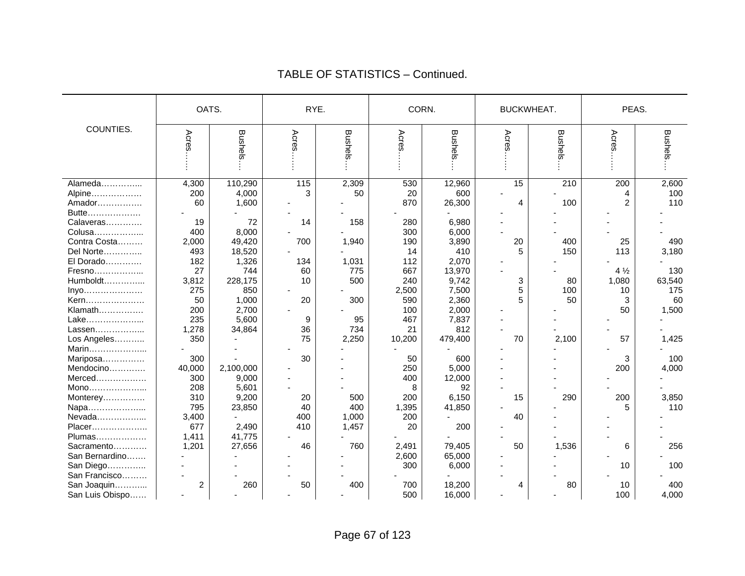## TABLE OF STATISTICS – Continued.

| COUNTIES. | OATS. | | RYE. | | CORN. | | BUCKWHEAT. | | PEAS. | |
|---|---|---|---|---|---|---|---|---|---|---|
| | Acres…… | Bushels… | Acres…… | Bushels… | Acres…… | Bushels… | Acres…… | Bushels… | Acres…… | Bushels… |
| Alameda………….. | 4,300 | 110,290 | 115 | 2,309 | 530 | 12,960 | 15 | 210 | 200 | 2,600 |
| Alpine………………. | 200 | 4,000 | 3 | 50 | 20 | 600 | - | - | 4 | 100 |
| Amador……………. | 60 | 1,600 | - | - | 870 | 26,300 | 4 | 100 | 2 | 110 |
| Butte………………. | - | - | - | - | - | - | - | - | - | - |
| Calaveras…………. | 19 | 72 | 14 | 158 | 280 | 6,980 | - | - | - | - |
| Colusa……………... | 400 | 8,000 | - | - | 300 | 6,000 | - | - | - | - |
| Contra Costa……… | 2,000 | 49,420 | 700 | 1,940 | 190 | 3,890 | 20 | 400 | 25 | 490 |
| Del Norte………….. | 493 | 18,520 | - | - | 14 | 410 | 5 | 150 | 113 | 3,180 |
| El Dorado…………. | 182 | 1,326 | 134 | 1,031 | 112 | 2,070 | - | - | - | - |
| Fresno……………... | 27 | 744 | 60 | 775 | 667 | 13,970 | - | - | 4 ½ | 130 |
| Humboldt…………... | 3,812 | 228,175 | 10 | 500 | 240 | 9,742 | 3 | 80 | 1,080 | 63,540 |
| Inyo…………………. | 275 | 850 | - | - | 2,500 | 7,500 | 5 | 100 | 10 | 175 |
| Kern…………………. | 50 | 1,000 | 20 | 300 | 590 | 2,360 | 5 | 50 | 3 | 60 |
| Klamath……………. | 200 | 2,700 | - | - | 100 | 2,000 | - | - | 50 | 1,500 |
| Lake………………... | 235 | 5,600 | 9 | 95 | 467 | 7,837 | - | - | - | - |
| Lassen……………... | 1,278 | 34,864 | 36 | 734 | 21 | 812 | - | - | - | - |
| Los Angeles……….. | 350 | - | 75 | 2,250 | 10,200 | 479,400 | 70 | 2,100 | 57 | 1,425 |
| Marin………………... | - | - | - | - | - | - | - | - | - | - |
| Mariposa…………… | 300 | - | 30 | - | 50 | 600 | - | - | 3 | 100 |
| Mendocino…………. | 40,000 | 2,100,000 | - | - | 250 | 5,000 | - | - | 200 | 4,000 |
| Merced……………… | 300 | 9,000 | - | - | 400 | 12,000 | - | - | - | - |
| Mono………………... | 208 | 5,601 | - | - | 8 | 92 | - | - | - | - |
| Monterey…………… | 310 | 9,200 | 20 | 500 | 200 | 6,150 | 15 | 290 | 200 | 3,850 |
| Napa………………... | 795 | 23,850 | 40 | 400 | 1,395 | 41,850 | - | - | 5 | 110 |
| Nevada……………... | 3,400 | - | 400 | 1,000 | 200 | - | 40 | - | - | - |
| Placer……………….. | 677 | 2,490 | 410 | 1,457 | 20 | 200 | - | - | - | - |
| Plumas……………… | 1,411 | 41,775 | - | - | - | - | - | - | - | - |
| Sacramento………… | 1,201 | 27,656 | 46 | 760 | 2,491 | 79,405 | 50 | 1,536 | 6 | 256 |
| San Bernardino……. | - | - | - | - | 2,600 | 65,000 | - | - | - | - |
| San Diego………….. | - | - | - | - | 300 | 6,000 | - | - | 10 | 100 |
| San Francisco……… | - | - | - | - | - | - | - | - | - | - |
| San Joaquin………... | 2 | 260 | 50 | 400 | 700 | 18,200 | 4 | 80 | 10 | 400 |
| San Luis Obispo…… | - | - | - | - | 500 | 16,000 | - | - | 100 | 4,000 |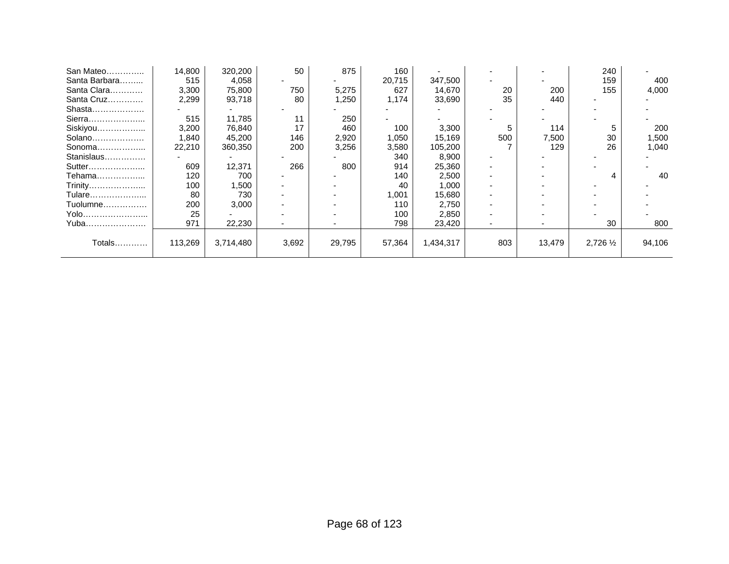| | | | | | | | | | | |
|---|---|---|---|---|---|---|---|---|---|---|
| San Mateo………….. | 14,800 | 320,200 | 50 | 875 | 160 | - | - | - | 240 | - |
| Santa Barbara……... | 515 | 4,058 | - | - | 20,715 | 347,500 | - | - | 159 | 400 |
| Santa Clara………… | 3,300 | 75,800 | 750 | 5,275 | 627 | 14,670 | 20 | 200 | 155 | 4,000 |
| Santa Cruz…………. | 2,299 | 93,718 | 80 | 1,250 | 1,174 | 33,690 | 35 | 440 | - | - |
| Shasta………………. | - | - | - | - | - | - | - | - | - | - |
| Sierra………………... | 515 | 11,785 | 11 | 250 | - | - | - | - | - | - |
| Siskiyou……………... | 3,200 | 76,840 | 17 | 460 | 100 | 3,300 | 5 | 114 | 5 | 200 |
| Solano………………. | 1,840 | 45,200 | 146 | 2,920 | 1,050 | 15,169 | 500 | 7,500 | 30 | 1,500 |
| Sonoma……………... | 22,210 | 360,350 | 200 | 3,256 | 3,580 | 105,200 | 7 | 129 | 26 | 1,040 |
| Stanislaus…………… | - | - | - | - | 340 | 8,900 | - | - | - | - |
| Sutter………………... | 609 | 12,371 | 266 | 800 | 914 | 25,360 | - | - | - | - |
| Tehama……………... | 120 | 700 | - | - | 140 | 2,500 | - | - | 4 | 40 |
| Trinity………………... | 100 | 1,500 | - | - | 40 | 1,000 | - | - | - | - |
| Tulare………………... | 80 | 730 | - | - | 1,001 | 15,680 | - | - | - | - |
| Tuolumne……………. | 200 | 3,000 | - | - | 110 | 2,750 | - | - | - | - |
| Yolo…………………... | 25 | - | - | - | 100 | 2,850 | - | - | - | - |
| Yuba…………………. | 971 | 22,230 | - | - | 798 | 23,420 | - | - | 30 | 800 |
| Totals………… | 113,269 | 3,714,480 | 3,692 | 29,795 | 57,364 | 1,434,317 | 803 | 13,479 | 2,726 ½ | 94,106 |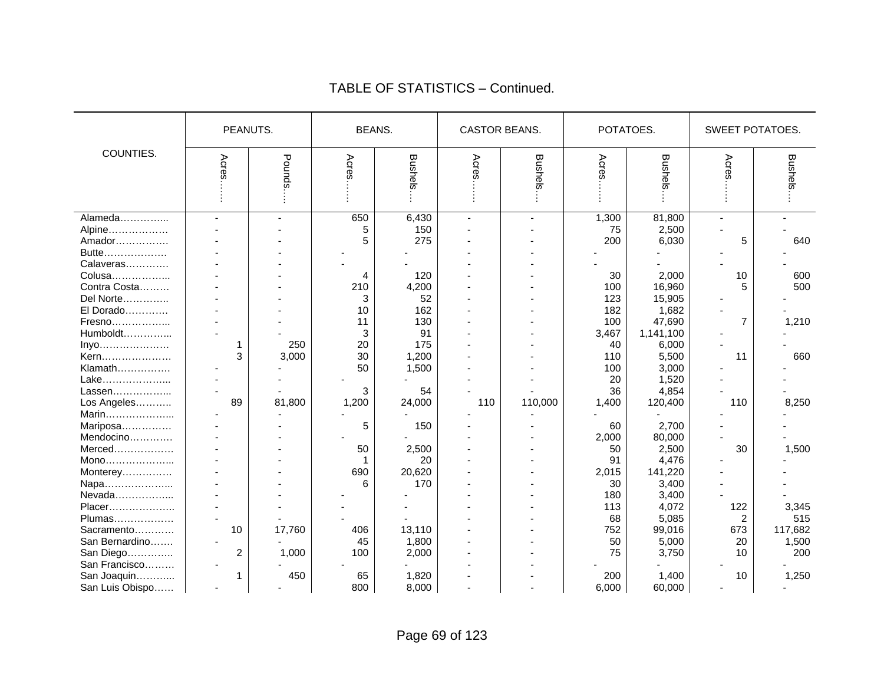# TABLE OF STATISTICS – Continued.

| COUNTIES. | PEANUTS. | | BEANS. | | CASTOR BEANS. | | POTATOES. | | SWEET POTATOES. | |
|---|---|---|---|---|---|---|---|---|---|---|
| | Acres…… | Pounds… | Acres…… | Bushels… | Acres…… | Bushels… | Acres…… | Bushels… | Acres…… | Bushels… |
| Alameda………….. | - | - | 650 | 6,430 | - | - | 1,300 | 81,800 | - | - |
| Alpine……………… | - | - | 5 | 150 | - | - | 75 | 2,500 | - | - |
| Amador……………. | - | - | 5 | 275 | - | - | 200 | 6,030 | 5 | 640 |
| Butte………………. | - | - | - | - | - | - | - | - | - | - |
| Calaveras…………. | - | - | - | - | - | - | - | - | - | - |
| Colusa……………... | - | - | 4 | 120 | - | - | 30 | 2,000 | 10 | 600 |
| Contra Costa……… | - | - | 210 | 4,200 | - | - | 100 | 16,960 | 5 | 500 |
| Del Norte………….. | - | - | 3 | 52 | - | - | 123 | 15,905 | - | - |
| El Dorado…………. | - | - | 10 | 162 | - | - | 182 | 1,682 | - | - |
| Fresno……………... | - | - | 11 | 130 | - | - | 100 | 47,690 | 7 | 1,210 |
| Humboldt…………... | - | - | 3 | 91 | - | - | 3,467 | 1,141,100 | - | - |
| Inyo………………… | 1 | 250 | 20 | 175 | - | - | 40 | 6,000 | - | - |
| Kern………………… | 3 | 3,000 | 30 | 1,200 | - | - | 110 | 5,500 | 11 | 660 |
| Klamath……………. | - | - | 50 | 1,500 | - | - | 100 | 3,000 | - | - |
| Lake………………... | - | - | - | - | - | - | 20 | 1,520 | - | - |
| Lassen……………... | - | - | 3 | 54 | - | - | 36 | 4,854 | - | - |
| Los Angeles……….. | 89 | 81,800 | 1,200 | 24,000 | 110 | 110,000 | 1,400 | 120,400 | 110 | 8,250 |
| Marin………………... | - | - | - | - | - | - | - | - | - | - |
| Mariposa…………… | - | - | 5 | 150 | - | - | 60 | 2,700 | - | - |
| Mendocino…………. | - | - | - | - | - | - | 2,000 | 80,000 | - | - |
| Merced……………… | - | - | 50 | 2,500 | - | - | 50 | 2,500 | 30 | 1,500 |
| Mono………………... | - | - | 1 | 20 | - | - | 91 | 4,476 | - | - |
| Monterey…………… | - | - | 690 | 20,620 | - | - | 2,015 | 141,220 | - | - |
| Napa………………... | - | - | 6 | 170 | - | - | 30 | 3,400 | - | - |
| Nevada……………... | - | - | - | - | - | - | 180 | 3,400 | - | - |
| Placer……………….. | - | - | - | - | - | - | 113 | 4,072 | 122 | 3,345 |
| Plumas……………… | - | - | - | - | - | - | 68 | 5,085 | 2 | 515 |
| Sacramento………… | 10 | 17,760 | 406 | 13,110 | - | - | 752 | 99,016 | 673 | 117,682 |
| San Bernardino……. | - | - | 45 | 1,800 | - | - | 50 | 5,000 | 20 | 1,500 |
| San Diego………….. | 2 | 1,000 | 100 | 2,000 | - | - | 75 | 3,750 | 10 | 200 |
| San Francisco……… | - | - | - | - | - | - | - | - | - | - |
| San Joaquin………... | 1 | 450 | 65 | 1,820 | - | - | 200 | 1,400 | 10 | 1,250 |
| San Luis Obispo…… | - | - | 800 | 8,000 | - | - | 6,000 | 60,000 | - | - |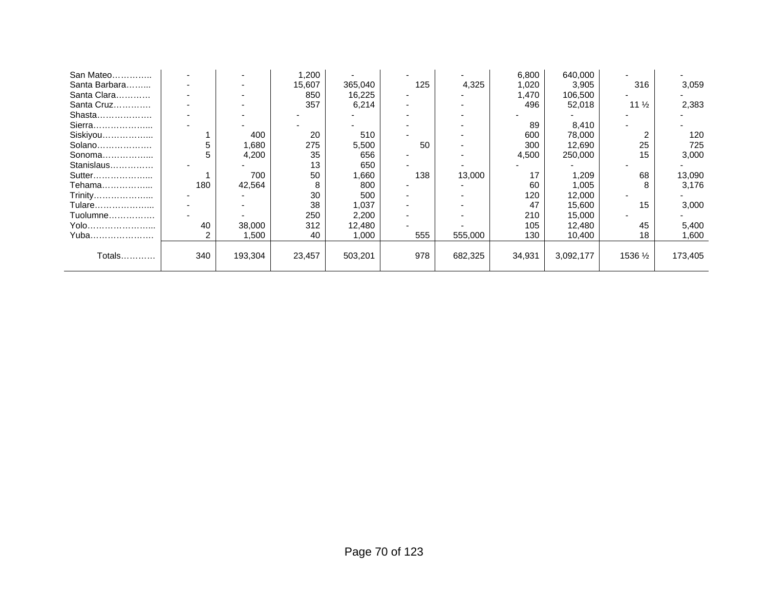| | | | | | | | | | | |
|---|---|---|---|---|---|---|---|---|---|---|
| San Mateo………….. | - | - | 1,200 | - | - | - | 6,800 | 640,000 | - | - |
| Santa Barbara…….... | - | - | 15,607 | 365,040 | 125 | 4,325 | 1,020 | 3,905 | 316 | 3,059 |
| Santa Clara………… | - | - | 850 | 16,225 | - | - | 1,470 | 106,500 | - | - |
| Santa Cruz…………. | - | - | 357 | 6,214 | - | - | 496 | 52,018 | 11 ½ | 2,383 |
| Shasta………………. | - | - | - | - | - | - | - | - | - | - |
| Sierra………………... | - | - | - | - | - | - | 89 | 8,410 | - | - |
| Siskiyou……………... | 1 | 400 | 20 | 510 | - | - | 600 | 78,000 | 2 | 120 |
| Solano………………. | 5 | 1,680 | 275 | 5,500 | 50 | - | 300 | 12,690 | 25 | 725 |
| Sonoma……………... | 5 | 4,200 | 35 | 656 | - | - | 4,500 | 250,000 | 15 | 3,000 |
| Stanislaus…………… | - | - | 13 | 650 | - | - | - | - | - | - |
| Sutter………………... | 1 | 700 | 50 | 1,660 | 138 | 13,000 | 17 | 1,209 | 68 | 13,090 |
| Tehama……………... | 180 | 42,564 | 8 | 800 | - | - | 60 | 1,005 | 8 | 3,176 |
| Trinity………………... | - | - | 30 | 500 | - | - | 120 | 12,000 | - | - |
| Tulare………………... | - | - | 38 | 1,037 | - | - | 47 | 15,600 | 15 | 3,000 |
| Tuolumne……………. | - | - | 250 | 2,200 | - | - | 210 | 15,000 | - | - |
| Yolo…………………... | 40 | 38,000 | 312 | 12,480 | - | - | 105 | 12,480 | 45 | 5,400 |
| Yuba…………………. | 2 | 1,500 | 40 | 1,000 | 555 | 555,000 | 130 | 10,400 | 18 | 1,600 |
| Totals………… | 340 | 193,304 | 23,457 | 503,201 | 978 | 682,325 | 34,931 | 3,092,177 | 1536 ½ | 173,405 |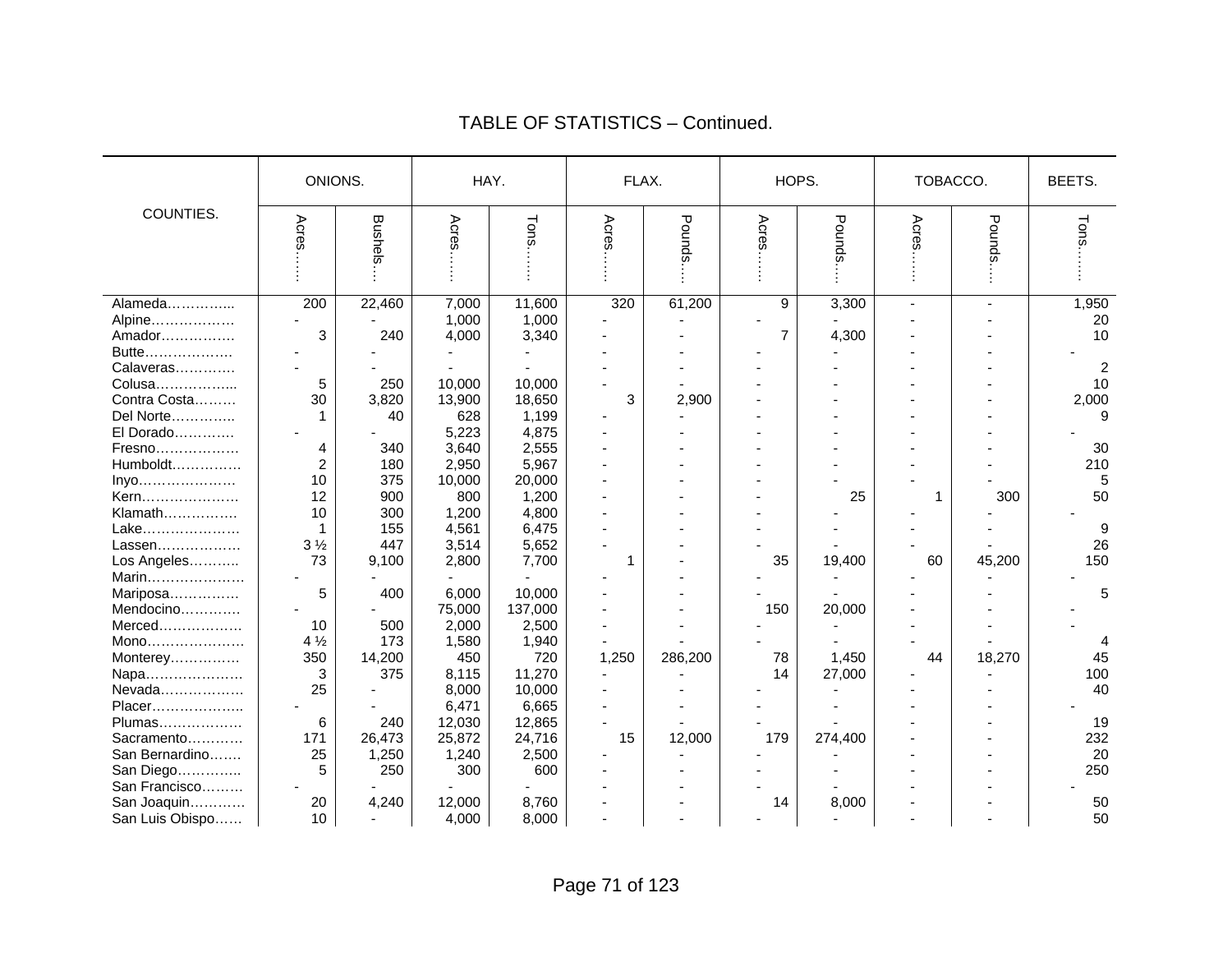# TABLE OF STATISTICS – Continued.

| COUNTIES. | ONIONS. | | HAY. | | FLAX. | | HOPS. | | TOBACCO. | | BEETS. |
|---|---|---|---|---|---|---|---|---|---|---|---|
| | Acres…… | Bushels… | Acres…… | Tons…… | Acres…… | Pounds… | Acres…… | Pounds… | Acres…… | Pounds… | Tons…… |
| Alameda………….. | 200 | 22,460 | 7,000 | 11,600 | 320 | 61,200 | 9 | 3,300 | - | - | 1,950 |
| Alpine……………… | - | - | 1,000 | 1,000 | - | - | - | - | - | - | 20 |
| Amador……………. | 3 | 240 | 4,000 | 3,340 | - | - | 7 | 4,300 | - | - | 10 |
| Butte………………. | - | - | - | - | - | - | - | - | - | - | - |
| Calaveras…………. | - | - | - | - | - | - | - | - | - | - | 2 |
| Colusa…………….... | 5 | 250 | 10,000 | 10,000 | - | - | - | - | - | - | 10 |
| Contra Costa……… | 30 | 3,820 | 13,900 | 18,650 | 3 | 2,900 | - | - | - | - | 2,000 |
| Del Norte………….. | 1 | 40 | 628 | 1,199 | - | - | - | - | - | - | 9 |
| El Dorado…………. | - | - | 5,223 | 4,875 | - | - | - | - | - | - | - |
| Fresno……………… | 4 | 340 | 3,640 | 2,555 | - | - | - | - | - | - | 30 |
| Humboldt…………… | 2 | 180 | 2,950 | 5,967 | - | - | - | - | - | - | 210 |
| Inyo………………… | 10 | 375 | 10,000 | 20,000 | - | - | - | - | - | - | 5 |
| Kern………………… | 12 | 900 | 800 | 1,200 | - | - | - | 25 | 1 | 300 | 50 |
| Klamath……………. | 10 | 300 | 1,200 | 4,800 | - | - | - | - | - | - | - |
| Lake………………… | 1 | 155 | 4,561 | 6,475 | - | - | - | - | - | - | 9 |
| Lassen……………… | 3 ½ | 447 | 3,514 | 5,652 | - | - | - | - | - | - | 26 |
| Los Angeles……….. | 73 | 9,100 | 2,800 | 7,700 | 1 | - | 35 | 19,400 | 60 | 45,200 | 150 |
| Marin………………… | - | - | - | - | - | - | - | - | - | - | - |
| Mariposa…………… | 5 | 400 | 6,000 | 10,000 | - | - | - | - | - | - | 5 |
| Mendocino…………. | - | - | 75,000 | 137,000 | - | - | 150 | 20,000 | - | - | - |
| Merced……………… | 10 | 500 | 2,000 | 2,500 | - | - | - | - | - | - | - |
| Mono………………… | 4 ½ | 173 | 1,580 | 1,940 | - | - | - | - | - | - | 4 |
| Monterey…………… | 350 | 14,200 | 450 | 720 | 1,250 | 286,200 | 78 | 1,450 | 44 | 18,270 | 45 |
| Napa………………… | 3 | 375 | 8,115 | 11,270 | - | - | 14 | 27,000 | - | - | 100 |
| Nevada……………… | 25 | - | 8,000 | 10,000 | - | - | - | - | - | - | 40 |
| Placer……………….. | - | - | 6,471 | 6,665 | - | - | - | - | - | - | - |
| Plumas……………… | 6 | 240 | 12,030 | 12,865 | - | - | - | - | - | - | 19 |
| Sacramento………… | 171 | 26,473 | 25,872 | 24,716 | 15 | 12,000 | 179 | 274,400 | - | - | 232 |
| San Bernardino……. | 25 | 1,250 | 1,240 | 2,500 | - | - | - | - | - | - | 20 |
| San Diego………….. | 5 | 250 | 300 | 600 | - | - | - | - | - | - | 250 |
| San Francisco……… | - | - | - | - | - | - | - | - | - | - | - |
| San Joaquin………… | 20 | 4,240 | 12,000 | 8,760 | - | - | 14 | 8,000 | - | - | 50 |
| San Luis Obispo…… | 10 | - | 4,000 | 8,000 | - | - | - | - | - | - | 50 |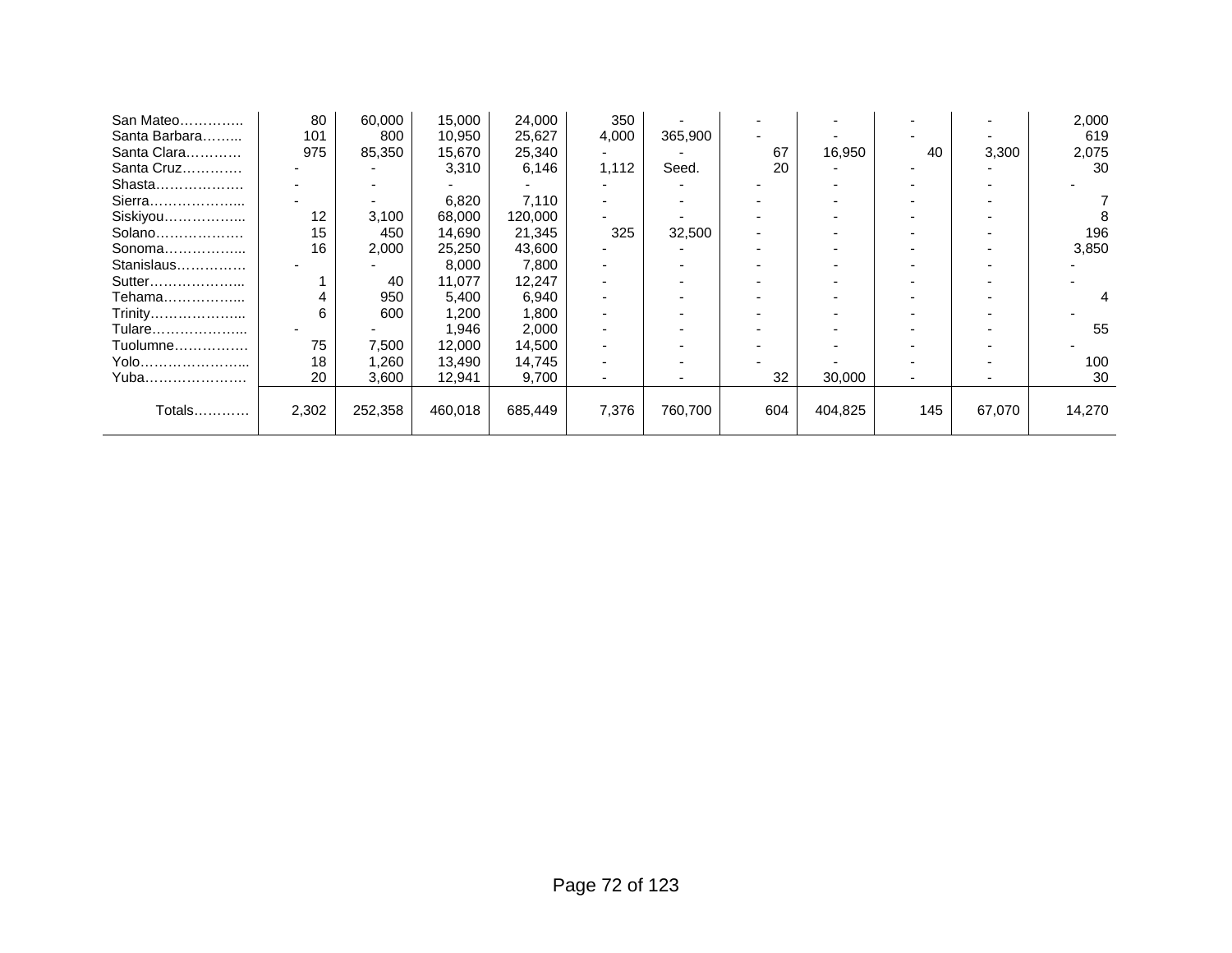| | | | | | | | | | | | |
|---|---|---|---|---|---|---|---|---|---|---|---|
| San Mateo………….. | 80 | 60,000 | 15,000 | 24,000 | 350 | - | - | - | - | - | 2,000 |
| Santa Barbara…….. | 101 | 800 | 10,950 | 25,627 | 4,000 | 365,900 | - | - | - | - | 619 |
| Santa Clara………… | 975 | 85,350 | 15,670 | 25,340 | - | - | 67 | 16,950 | 40 | 3,300 | 2,075 |
| Santa Cruz…………. | - | - | 3,310 | 6,146 | 1,112 | Seed. | 20 | - | - | - | 30 |
| Shasta………………. | - | - | - | - | - | - | - | - | - | - | - |
| Sierra……………….. | - | - | 6,820 | 7,110 | - | - | - | - | - | - | 7 |
| Siskiyou…………….. | 12 | 3,100 | 68,000 | 120,000 | - | - | - | - | - | - | 8 |
| Solano………………. | 15 | 450 | 14,690 | 21,345 | 325 | 32,500 | - | - | - | - | 196 |
| Sonoma…………….. | 16 | 2,000 | 25,250 | 43,600 | - | - | - | - | - | - | 3,850 |
| Stanislaus…………… | - | - | 8,000 | 7,800 | - | - | - | - | - | - | - |
| Sutter……………….. | 1 | 40 | 11,077 | 12,247 | - | - | - | - | - | - | - |
| Tehama…………….. | 4 | 950 | 5,400 | 6,940 | - | - | - | - | - | - | 4 |
| Trinity……………….. | 6 | 600 | 1,200 | 1,800 | - | - | - | - | - | - | - |
| Tulare……………….. | - | - | 1,946 | 2,000 | - | - | - | - | - | - | 55 |
| Tuolumne……………. | 75 | 7,500 | 12,000 | 14,500 | - | - | - | - | - | - | - |
| Yolo………………….. | 18 | 1,260 | 13,490 | 14,745 | - | - | - | - | - | - | 100 |
| Yuba…………………. | 20 | 3,600 | 12,941 | 9,700 | - | - | 32 | 30,000 | - | - | 30 |
| Totals………… | 2,302 | 252,358 | 460,018 | 685,449 | 7,376 | 760,700 | 604 | 404,825 | 145 | 67,070 | 14,270 |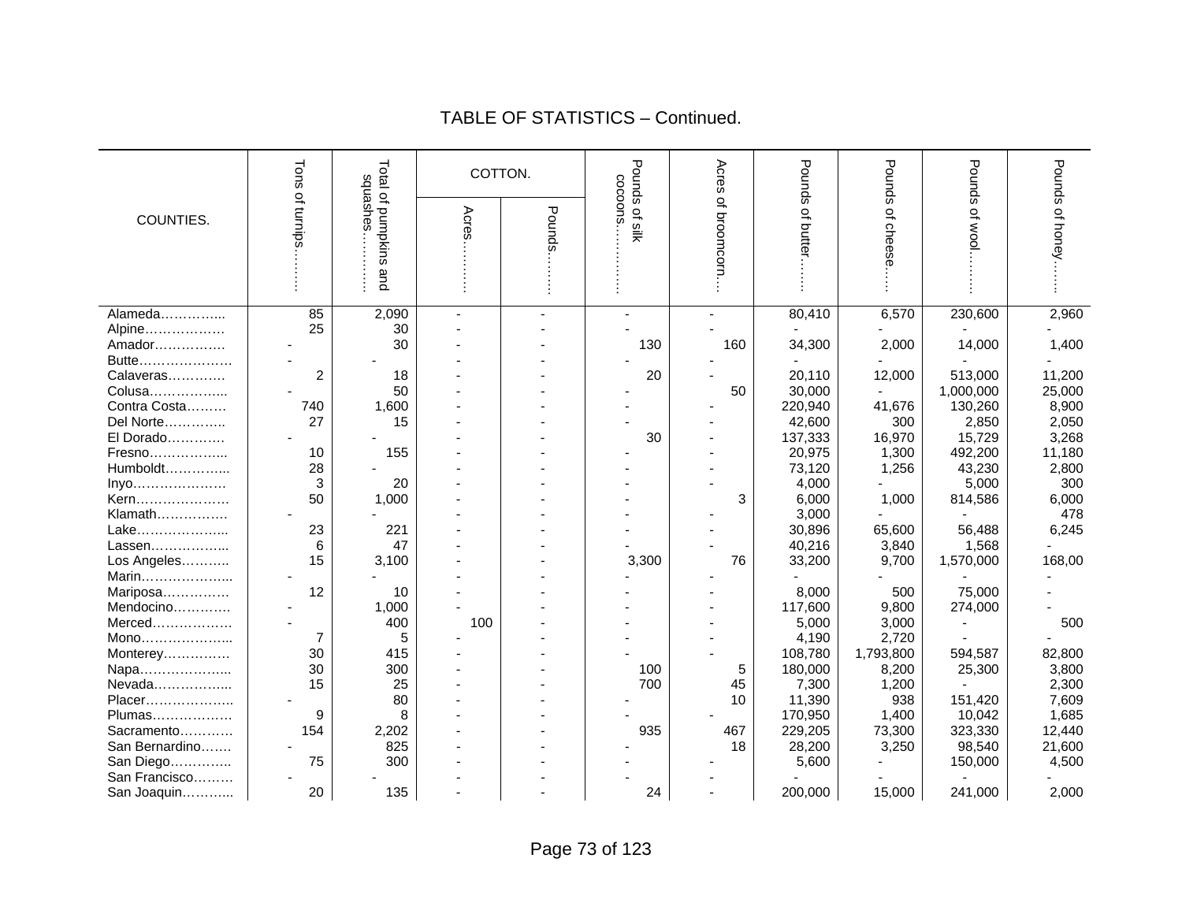## TABLE OF STATISTICS – Continued.

| COUNTIES. | Tons of turnips……… | Total of pumpkins and squashes………… | COTTON. | | Pounds of silk cocoons…………… | Acres of broomcorn… | Pounds of butter……. | Pounds of cheese….. | Pounds of wool……… | Pounds of honey……. |
|---|---|---|---|---|---|---|---|---|---|---|
| | | | Acres………. | Pounds……… | | | | | | |
| Alameda………….... | 85 | 2,090 | - | - | - | - | 80,410 | 6,570 | 230,600 | 2,960 |
| Alpine……………… | 25 | 30 | - | - | - | - | - | - | - | - |
| Amador……………. | - | 30 | - | - | 130 | 160 | 34,300 | 2,000 | 14,000 | 1,400 |
| Butte………………… | - | - | - | - | - | - | - | - | - | - |
| Calaveras…………. | 2 | 18 | - | - | 20 | - | 20,110 | 12,000 | 513,000 | 11,200 |
| Colusa…………….... | - | 50 | - | - | - | 50 | 30,000 | - | 1,000,000 | 25,000 |
| Contra Costa……… | 740 | 1,600 | - | - | - | - | 220,940 | 41,676 | 130,260 | 8,900 |
| Del Norte………….. | 27 | 15 | - | - | - | - | 42,600 | 300 | 2,850 | 2,050 |
| El Dorado…………. | - | - | - | - | 30 | - | 137,333 | 16,970 | 15,729 | 3,268 |
| Fresno……………... | 10 | 155 | - | - | - | - | 20,975 | 1,300 | 492,200 | 11,180 |
| Humboldt………….... | 28 | - | - | - | - | - | 73,120 | 1,256 | 43,230 | 2,800 |
| Inyo………………… | 3 | 20 | - | - | - | - | 4,000 | - | 5,000 | 300 |
| Kern………………… | 50 | 1,000 | - | - | - | 3 | 6,000 | 1,000 | 814,586 | 6,000 |
| Klamath……………. | - | - | - | - | - | - | 3,000 | - | - | 478 |
| Lake……………….... | 23 | 221 | - | - | - | - | 30,896 | 65,600 | 56,488 | 6,245 |
| Lassen……………... | 6 | 47 | - | - | - | - | 40,216 | 3,840 | 1,568 | - |
| Los Angeles……….. | 15 | 3,100 | - | - | 3,300 | 76 | 33,200 | 9,700 | 1,570,000 | 168,00 |
| Marin………………... | - | - | - | - | - | - | - | - | - | - |
| Mariposa…………… | 12 | 10 | - | - | - | - | 8,000 | 500 | 75,000 | - |
| Mendocino…………. | - | 1,000 | - | - | - | - | 117,600 | 9,800 | 274,000 | - |
| Merced……………… | - | 400 | 100 | - | - | - | 5,000 | 3,000 | - | 500 |
| Mono………………... | 7 | 5 | - | - | - | - | 4,190 | 2,720 | - | - |
| Monterey…………… | 30 | 415 | - | - | - | - | 108,780 | 1,793,800 | 594,587 | 82,800 |
| Napa………………... | 30 | 300 | - | - | 100 | 5 | 180,000 | 8,200 | 25,300 | 3,800 |
| Nevada……………... | 15 | 25 | - | - | 700 | 45 | 7,300 | 1,200 | - | 2,300 |
| Placer……………….. | - | 80 | - | - | - | 10 | 11,390 | 938 | 151,420 | 7,609 |
| Plumas……………… | 9 | 8 | - | - | - | - | 170,950 | 1,400 | 10,042 | 1,685 |
| Sacramento………… | 154 | 2,202 | - | - | 935 | 467 | 229,205 | 73,300 | 323,330 | 12,440 |
| San Bernardino……. | - | 825 | - | - | - | 18 | 28,200 | 3,250 | 98,540 | 21,600 |
| San Diego………….. | 75 | 300 | - | - | - | - | 5,600 | - | 150,000 | 4,500 |
| San Francisco……… | - | - | - | - | - | - | - | - | - | - |
| San Joaquin………... | 20 | 135 | - | - | 24 | - | 200,000 | 15,000 | 241,000 | 2,000 |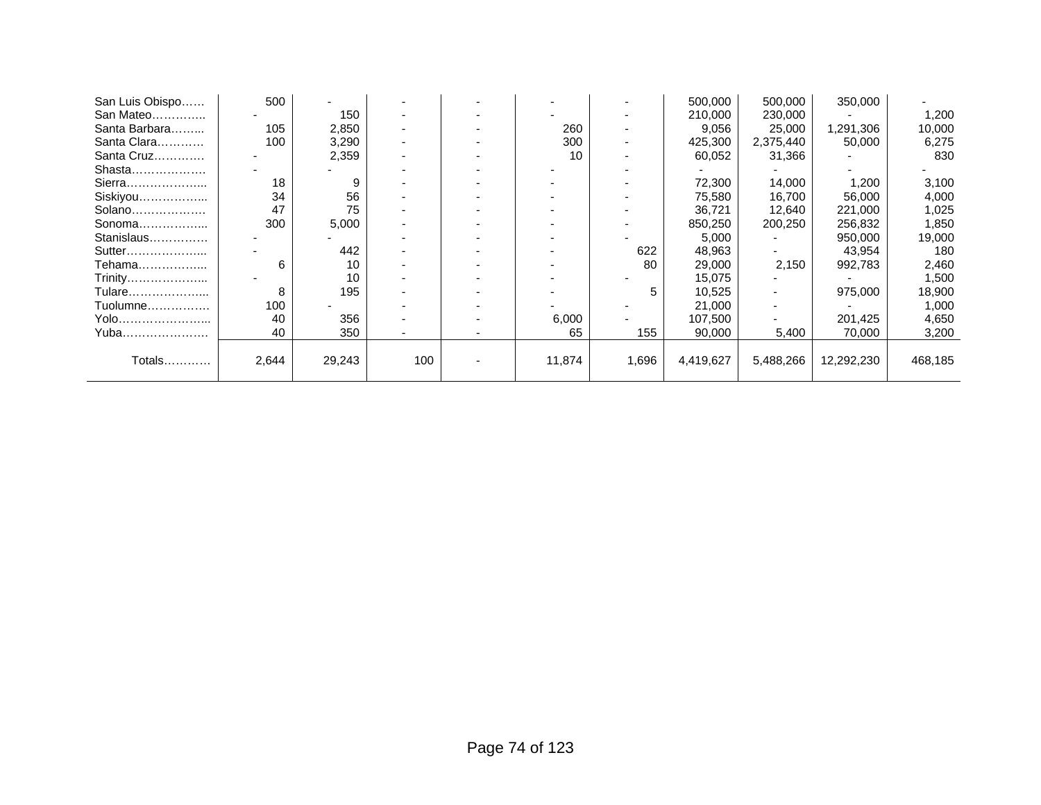| | | | | | | | | | | |
|---|---|---|---|---|---|---|---|---|---|---|
| San Luis Obispo…… | 500 | - | - | - | - | - | 500,000 | 500,000 | 350,000 | - |
| San Mateo………….. | - | 150 | - | - | - | - | 210,000 | 230,000 | - | 1,200 |
| Santa Barbara…….... | 105 | 2,850 | - | - | 260 | - | 9,056 | 25,000 | 1,291,306 | 10,000 |
| Santa Clara………… | 100 | 3,290 | - | - | 300 | - | 425,300 | 2,375,440 | 50,000 | 6,275 |
| Santa Cruz…………. | - | 2,359 | - | - | 10 | - | 60,052 | 31,366 | - | 830 |
| Shasta………………. | - | - | - | - | - | - | - | - | - | - |
| Sierra………………... | 18 | 9 | - | - | - | - | 72,300 | 14,000 | 1,200 | 3,100 |
| Siskiyou……………... | 34 | 56 | - | - | - | - | 75,580 | 16,700 | 56,000 | 4,000 |
| Solano………………. | 47 | 75 | - | - | - | - | 36,721 | 12,640 | 221,000 | 1,025 |
| Sonoma……………... | 300 | 5,000 | - | - | - | - | 850,250 | 200,250 | 256,832 | 1,850 |
| Stanislaus…………… | - | - | - | - | - | - | 5,000 | - | 950,000 | 19,000 |
| Sutter………………... | - | 442 | - | - | - | 622 | 48,963 | - | 43,954 | 180 |
| Tehama……………... | 6 | 10 | - | - | - | 80 | 29,000 | 2,150 | 992,783 | 2,460 |
| Trinity………………... | - | 10 | - | - | - | - | 15,075 | - | - | 1,500 |
| Tulare………………... | 8 | 195 | - | - | - | 5 | 10,525 | - | 975,000 | 18,900 |
| Tuolumne……………. | 100 | - | - | - | - | - | 21,000 | - | - | 1,000 |
| Yolo…………………... | 40 | 356 | - | - | 6,000 | - | 107,500 | - | 201,425 | 4,650 |
| Yuba…………………. | 40 | 350 | - | - | 65 | 155 | 90,000 | 5,400 | 70,000 | 3,200 |
| Totals………… | 2,644 | 29,243 | 100 | - | 11,874 | 1,696 | 4,419,627 | 5,488,266 | 12,292,230 | 468,185 |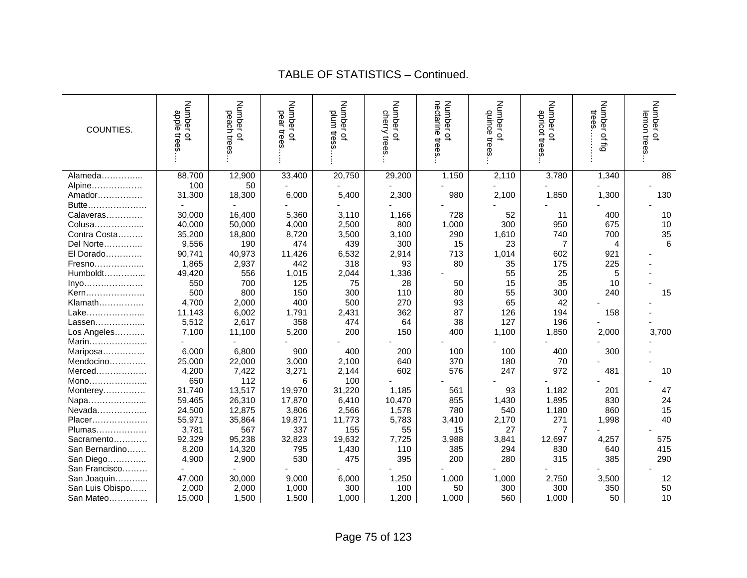## TABLE OF STATISTICS – Continued.

| COUNTIES. | Number of apple trees… | Number of peach trees… | Number of pear trees….. | Number of plum tress….. | Number of cherry trees… | Number of nectarine trees… | Number of quince trees… | Number of apricot trees… | Number of fig trees………. | Number of lemon trees… |
|---|---|---|---|---|---|---|---|---|---|---|
| Alameda………….. | 88,700 | 12,900 | 33,400 | 20,750 | 29,200 | 1,150 | 2,110 | 3,780 | 1,340 | 88 |
| Alpine……………… | 100 | 50 | - | - | - | - | - | - | - | - |
| Amador…………… | 31,300 | 18,300 | 6,000 | 5,400 | 2,300 | 980 | 2,100 | 1,850 | 1,300 | 130 |
| Butte………………. | - | - | - | - | - | - | - | - | - | - |
| Calaveras…………. | 30,000 | 16,400 | 5,360 | 3,110 | 1,166 | 728 | 52 | 11 | 400 | 10 |
| Colusa…………….. | 40,000 | 50,000 | 4,000 | 2,500 | 800 | 1,000 | 300 | 950 | 675 | 10 |
| Contra Costa……… | 35,200 | 18,800 | 8,720 | 3,500 | 3,100 | 290 | 1,610 | 740 | 700 | 35 |
| Del Norte………….. | 9,556 | 190 | 474 | 439 | 300 | 15 | 23 | 7 | 4 | 6 |
| El Dorado…………. | 90,741 | 40,973 | 11,426 | 6,532 | 2,914 | 713 | 1,014 | 602 | 921 | - |
| Fresno…………….. | 1,865 | 2,937 | 442 | 318 | 93 | 80 | 35 | 175 | 225 | - |
| Humboldt………….. | 49,420 | 556 | 1,015 | 2,044 | 1,336 | - | 55 | 25 | 5 | - |
| Inyo………………… | 550 | 700 | 125 | 75 | 28 | 50 | 15 | 35 | 10 | - |
| Kern………………… | 500 | 800 | 150 | 300 | 110 | 80 | 55 | 300 | 240 | 15 |
| Klamath……………. | 4,700 | 2,000 | 400 | 500 | 270 | 93 | 65 | 42 | - | - |
| Lake……………….. | 11,143 | 6,002 | 1,791 | 2,431 | 362 | 87 | 126 | 194 | 158 | - |
| Lassen…………….. | 5,512 | 2,617 | 358 | 474 | 64 | 38 | 127 | 196 | - | - |
| Los Angeles……….. | 7,100 | 11,100 | 5,200 | 200 | 150 | 400 | 1,100 | 1,850 | 2,000 | 3,700 |
| Marin……………….. | - | - | - | - | - | - | - | - | - | - |
| Mariposa…………… | 6,000 | 6,800 | 900 | 400 | 200 | 100 | 100 | 400 | 300 | - |
| Mendocino…………. | 25,000 | 22,000 | 3,000 | 2,100 | 640 | 370 | 180 | 70 | - | - |
| Merced……………… | 4,200 | 7,422 | 3,271 | 2,144 | 602 | 576 | 247 | 972 | 481 | 10 |
| Mono……………….. | 650 | 112 | 6 | 100 | - | - | - | - | - | - |
| Monterey…………… | 31,740 | 13,517 | 19,970 | 31,220 | 1,185 | 561 | 93 | 1,182 | 201 | 47 |
| Napa……………….. | 59,465 | 26,310 | 17,870 | 6,410 | 10,470 | 855 | 1,430 | 1,895 | 830 | 24 |
| Nevada…………….. | 24,500 | 12,875 | 3,806 | 2,566 | 1,578 | 780 | 540 | 1,180 | 860 | 15 |
| Placer……………….. | 55,971 | 35,864 | 19,871 | 11,773 | 5,783 | 3,410 | 2,170 | 271 | 1,998 | 40 |
| Plumas……………… | 3,781 | 567 | 337 | 155 | 55 | 15 | 27 | 7 | - | - |
| Sacramento………… | 92,329 | 95,238 | 32,823 | 19,632 | 7,725 | 3,988 | 3,841 | 12,697 | 4,257 | 575 |
| San Bernardino……. | 8,200 | 14,320 | 795 | 1,430 | 110 | 385 | 294 | 830 | 640 | 415 |
| San Diego………….. | 4,900 | 2,900 | 530 | 475 | 395 | 200 | 280 | 315 | 385 | 290 |
| San Francisco……… | - | - | - | - | - | - | - | - | - | - |
| San Joaquin……….. | 47,000 | 30,000 | 9,000 | 6,000 | 1,250 | 1,000 | 1,000 | 2,750 | 3,500 | 12 |
| San Luis Obispo…… | 2,000 | 2,000 | 1,000 | 300 | 100 | 50 | 300 | 300 | 350 | 50 |
| San Mateo………….. | 15,000 | 1,500 | 1,500 | 1,000 | 1,200 | 1,000 | 560 | 1,000 | 50 | 10 |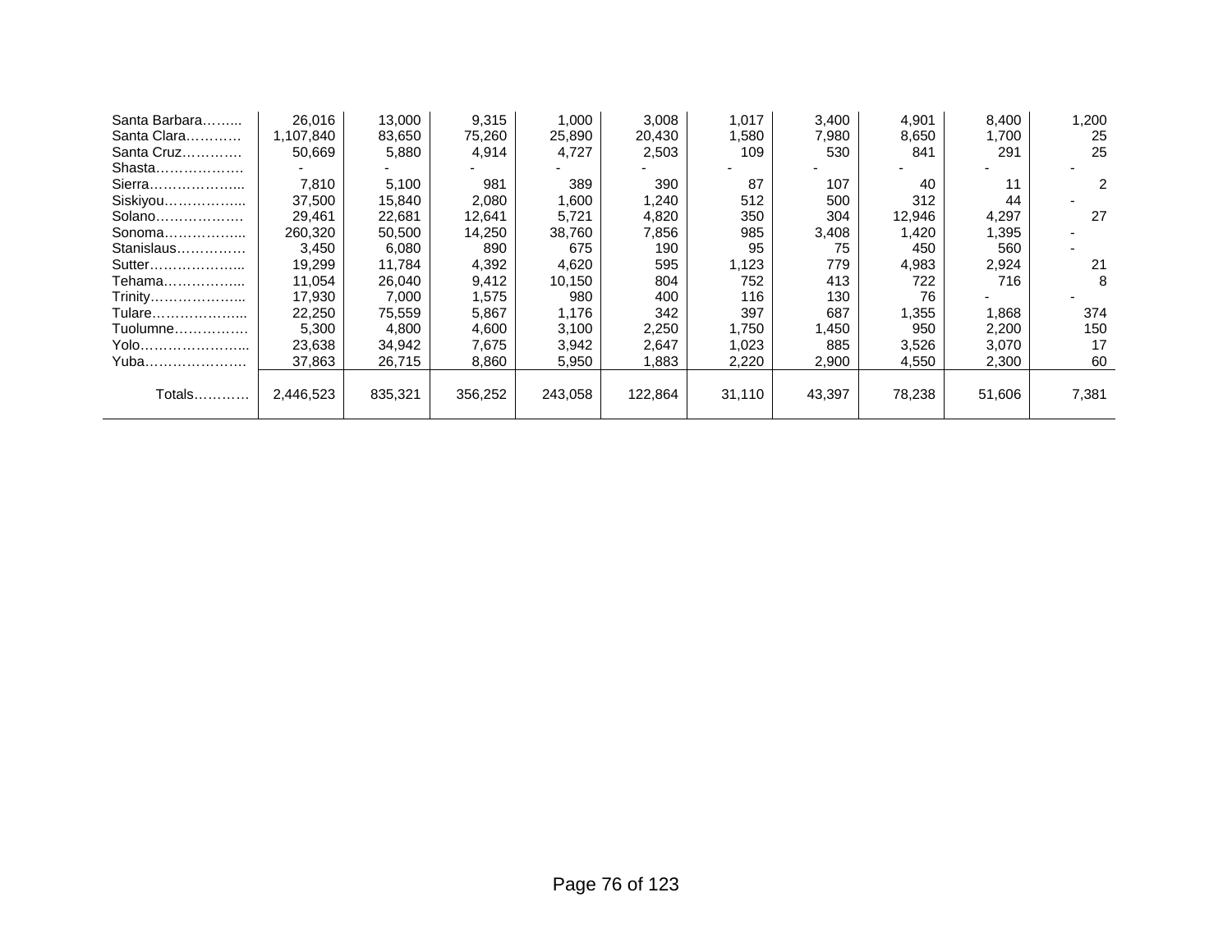| | | | | | | | | | | |
|---|---|---|---|---|---|---|---|---|---|---|
| Santa Barbara……... | 26,016 | 13,000 | 9,315 | 1,000 | 3,008 | 1,017 | 3,400 | 4,901 | 8,400 | 1,200 |
| Santa Clara………… | 1,107,840 | 83,650 | 75,260 | 25,890 | 20,430 | 1,580 | 7,980 | 8,650 | 1,700 | 25 |
| Santa Cruz………… | 50,669 | 5,880 | 4,914 | 4,727 | 2,503 | 109 | 530 | 841 | 291 | 25 |
| Shasta………………. | - | - | - | - | - | - | - | - | - | - |
| Sierra………………... | 7,810 | 5,100 | 981 | 389 | 390 | 87 | 107 | 40 | 11 | 2 |
| Siskiyou……………... | 37,500 | 15,840 | 2,080 | 1,600 | 1,240 | 512 | 500 | 312 | 44 | - |
| Solano………………. | 29,461 | 22,681 | 12,641 | 5,721 | 4,820 | 350 | 304 | 12,946 | 4,297 | 27 |
| Sonoma……………... | 260,320 | 50,500 | 14,250 | 38,760 | 7,856 | 985 | 3,408 | 1,420 | 1,395 | - |
| Stanislaus…………… | 3,450 | 6,080 | 890 | 675 | 190 | 95 | 75 | 450 | 560 | - |
| Sutter………………... | 19,299 | 11,784 | 4,392 | 4,620 | 595 | 1,123 | 779 | 4,983 | 2,924 | 21 |
| Tehama……………... | 11,054 | 26,040 | 9,412 | 10,150 | 804 | 752 | 413 | 722 | 716 | 8 |
| Trinity………………... | 17,930 | 7,000 | 1,575 | 980 | 400 | 116 | 130 | 76 | - | - |
| Tulare………………... | 22,250 | 75,559 | 5,867 | 1,176 | 342 | 397 | 687 | 1,355 | 1,868 | 374 |
| Tuolumne……………. | 5,300 | 4,800 | 4,600 | 3,100 | 2,250 | 1,750 | 1,450 | 950 | 2,200 | 150 |
| Yolo…………………... | 23,638 | 34,942 | 7,675 | 3,942 | 2,647 | 1,023 | 885 | 3,526 | 3,070 | 17 |
| Yuba…………………. | 37,863 | 26,715 | 8,860 | 5,950 | 1,883 | 2,220 | 2,900 | 4,550 | 2,300 | 60 |
| Totals………… | 2,446,523 | 835,321 | 356,252 | 243,058 | 122,864 | 31,110 | 43,397 | 78,238 | 51,606 | 7,381 |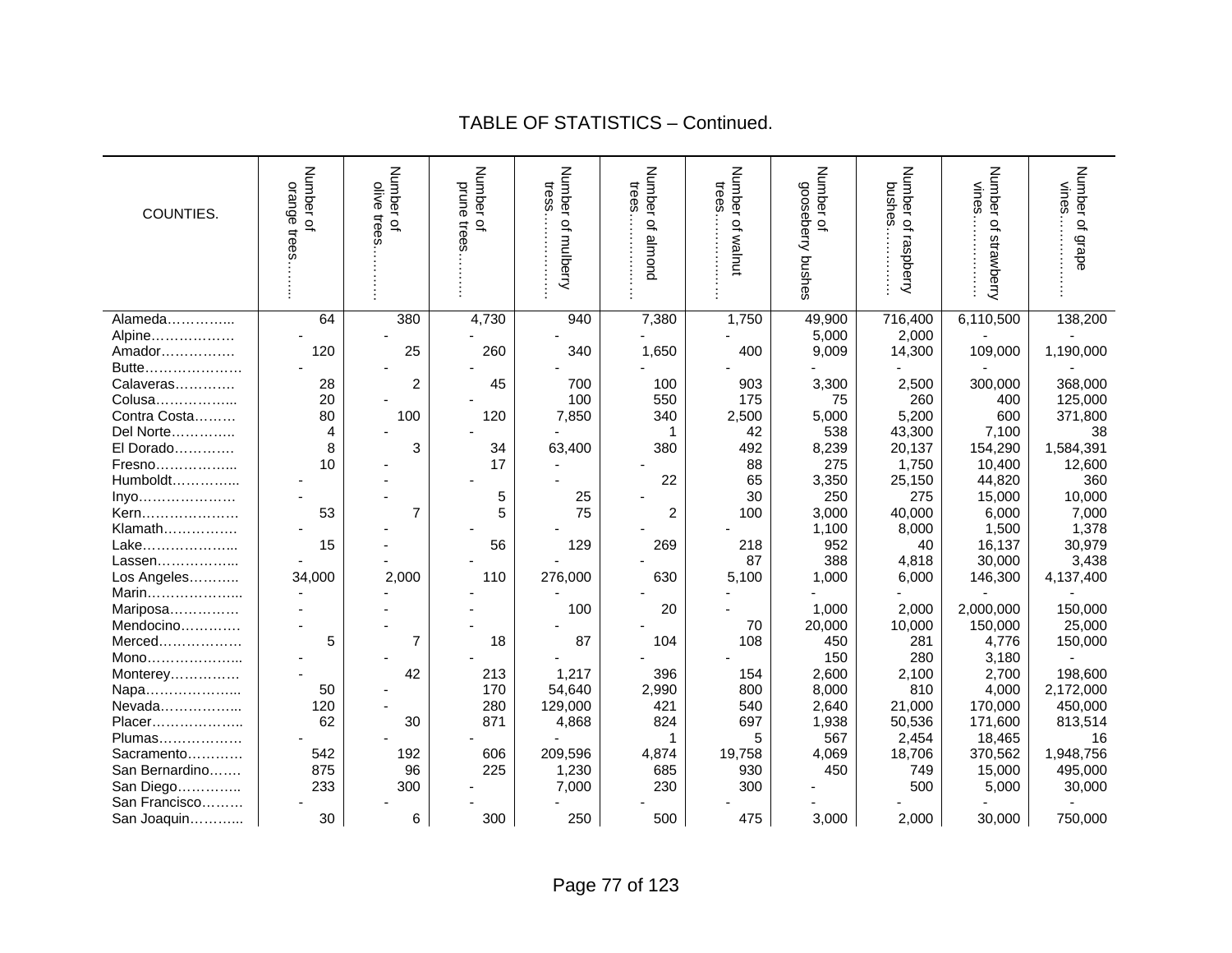## TABLE OF STATISTICS – Continued.

| COUNTIES. | Number of orange trees…….. | Number of olive trees………. | Number of prune trees……… | Number of mulberry tress…………… | Number of almond trees…………… | Number of walnut trees…………… | Number of gooseberry bushes | Number of raspberry bushes………… | Number of strawberry vines…………… | Number of grape vines…………… |
|---|---|---|---|---|---|---|---|---|---|---|
| Alameda………….. | 64 | 380 | 4,730 | 940 | 7,380 | 1,750 | 49,900 | 716,400 | 6,110,500 | 138,200 |
| Alpine……………… | - | - | - | - | - | - | 5,000 | 2,000 | - | - |
| Amador……………. | 120 | 25 | 260 | 340 | 1,650 | 400 | 9,009 | 14,300 | 109,000 | 1,190,000 |
| Butte………………… | - | - | - | - | - | - | - | - | - | - |
| Calaveras…………. | 28 | 2 | 45 | 700 | 100 | 903 | 3,300 | 2,500 | 300,000 | 368,000 |
| Colusa…………….. | 20 | - | - | 100 | 550 | 175 | 75 | 260 | 400 | 125,000 |
| Contra Costa……… | 80 | 100 | 120 | 7,850 | 340 | 2,500 | 5,000 | 5,200 | 600 | 371,800 |
| Del Norte………….. | 4 | - | - | - | 1 | 42 | 538 | 43,300 | 7,100 | 38 |
| El Dorado…………. | 8 | 3 | 34 | 63,400 | 380 | 492 | 8,239 | 20,137 | 154,290 | 1,584,391 |
| Fresno…………….. | 10 | - | 17 | - | - | 88 | 275 | 1,750 | 10,400 | 12,600 |
| Humboldt………….. | - | - | - | - | 22 | 65 | 3,350 | 25,150 | 44,820 | 360 |
| Inyo………………… | - | - | 5 | 25 | - | 30 | 250 | 275 | 15,000 | 10,000 |
| Kern………………… | 53 | 7 | 5 | 75 | 2 | 100 | 3,000 | 40,000 | 6,000 | 7,000 |
| Klamath……………. | - | - | - | - | - | - | 1,100 | 8,000 | 1,500 | 1,378 |
| Lake……………….. | 15 | - | 56 | 129 | 269 | 218 | 952 | 40 | 16,137 | 30,979 |
| Lassen…………….. | - | - | - | - | - | 87 | 388 | 4,818 | 30,000 | 3,438 |
| Los Angeles……….. | 34,000 | 2,000 | 110 | 276,000 | 630 | 5,100 | 1,000 | 6,000 | 146,300 | 4,137,400 |
| Marin……………….. | - | - | - | - | - | - | - | - | - | - |
| Mariposa…………… | - | - | - | 100 | 20 | - | 1,000 | 2,000 | 2,000,000 | 150,000 |
| Mendocino………… | - | - | - | - | - | 70 | 20,000 | 10,000 | 150,000 | 25,000 |
| Merced……………… | 5 | 7 | 18 | 87 | 104 | 108 | 450 | 281 | 4,776 | 150,000 |
| Mono……………….. | - | - | - | - | - | - | 150 | 280 | 3,180 | - |
| Monterey…………… | - | 42 | 213 | 1,217 | 396 | 154 | 2,600 | 2,100 | 2,700 | 198,600 |
| Napa……………….. | 50 | - | 170 | 54,640 | 2,990 | 800 | 8,000 | 810 | 4,000 | 2,172,000 |
| Nevada…………….. | 120 | - | 280 | 129,000 | 421 | 540 | 2,640 | 21,000 | 170,000 | 450,000 |
| Placer……………….. | 62 | 30 | 871 | 4,868 | 824 | 697 | 1,938 | 50,536 | 171,600 | 813,514 |
| Plumas……………… | - | - | - | - | 1 | 5 | 567 | 2,454 | 18,465 | 16 |
| Sacramento………… | 542 | 192 | 606 | 209,596 | 4,874 | 19,758 | 4,069 | 18,706 | 370,562 | 1,948,756 |
| San Bernardino……. | 875 | 96 | 225 | 1,230 | 685 | 930 | 450 | 749 | 15,000 | 495,000 |
| San Diego………….. | 233 | 300 | - | 7,000 | 230 | 300 | - | 500 | 5,000 | 30,000 |
| San Francisco……… | - | - | - | - | - | - | - | - | - | - |
| San Joaquin……….. | 30 | 6 | 300 | 250 | 500 | 475 | 3,000 | 2,000 | 30,000 | 750,000 |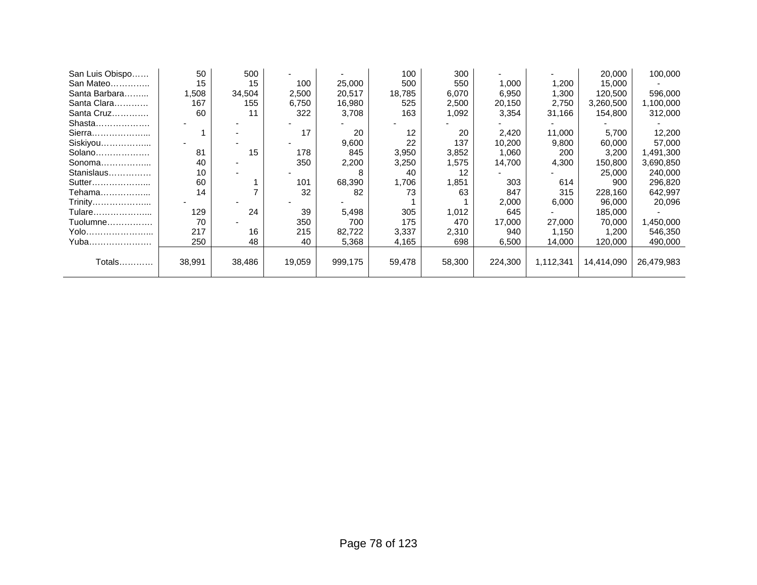| | | | | | | | | | | |
|---|---|---|---|---|---|---|---|---|---|---|
| San Luis Obispo…… | 50 | 500 | - | - | 100 | 300 | - | - | 20,000 | 100,000 |
| San Mateo………….. | 15 | 15 | 100 | 25,000 | 500 | 550 | 1,000 | 1,200 | 15,000 | - |
| Santa Barbara…….... | 1,508 | 34,504 | 2,500 | 20,517 | 18,785 | 6,070 | 6,950 | 1,300 | 120,500 | 596,000 |
| Santa Clara………… | 167 | 155 | 6,750 | 16,980 | 525 | 2,500 | 20,150 | 2,750 | 3,260,500 | 1,100,000 |
| Santa Cruz…………. | 60 | 11 | 322 | 3,708 | 163 | 1,092 | 3,354 | 31,166 | 154,800 | 312,000 |
| Shasta………………. | - | - | - | - | - | - | - | - | - | - |
| Sierra………………... | 1 | - | 17 | 20 | 12 | 20 | 2,420 | 11,000 | 5,700 | 12,200 |
| Siskiyou……………... | - | - | - | 9,600 | 22 | 137 | 10,200 | 9,800 | 60,000 | 57,000 |
| Solano………………. | 81 | 15 | 178 | 845 | 3,950 | 3,852 | 1,060 | 200 | 3,200 | 1,491,300 |
| Sonoma……………... | 40 | - | 350 | 2,200 | 3,250 | 1,575 | 14,700 | 4,300 | 150,800 | 3,690,850 |
| Stanislaus…………… | 10 | - | - | 8 | 40 | 12 | - | - | 25,000 | 240,000 |
| Sutter………………... | 60 | 1 | 101 | 68,390 | 1,706 | 1,851 | 303 | 614 | 900 | 296,820 |
| Tehama……………... | 14 | 7 | 32 | 82 | 73 | 63 | 847 | 315 | 228,160 | 642,997 |
| Trinity………………... | - | - | - | - | 1 | 1 | 2,000 | 6,000 | 96,000 | 20,096 |
| Tulare………………... | 129 | 24 | 39 | 5,498 | 305 | 1,012 | 645 | - | 185,000 | - |
| Tuolumne……………. | 70 | - | 350 | 700 | 175 | 470 | 17,000 | 27,000 | 70,000 | 1,450,000 |
| Yolo…………………... | 217 | 16 | 215 | 82,722 | 3,337 | 2,310 | 940 | 1,150 | 1,200 | 546,350 |
| Yuba…………………. | 250 | 48 | 40 | 5,368 | 4,165 | 698 | 6,500 | 14,000 | 120,000 | 490,000 |
| Totals………… | 38,991 | 38,486 | 19,059 | 999,175 | 59,478 | 58,300 | 224,300 | 1,112,341 | 14,414,090 | 26,479,983 |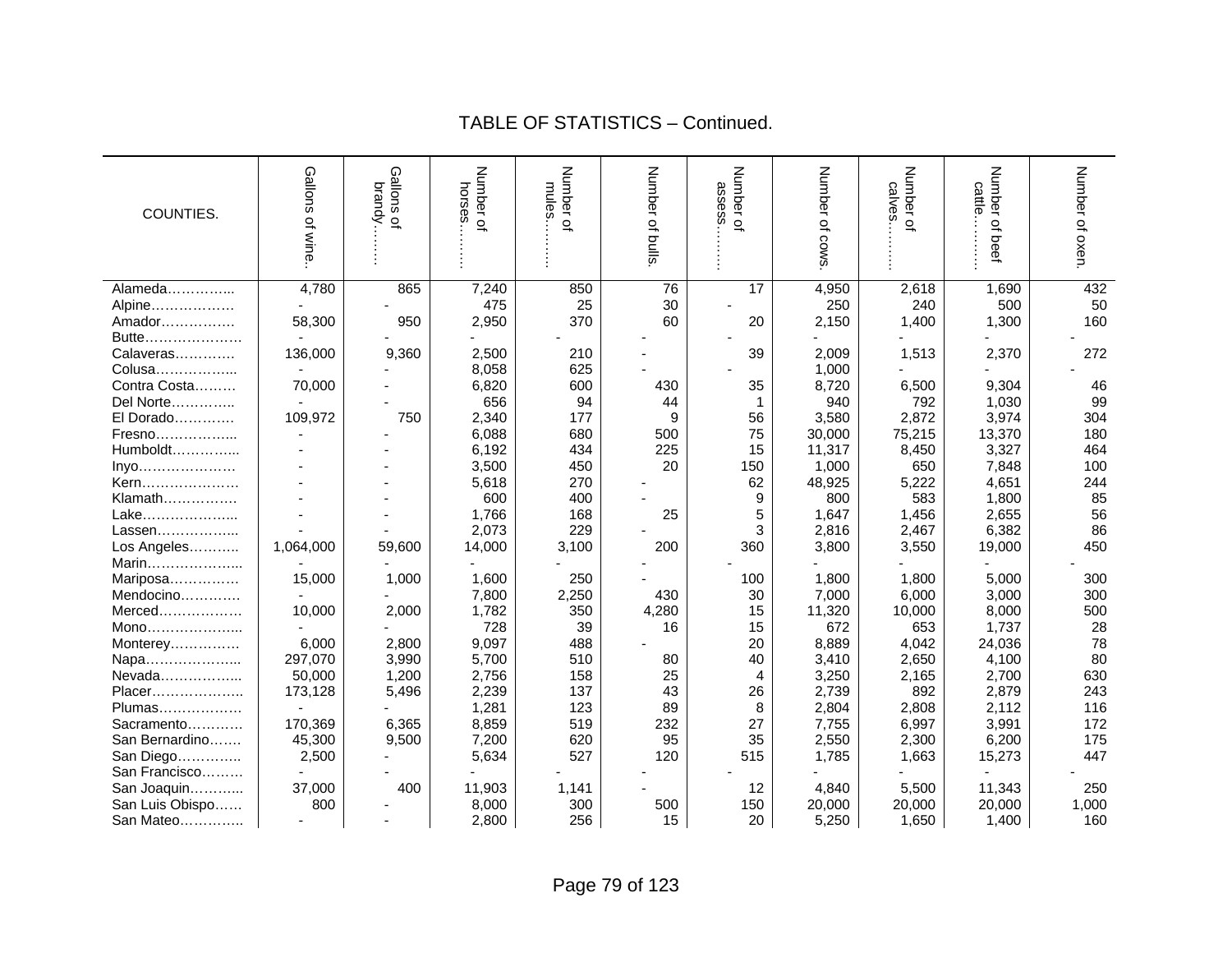## TABLE OF STATISTICS – Continued.

| COUNTIES. | Gallons of wine.. | Gallons of brandy……… | Number of horses……… | Number of mules……… | Number of bulls. | Number of assess……… | Number of cows. | Number of calves……… | Number of beef cattle……… | Number of oxen. |
|---|---|---|---|---|---|---|---|---|---|---|
| Alameda………….. | 4,780 | 865 | 7,240 | 850 | 76 | 17 | 4,950 | 2,618 | 1,690 | 432 |
| Alpine……………… | - | - | 475 | 25 | 30 | - | 250 | 240 | 500 | 50 |
| Amador……………. | 58,300 | 950 | 2,950 | 370 | 60 | 20 | 2,150 | 1,400 | 1,300 | 160 |
| Butte………………… | - | - | - | - | - | - | - | - | - | - |
| Calaveras…………. | 136,000 | 9,360 | 2,500 | 210 | - | 39 | 2,009 | 1,513 | 2,370 | 272 |
| Colusa……………... | - | - | 8,058 | 625 | - | - | 1,000 | - | - | - |
| Contra Costa……… | 70,000 | - | 6,820 | 600 | 430 | 35 | 8,720 | 6,500 | 9,304 | 46 |
| Del Norte………….. | - | - | 656 | 94 | 44 | 1 | 940 | 792 | 1,030 | 99 |
| El Dorado…………. | 109,972 | 750 | 2,340 | 177 | 9 | 56 | 3,580 | 2,872 | 3,974 | 304 |
| Fresno……………... | - | - | 6,088 | 680 | 500 | 75 | 30,000 | 75,215 | 13,370 | 180 |
| Humboldt…………... | - | - | 6,192 | 434 | 225 | 15 | 11,317 | 8,450 | 3,327 | 464 |
| Inyo………………… | - | - | 3,500 | 450 | 20 | 150 | 1,000 | 650 | 7,848 | 100 |
| Kern………………… | - | - | 5,618 | 270 | - | 62 | 48,925 | 5,222 | 4,651 | 244 |
| Klamath……………. | - | - | 600 | 400 | - | 9 | 800 | 583 | 1,800 | 85 |
| Lake………………... | - | - | 1,766 | 168 | 25 | 5 | 1,647 | 1,456 | 2,655 | 56 |
| Lassen……………... | - | - | 2,073 | 229 | - | 3 | 2,816 | 2,467 | 6,382 | 86 |
| Los Angeles……….. | 1,064,000 | 59,600 | 14,000 | 3,100 | 200 | 360 | 3,800 | 3,550 | 19,000 | 450 |
| Marin………………... | - | - | - | - | - | - | - | - | - | - |
| Mariposa…………… | 15,000 | 1,000 | 1,600 | 250 | - | 100 | 1,800 | 1,800 | 5,000 | 300 |
| Mendocino…………. | - | - | 7,800 | 2,250 | 430 | 30 | 7,000 | 6,000 | 3,000 | 300 |
| Merced……………… | 10,000 | 2,000 | 1,782 | 350 | 4,280 | 15 | 11,320 | 10,000 | 8,000 | 500 |
| Mono………………... | - | - | 728 | 39 | 16 | 15 | 672 | 653 | 1,737 | 28 |
| Monterey…………… | 6,000 | 2,800 | 9,097 | 488 | - | 20 | 8,889 | 4,042 | 24,036 | 78 |
| Napa………………... | 297,070 | 3,990 | 5,700 | 510 | 80 | 40 | 3,410 | 2,650 | 4,100 | 80 |
| Nevada……………... | 50,000 | 1,200 | 2,756 | 158 | 25 | 4 | 3,250 | 2,165 | 2,700 | 630 |
| Placer……………….. | 173,128 | 5,496 | 2,239 | 137 | 43 | 26 | 2,739 | 892 | 2,879 | 243 |
| Plumas……………… | - | - | 1,281 | 123 | 89 | 8 | 2,804 | 2,808 | 2,112 | 116 |
| Sacramento………… | 170,369 | 6,365 | 8,859 | 519 | 232 | 27 | 7,755 | 6,997 | 3,991 | 172 |
| San Bernardino……. | 45,300 | 9,500 | 7,200 | 620 | 95 | 35 | 2,550 | 2,300 | 6,200 | 175 |
| San Diego………….. | 2,500 | - | 5,634 | 527 | 120 | 515 | 1,785 | 1,663 | 15,273 | 447 |
| San Francisco……… | - | - | - | - | - | - | - | - | - | - |
| San Joaquin………... | 37,000 | 400 | 11,903 | 1,141 | - | 12 | 4,840 | 5,500 | 11,343 | 250 |
| San Luis Obispo…… | 800 | - | 8,000 | 300 | 500 | 150 | 20,000 | 20,000 | 20,000 | 1,000 |
| San Mateo………….. | - | - | 2,800 | 256 | 15 | 20 | 5,250 | 1,650 | 1,400 | 160 |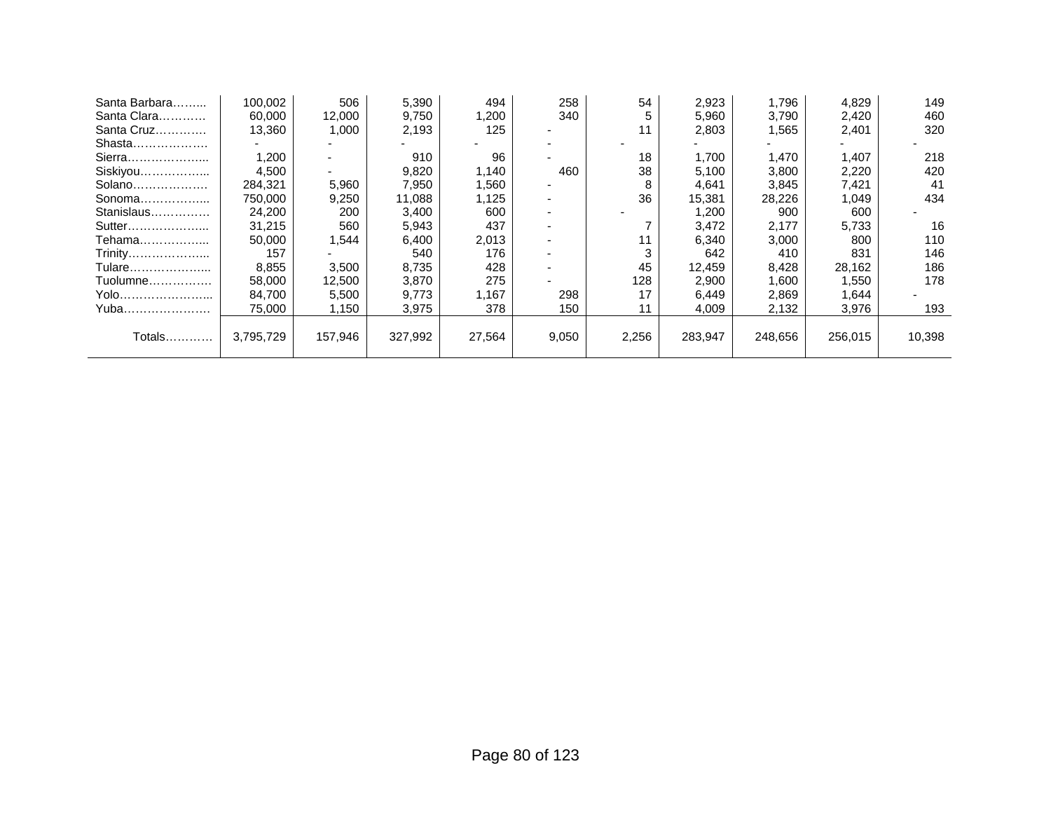| | | | | | | | | | | |
|---|---|---|---|---|---|---|---|---|---|---|
| Santa Barbara…….. | 100,002 | 506 | 5,390 | 494 | 258 | 54 | 2,923 | 1,796 | 4,829 | 149 |
| Santa Clara………… | 60,000 | 12,000 | 9,750 | 1,200 | 340 | 5 | 5,960 | 3,790 | 2,420 | 460 |
| Santa Cruz………… | 13,360 | 1,000 | 2,193 | 125 | - | 11 | 2,803 | 1,565 | 2,401 | 320 |
| Shasta………………. | - | - | - | - | - | - | - | - | - | - |
| Sierra……………….. | 1,200 | - | 910 | 96 | - | 18 | 1,700 | 1,470 | 1,407 | 218 |
| Siskiyou…………….. | 4,500 | - | 9,820 | 1,140 | 460 | 38 | 5,100 | 3,800 | 2,220 | 420 |
| Solano………………. | 284,321 | 5,960 | 7,950 | 1,560 | - | 8 | 4,641 | 3,845 | 7,421 | 41 |
| Sonoma…………….. | 750,000 | 9,250 | 11,088 | 1,125 | - | 36 | 15,381 | 28,226 | 1,049 | 434 |
| Stanislaus…………… | 24,200 | 200 | 3,400 | 600 | - | - | 1,200 | 900 | 600 | - |
| Sutter……………….. | 31,215 | 560 | 5,943 | 437 | - | 7 | 3,472 | 2,177 | 5,733 | 16 |
| Tehama…………….. | 50,000 | 1,544 | 6,400 | 2,013 | - | 11 | 6,340 | 3,000 | 800 | 110 |
| Trinity……………….. | 157 | - | 540 | 176 | - | 3 | 642 | 410 | 831 | 146 |
| Tulare……………….. | 8,855 | 3,500 | 8,735 | 428 | - | 45 | 12,459 | 8,428 | 28,162 | 186 |
| Tuolumne……………. | 58,000 | 12,500 | 3,870 | 275 | - | 128 | 2,900 | 1,600 | 1,550 | 178 |
| Yolo………………….. | 84,700 | 5,500 | 9,773 | 1,167 | 298 | 17 | 6,449 | 2,869 | 1,644 | - |
| Yuba…………………. | 75,000 | 1,150 | 3,975 | 378 | 150 | 11 | 4,009 | 2,132 | 3,976 | 193 |
| Totals………… | 3,795,729 | 157,946 | 327,992 | 27,564 | 9,050 | 2,256 | 283,947 | 248,656 | 256,015 | 10,398 |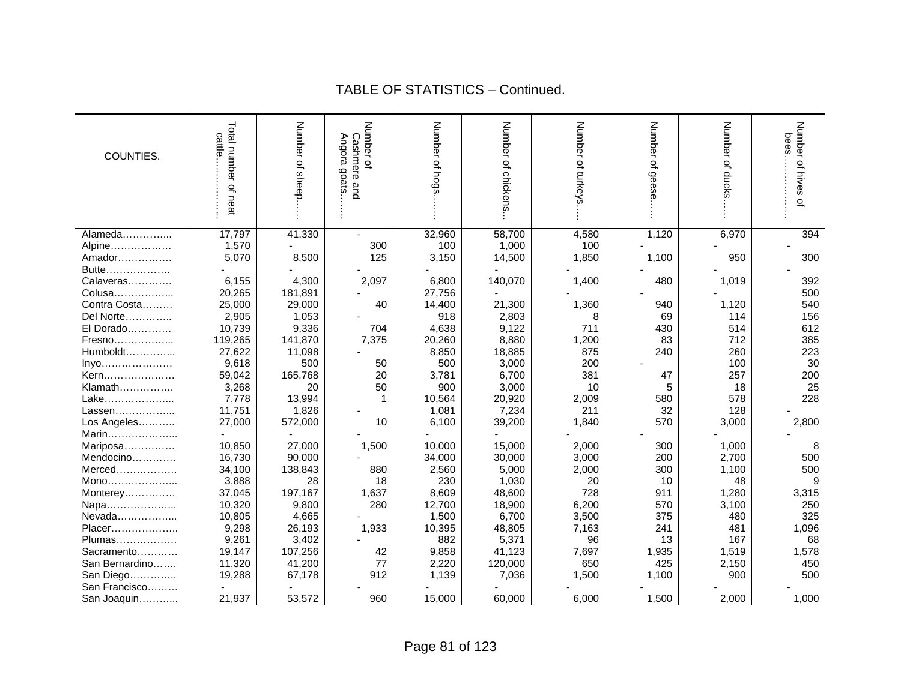# TABLE OF STATISTICS – Continued.

| COUNTIES. | Total number of neat cattle………… | Number of sheep…… | Number of Cashmere and Angora goats……. | Number of hogs……. | Number of chickens… | Number of turkeys…. | Number of geese….. | Number of ducks….. | Number of hives of bees……………. |
|---|---|---|---|---|---|---|---|---|---|
| Alameda………….. | 17,797 | 41,330 | - | 32,960 | 58,700 | 4,580 | 1,120 | 6,970 | 394 |
| Alpine……………… | 1,570 | - | 300 | 100 | 1,000 | 100 | - | - | - |
| Amador……………. | 5,070 | 8,500 | 125 | 3,150 | 14,500 | 1,850 | 1,100 | 950 | 300 |
| Butte………………. | - | - | - | - | - | - | - | - | - |
| Calaveras…………. | 6,155 | 4,300 | 2,097 | 6,800 | 140,070 | 1,400 | 480 | 1,019 | 392 |
| Colusa……………... | 20,265 | 181,891 | - | 27,756 | - | - | - | - | 500 |
| Contra Costa……… | 25,000 | 29,000 | 40 | 14,400 | 21,300 | 1,360 | 940 | 1,120 | 540 |
| Del Norte………….. | 2,905 | 1,053 | - | 918 | 2,803 | 8 | 69 | 114 | 156 |
| El Dorado…………. | 10,739 | 9,336 | 704 | 4,638 | 9,122 | 711 | 430 | 514 | 612 |
| Fresno……………... | 119,265 | 141,870 | 7,375 | 20,260 | 8,880 | 1,200 | 83 | 712 | 385 |
| Humboldt…………... | 27,622 | 11,098 | - | 8,850 | 18,885 | 875 | 240 | 260 | 223 |
| Inyo………………… | 9,618 | 500 | 50 | 500 | 3,000 | 200 | - | 100 | 30 |
| Kern………………… | 59,042 | 165,768 | 20 | 3,781 | 6,700 | 381 | 47 | 257 | 200 |
| Klamath……………. | 3,268 | 20 | 50 | 900 | 3,000 | 10 | 5 | 18 | 25 |
| Lake………………... | 7,778 | 13,994 | 1 | 10,564 | 20,920 | 2,009 | 580 | 578 | 228 |
| Lassen……………... | 11,751 | 1,826 | - | 1,081 | 7,234 | 211 | 32 | 128 | - |
| Los Angeles……….. | 27,000 | 572,000 | 10 | 6,100 | 39,200 | 1,840 | 570 | 3,000 | 2,800 |
| Marin………………... | - | - | - | - | - | - | - | - | - |
| Mariposa…………… | 10,850 | 27,000 | 1,500 | 10,000 | 15,000 | 2,000 | 300 | 1,000 | 8 |
| Mendocino…………. | 16,730 | 90,000 | - | 34,000 | 30,000 | 3,000 | 200 | 2,700 | 500 |
| Merced……………… | 34,100 | 138,843 | 880 | 2,560 | 5,000 | 2,000 | 300 | 1,100 | 500 |
| Mono………………... | 3,888 | 28 | 18 | 230 | 1,030 | 20 | 10 | 48 | 9 |
| Monterey…………… | 37,045 | 197,167 | 1,637 | 8,609 | 48,600 | 728 | 911 | 1,280 | 3,315 |
| Napa………………... | 10,320 | 9,800 | 280 | 12,700 | 18,900 | 6,200 | 570 | 3,100 | 250 |
| Nevada……………... | 10,805 | 4,665 | - | 1,500 | 6,700 | 3,500 | 375 | 480 | 325 |
| Placer……………….. | 9,298 | 26,193 | 1,933 | 10,395 | 48,805 | 7,163 | 241 | 481 | 1,096 |
| Plumas……………… | 9,261 | 3,402 | - | 882 | 5,371 | 96 | 13 | 167 | 68 |
| Sacramento………… | 19,147 | 107,256 | 42 | 9,858 | 41,123 | 7,697 | 1,935 | 1,519 | 1,578 |
| San Bernardino……. | 11,320 | 41,200 | 77 | 2,220 | 120,000 | 650 | 425 | 2,150 | 450 |
| San Diego………….. | 19,288 | 67,178 | 912 | 1,139 | 7,036 | 1,500 | 1,100 | 900 | 500 |
| San Francisco……… | - | - | - | - | - | - | - | - | - |
| San Joaquin………... | 21,937 | 53,572 | 960 | 15,000 | 60,000 | 6,000 | 1,500 | 2,000 | 1,000 |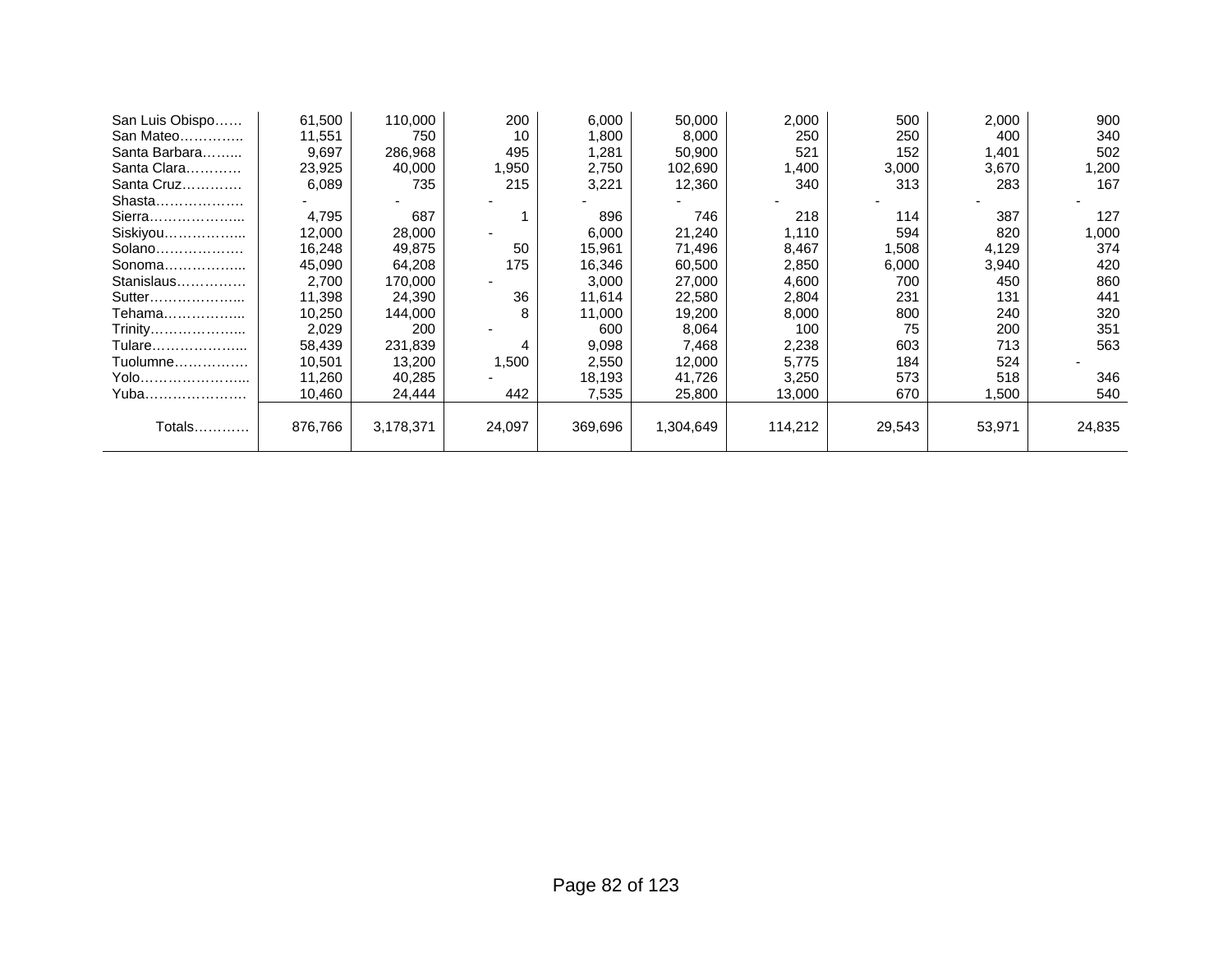| | | | | | | | | | |
|---|---|---|---|---|---|---|---|---|---|
| San Luis Obispo…… | 61,500 | 110,000 | 200 | 6,000 | 50,000 | 2,000 | 500 | 2,000 | 900 |
| San Mateo………….. | 11,551 | 750 | 10 | 1,800 | 8,000 | 250 | 250 | 400 | 340 |
| Santa Barbara……... | 9,697 | 286,968 | 495 | 1,281 | 50,900 | 521 | 152 | 1,401 | 502 |
| Santa Clara………… | 23,925 | 40,000 | 1,950 | 2,750 | 102,690 | 1,400 | 3,000 | 3,670 | 1,200 |
| Santa Cruz…………. | 6,089 | 735 | 215 | 3,221 | 12,360 | 340 | 313 | 283 | 167 |
| Shasta………………. | - | - | - | - | - | - | - | - | - |
| Sierra………………... | 4,795 | 687 | 1 | 896 | 746 | 218 | 114 | 387 | 127 |
| Siskiyou……………... | 12,000 | 28,000 | - | 6,000 | 21,240 | 1,110 | 594 | 820 | 1,000 |
| Solano………………. | 16,248 | 49,875 | 50 | 15,961 | 71,496 | 8,467 | 1,508 | 4,129 | 374 |
| Sonoma……………... | 45,090 | 64,208 | 175 | 16,346 | 60,500 | 2,850 | 6,000 | 3,940 | 420 |
| Stanislaus…………… | 2,700 | 170,000 | - | 3,000 | 27,000 | 4,600 | 700 | 450 | 860 |
| Sutter………………... | 11,398 | 24,390 | 36 | 11,614 | 22,580 | 2,804 | 231 | 131 | 441 |
| Tehama……………... | 10,250 | 144,000 | 8 | 11,000 | 19,200 | 8,000 | 800 | 240 | 320 |
| Trinity………………... | 2,029 | 200 | - | 600 | 8,064 | 100 | 75 | 200 | 351 |
| Tulare………………... | 58,439 | 231,839 | 4 | 9,098 | 7,468 | 2,238 | 603 | 713 | 563 |
| Tuolumne……………. | 10,501 | 13,200 | 1,500 | 2,550 | 12,000 | 5,775 | 184 | 524 | - |
| Yolo…………………... | 11,260 | 40,285 | - | 18,193 | 41,726 | 3,250 | 573 | 518 | 346 |
| Yuba…………………. | 10,460 | 24,444 | 442 | 7,535 | 25,800 | 13,000 | 670 | 1,500 | 540 |
| Totals………… | 876,766 | 3,178,371 | 24,097 | 369,696 | 1,304,649 | 114,212 | 29,543 | 53,971 | 24,835 |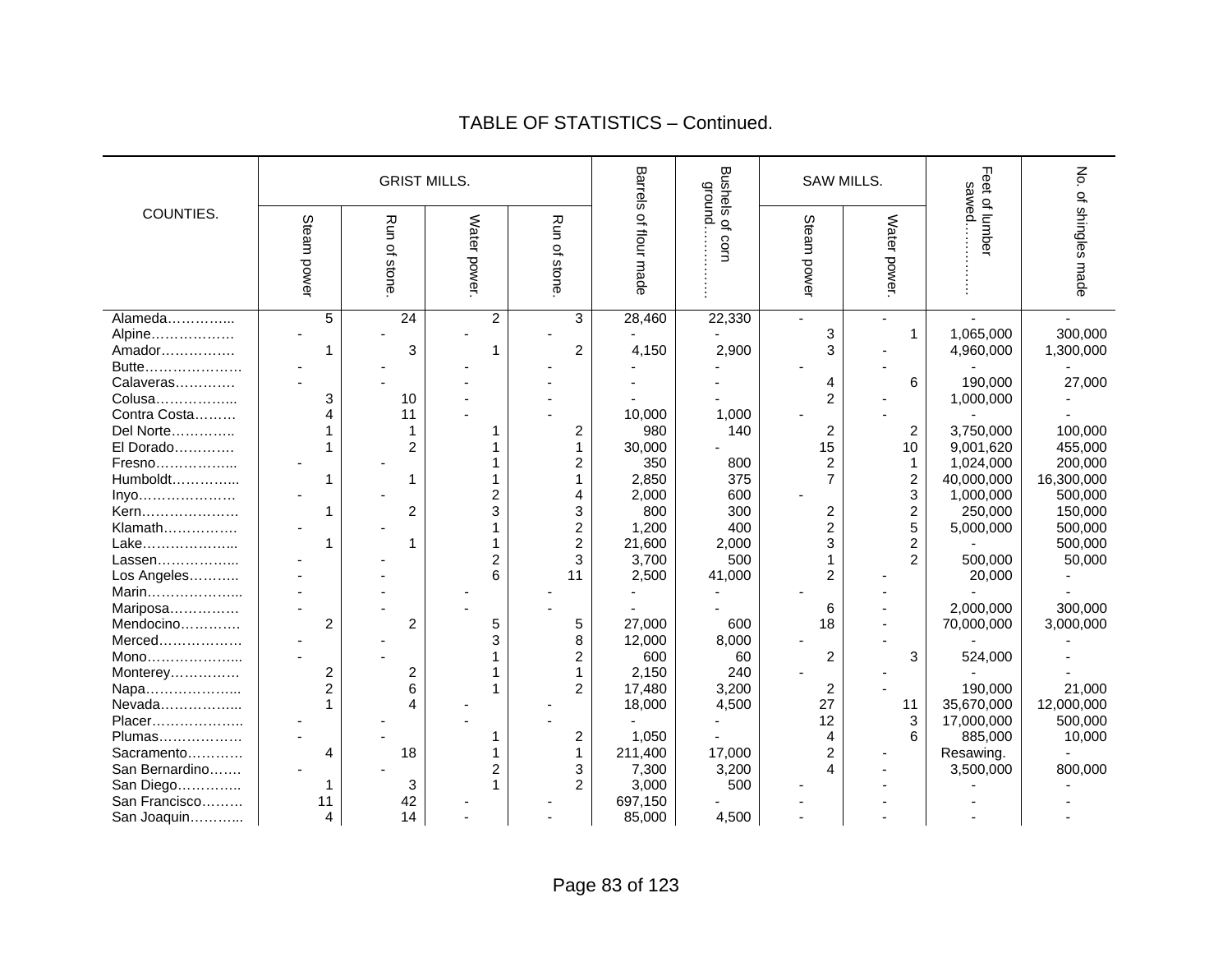## TABLE OF STATISTICS – Continued.

| COUNTIES. | GRIST MILLS. | | | | Barrels of flour made | Bushels of corn ground………… | SAW MILLS. | | Feet of lumber sawed………… | No. of shingles made |
|---|---|---|---|---|---|---|---|---|---|---|
| | Steam power | Run of stone. | Water power. | Run of stone. | | | Steam power | Water power. | | |
| Alameda………….. | 5 | 24 | 2 | 3 | 28,460 | 22,330 | - | - | - | - |
| Alpine……………… | - | - | - | - | - | - | 3 | 1 | 1,065,000 | 300,000 |
| Amador……………. | 1 | 3 | 1 | 2 | 4,150 | 2,900 | 3 | - | 4,960,000 | 1,300,000 |
| Butte………………… | - | - | - | - | - | - | - | - | - | - |
| Calaveras………… | - | - | - | - | - | - | 4 | 6 | 190,000 | 27,000 |
| Colusa…………….. | 3 | 10 | - | - | - | - | 2 | - | 1,000,000 | - |
| Contra Costa……… | 4 | 11 | - | - | 10,000 | 1,000 | - | - | - | - |
| Del Norte………….. | 1 | 1 | 1 | 2 | 980 | 140 | 2 | 2 | 3,750,000 | 100,000 |
| El Dorado………… | 1 | 2 | 1 | 1 | 30,000 | - | 15 | 10 | 9,001,620 | 455,000 |
| Fresno…………….. | - | - | 1 | 2 | 350 | 800 | 2 | 1 | 1,024,000 | 200,000 |
| Humboldt………….. | 1 | 1 | 1 | 1 | 2,850 | 375 | 7 | 2 | 40,000,000 | 16,300,000 |
| Inyo………………… | - | - | 2 | 4 | 2,000 | 600 | - | 3 | 1,000,000 | 500,000 |
| Kern………………… | 1 | 2 | 3 | 3 | 800 | 300 | 2 | 2 | 250,000 | 150,000 |
| Klamath……………. | - | - | 1 | 2 | 1,200 | 400 | 2 | 5 | 5,000,000 | 500,000 |
| Lake……………….. | 1 | 1 | 1 | 2 | 21,600 | 2,000 | 3 | 2 | - | 500,000 |
| Lassen…………….. | - | - | 2 | 3 | 3,700 | 500 | 1 | 2 | 500,000 | 50,000 |
| Los Angeles……….. | - | - | 6 | 11 | 2,500 | 41,000 | 2 | - | 20,000 | - |
| Marin……………….. | - | - | - | - | - | - | - | - | - | - |
| Mariposa…………… | - | - | - | - | - | - | 6 | - | 2,000,000 | 300,000 |
| Mendocino………… | 2 | 2 | 5 | 5 | 27,000 | 600 | 18 | - | 70,000,000 | 3,000,000 |
| Merced……………… | - | - | 3 | 8 | 12,000 | 8,000 | - | - | - | - |
| Mono……………….. | - | - | 1 | 2 | 600 | 60 | 2 | 3 | 524,000 | - |
| Monterey…………… | 2 | 2 | 1 | 1 | 2,150 | 240 | - | - | - | - |
| Napa……………….. | 2 | 6 | 1 | 2 | 17,480 | 3,200 | 2 | - | 190,000 | 21,000 |
| Nevada…………….. | 1 | 4 | - | - | 18,000 | 4,500 | 27 | 11 | 35,670,000 | 12,000,000 |
| Placer……………….. | - | - | - | - | - | - | 12 | 3 | 17,000,000 | 500,000 |
| Plumas……………… | - | - | 1 | 2 | 1,050 | - | 4 | 6 | 885,000 | 10,000 |
| Sacramento………… | 4 | 18 | 1 | 1 | 211,400 | 17,000 | 2 | - | Resawing. | - |
| San Bernardino……. | - | - | 2 | 3 | 7,300 | 3,200 | 4 | - | 3,500,000 | 800,000 |
| San Diego………….. | 1 | 3 | 1 | 2 | 3,000 | 500 | - | - | - | - |
| San Francisco……… | 11 | 42 | - | - | 697,150 | - | - | - | - | - |
| San Joaquin……….. | 4 | 14 | - | - | 85,000 | 4,500 | - | - | - | - |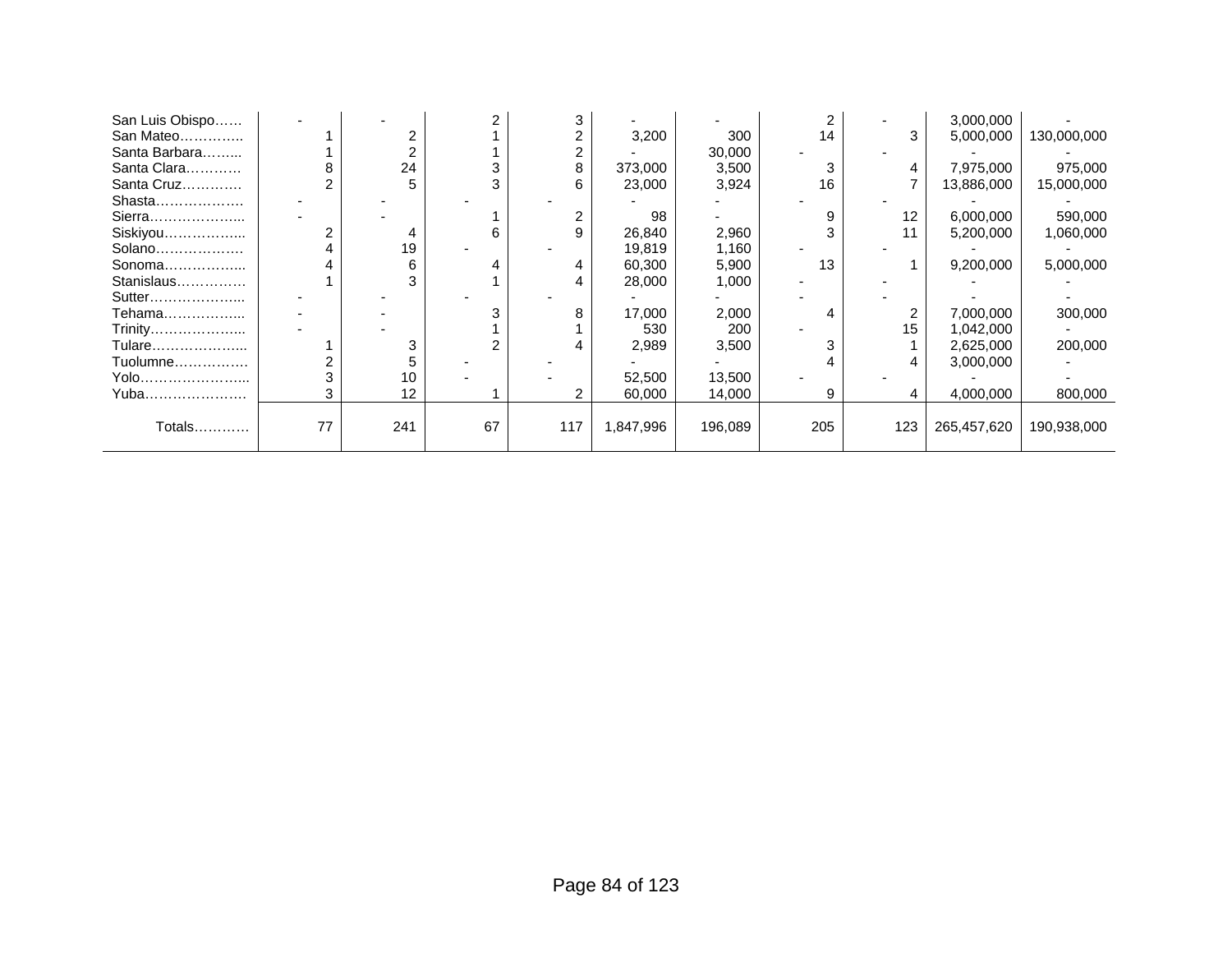| | | | | | | | | | | |
|---|---|---|---|---|---|---|---|---|---|---|
| San Luis Obispo…… | - | - | 2 | 3 | - | - | 2 | - | 3,000,000 | - |
| San Mateo………….. | 1 | 2 | 1 | 2 | 3,200 | 300 | 14 | 3 | 5,000,000 | 130,000,000 |
| Santa Barbara…….. | 1 | 2 | 1 | 2 | - | 30,000 | - | - | - | - |
| Santa Clara………… | 8 | 24 | 3 | 8 | 373,000 | 3,500 | 3 | 4 | 7,975,000 | 975,000 |
| Santa Cruz…………. | 2 | 5 | 3 | 6 | 23,000 | 3,924 | 16 | 7 | 13,886,000 | 15,000,000 |
| Shasta………………. | - | - | - | - | - | - | - | - | - | - |
| Sierra………………... | - | - | 1 | 2 | 98 | - | 9 | 12 | 6,000,000 | 590,000 |
| Siskiyou……………... | 2 | 4 | 6 | 9 | 26,840 | 2,960 | 3 | 11 | 5,200,000 | 1,060,000 |
| Solano………………. | 4 | 19 | - | - | 19,819 | 1,160 | - | - | - | - |
| Sonoma……………... | 4 | 6 | 4 | 4 | 60,300 | 5,900 | 13 | 1 | 9,200,000 | 5,000,000 |
| Stanislaus…………… | 1 | 3 | 1 | 4 | 28,000 | 1,000 | - | - | - | - |
| Sutter………………... | - | - | - | - | - | - | - | - | - | - |
| Tehama……………... | - | - | 3 | 8 | 17,000 | 2,000 | 4 | 2 | 7,000,000 | 300,000 |
| Trinity………………... | - | - | 1 | 1 | 530 | 200 | - | 15 | 1,042,000 | - |
| Tulare………………... | 1 | 3 | 2 | 4 | 2,989 | 3,500 | 3 | 1 | 2,625,000 | 200,000 |
| Tuolumne……………. | 2 | 5 | - | - | - | - | 4 | 4 | 3,000,000 | - |
| Yolo…………………... | 3 | 10 | - | - | 52,500 | 13,500 | - | - | - | - |
| Yuba…………………. | 3 | 12 | 1 | 2 | 60,000 | 14,000 | 9 | 4 | 4,000,000 | 800,000 |
| Totals………… | 77 | 241 | 67 | 117 | 1,847,996 | 196,089 | 205 | 123 | 265,457,620 | 190,938,000 |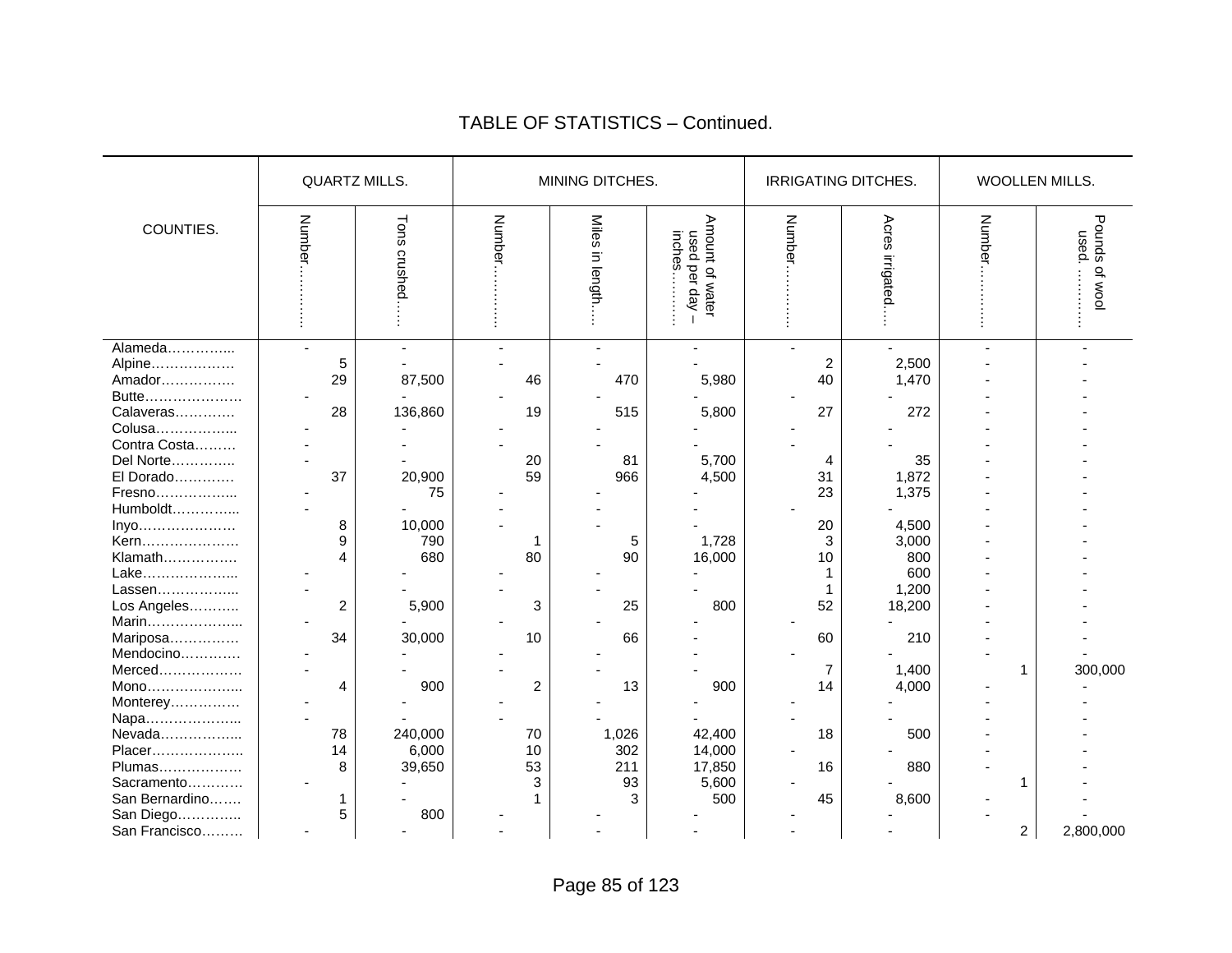# TABLE OF STATISTICS – Continued.

| COUNTIES. | QUARTZ MILLS. | | MINING DITCHES. | | | IRRIGATING DITCHES. | | WOOLLEN MILLS. | |
|---|---|---|---|---|---|---|---|---|---|
| | Number………. | Tons crushed….. | Number………. | Miles in length…. | Amount of water used per day – inches………. | Number………. | Acres irrigated…. | Number………. | Pounds of wool used. ………. |
| Alameda………….. | - | - | - | - | - | - | - | - | - |
| Alpine……………… | 5 | - | - | - | - | 2 | 2,500 | - | - |
| Amador……………. | 29 | 87,500 | 46 | 470 | 5,980 | 40 | 1,470 | - | - |
| Butte………………… | - | - | - | - | - | - | - | - | - |
| Calaveras………… | 28 | 136,860 | 19 | 515 | 5,800 | 27 | 272 | - | - |
| Colusa…………….. | - | - | - | - | - | - | - | - | - |
| Contra Costa……… | - | - | - | - | - | - | - | - | - |
| Del Norte………….. | - | - | 20 | 81 | 5,700 | 4 | 35 | - | - |
| El Dorado………… | 37 | 20,900 | 59 | 966 | 4,500 | 31 | 1,872 | - | - |
| Fresno…………….. | - | 75 | - | - | - | 23 | 1,375 | - | - |
| Humboldt………….. | - | - | - | - | - | - | - | - | - |
| Inyo………………… | 8 | 10,000 | - | - | - | 20 | 4,500 | - | - |
| Kern………………… | 9 | 790 | 1 | 5 | 1,728 | 3 | 3,000 | - | - |
| Klamath……………. | 4 | 680 | 80 | 90 | 16,000 | 10 | 800 | - | - |
| Lake……………….. | - | - | - | - | - | 1 | 600 | - | - |
| Lassen…………….. | - | - | - | - | - | 1 | 1,200 | - | - |
| Los Angeles……….. | 2 | 5,900 | 3 | 25 | 800 | 52 | 18,200 | - | - |
| Marin……………….. | - | - | - | - | - | - | - | - | - |
| Mariposa…………… | 34 | 30,000 | 10 | 66 | - | 60 | 210 | - | - |
| Mendocino………… | - | - | - | - | - | - | - | - | - |
| Merced……………… | - | - | - | - | - | 7 | 1,400 | 1 | 300,000 |
| Mono……………….. | 4 | 900 | 2 | 13 | 900 | 14 | 4,000 | - | - |
| Monterey…………… | - | - | - | - | - | - | - | - | - |
| Napa……………….. | - | - | - | - | - | - | - | - | - |
| Nevada…………….. | 78 | 240,000 | 70 | 1,026 | 42,400 | 18 | 500 | - | - |
| Placer……………….. | 14 | 6,000 | 10 | 302 | 14,000 | - | - | - | - |
| Plumas……………… | 8 | 39,650 | 53 | 211 | 17,850 | 16 | 880 | - | - |
| Sacramento………… | - | - | 3 | 93 | 5,600 | - | - | 1 | - |
| San Bernardino……. | 1 | - | 1 | 3 | 500 | 45 | 8,600 | - | - |
| San Diego………….. | 5 | 800 | - | - | - | - | - | - | - |
| San Francisco……… | - | - | - | - | - | - | - | 2 | 2,800,000 |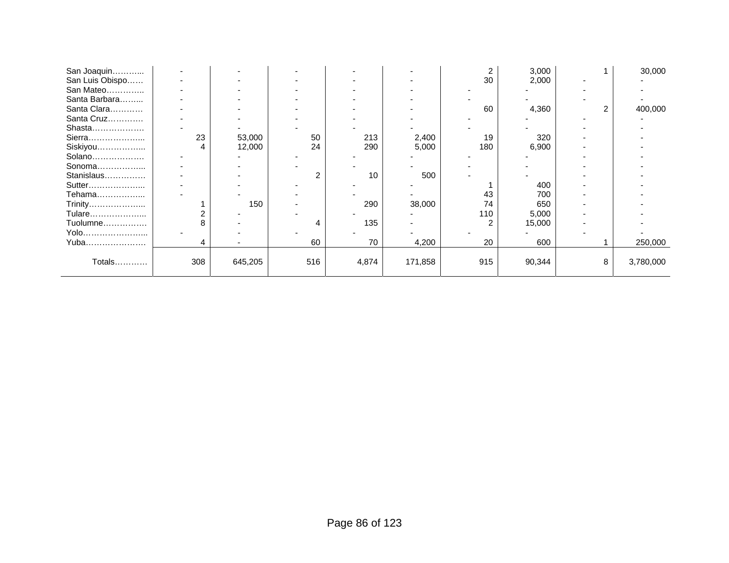| | | | | | | | | | |
|---|---|---|---|---|---|---|---|---|---|
| San Joaquin……….. | - | - | - | - | - | 2 | 3,000 | 1 | 30,000 |
| San Luis Obispo…… | - | - | - | - | - | 30 | 2,000 | - | - |
| San Mateo………….. | - | - | - | - | - | - | - | - | - |
| Santa Barbara…….... | - | - | - | - | - | - | - | - | - |
| Santa Clara………… | - | - | - | - | - | 60 | 4,360 | 2 | 400,000 |
| Santa Cruz…………. | - | - | - | - | - | - | - | - | - |
| Shasta………………. | - | - | - | - | - | - | - | - | - |
| Sierra……………….... | 23 | 53,000 | 50 | 213 | 2,400 | 19 | 320 | - | - |
| Siskiyou……………... | 4 | 12,000 | 24 | 290 | 5,000 | 180 | 6,900 | - | - |
| Solano………………. | - | - | - | - | - | - | - | - | - |
| Sonoma……………... | - | - | - | - | - | - | - | - | - |
| Stanislaus…………… | - | - | 2 | 10 | 500 | - | - | - | - |
| Sutter………………... | - | - | - | - | - | 1 | 400 | - | - |
| Tehama……………... | - | - | - | - | - | 43 | 700 | - | - |
| Trinity……………….... | 1 | 150 | - | 290 | 38,000 | 74 | 650 | - | - |
| Tulare………………... | 2 | - | - | - | - | 110 | 5,000 | - | - |
| Tuolumne……………. | 8 | - | 4 | 135 | - | 2 | 15,000 | - | - |
| Yolo…………………... | - | - | - | - | - | - | - | - | - |
| Yuba…………………. | 4 | - | 60 | 70 | 4,200 | 20 | 600 | 1 | 250,000 |
| Totals………… | 308 | 645,205 | 516 | 4,874 | 171,858 | 915 | 90,344 | 8 | 3,780,000 |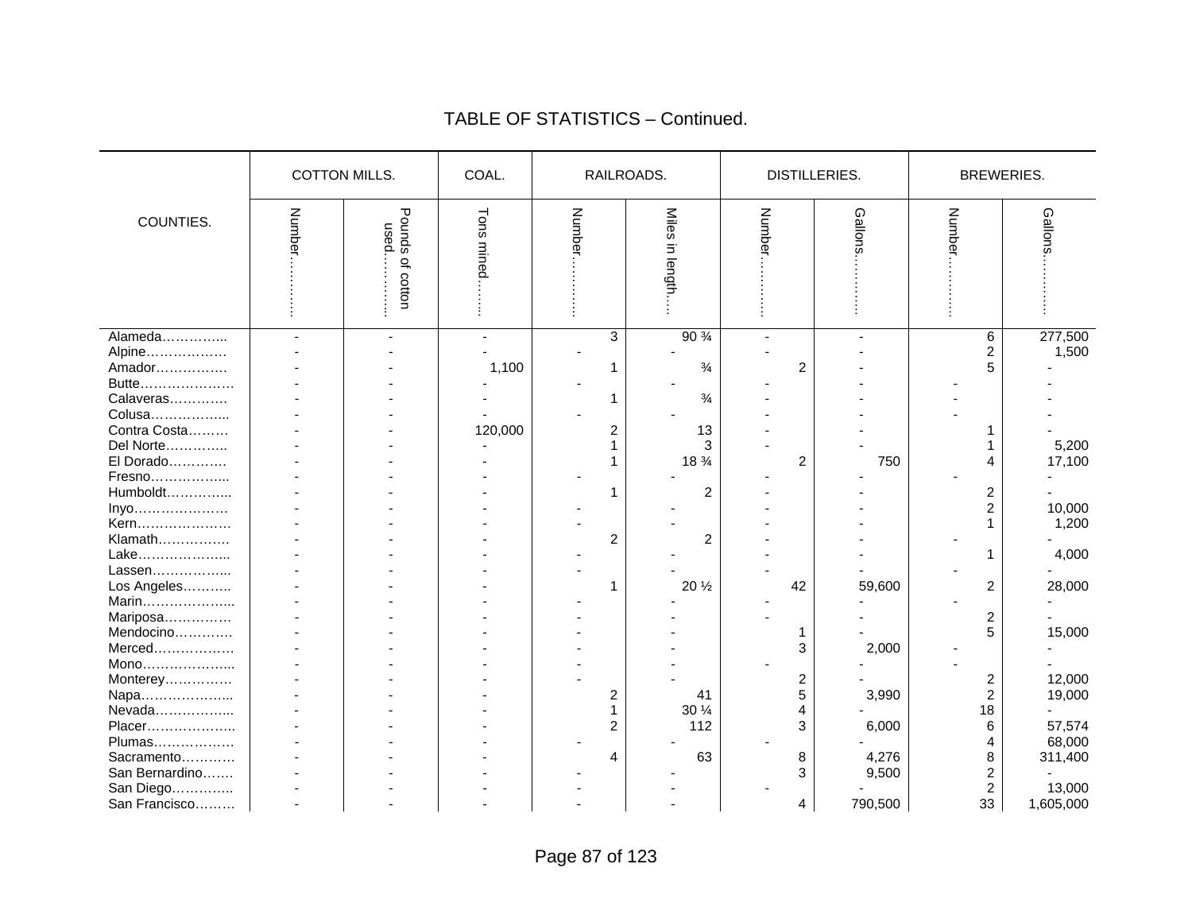# TABLE OF STATISTICS – Continued.

| COUNTIES. | COTTON MILLS. | | COAL. | RAILROADS. | | DISTILLERIES. | | BREWERIES. | |
|---|---|---|---|---|---|---|---|---|---|
| | Number | Pounds of cotton used | Tons mined | Number | Miles in length | Number | Gallons | Number | Gallons |
| Alameda | - | - | - | 3 | 90 ¾ | - | - | 6 | 277,500 |
| Alpine | - | - | - | - | - | - | - | 2 | 1,500 |
| Amador | - | - | 1,100 | 1 | ¾ | 2 | - | 5 | - |
| Butte | - | - | - | - | - | - | - | - | - |
| Calaveras | - | - | - | 1 | ¾ | - | - | - | - |
| Colusa | - | - | - | - | - | - | - | - | - |
| Contra Costa | - | - | 120,000 | 2 | 13 | - | - | 1 | - |
| Del Norte | - | - | - | 1 | 3 | - | - | 1 | 5,200 |
| El Dorado | - | - | - | 1 | 18 ¾ | 2 | 750 | 4 | 17,100 |
| Fresno | - | - | - | - | - | - | - | - | - |
| Humboldt | - | - | - | 1 | 2 | - | - | 2 | - |
| Inyo | - | - | - | - | - | - | - | 2 | 10,000 |
| Kern | - | - | - | - | - | - | - | 1 | 1,200 |
| Klamath | - | - | - | 2 | 2 | - | - | - | - |
| Lake | - | - | - | - | - | - | - | 1 | 4,000 |
| Lassen | - | - | - | - | - | - | - | - | - |
| Los Angeles | - | - | - | 1 | 20 ½ | 42 | 59,600 | 2 | 28,000 |
| Marin | - | - | - | - | - | - | - | - | - |
| Mariposa | - | - | - | - | - | - | - | 2 | - |
| Mendocino | - | - | - | - | - | 1 | - | 5 | 15,000 |
| Merced | - | - | - | - | - | 3 | 2,000 | - | - |
| Mono | - | - | - | - | - | - | - | - | - |
| Monterey | - | - | - | - | - | 2 | - | 2 | 12,000 |
| Napa | - | - | - | 2 | 41 | 5 | 3,990 | 2 | 19,000 |
| Nevada | - | - | - | 1 | 30 ¼ | 4 | - | 18 | - |
| Placer | - | - | - | 2 | 112 | 3 | 6,000 | 6 | 57,574 |
| Plumas | - | - | - | - | - | - | - | 4 | 68,000 |
| Sacramento | - | - | - | 4 | 63 | 8 | 4,276 | 8 | 311,400 |
| San Bernardino | - | - | - | - | - | 3 | 9,500 | 2 | - |
| San Diego | - | - | - | - | - | - | - | 2 | 13,000 |
| San Francisco | - | - | - | - | - | 4 | 790,500 | 33 | 1,605,000 |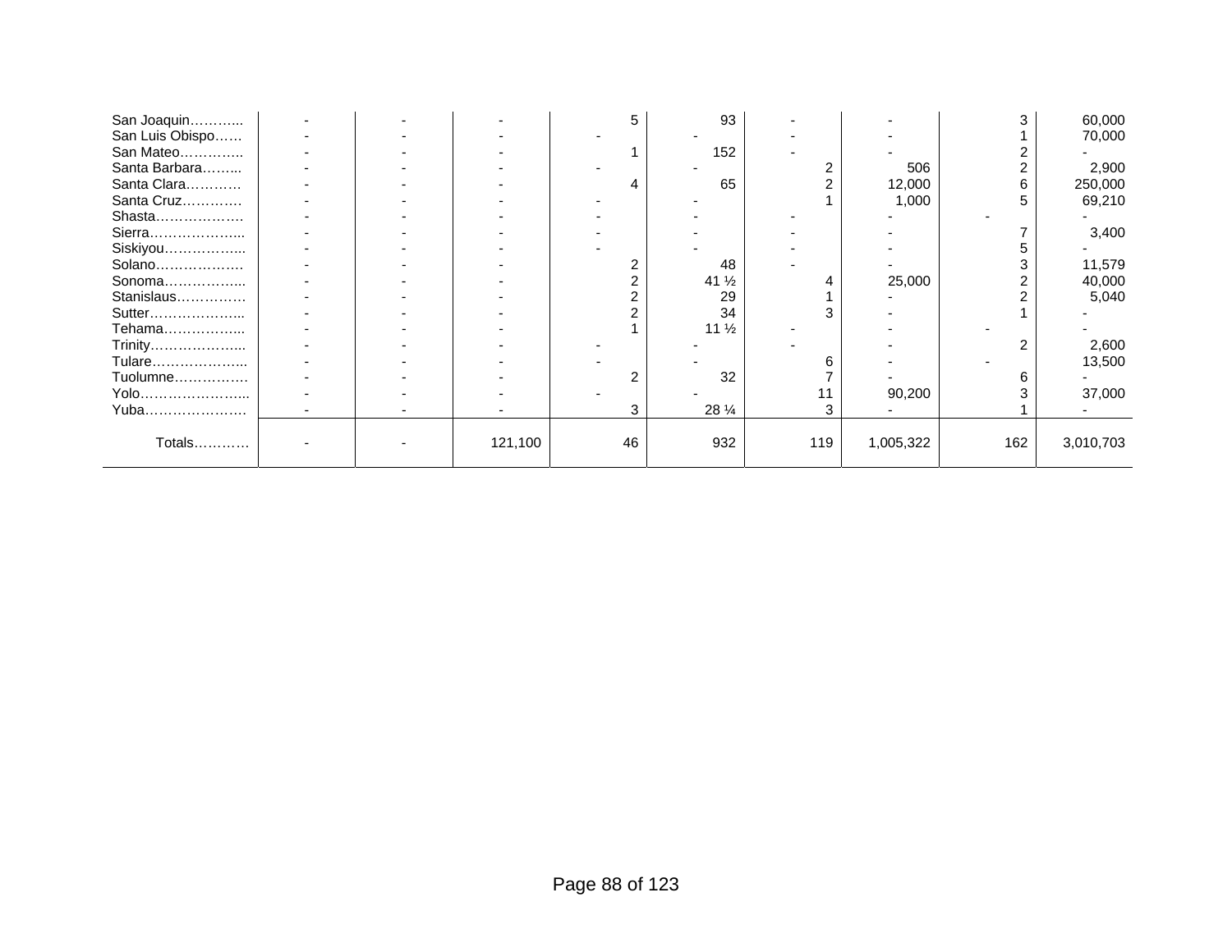| | | | | | | | | | |
|---|---|---|---|---|---|---|---|---|---|
| San Joaquin……….. | - | - | - | 5 | 93 | - | - | 3 | 60,000 |
| San Luis Obispo…… | - | - | - | - | - | - | - | 1 | 70,000 |
| San Mateo………….. | - | - | - | 1 | 152 | - | - | 2 | - |
| Santa Barbara……... | - | - | - | - | - | 2 | 506 | 2 | 2,900 |
| Santa Clara………… | - | - | - | 4 | 65 | 2 | 12,000 | 6 | 250,000 |
| Santa Cruz………… | - | - | - | - | - | 1 | 1,000 | 5 | 69,210 |
| Shasta………………. | - | - | - | - | - | - | - | - | - |
| Sierra………………... | - | - | - | - | - | - | - | 7 | 3,400 |
| Siskiyou……………... | - | - | - | - | - | - | - | 5 | - |
| Solano………………. | - | - | - | 2 | 48 | - | - | 3 | 11,579 |
| Sonoma……………... | - | - | - | 2 | 41 ½ | 4 | 25,000 | 2 | 40,000 |
| Stanislaus…………… | - | - | - | 2 | 29 | 1 | - | 2 | 5,040 |
| Sutter………………... | - | - | - | 2 | 34 | 3 | - | 1 | - |
| Tehama……………... | - | - | - | 1 | 11 ½ | - | - | - | - |
| Trinity………………... | - | - | - | - | - | - | - | 2 | 2,600 |
| Tulare………………... | - | - | - | - | - | 6 | - | - | 13,500 |
| Tuolumne……………. | - | - | - | 2 | 32 | 7 | - | 6 | - |
| Yolo…………………... | - | - | - | - | - | 11 | 90,200 | 3 | 37,000 |
| Yuba…………………. | - | - | - | 3 | 28 ¼ | 3 | - | 1 | - |
| Totals………… | - | - | 121,100 | 46 | 932 | 119 | 1,005,322 | 162 | 3,010,703 |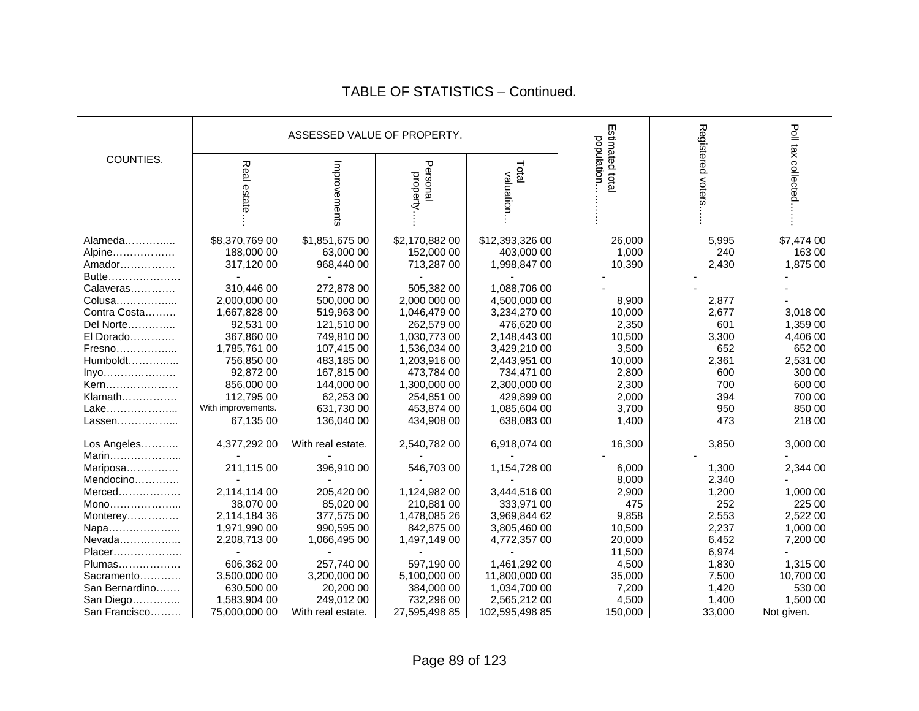## TABLE OF STATISTICS – Continued.

| COUNTIES. | ASSESSED VALUE OF PROPERTY. | | | | Estimated total population……… | Registered voters….. | Poll tax collected…… |
|---|---|---|---|---|---|---|---|
| | Real estate… | Improvements | Personal property…. | Total valuation… | | | |
| Alameda………….. | $8,370,769 00 | $1,851,675 00 | $2,170,882 00 | $12,393,326 00 | 26,000 | 5,995 | $7,474 00 |
| Alpine……………… | 188,000 00 | 63,000 00 | 152,000 00 | 403,000 00 | 1,000 | 240 | 163 00 |
| Amador……………. | 317,120 00 | 968,440 00 | 713,287 00 | 1,998,847 00 | 10,390 | 2,430 | 1,875 00 |
| Butte………………… | - | - | - | - | - | - | - |
| Calaveras…………. | 310,446 00 | 272,878 00 | 505,382 00 | 1,088,706 00 | - | - | - |
| Colusa…………….... | 2,000,000 00 | 500,000 00 | 2,000 000 00 | 4,500,000 00 | 8,900 | 2,877 | - |
| Contra Costa……… | 1,667,828 00 | 519,963 00 | 1,046,479 00 | 3,234,270 00 | 10,000 | 2,677 | 3,018 00 |
| Del Norte………….. | 92,531 00 | 121,510 00 | 262,579 00 | 476,620 00 | 2,350 | 601 | 1,359 00 |
| El Dorado…………. | 367,860 00 | 749,810 00 | 1,030,773 00 | 2,148,443 00 | 10,500 | 3,300 | 4,406 00 |
| Fresno……………... | 1,785,761 00 | 107,415 00 | 1,536,034 00 | 3,429,210 00 | 3,500 | 652 | 652 00 |
| Humboldt………….... | 756,850 00 | 483,185 00 | 1,203,916 00 | 2,443,951 00 | 10,000 | 2,361 | 2,531 00 |
| Inyo………………… | 92,872 00 | 167,815 00 | 473,784 00 | 734,471 00 | 2,800 | 600 | 300 00 |
| Kern………………… | 856,000 00 | 144,000 00 | 1,300,000 00 | 2,300,000 00 | 2,300 | 700 | 600 00 |
| Klamath……………. | 112,795 00 | 62,253 00 | 254,851 00 | 429,899 00 | 2,000 | 394 | 700 00 |
| Lake………………... | With improvements. | 631,730 00 | 453,874 00 | 1,085,604 00 | 3,700 | 950 | 850 00 |
| Lassen……………... | 67,135 00 | 136,040 00 | 434,908 00 | 638,083 00 | 1,400 | 473 | 218 00 |
| Los Angeles……….. | 4,377,292 00 | With real estate. | 2,540,782 00 | 6,918,074 00 | 16,300 | 3,850 | 3,000 00 |
| Marin………………... | - | - | - | - | - | - | - |
| Mariposa…………… | 211,115 00 | 396,910 00 | 546,703 00 | 1,154,728 00 | 6,000 | 1,300 | 2,344 00 |
| Mendocino…………. | - | - | - | - | 8,000 | 2,340 | - |
| Merced……………… | 2,114,114 00 | 205,420 00 | 1,124,982 00 | 3,444,516 00 | 2,900 | 1,200 | 1,000 00 |
| Mono………………... | 38,070 00 | 85,020 00 | 210,881 00 | 333,971 00 | 475 | 252 | 225 00 |
| Monterey…………… | 2,114,184 36 | 377,575 00 | 1,478,085 26 | 3,969,844 62 | 9,858 | 2,553 | 2,522 00 |
| Napa………………... | 1,971,990 00 | 990,595 00 | 842,875 00 | 3,805,460 00 | 10,500 | 2,237 | 1,000 00 |
| Nevada……………... | 2,208,713 00 | 1,066,495 00 | 1,497,149 00 | 4,772,357 00 | 20,000 | 6,452 | 7,200 00 |
| Placer……………….. | - | - | - | - | 11,500 | 6,974 | - |
| Plumas……………… | 606,362 00 | 257,740 00 | 597,190 00 | 1,461,292 00 | 4,500 | 1,830 | 1,315 00 |
| Sacramento………… | 3,500,000 00 | 3,200,000 00 | 5,100,000 00 | 11,800,000 00 | 35,000 | 7,500 | 10,700 00 |
| San Bernardino……. | 630,500 00 | 20,200 00 | 384,000 00 | 1,034,700 00 | 7,200 | 1,420 | 530 00 |
| San Diego………….. | 1,583,904 00 | 249,012 00 | 732,296 00 | 2,565,212 00 | 4,500 | 1,400 | 1,500 00 |
| San Francisco……… | 75,000,000 00 | With real estate. | 27,595,498 85 | 102,595,498 85 | 150,000 | 33,000 | Not given. |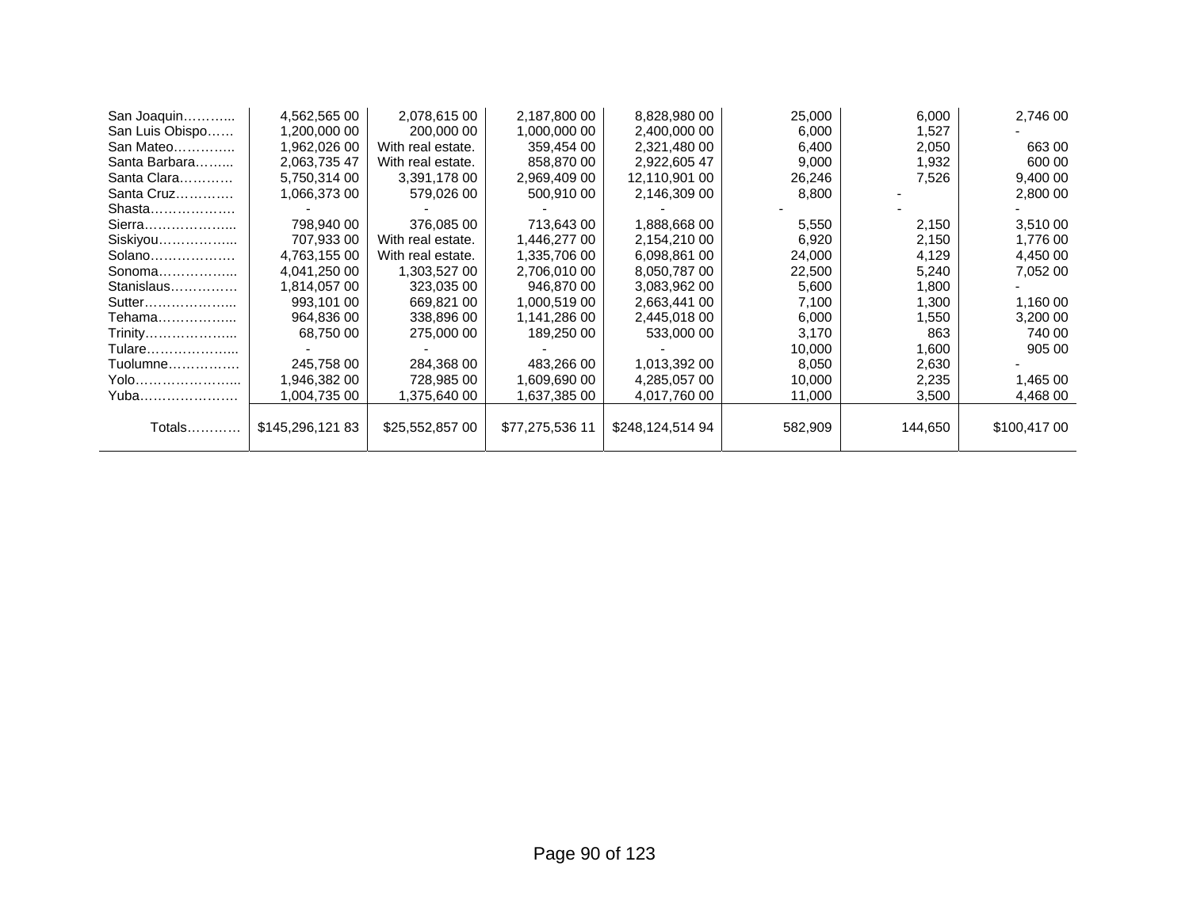| | | | | | | | |
|---|---|---|---|---|---|---|---|
| San Joaquin……….. | 4,562,565 00 | 2,078,615 00 | 2,187,800 00 | 8,828,980 00 | 25,000 | 6,000 | 2,746 00 |
| San Luis Obispo…… | 1,200,000 00 | 200,000 00 | 1,000,000 00 | 2,400,000 00 | 6,000 | 1,527 | - |
| San Mateo………….. | 1,962,026 00 | With real estate. | 359,454 00 | 2,321,480 00 | 6,400 | 2,050 | 663 00 |
| Santa Barbara……... | 2,063,735 47 | With real estate. | 858,870 00 | 2,922,605 47 | 9,000 | 1,932 | 600 00 |
| Santa Clara………… | 5,750,314 00 | 3,391,178 00 | 2,969,409 00 | 12,110,901 00 | 26,246 | 7,526 | 9,400 00 |
| Santa Cruz………… | 1,066,373 00 | 579,026 00 | 500,910 00 | 2,146,309 00 | 8,800 | - | 2,800 00 |
| Shasta………………. | - | - | - | - | - | - | - |
| Sierra………………... | 798,940 00 | 376,085 00 | 713,643 00 | 1,888,668 00 | 5,550 | 2,150 | 3,510 00 |
| Siskiyou……………... | 707,933 00 | With real estate. | 1,446,277 00 | 2,154,210 00 | 6,920 | 2,150 | 1,776 00 |
| Solano………………. | 4,763,155 00 | With real estate. | 1,335,706 00 | 6,098,861 00 | 24,000 | 4,129 | 4,450 00 |
| Sonoma……………... | 4,041,250 00 | 1,303,527 00 | 2,706,010 00 | 8,050,787 00 | 22,500 | 5,240 | 7,052 00 |
| Stanislaus…………… | 1,814,057 00 | 323,035 00 | 946,870 00 | 3,083,962 00 | 5,600 | 1,800 | - |
| Sutter………………... | 993,101 00 | 669,821 00 | 1,000,519 00 | 2,663,441 00 | 7,100 | 1,300 | 1,160 00 |
| Tehama……………... | 964,836 00 | 338,896 00 | 1,141,286 00 | 2,445,018 00 | 6,000 | 1,550 | 3,200 00 |
| Trinity………………... | 68,750 00 | 275,000 00 | 189,250 00 | 533,000 00 | 3,170 | 863 | 740 00 |
| Tulare………………... | - | - | - | - | 10,000 | 1,600 | 905 00 |
| Tuolumne……………. | 245,758 00 | 284,368 00 | 483,266 00 | 1,013,392 00 | 8,050 | 2,630 | - |
| Yolo…………………... | 1,946,382 00 | 728,985 00 | 1,609,690 00 | 4,285,057 00 | 10,000 | 2,235 | 1,465 00 |
| Yuba…………………. | 1,004,735 00 | 1,375,640 00 | 1,637,385 00 | 4,017,760 00 | 11,000 | 3,500 | 4,468 00 |
| Totals………… | $145,296,121 83 | $25,552,857 00 | $77,275,536 11 | $248,124,514 94 | 582,909 | 144,650 | $100,417 00 |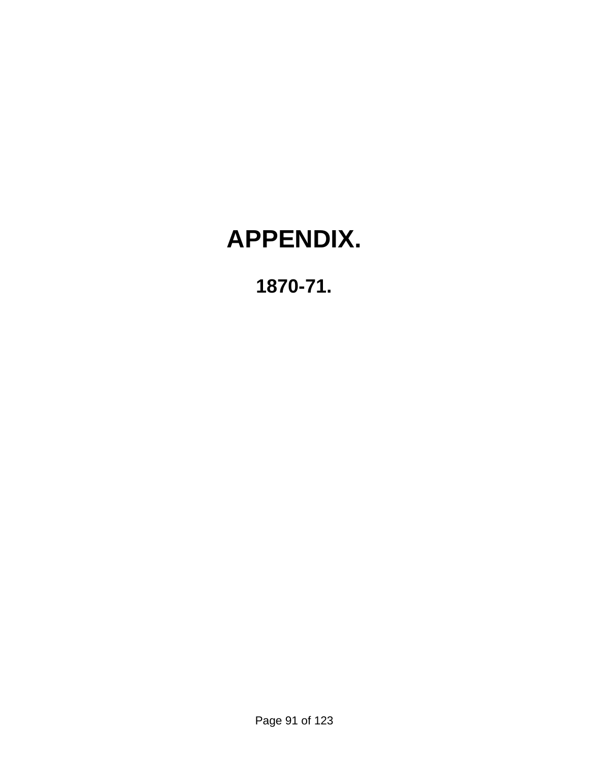# APPENDIX.

## 1870-71.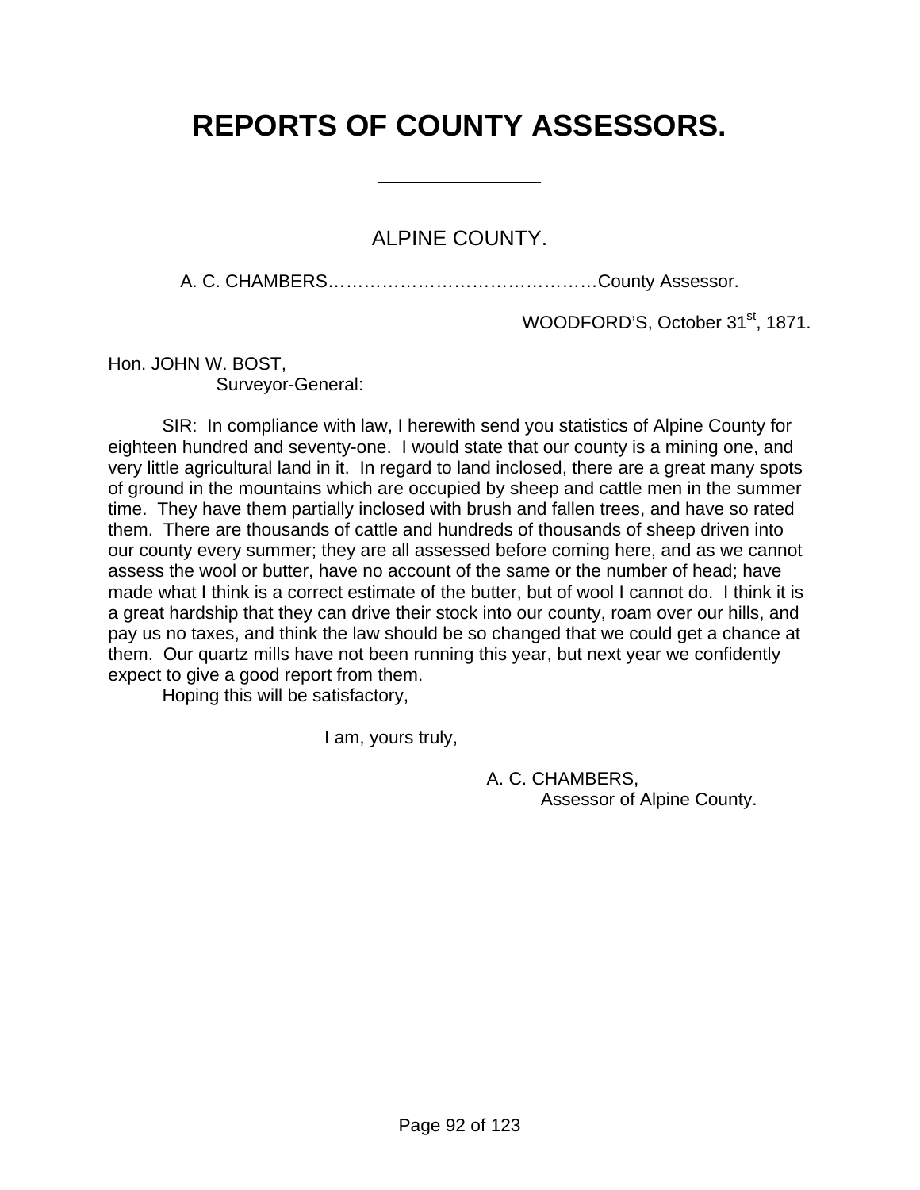# REPORTS OF COUNTY ASSESSORS.

---

## ALPINE COUNTY.

A. C. CHAMBERS………………………………………County Assessor.

WOODFORD'S, October 31st, 1871.

Hon. JOHN W. BOST,
Surveyor-General:

SIR: In compliance with law, I herewith send you statistics of Alpine County for eighteen hundred and seventy-one. I would state that our county is a mining one, and very little agricultural land in it. In regard to land inclosed, there are a great many spots of ground in the mountains which are occupied by sheep and cattle men in the summer time. They have them partially inclosed with brush and fallen trees, and have so rated them. There are thousands of cattle and hundreds of thousands of sheep driven into our county every summer; they are all assessed before coming here, and as we cannot assess the wool or butter, have no account of the same or the number of head; have made what I think is a correct estimate of the butter, but of wool I cannot do. I think it is a great hardship that they can drive their stock into our county, roam over our hills, and pay us no taxes, and think the law should be so changed that we could get a chance at them. Our quartz mills have not been running this year, but next year we confidently expect to give a good report from them.

Hoping this will be satisfactory,

I am, yours truly,

A. C. CHAMBERS,
Assessor of Alpine County.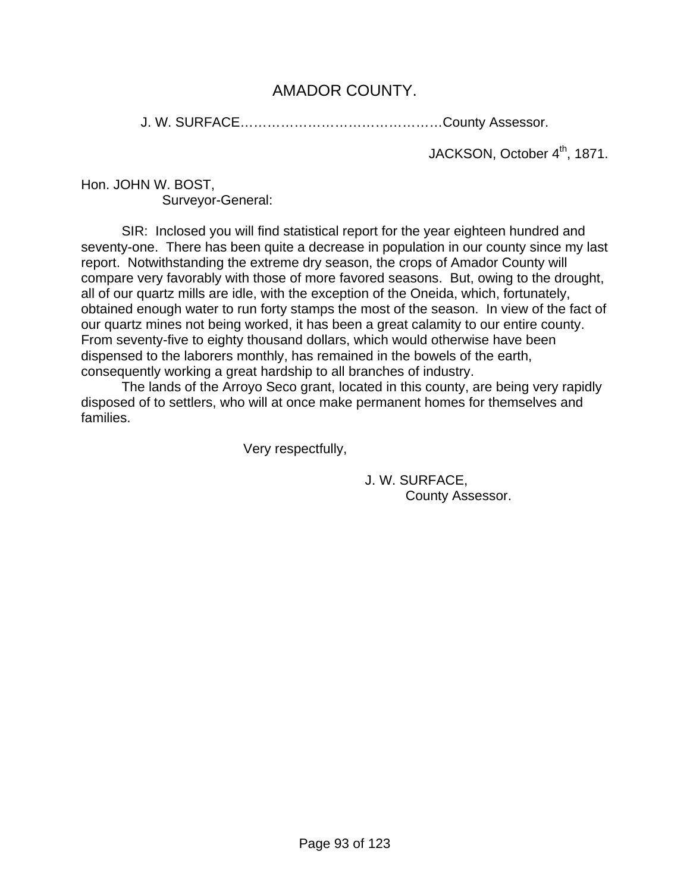# AMADOR COUNTY.

J. W. SURFACE……………………………………….County Assessor.

JACKSON, October 4th, 1871.

Hon. JOHN W. BOST,
Surveyor-General:

SIR: Inclosed you will find statistical report for the year eighteen hundred and seventy-one. There has been quite a decrease in population in our county since my last report. Notwithstanding the extreme dry season, the crops of Amador County will compare very favorably with those of more favored seasons. But, owing to the drought, all of our quartz mills are idle, with the exception of the Oneida, which, fortunately, obtained enough water to run forty stamps the most of the season. In view of the fact of our quartz mines not being worked, it has been a great calamity to our entire county. From seventy-five to eighty thousand dollars, which would otherwise have been dispensed to the laborers monthly, has remained in the bowels of the earth, consequently working a great hardship to all branches of industry.

The lands of the Arroyo Seco grant, located in this county, are being very rapidly disposed of to settlers, who will at once make permanent homes for themselves and families.

Very respectfully,

J. W. SURFACE,
County Assessor.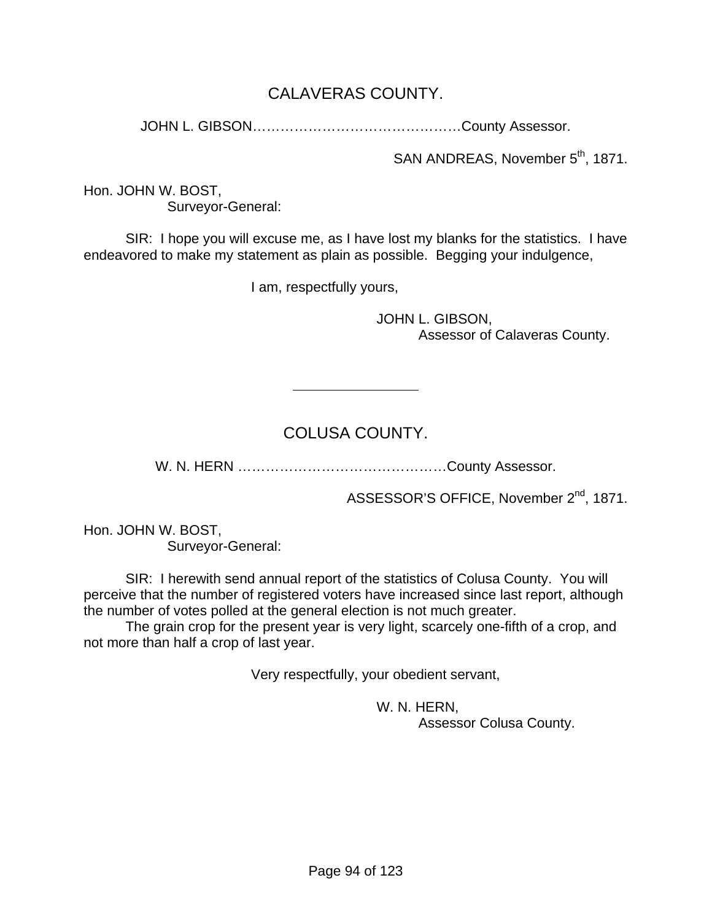## CALAVERAS COUNTY.

JOHN L. GIBSON……………………………………County Assessor.

SAN ANDREAS, November 5th, 1871.

Hon. JOHN W. BOST,
Surveyor-General:

SIR: I hope you will excuse me, as I have lost my blanks for the statistics. I have endeavored to make my statement as plain as possible. Begging your indulgence,

I am, respectfully yours,

JOHN L. GIBSON,
Assessor of Calaveras County.

---

## COLUSA COUNTY.

W. N. HERN ……………………………………County Assessor.

ASSESSOR'S OFFICE, November 2nd, 1871.

Hon. JOHN W. BOST,
Surveyor-General:

SIR: I herewith send annual report of the statistics of Colusa County. You will perceive that the number of registered voters have increased since last report, although the number of votes polled at the general election is not much greater.

The grain crop for the present year is very light, scarcely one-fifth of a crop, and not more than half a crop of last year.

Very respectfully, your obedient servant,

W. N. HERN,
Assessor Colusa County.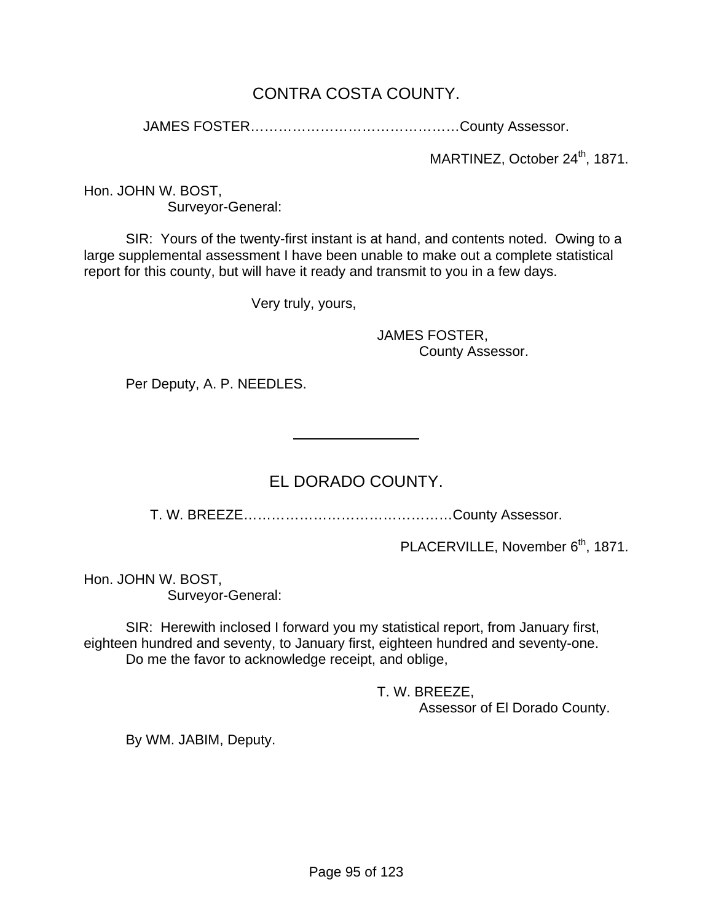## CONTRA COSTA COUNTY.

JAMES FOSTER…………………………………………County Assessor.

MARTINEZ, October 24th, 1871.

Hon. JOHN W. BOST,
Surveyor-General:

SIR: Yours of the twenty-first instant is at hand, and contents noted. Owing to a large supplemental assessment I have been unable to make out a complete statistical report for this county, but will have it ready and transmit to you in a few days.

Very truly, yours,

JAMES FOSTER,
County Assessor.

Per Deputy, A. P. NEEDLES.

---

## EL DORADO COUNTY.

T. W. BREEZE…………………………………………County Assessor.

PLACERVILLE, November 6th, 1871.

Hon. JOHN W. BOST,
Surveyor-General:

SIR: Herewith inclosed I forward you my statistical report, from January first, eighteen hundred and seventy, to January first, eighteen hundred and seventy-one.
Do me the favor to acknowledge receipt, and oblige,

T. W. BREEZE,
Assessor of El Dorado County.

By WM. JABIM, Deputy.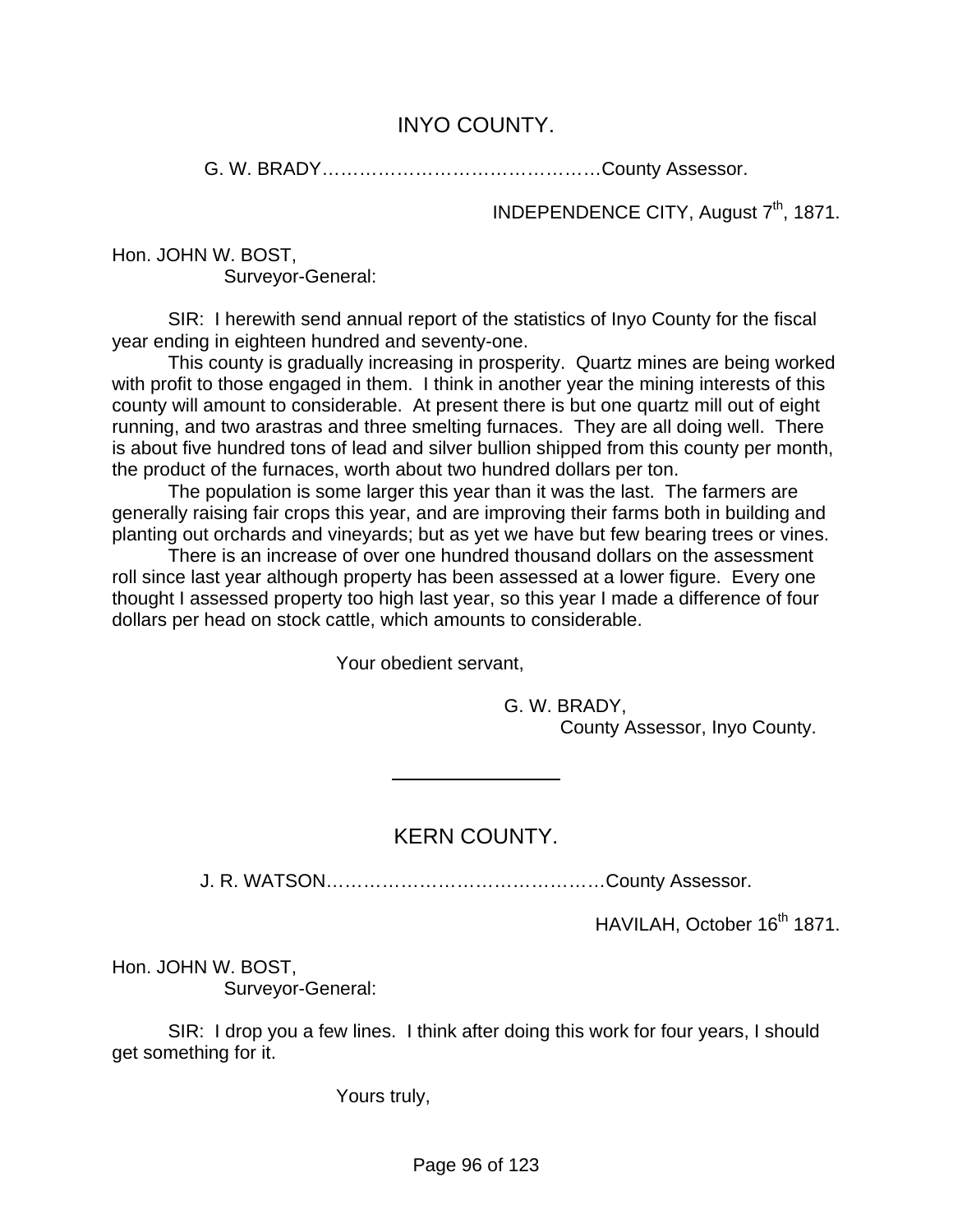## INYO COUNTY.

G. W. BRADY………………………………………County Assessor.

INDEPENDENCE CITY, August 7th, 1871.

Hon. JOHN W. BOST,
Surveyor-General:

SIR: I herewith send annual report of the statistics of Inyo County for the fiscal year ending in eighteen hundred and seventy-one.

This county is gradually increasing in prosperity. Quartz mines are being worked with profit to those engaged in them. I think in another year the mining interests of this county will amount to considerable. At present there is but one quartz mill out of eight running, and two arastras and three smelting furnaces. They are all doing well. There is about five hundred tons of lead and silver bullion shipped from this county per month, the product of the furnaces, worth about two hundred dollars per ton.

The population is some larger this year than it was the last. The farmers are generally raising fair crops this year, and are improving their farms both in building and planting out orchards and vineyards; but as yet we have but few bearing trees or vines.

There is an increase of over one hundred thousand dollars on the assessment roll since last year although property has been assessed at a lower figure. Every one thought I assessed property too high last year, so this year I made a difference of four dollars per head on stock cattle, which amounts to considerable.

Your obedient servant,

G. W. BRADY,
County Assessor, Inyo County.

---

## KERN COUNTY.

J. R. WATSON………………………………………County Assessor.

HAVILAH, October 16th 1871.

Hon. JOHN W. BOST,
Surveyor-General:

SIR: I drop you a few lines. I think after doing this work for four years, I should get something for it.

Yours truly,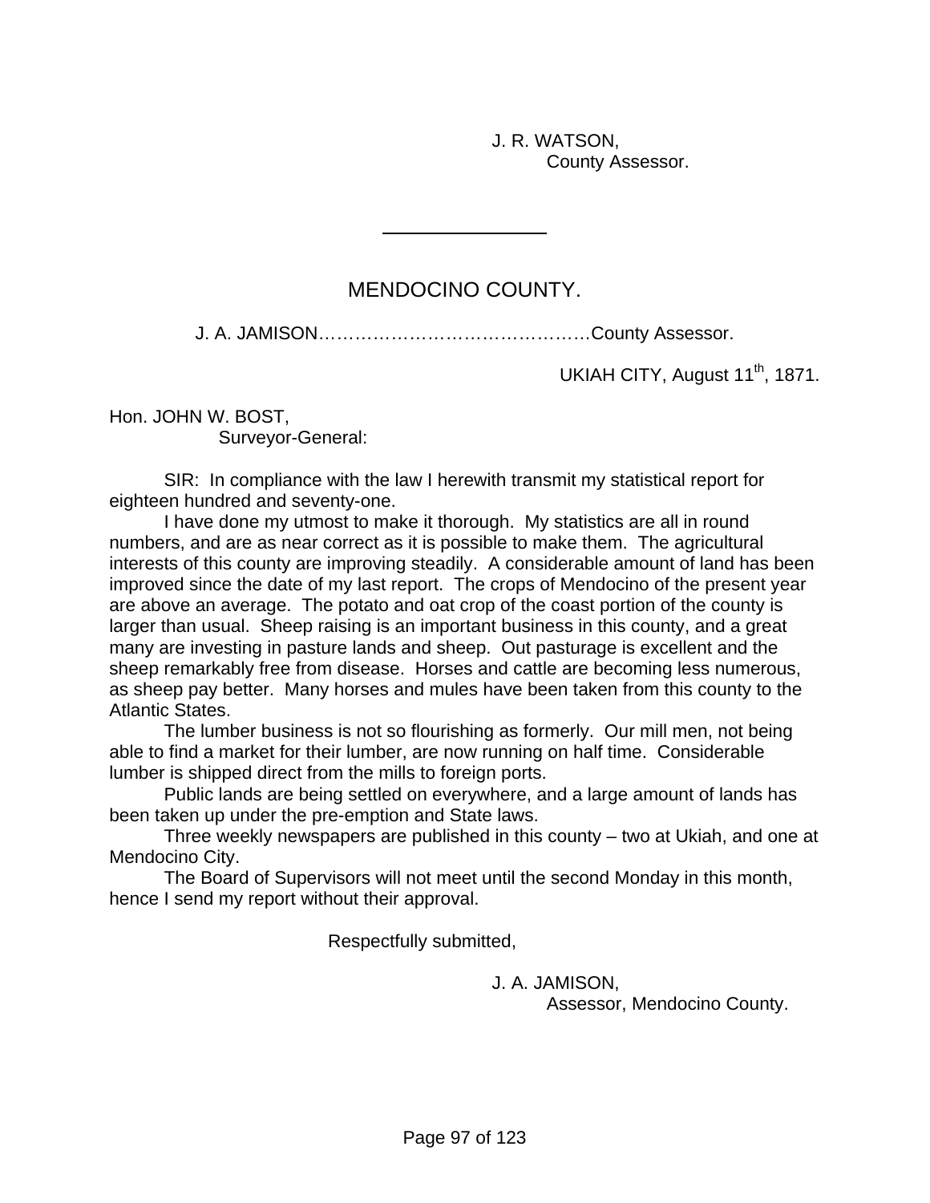J. R. WATSON,
County Assessor.

---

## MENDOCINO COUNTY.

J. A. JAMISON……………………………………County Assessor.

UKIAH CITY, August 11th, 1871.

Hon. JOHN W. BOST,
Surveyor-General:

SIR: In compliance with the law I herewith transmit my statistical report for eighteen hundred and seventy-one.

I have done my utmost to make it thorough. My statistics are all in round numbers, and are as near correct as it is possible to make them. The agricultural interests of this county are improving steadily. A considerable amount of land has been improved since the date of my last report. The crops of Mendocino of the present year are above an average. The potato and oat crop of the coast portion of the county is larger than usual. Sheep raising is an important business in this county, and a great many are investing in pasture lands and sheep. Out pasturage is excellent and the sheep remarkably free from disease. Horses and cattle are becoming less numerous, as sheep pay better. Many horses and mules have been taken from this county to the Atlantic States.

The lumber business is not so flourishing as formerly. Our mill men, not being able to find a market for their lumber, are now running on half time. Considerable lumber is shipped direct from the mills to foreign ports.

Public lands are being settled on everywhere, and a large amount of lands has been taken up under the pre-emption and State laws.

Three weekly newspapers are published in this county – two at Ukiah, and one at Mendocino City.

The Board of Supervisors will not meet until the second Monday in this month, hence I send my report without their approval.

Respectfully submitted,

J. A. JAMISON,
Assessor, Mendocino County.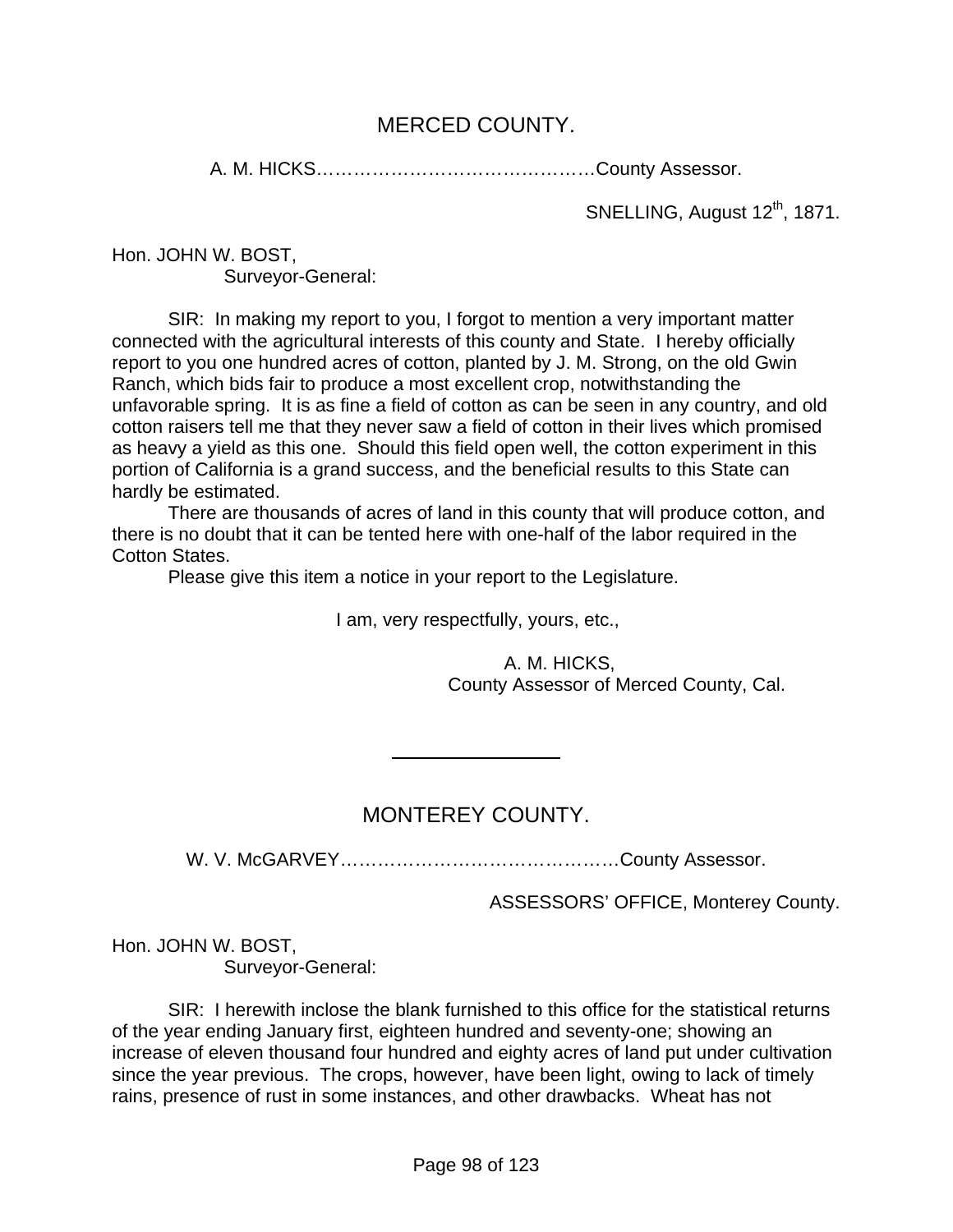## MERCED COUNTY.

A. M. HICKS……………………………………….County Assessor.

SNELLING, August 12th, 1871.

Hon. JOHN W. BOST,
Surveyor-General:

SIR: In making my report to you, I forgot to mention a very important matter connected with the agricultural interests of this county and State. I hereby officially report to you one hundred acres of cotton, planted by J. M. Strong, on the old Gwin Ranch, which bids fair to produce a most excellent crop, notwithstanding the unfavorable spring. It is as fine a field of cotton as can be seen in any country, and old cotton raisers tell me that they never saw a field of cotton in their lives which promised as heavy a yield as this one. Should this field open well, the cotton experiment in this portion of California is a grand success, and the beneficial results to this State can hardly be estimated.

There are thousands of acres of land in this county that will produce cotton, and there is no doubt that it can be tented here with one-half of the labor required in the Cotton States.

Please give this item a notice in your report to the Legislature.

I am, very respectfully, yours, etc.,

A. M. HICKS,
County Assessor of Merced County, Cal.

---

## MONTEREY COUNTY.

W. V. McGARVEY……………………………………….County Assessor.

ASSESSORS' OFFICE, Monterey County.

Hon. JOHN W. BOST,
Surveyor-General:

SIR: I herewith inclose the blank furnished to this office for the statistical returns of the year ending January first, eighteen hundred and seventy-one; showing an increase of eleven thousand four hundred and eighty acres of land put under cultivation since the year previous. The crops, however, have been light, owing to lack of timely rains, presence of rust in some instances, and other drawbacks. Wheat has not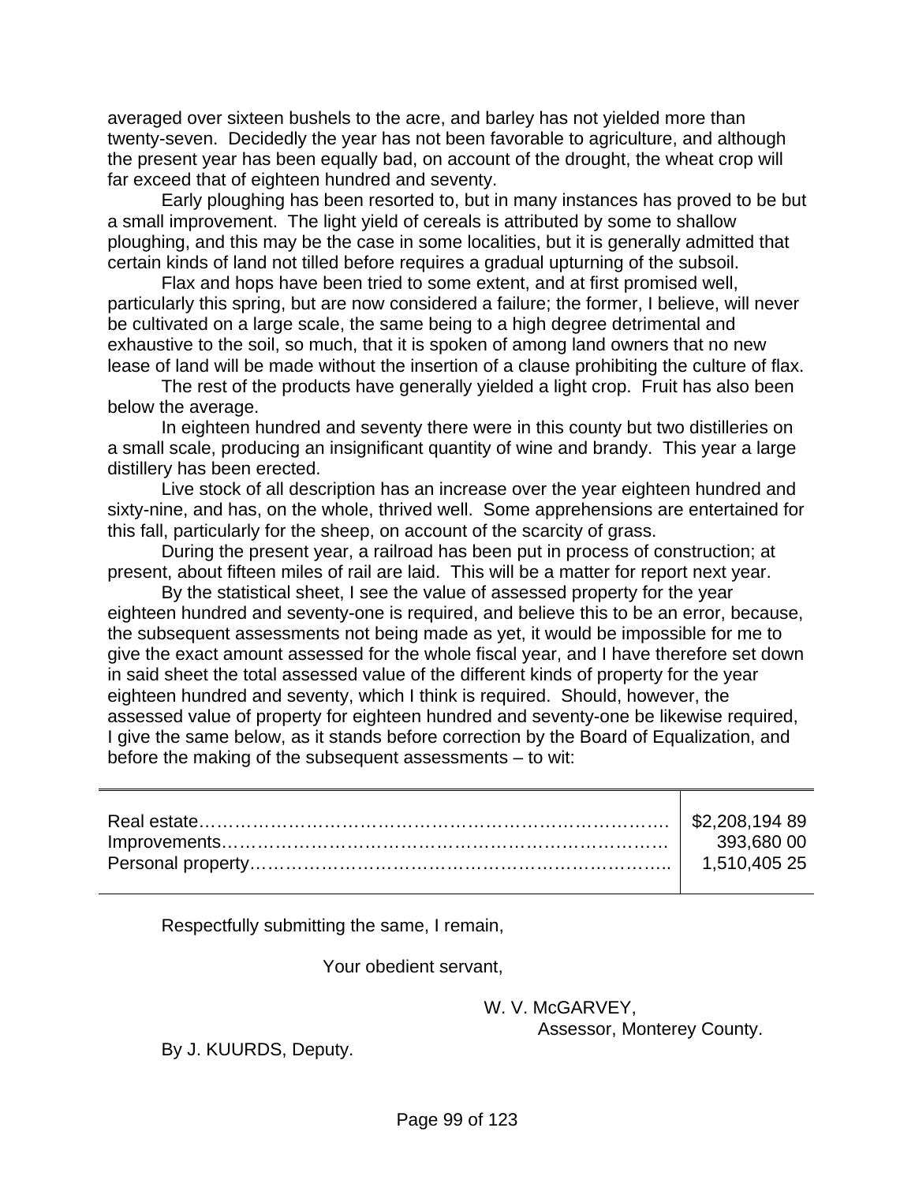averaged over sixteen bushels to the acre, and barley has not yielded more than twenty-seven. Decidedly the year has not been favorable to agriculture, and although the present year has been equally bad, on account of the drought, the wheat crop will far exceed that of eighteen hundred and seventy.

Early ploughing has been resorted to, but in many instances has proved to be but a small improvement. The light yield of cereals is attributed by some to shallow ploughing, and this may be the case in some localities, but it is generally admitted that certain kinds of land not tilled before requires a gradual upturning of the subsoil.

Flax and hops have been tried to some extent, and at first promised well, particularly this spring, but are now considered a failure; the former, I believe, will never be cultivated on a large scale, the same being to a high degree detrimental and exhaustive to the soil, so much, that it is spoken of among land owners that no new lease of land will be made without the insertion of a clause prohibiting the culture of flax.

The rest of the products have generally yielded a light crop. Fruit has also been below the average.

In eighteen hundred and seventy there were in this county but two distilleries on a small scale, producing an insignificant quantity of wine and brandy. This year a large distillery has been erected.

Live stock of all description has an increase over the year eighteen hundred and sixty-nine, and has, on the whole, thrived well. Some apprehensions are entertained for this fall, particularly for the sheep, on account of the scarcity of grass.

During the present year, a railroad has been put in process of construction; at present, about fifteen miles of rail are laid. This will be a matter for report next year.

By the statistical sheet, I see the value of assessed property for the year eighteen hundred and seventy-one is required, and believe this to be an error, because, the subsequent assessments not being made as yet, it would be impossible for me to give the exact amount assessed for the whole fiscal year, and I have therefore set down in said sheet the total assessed value of the different kinds of property for the year eighteen hundred and seventy, which I think is required. Should, however, the assessed value of property for eighteen hundred and seventy-one be likewise required, I give the same below, as it stands before correction by the Board of Equalization, and before the making of the subsequent assessments – to wit:

| | |
|---|---|
| Real estate | $2,208,194 89 |
| Improvements | 393,680 00 |
| Personal property | 1,510,405 25 |

Respectfully submitting the same, I remain,

Your obedient servant,

W. V. McGARVEY,
Assessor, Monterey County.

By J. KUURDS, Deputy.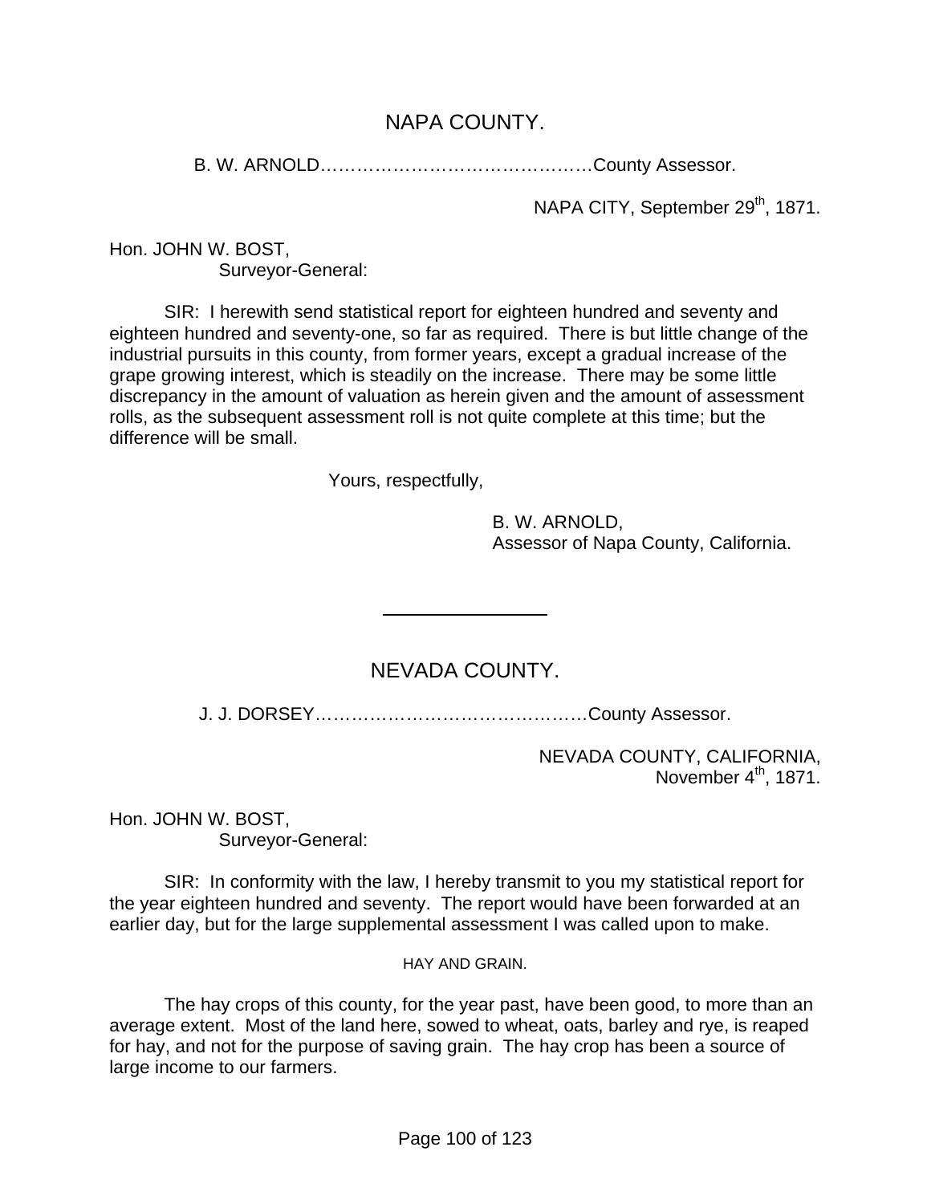## NAPA COUNTY.

B. W. ARNOLD……………………………………….County Assessor.

NAPA CITY, September 29th, 1871.

Hon. JOHN W. BOST,
Surveyor-General:

SIR: I herewith send statistical report for eighteen hundred and seventy and eighteen hundred and seventy-one, so far as required. There is but little change of the industrial pursuits in this county, from former years, except a gradual increase of the grape growing interest, which is steadily on the increase. There may be some little discrepancy in the amount of valuation as herein given and the amount of assessment rolls, as the subsequent assessment roll is not quite complete at this time; but the difference will be small.

Yours, respectfully,

B. W. ARNOLD,
Assessor of Napa County, California.

---

## NEVADA COUNTY.

J. J. DORSEY……………………………………….County Assessor.

NEVADA COUNTY, CALIFORNIA,
November 4th, 1871.

Hon. JOHN W. BOST,
Surveyor-General:

SIR: In conformity with the law, I hereby transmit to you my statistical report for the year eighteen hundred and seventy. The report would have been forwarded at an earlier day, but for the large supplemental assessment I was called upon to make.

### HAY AND GRAIN.

The hay crops of this county, for the year past, have been good, to more than an average extent. Most of the land here, sowed to wheat, oats, barley and rye, is reaped for hay, and not for the purpose of saving grain. The hay crop has been a source of large income to our farmers.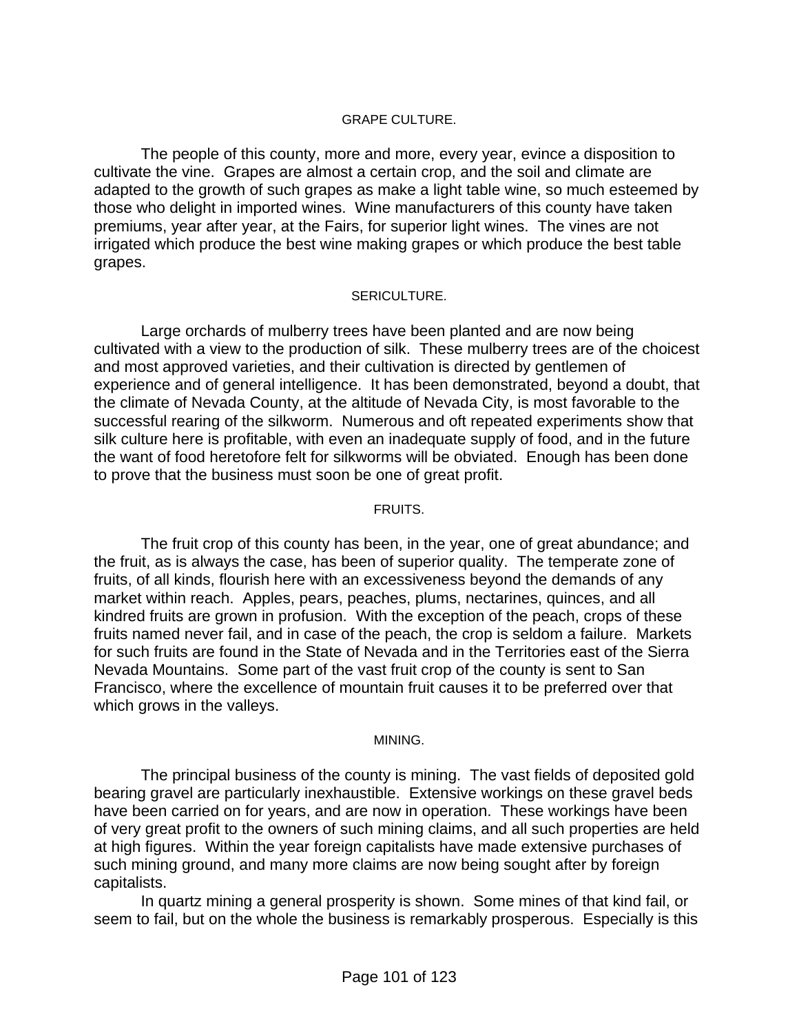## GRAPE CULTURE.

The people of this county, more and more, every year, evince a disposition to cultivate the vine. Grapes are almost a certain crop, and the soil and climate are adapted to the growth of such grapes as make a light table wine, so much esteemed by those who delight in imported wines. Wine manufacturers of this county have taken premiums, year after year, at the Fairs, for superior light wines. The vines are not irrigated which produce the best wine making grapes or which produce the best table grapes.

## SERICULTURE.

Large orchards of mulberry trees have been planted and are now being cultivated with a view to the production of silk. These mulberry trees are of the choicest and most approved varieties, and their cultivation is directed by gentlemen of experience and of general intelligence. It has been demonstrated, beyond a doubt, that the climate of Nevada County, at the altitude of Nevada City, is most favorable to the successful rearing of the silkworm. Numerous and oft repeated experiments show that silk culture here is profitable, with even an inadequate supply of food, and in the future the want of food heretofore felt for silkworms will be obviated. Enough has been done to prove that the business must soon be one of great profit.

## FRUITS.

The fruit crop of this county has been, in the year, one of great abundance; and the fruit, as is always the case, has been of superior quality. The temperate zone of fruits, of all kinds, flourish here with an excessiveness beyond the demands of any market within reach. Apples, pears, peaches, plums, nectarines, quinces, and all kindred fruits are grown in profusion. With the exception of the peach, crops of these fruits named never fail, and in case of the peach, the crop is seldom a failure. Markets for such fruits are found in the State of Nevada and in the Territories east of the Sierra Nevada Mountains. Some part of the vast fruit crop of the county is sent to San Francisco, where the excellence of mountain fruit causes it to be preferred over that which grows in the valleys.

## MINING.

The principal business of the county is mining. The vast fields of deposited gold bearing gravel are particularly inexhaustible. Extensive workings on these gravel beds have been carried on for years, and are now in operation. These workings have been of very great profit to the owners of such mining claims, and all such properties are held at high figures. Within the year foreign capitalists have made extensive purchases of such mining ground, and many more claims are now being sought after by foreign capitalists.

In quartz mining a general prosperity is shown. Some mines of that kind fail, or seem to fail, but on the whole the business is remarkably prosperous. Especially is this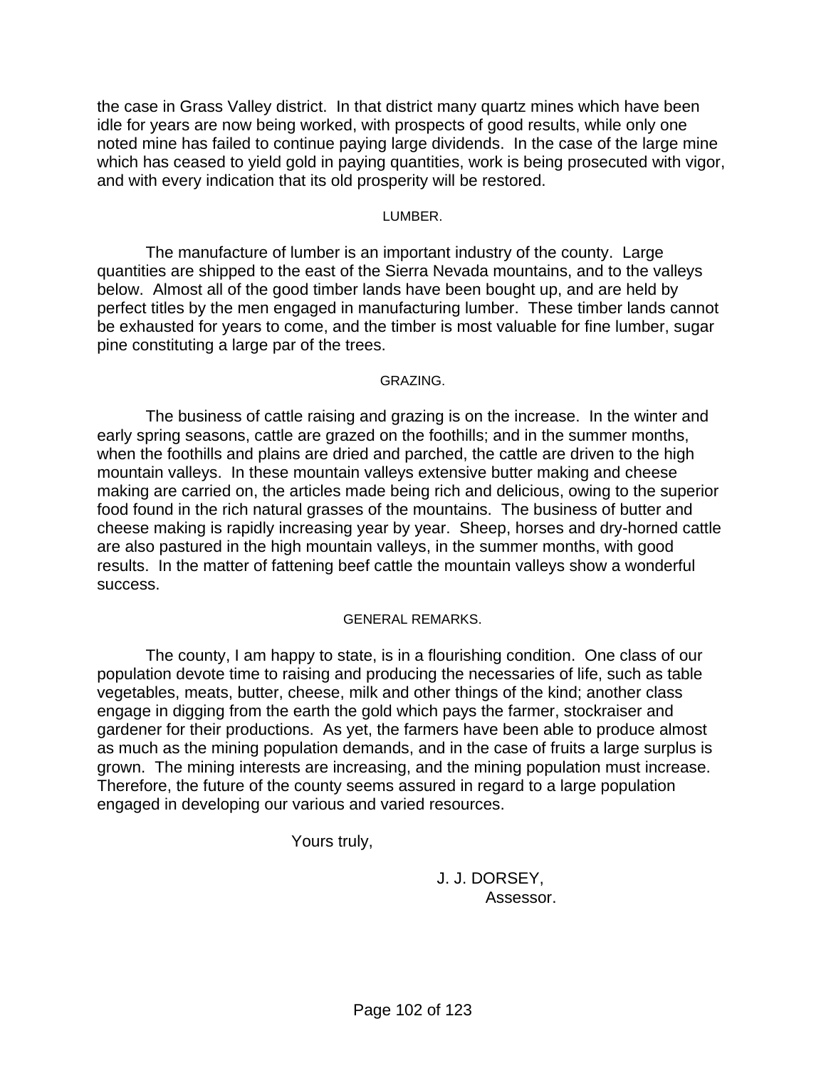the case in Grass Valley district. In that district many quartz mines which have been idle for years are now being worked, with prospects of good results, while only one noted mine has failed to continue paying large dividends. In the case of the large mine which has ceased to yield gold in paying quantities, work is being prosecuted with vigor, and with every indication that its old prosperity will be restored.

### LUMBER.

The manufacture of lumber is an important industry of the county. Large quantities are shipped to the east of the Sierra Nevada mountains, and to the valleys below. Almost all of the good timber lands have been bought up, and are held by perfect titles by the men engaged in manufacturing lumber. These timber lands cannot be exhausted for years to come, and the timber is most valuable for fine lumber, sugar pine constituting a large par of the trees.

### GRAZING.

The business of cattle raising and grazing is on the increase. In the winter and early spring seasons, cattle are grazed on the foothills; and in the summer months, when the foothills and plains are dried and parched, the cattle are driven to the high mountain valleys. In these mountain valleys extensive butter making and cheese making are carried on, the articles made being rich and delicious, owing to the superior food found in the rich natural grasses of the mountains. The business of butter and cheese making is rapidly increasing year by year. Sheep, horses and dry-horned cattle are also pastured in the high mountain valleys, in the summer months, with good results. In the matter of fattening beef cattle the mountain valleys show a wonderful success.

### GENERAL REMARKS.

The county, I am happy to state, is in a flourishing condition. One class of our population devote time to raising and producing the necessaries of life, such as table vegetables, meats, butter, cheese, milk and other things of the kind; another class engage in digging from the earth the gold which pays the farmer, stockraiser and gardener for their productions. As yet, the farmers have been able to produce almost as much as the mining population demands, and in the case of fruits a large surplus is grown. The mining interests are increasing, and the mining population must increase. Therefore, the future of the county seems assured in regard to a large population engaged in developing our various and varied resources.

Yours truly,

J. J. DORSEY,
Assessor.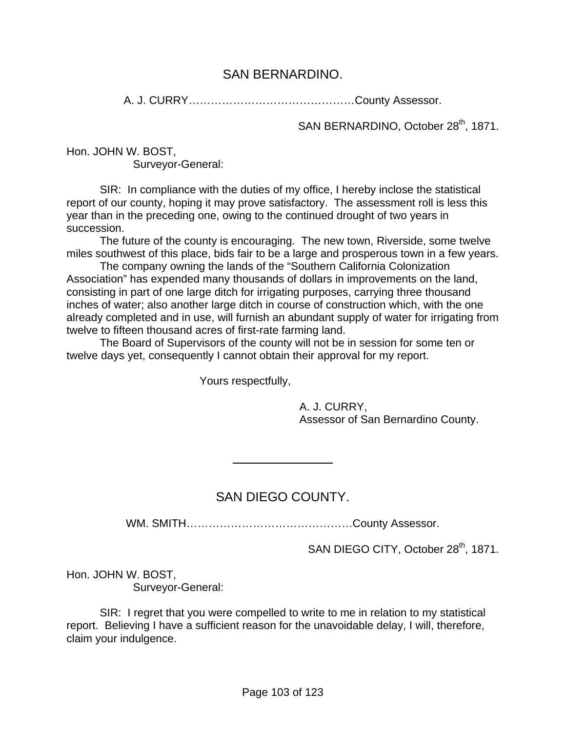## SAN BERNARDINO.

A. J. CURRY……………………………………….County Assessor.

SAN BERNARDINO, October 28th, 1871.

Hon. JOHN W. BOST,
Surveyor-General:

SIR: In compliance with the duties of my office, I hereby inclose the statistical report of our county, hoping it may prove satisfactory. The assessment roll is less this year than in the preceding one, owing to the continued drought of two years in succession.

The future of the county is encouraging. The new town, Riverside, some twelve miles southwest of this place, bids fair to be a large and prosperous town in a few years.

The company owning the lands of the "Southern California Colonization Association" has expended many thousands of dollars in improvements on the land, consisting in part of one large ditch for irrigating purposes, carrying three thousand inches of water; also another large ditch in course of construction which, with the one already completed and in use, will furnish an abundant supply of water for irrigating from twelve to fifteen thousand acres of first-rate farming land.

The Board of Supervisors of the county will not be in session for some ten or twelve days yet, consequently I cannot obtain their approval for my report.

Yours respectfully,

A. J. CURRY,
Assessor of San Bernardino County.

---

## SAN DIEGO COUNTY.

WM. SMITH……………………………………….County Assessor.

SAN DIEGO CITY, October 28th, 1871.

Hon. JOHN W. BOST,
Surveyor-General:

SIR: I regret that you were compelled to write to me in relation to my statistical report. Believing I have a sufficient reason for the unavoidable delay, I will, therefore, claim your indulgence.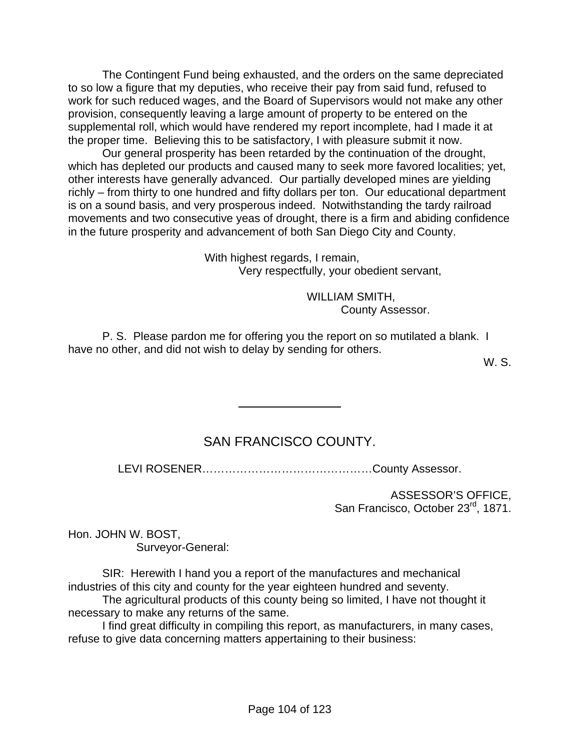The Contingent Fund being exhausted, and the orders on the same depreciated to so low a figure that my deputies, who receive their pay from said fund, refused to work for such reduced wages, and the Board of Supervisors would not make any other provision, consequently leaving a large amount of property to be entered on the supplemental roll, which would have rendered my report incomplete, had I made it at the proper time. Believing this to be satisfactory, I with pleasure submit it now.

Our general prosperity has been retarded by the continuation of the drought, which has depleted our products and caused many to seek more favored localities; yet, other interests have generally advanced. Our partially developed mines are yielding richly – from thirty to one hundred and fifty dollars per ton. Our educational department is on a sound basis, and very prosperous indeed. Notwithstanding the tardy railroad movements and two consecutive yeas of drought, there is a firm and abiding confidence in the future prosperity and advancement of both San Diego City and County.

With highest regards, I remain,
Very respectfully, your obedient servant,

WILLIAM SMITH,
County Assessor.

P. S. Please pardon me for offering you the report on so mutilated a blank. I have no other, and did not wish to delay by sending for others.

W. S.

---

## SAN FRANCISCO COUNTY.

LEVI ROSENER……………………………………….County Assessor.

ASSESSOR'S OFFICE,
San Francisco, October 23rd, 1871.

Hon. JOHN W. BOST,
Surveyor-General:

SIR: Herewith I hand you a report of the manufactures and mechanical industries of this city and county for the year eighteen hundred and seventy.

The agricultural products of this county being so limited, I have not thought it necessary to make any returns of the same.

I find great difficulty in compiling this report, as manufacturers, in many cases, refuse to give data concerning matters appertaining to their business: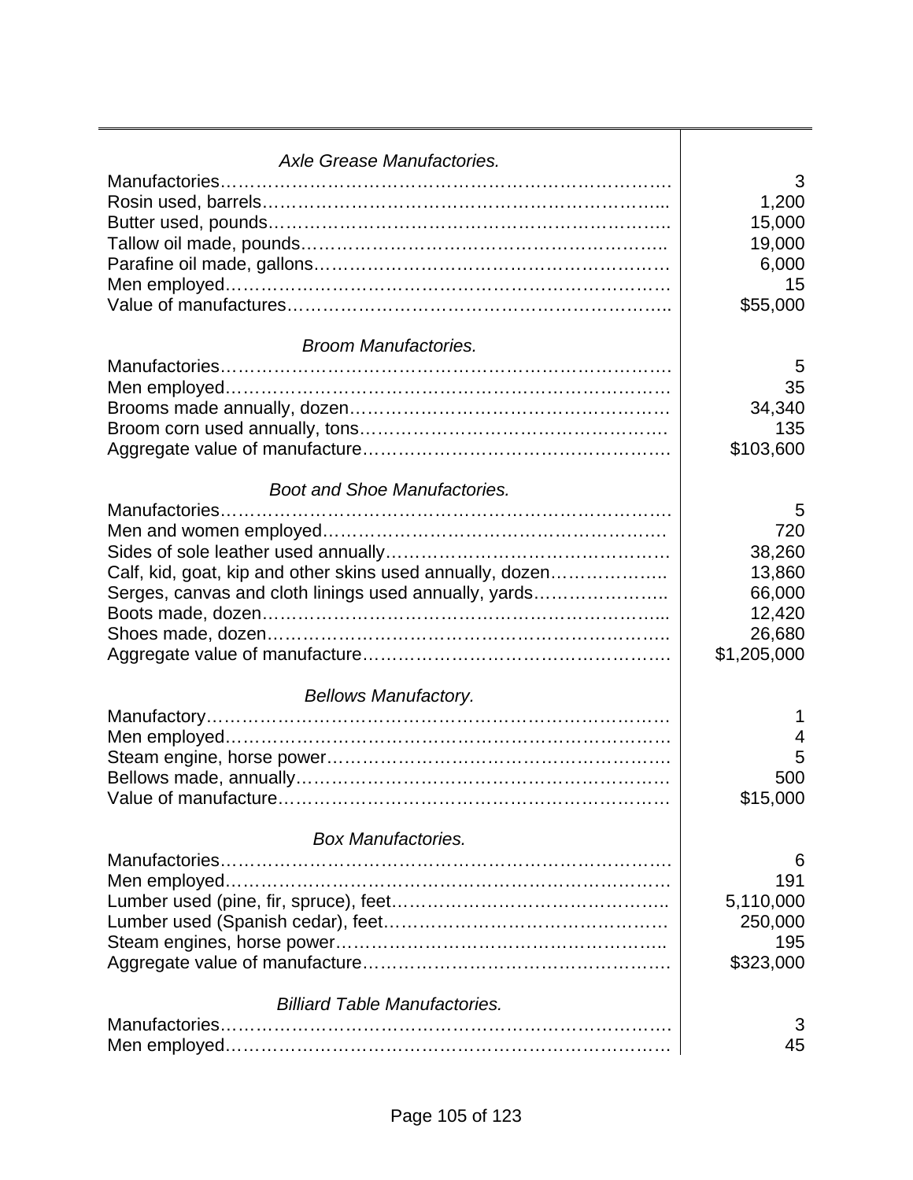| | |
|---|---|
| *Axle Grease Manufactories.* | |
| Manufactories…………………………………………………………………… | 3 |
| Rosin used, barrels……………………………………………………………... | 1,200 |
| Butter used, pounds……………………………………………………………. | 15,000 |
| Tallow oil made, pounds……………………………………………………….. | 19,000 |
| Parafine oil made, gallons……………………………………………………… | 6,000 |
| Men employed…………………………………………………………………… | 15 |
| Value of manufactures………………………………………………………….. | $55,000 |
| *Broom Manufactories.* | |
| Manufactories…………………………………………………………………… | 5 |
| Men employed…………………………………………………………………… | 35 |
| Brooms made annually, dozen……………………………………………… | 34,340 |
| Broom corn used annually, tons…………………………………………… | 135 |
| Aggregate value of manufacture……………………………………………. | $103,600 |
| *Boot and Shoe Manufactories.* | |
| Manufactories…………………………………………………………………… | 5 |
| Men and women employed…………………………………………………… | 720 |
| Sides of sole leather used annually………………………………………… | 38,260 |
| Calf, kid, goat, kip and other skins used annually, dozen……………….. | 13,860 |
| Serges, canvas and cloth linings used annually, yards………………….. | 66,000 |
| Boots made, dozen……………………………………………………………... | 12,420 |
| Shoes made, dozen…………………………………………………………….. | 26,680 |
| Aggregate value of manufacture……………………………………………. | $1,205,000 |
| *Bellows Manufactory.* | |
| Manufactory……………………………………………………………………… | 1 |
| Men employed…………………………………………………………………… | 4 |
| Steam engine, horse power…………………………………………………. | 5 |
| Bellows made, annually……………………………………………………… | 500 |
| Value of manufacture…………………………………………………………. | $15,000 |
| *Box Manufactories.* | |
| Manufactories…………………………………………………………………… | 6 |
| Men employed…………………………………………………………………… | 191 |
| Lumber used (pine, fir, spruce), feet……………………………………….. | 5,110,000 |
| Lumber used (Spanish cedar), feet………………………………………… | 250,000 |
| Steam engines, horse power……………………………………………….. | 195 |
| Aggregate value of manufacture……………………………………………. | $323,000 |
| *Billiard Table Manufactories.* | |
| Manufactories…………………………………………………………………… | 3 |
| Men employed…………………………………………………………………… | 45 |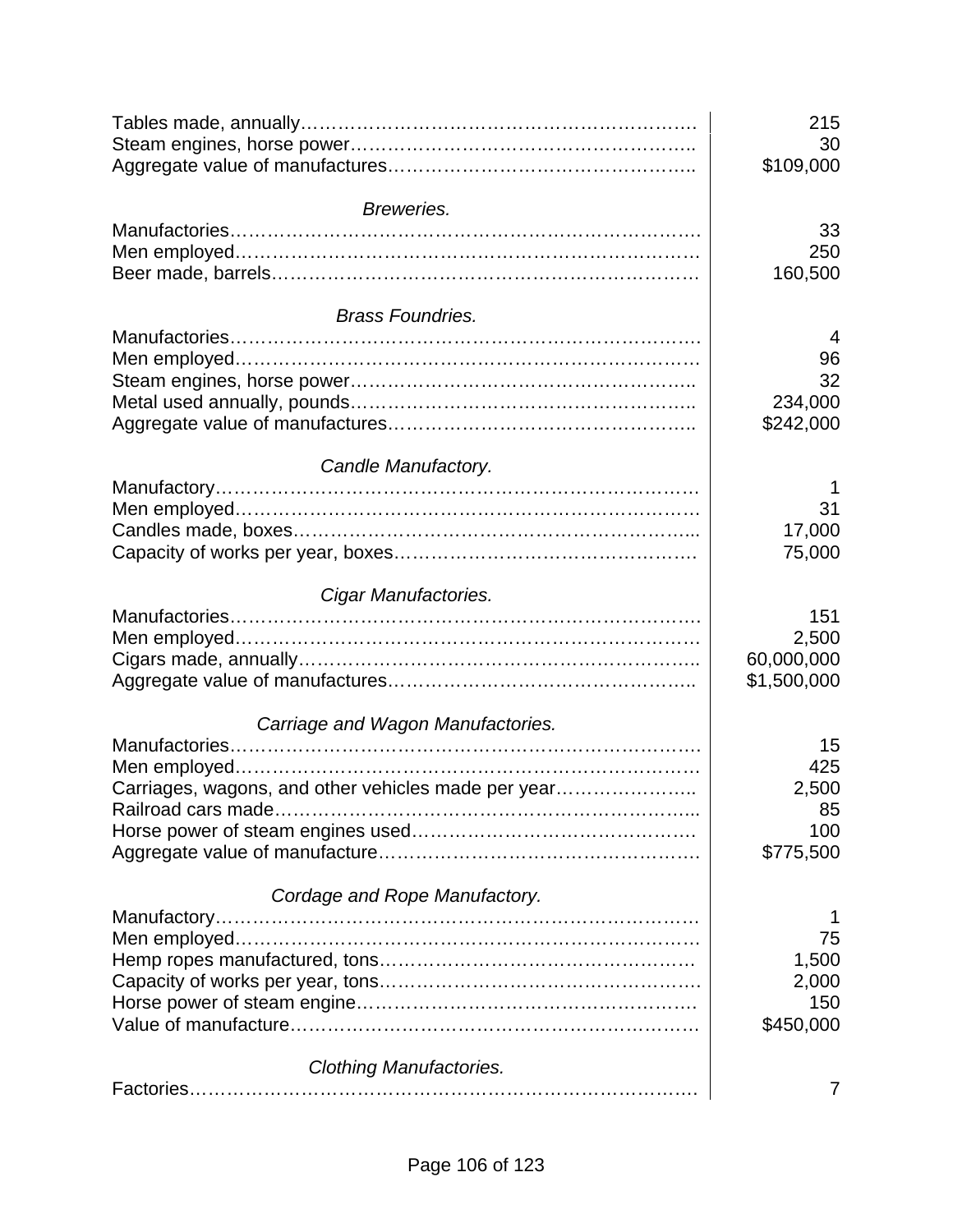| | |
|---|---|
| Tables made, annually………………………………………………………. | 215 |
| Steam engines, horse power……………………………………………….. | 30 |
| Aggregate value of manufactures………………………………………….. | $109,000 |
| *Breweries.* | |
| Manufactories………………………………………………………………. | 33 |
| Men employed………………………………………………………………. | 250 |
| Beer made, barrels…………………………………………………………. | 160,500 |
| *Brass Foundries.* | |
| Manufactories………………………………………………………………. | 4 |
| Men employed………………………………………………………………. | 96 |
| Steam engines, horse power……………………………………………….. | 32 |
| Metal used annually, pounds……………………………………………….. | 234,000 |
| Aggregate value of manufactures………………………………………….. | $242,000 |
| *Candle Manufactory.* | |
| Manufactory…………………………………………………………………. | 1 |
| Men employed………………………………………………………………. | 31 |
| Candles made, boxes……………………………………………………….. | 17,000 |
| Capacity of works per year, boxes…………………………………………. | 75,000 |
| *Cigar Manufactories.* | |
| Manufactories………………………………………………………………. | 151 |
| Men employed………………………………………………………………. | 2,500 |
| Cigars made, annually……………………………………………………….. | 60,000,000 |
| Aggregate value of manufactures………………………………………….. | $1,500,000 |
| *Carriage and Wagon Manufactories.* | |
| Manufactories………………………………………………………………. | 15 |
| Men employed………………………………………………………………. | 425 |
| Carriages, wagons, and other vehicles made per year………………….. | 2,500 |
| Railroad cars made………………………………………………………….. | 85 |
| Horse power of steam engines used………………………………………. | 100 |
| Aggregate value of manufacture……………………………………………. | $775,500 |
| *Cordage and Rope Manufactory.* | |
| Manufactory…………………………………………………………………. | 1 |
| Men employed………………………………………………………………. | 75 |
| Hemp ropes manufactured, tons…………………………………………… | 1,500 |
| Capacity of works per year, tons……………………………………………. | 2,000 |
| Horse power of steam engine……………………………………………… | 150 |
| Value of manufacture………………………………………………………… | $450,000 |
| *Clothing Manufactories.* | |
| Factories……………………………………………………………………….. | 7 |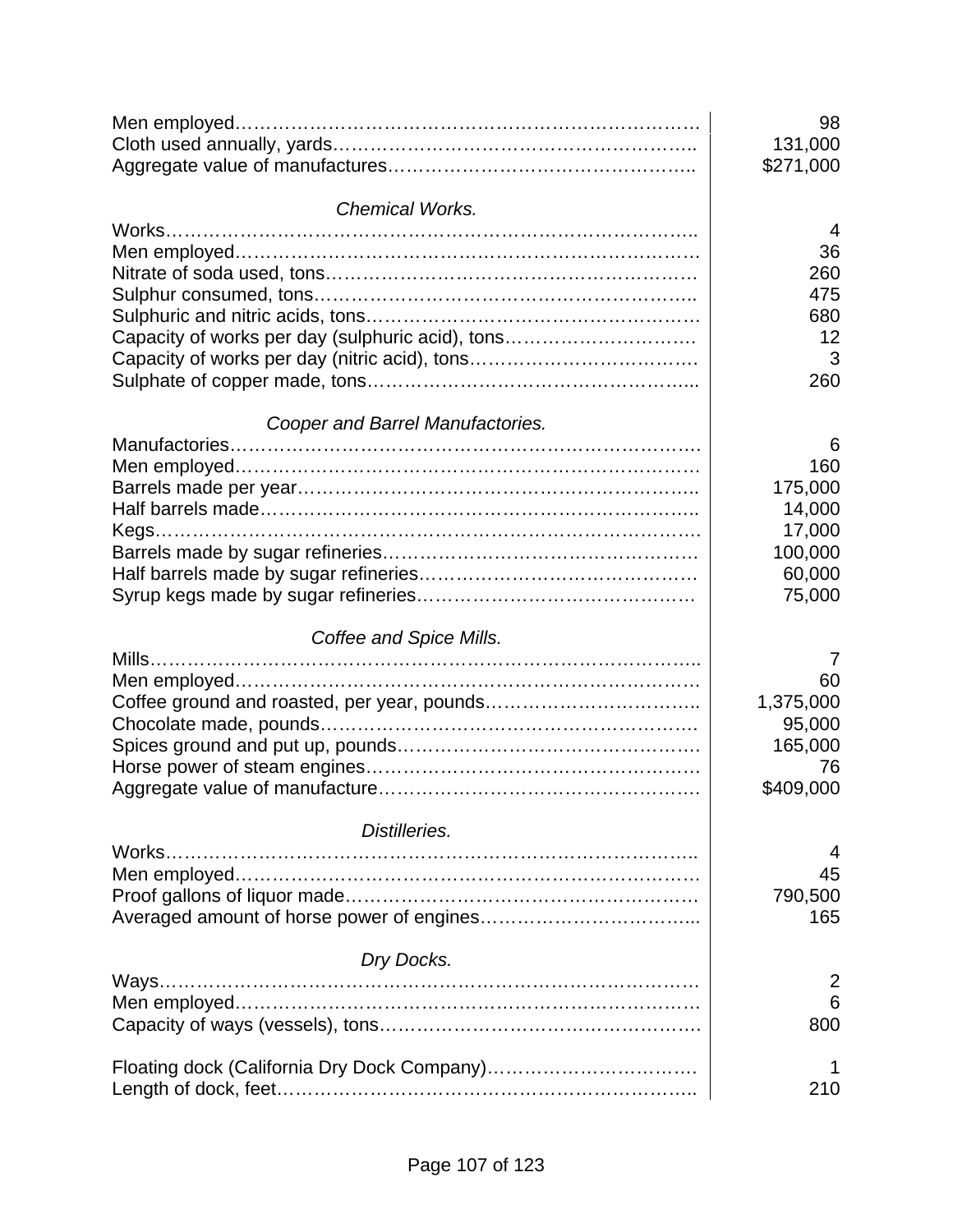| | |
|---|---|
| Men employed………………………………………………………………… | 98 |
| Cloth used annually, yards…………………………………………………….. | 131,000 |
| Aggregate value of manufactures………………………………………….. | $271,000 |

*Chemical Works.*

| | |
|---|---|
| Works……………………………………………………………………….. | 4 |
| Men employed………………………………………………………………… | 36 |
| Nitrate of soda used, tons…………………………………………………… | 260 |
| Sulphur consumed, tons……………………………………………………….. | 475 |
| Sulphuric and nitric acids, tons……………………………………………… | 680 |
| Capacity of works per day (sulphuric acid), tons…………………………. | 12 |
| Capacity of works per day (nitric acid), tons………………………………. | 3 |
| Sulphate of copper made, tons……………………………………………... | 260 |

*Cooper and Barrel Manufactories.*

| | |
|---|---|
| Manufactories………………………………………………………………… | 6 |
| Men employed………………………………………………………………… | 160 |
| Barrels made per year……………………………………………………….. | 175,000 |
| Half barrels made…………………………………………………………….. | 14,000 |
| Kegs…………………………………………………………………………… | 17,000 |
| Barrels made by sugar refineries…………………………………………… | 100,000 |
| Half barrels made by sugar refineries……………………………………… | 60,000 |
| Syrup kegs made by sugar refineries……………………………………… | 75,000 |

*Coffee and Spice Mills.*

| | |
|---|---|
| Mills………………………………………………………………………….. | 7 |
| Men employed………………………………………………………………… | 60 |
| Coffee ground and roasted, per year, pounds…………………………….. | 1,375,000 |
| Chocolate made, pounds……………………………………………………. | 95,000 |
| Spices ground and put up, pounds………………………………………… | 165,000 |
| Horse power of steam engines……………………………………………… | 76 |
| Aggregate value of manufacture…………………………………………… | $409,000 |

*Distilleries.*

| | |
|---|---|
| Works……………………………………………………………………….. | 4 |
| Men employed………………………………………………………………… | 45 |
| Proof gallons of liquor made………………………………………………… | 790,500 |
| Averaged amount of horse power of engines……………………………... | 165 |

*Dry Docks.*

| | |
|---|---|
| Ways…………………………………………………………………………… | 2 |
| Men employed………………………………………………………………… | 6 |
| Capacity of ways (vessels), tons…………………………………………… | 800 |
| | |
| Floating dock (California Dry Dock Company)……………………………. | 1 |
| Length of dock, feet………………………………………………………….. | 210 |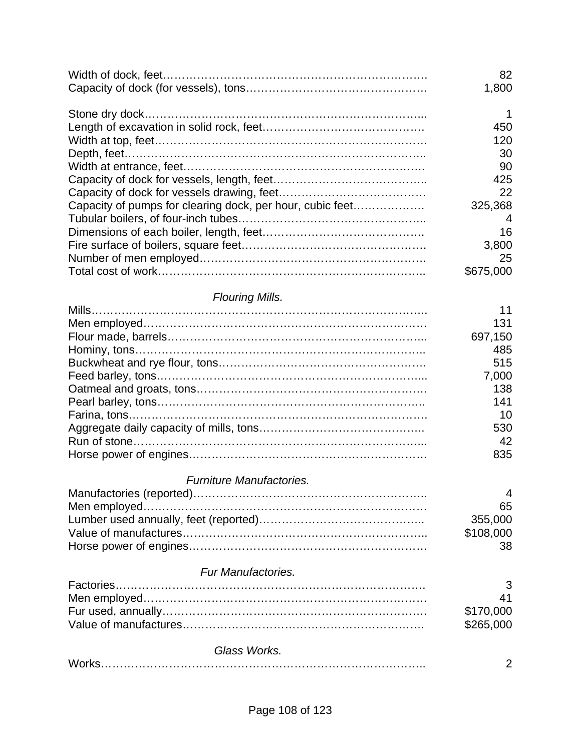| | |
|---|---:|
| Width of dock, feet | 82 |
| Capacity of dock (for vessels), tons | 1,800 |
| | |
| Stone dry dock | 1 |
| Length of excavation in solid rock, feet | 450 |
| Width at top, feet | 120 |
| Depth, feet | 30 |
| Width at entrance, feet | 90 |
| Capacity of dock for vessels, length, feet | 425 |
| Capacity of dock for vessels drawing, feet | 22 |
| Capacity of pumps for clearing dock, per hour, cubic feet | 325,368 |
| Tubular boilers, of four-inch tubes | 4 |
| Dimensions of each boiler, length, feet | 16 |
| Fire surface of boilers, square feet | 3,800 |
| Number of men employed | 25 |
| Total cost of work | $675,000 |
| | |
| *Flouring Mills.* | |
| Mills | 11 |
| Men employed | 131 |
| Flour made, barrels | 697,150 |
| Hominy, tons | 485 |
| Buckwheat and rye flour, tons | 515 |
| Feed barley, tons | 7,000 |
| Oatmeal and groats, tons | 138 |
| Pearl barley, tons | 141 |
| Farina, tons | 10 |
| Aggregate daily capacity of mills, tons | 530 |
| Run of stone | 42 |
| Horse power of engines | 835 |
| | |
| *Furniture Manufactories.* | |
| Manufactories (reported) | 4 |
| Men employed | 65 |
| Lumber used annually, feet (reported) | 355,000 |
| Value of manufactures | $108,000 |
| Horse power of engines | 38 |
| | |
| *Fur Manufactories.* | |
| Factories | 3 |
| Men employed | 41 |
| Fur used, annually | $170,000 |
| Value of manufactures | $265,000 |
| | |
| *Glass Works.* | |
| Works | 2 |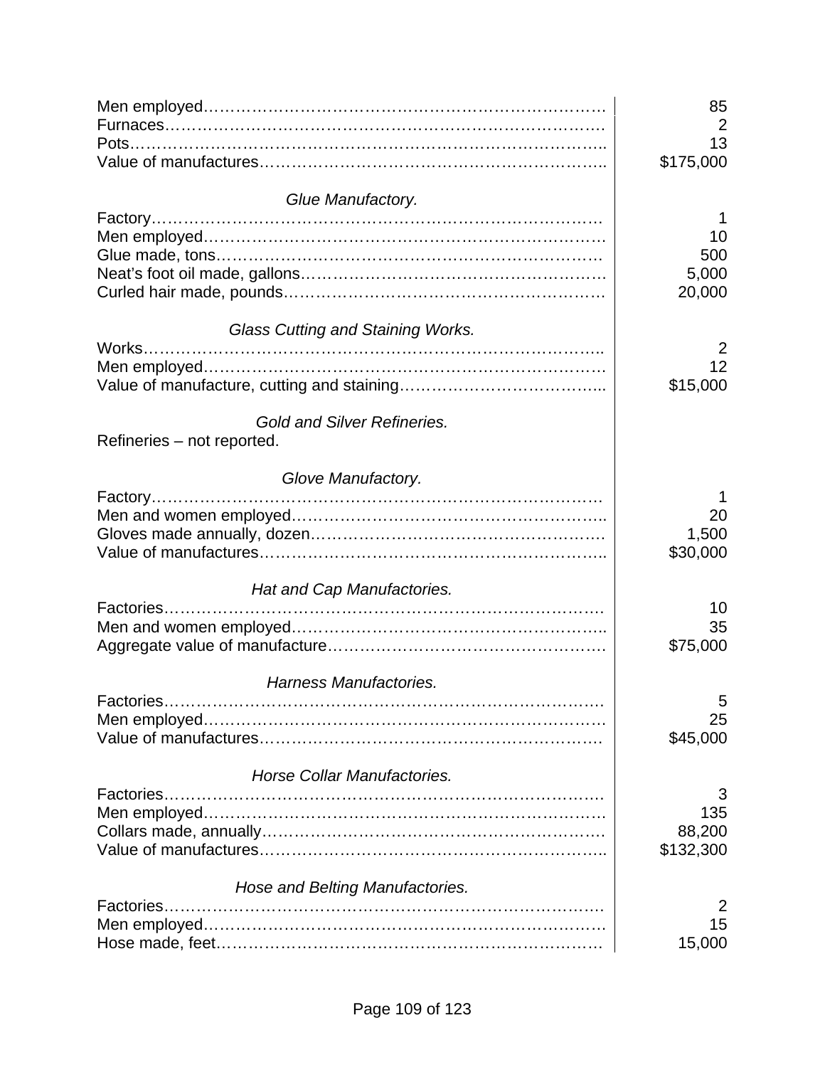| | |
|---|---|
| Men employed | 85 |
| Furnaces | 2 |
| Pots | 13 |
| Value of manufactures | $175,000 |

*Glue Manufactory.*

| | |
|---|---|
| Factory | 1 |
| Men employed | 10 |
| Glue made, tons | 500 |
| Neat's foot oil made, gallons | 5,000 |
| Curled hair made, pounds | 20,000 |

*Glass Cutting and Staining Works.*

| | |
|---|---|
| Works | 2 |
| Men employed | 12 |
| Value of manufacture, cutting and staining | $15,000 |

*Gold and Silver Refineries.*

Refineries – not reported.

*Glove Manufactory.*

| | |
|---|---|
| Factory | 1 |
| Men and women employed | 20 |
| Gloves made annually, dozen | 1,500 |
| Value of manufactures | $30,000 |

*Hat and Cap Manufactories.*

| | |
|---|---|
| Factories | 10 |
| Men and women employed | 35 |
| Aggregate value of manufacture | $75,000 |

*Harness Manufactories.*

| | |
|---|---|
| Factories | 5 |
| Men employed | 25 |
| Value of manufactures | $45,000 |

*Horse Collar Manufactories.*

| | |
|---|---|
| Factories | 3 |
| Men employed | 135 |
| Collars made, annually | 88,200 |
| Value of manufactures | $132,300 |

*Hose and Belting Manufactories.*

| | |
|---|---|
| Factories | 2 |
| Men employed | 15 |
| Hose made, feet | 15,000 |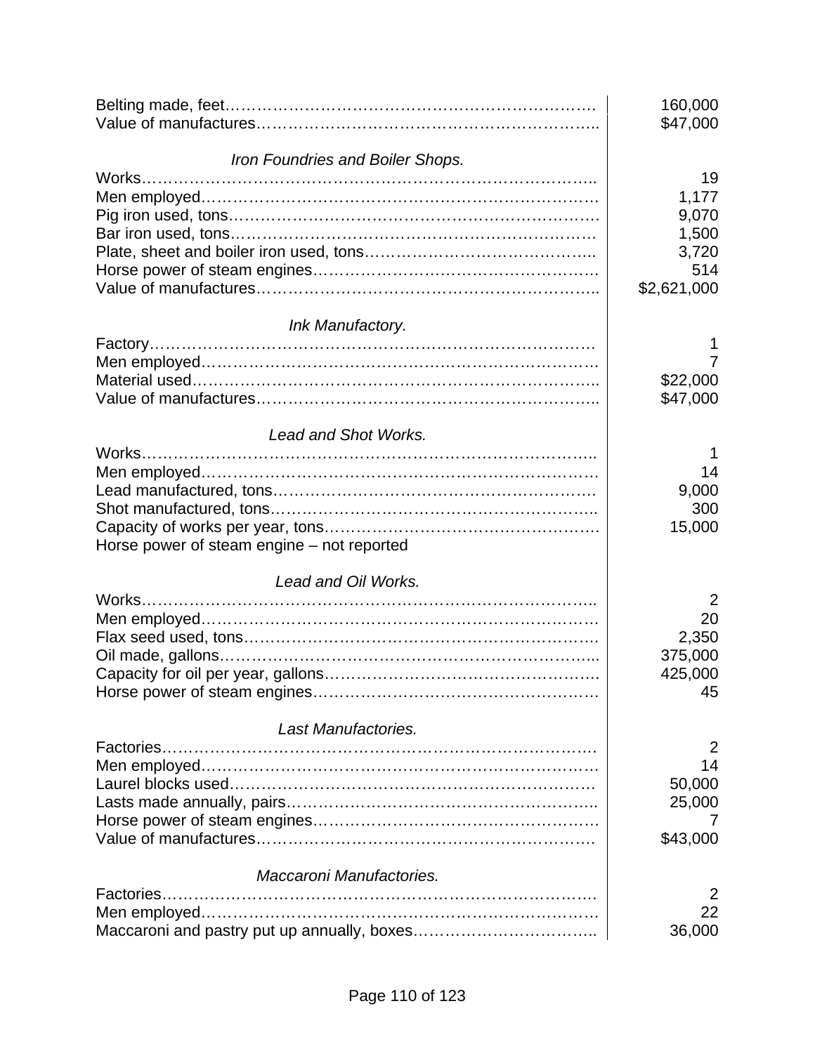| | |
|---|---|
| Belting made, feet | 160,000 |
| Value of manufactures | $47,000 |

*Iron Foundries and Boiler Shops.*

| | |
|---|---|
| Works | 19 |
| Men employed | 1,177 |
| Pig iron used, tons | 9,070 |
| Bar iron used, tons | 1,500 |
| Plate, sheet and boiler iron used, tons | 3,720 |
| Horse power of steam engines | 514 |
| Value of manufactures | $2,621,000 |

*Ink Manufactory.*

| | |
|---|---|
| Factory | 1 |
| Men employed | 7 |
| Material used | $22,000 |
| Value of manufactures | $47,000 |

*Lead and Shot Works.*

| | |
|---|---|
| Works | 1 |
| Men employed | 14 |
| Lead manufactured, tons | 9,000 |
| Shot manufactured, tons | 300 |
| Capacity of works per year, tons | 15,000 |
| Horse power of steam engine – not reported | |

*Lead and Oil Works.*

| | |
|---|---|
| Works | 2 |
| Men employed | 20 |
| Flax seed used, tons | 2,350 |
| Oil made, gallons | 375,000 |
| Capacity for oil per year, gallons | 425,000 |
| Horse power of steam engines | 45 |

*Last Manufactories.*

| | |
|---|---|
| Factories | 2 |
| Men employed | 14 |
| Laurel blocks used | 50,000 |
| Lasts made annually, pairs | 25,000 |
| Horse power of steam engines | 7 |
| Value of manufactures | $43,000 |

*Maccaroni Manufactories.*

| | |
|---|---|
| Factories | 2 |
| Men employed | 22 |
| Maccaroni and pastry put up annually, boxes | 36,000 |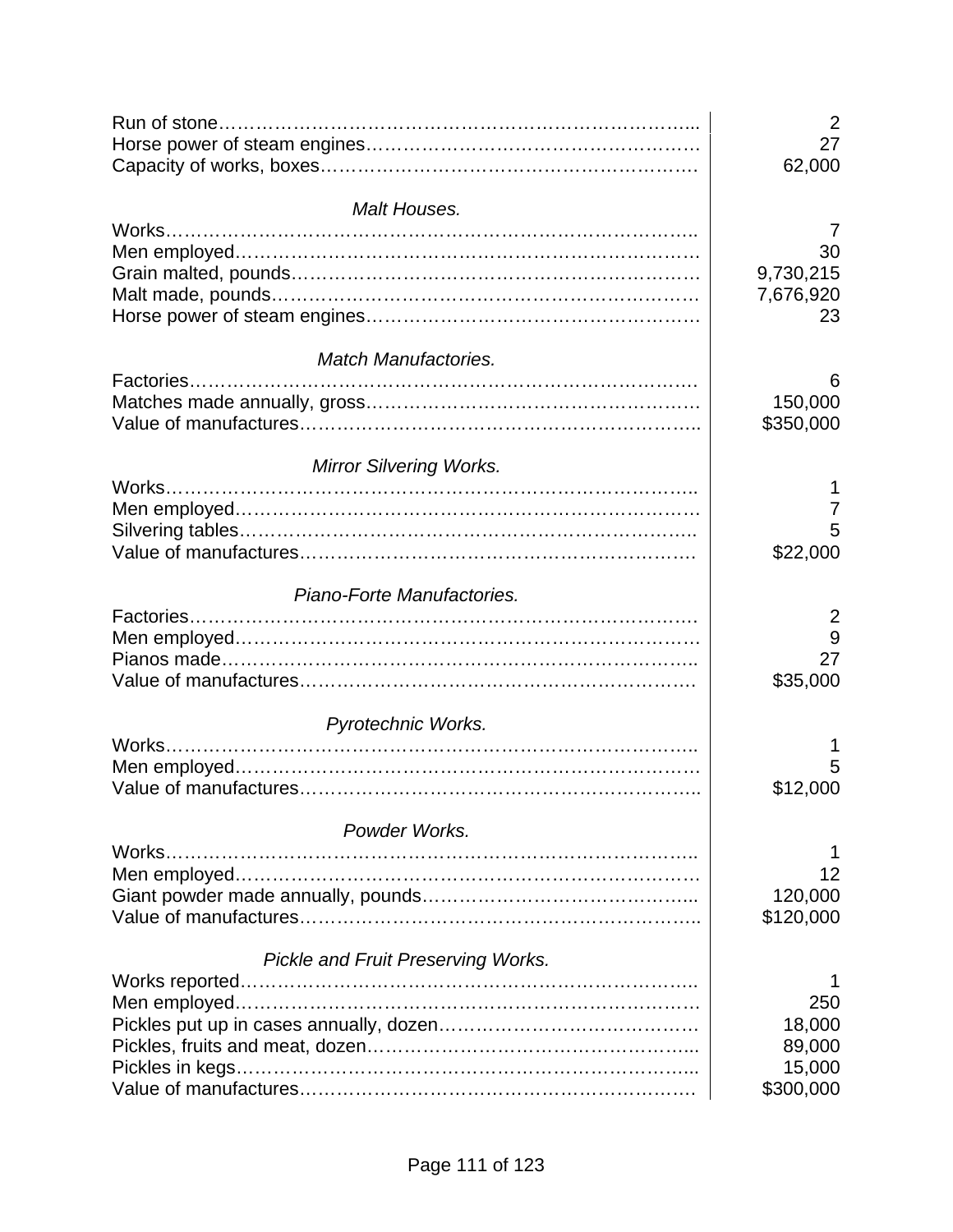| | |
|---|---|
| Run of stone | 2 |
| Horse power of steam engines | 27 |
| Capacity of works, boxes | 62,000 |

*Malt Houses.*

| | |
|---|---|
| Works | 7 |
| Men employed | 30 |
| Grain malted, pounds | 9,730,215 |
| Malt made, pounds | 7,676,920 |
| Horse power of steam engines | 23 |

*Match Manufactories.*

| | |
|---|---|
| Factories | 6 |
| Matches made annually, gross | 150,000 |
| Value of manufactures | $350,000 |

*Mirror Silvering Works.*

| | |
|---|---|
| Works | 1 |
| Men employed | 7 |
| Silvering tables | 5 |
| Value of manufactures | $22,000 |

*Piano-Forte Manufactories.*

| | |
|---|---|
| Factories | 2 |
| Men employed | 9 |
| Pianos made | 27 |
| Value of manufactures | $35,000 |

*Pyrotechnic Works.*

| | |
|---|---|
| Works | 1 |
| Men employed | 5 |
| Value of manufactures | $12,000 |

*Powder Works.*

| | |
|---|---|
| Works | 1 |
| Men employed | 12 |
| Giant powder made annually, pounds | 120,000 |
| Value of manufactures | $120,000 |

*Pickle and Fruit Preserving Works.*

| | |
|---|---|
| Works reported | 1 |
| Men employed | 250 |
| Pickles put up in cases annually, dozen | 18,000 |
| Pickles, fruits and meat, dozen | 89,000 |
| Pickles in kegs | 15,000 |
| Value of manufactures | $300,000 |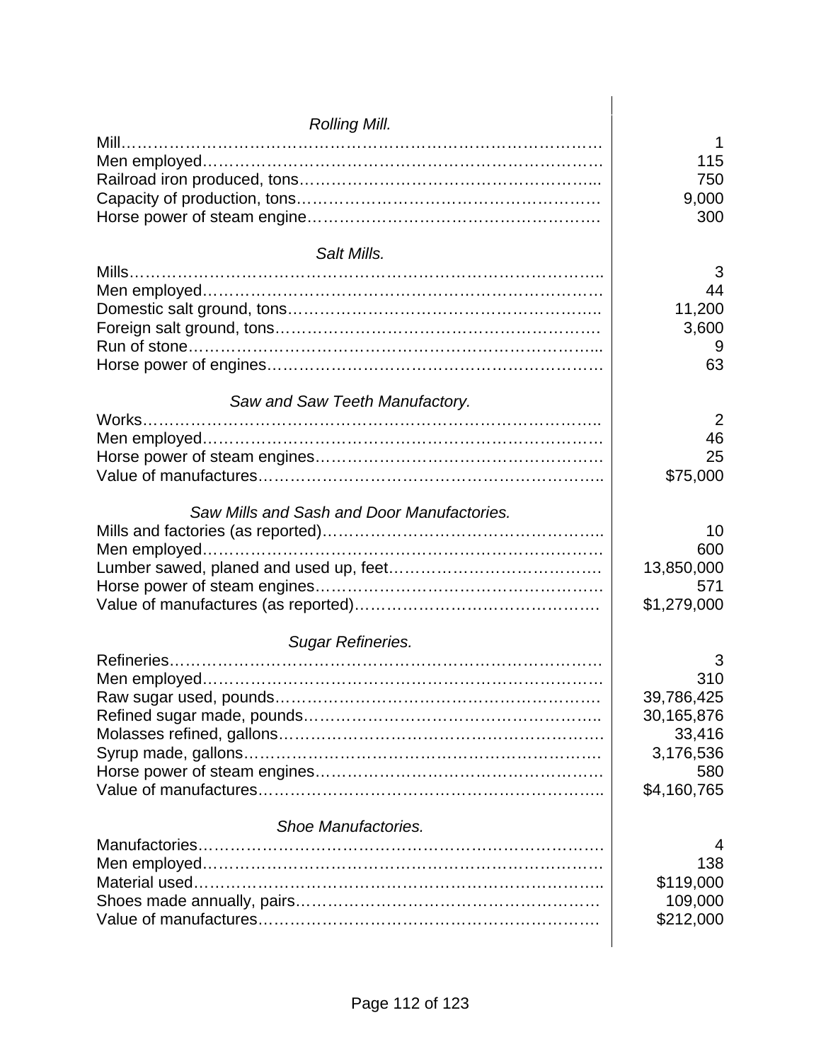*Rolling Mill.*

| | |
|---|---:|
| Mill………………………………………………………………………… | 1 |
| Men employed…………………………………………………………… | 115 |
| Railroad iron produced, tons………………………………………….. | 750 |
| Capacity of production, tons…………………………………………… | 9,000 |
| Horse power of steam engine…………………………………………… | 300 |

*Salt Mills.*

| | |
|---|---:|
| Mills……………………………………………………………………….. | 3 |
| Men employed…………………………………………………………… | 44 |
| Domestic salt ground, tons…………………………………………….. | 11,200 |
| Foreign salt ground, tons……………………………………………… | 3,600 |
| Run of stone…………………………………………………………….. | 9 |
| Horse power of engines………………………………………………… | 63 |

*Saw and Saw Teeth Manufactory.*

| | |
|---|---:|
| Works…………………………………………………………………….. | 2 |
| Men employed…………………………………………………………… | 46 |
| Horse power of steam engines………………………………………… | 25 |
| Value of manufactures……………………………………………….. | $75,000 |

*Saw Mills and Sash and Door Manufactories.*

| | |
|---|---:|
| Mills and factories (as reported)…………………………………….. | 10 |
| Men employed…………………………………………………………… | 600 |
| Lumber sawed, planed and used up, feet………………………………. | 13,850,000 |
| Horse power of steam engines………………………………………… | 571 |
| Value of manufactures (as reported)……………………………………. | $1,279,000 |

*Sugar Refineries.*

| | |
|---|---:|
| Refineries………………………………………………………………… | 3 |
| Men employed…………………………………………………………… | 310 |
| Raw sugar used, pounds……………………………………………… | 39,786,425 |
| Refined sugar made, pounds………………………………………….. | 30,165,876 |
| Molasses refined, gallons……………………………………………… | 33,416 |
| Syrup made, gallons…………………………………………………… | 3,176,536 |
| Horse power of steam engines………………………………………… | 580 |
| Value of manufactures……………………………………………….. | $4,160,765 |

*Shoe Manufactories.*

| | |
|---|---:|
| Manufactories…………………………………………………………… | 4 |
| Men employed…………………………………………………………… | 138 |
| Material used…………………………………………………………….. | $119,000 |
| Shoes made annually, pairs…………………………………………… | 109,000 |
| Value of manufactures………………………………………………… | $212,000 |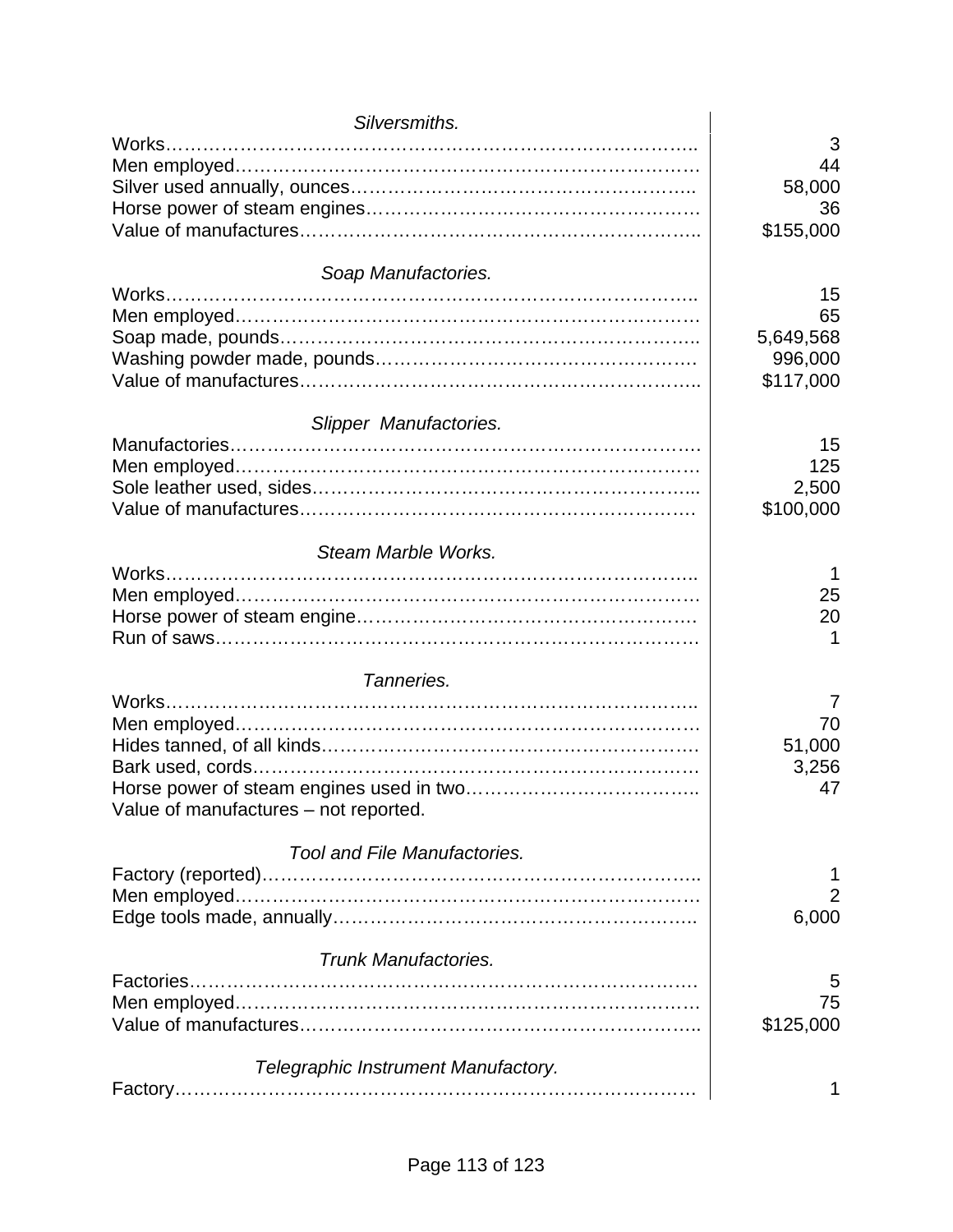*Silversmiths.*

| | |
|---|---:|
| Works | 3 |
| Men employed | 44 |
| Silver used annually, ounces | 58,000 |
| Horse power of steam engines | 36 |
| Value of manufactures | $155,000 |

*Soap Manufactories.*

| | |
|---|---:|
| Works | 15 |
| Men employed | 65 |
| Soap made, pounds | 5,649,568 |
| Washing powder made, pounds | 996,000 |
| Value of manufactures | $117,000 |

*Slipper Manufactories.*

| | |
|---|---:|
| Manufactories | 15 |
| Men employed | 125 |
| Sole leather used, sides | 2,500 |
| Value of manufactures | $100,000 |

*Steam Marble Works.*

| | |
|---|---:|
| Works | 1 |
| Men employed | 25 |
| Horse power of steam engine | 20 |
| Run of saws | 1 |

*Tanneries.*

| | |
|---|---:|
| Works | 7 |
| Men employed | 70 |
| Hides tanned, of all kinds | 51,000 |
| Bark used, cords | 3,256 |
| Horse power of steam engines used in two | 47 |
| Value of manufactures – not reported. | |

*Tool and File Manufactories.*

| | |
|---|---:|
| Factory (reported) | 1 |
| Men employed | 2 |
| Edge tools made, annually | 6,000 |

*Trunk Manufactories.*

| | |
|---|---:|
| Factories | 5 |
| Men employed | 75 |
| Value of manufactures | $125,000 |

*Telegraphic Instrument Manufactory.*

| | |
|---|---:|
| Factory | 1 |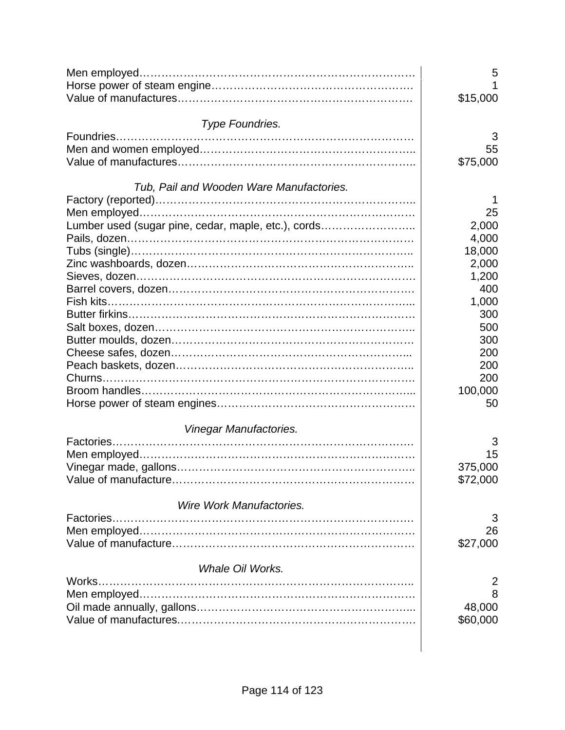| | |
|---|---|
| Men employed | 5 |
| Horse power of steam engine | 1 |
| Value of manufactures | $15,000 |

*Type Foundries.*

| | |
|---|---|
| Foundries | 3 |
| Men and women employed | 55 |
| Value of manufactures | $75,000 |

*Tub, Pail and Wooden Ware Manufactories.*

| | |
|---|---|
| Factory (reported) | 1 |
| Men employed | 25 |
| Lumber used (sugar pine, cedar, maple, etc.), cords | 2,000 |
| Pails, dozen | 4,000 |
| Tubs (single) | 18,000 |
| Zinc washboards, dozen | 2,000 |
| Sieves, dozen | 1,200 |
| Barrel covers, dozen | 400 |
| Fish kits | 1,000 |
| Butter firkins | 300 |
| Salt boxes, dozen | 500 |
| Butter moulds, dozen | 300 |
| Cheese safes, dozen | 200 |
| Peach baskets, dozen | 200 |
| Churns | 200 |
| Broom handles | 100,000 |
| Horse power of steam engines | 50 |

*Vinegar Manufactories.*

| | |
|---|---|
| Factories | 3 |
| Men employed | 15 |
| Vinegar made, gallons | 375,000 |
| Value of manufacture | $72,000 |

*Wire Work Manufactories.*

| | |
|---|---|
| Factories | 3 |
| Men employed | 26 |
| Value of manufacture | $27,000 |

*Whale Oil Works.*

| | |
|---|---|
| Works | 2 |
| Men employed | 8 |
| Oil made annually, gallons | 48,000 |
| Value of manufactures | $60,000 |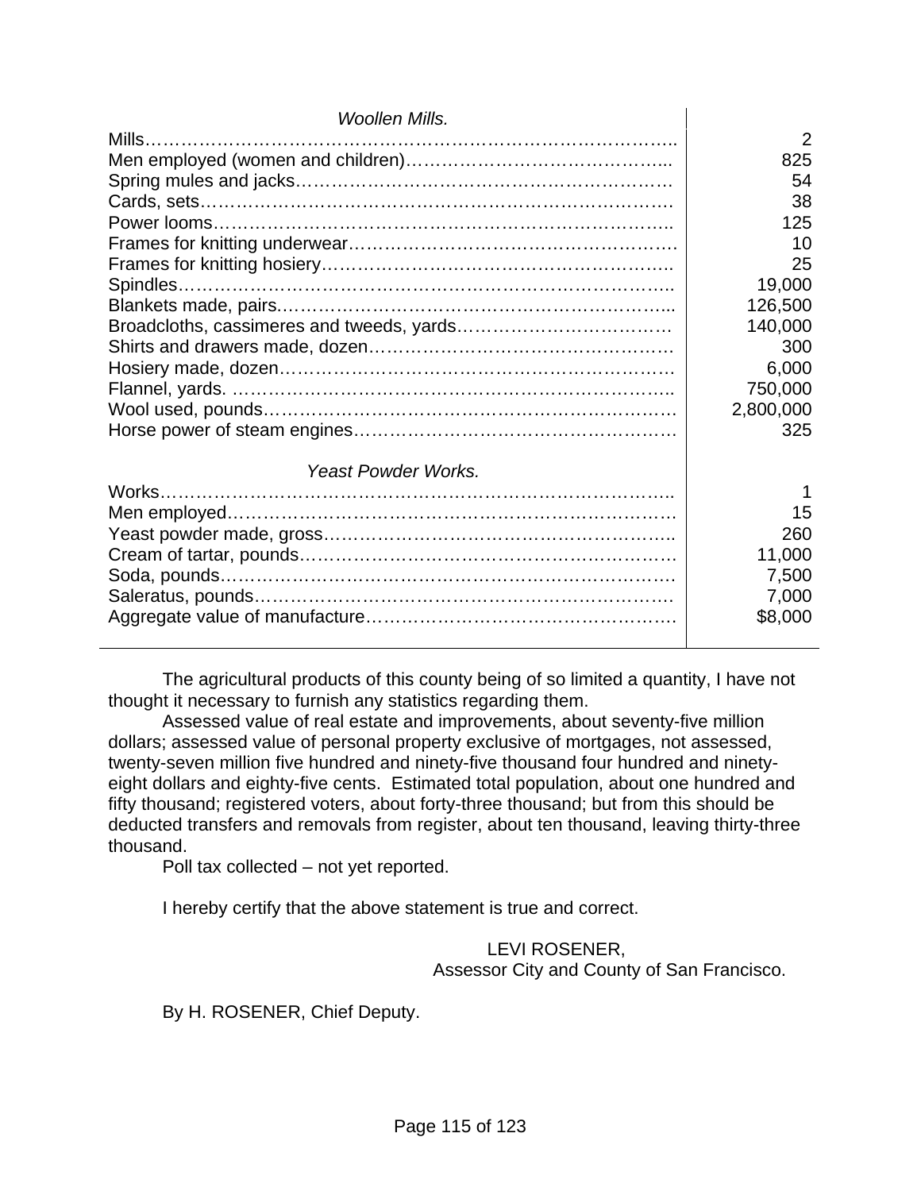| *Woollen Mills.* | |
|---|---|
| Mills | 2 |
| Men employed (women and children) | 825 |
| Spring mules and jacks | 54 |
| Cards, sets | 38 |
| Power looms | 125 |
| Frames for knitting underwear | 10 |
| Frames for knitting hosiery | 25 |
| Spindles | 19,000 |
| Blankets made, pairs | 126,500 |
| Broadcloths, cassimeres and tweeds, yards | 140,000 |
| Shirts and drawers made, dozen | 300 |
| Hosiery made, dozen | 6,000 |
| Flannel, yards. | 750,000 |
| Wool used, pounds | 2,800,000 |
| Horse power of steam engines | 325 |
| *Yeast Powder Works.* | |
| Works | 1 |
| Men employed | 15 |
| Yeast powder made, gross | 260 |
| Cream of tartar, pounds | 11,000 |
| Soda, pounds | 7,500 |
| Saleratus, pounds | 7,000 |
| Aggregate value of manufacture | $8,000 |

The agricultural products of this county being of so limited a quantity, I have not thought it necessary to furnish any statistics regarding them.

Assessed value of real estate and improvements, about seventy-five million dollars; assessed value of personal property exclusive of mortgages, not assessed, twenty-seven million five hundred and ninety-five thousand four hundred and ninety-eight dollars and eighty-five cents. Estimated total population, about one hundred and fifty thousand; registered voters, about forty-three thousand; but from this should be deducted transfers and removals from register, about ten thousand, leaving thirty-three thousand.

Poll tax collected – not yet reported.

I hereby certify that the above statement is true and correct.

LEVI ROSENER,
Assessor City and County of San Francisco.

By H. ROSENER, Chief Deputy.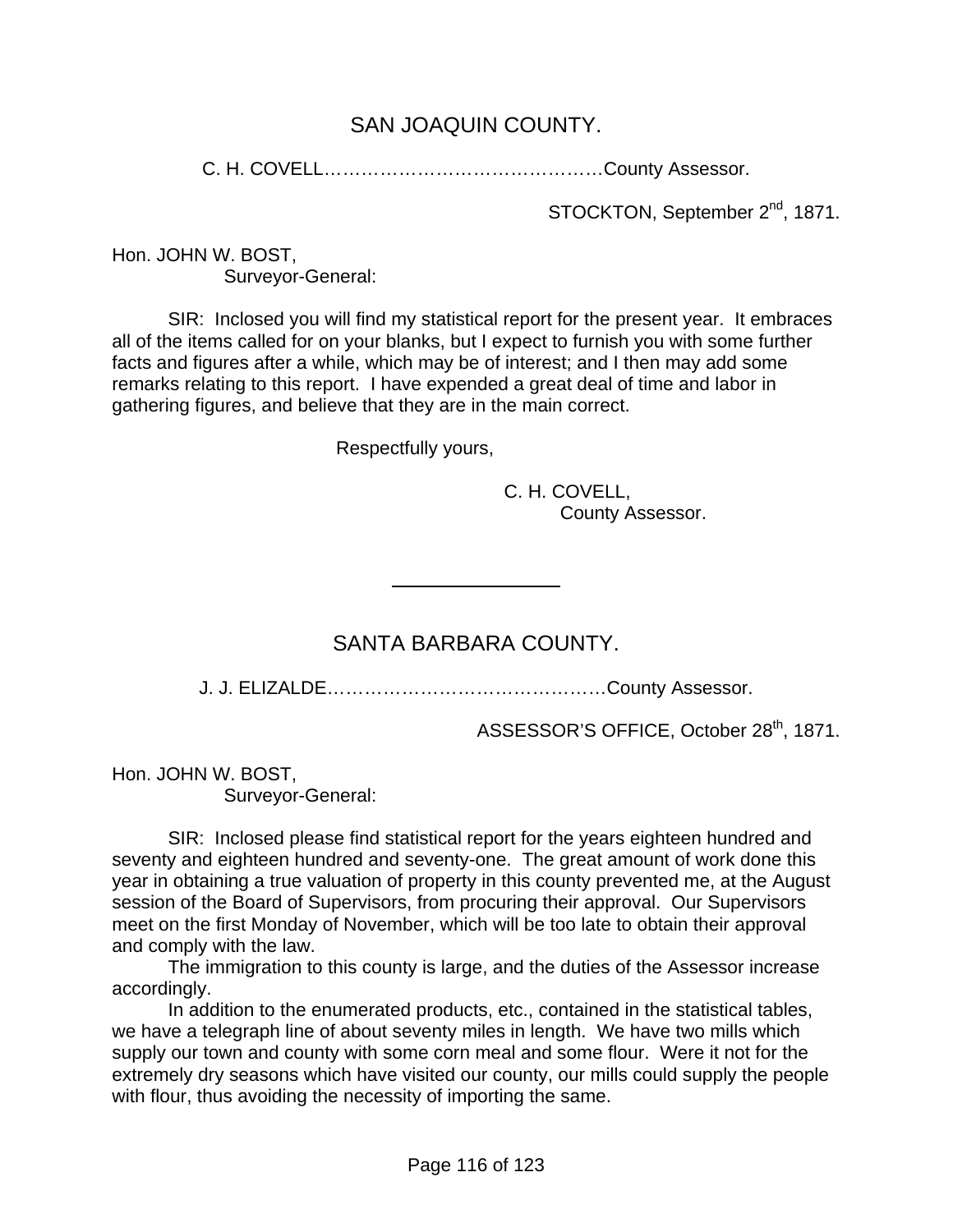## SAN JOAQUIN COUNTY.

C. H. COVELL……………………………………….County Assessor.

STOCKTON, September 2nd, 1871.

Hon. JOHN W. BOST,
Surveyor-General:

SIR: Inclosed you will find my statistical report for the present year. It embraces all of the items called for on your blanks, but I expect to furnish you with some further facts and figures after a while, which may be of interest; and I then may add some remarks relating to this report. I have expended a great deal of time and labor in gathering figures, and believe that they are in the main correct.

Respectfully yours,

C. H. COVELL,
County Assessor.

---

## SANTA BARBARA COUNTY.

J. J. ELIZALDE……………………………………….County Assessor.

ASSESSOR'S OFFICE, October 28th, 1871.

Hon. JOHN W. BOST,
Surveyor-General:

SIR: Inclosed please find statistical report for the years eighteen hundred and seventy and eighteen hundred and seventy-one. The great amount of work done this year in obtaining a true valuation of property in this county prevented me, at the August session of the Board of Supervisors, from procuring their approval. Our Supervisors meet on the first Monday of November, which will be too late to obtain their approval and comply with the law.

The immigration to this county is large, and the duties of the Assessor increase accordingly.

In addition to the enumerated products, etc., contained in the statistical tables, we have a telegraph line of about seventy miles in length. We have two mills which supply our town and county with some corn meal and some flour. Were it not for the extremely dry seasons which have visited our county, our mills could supply the people with flour, thus avoiding the necessity of importing the same.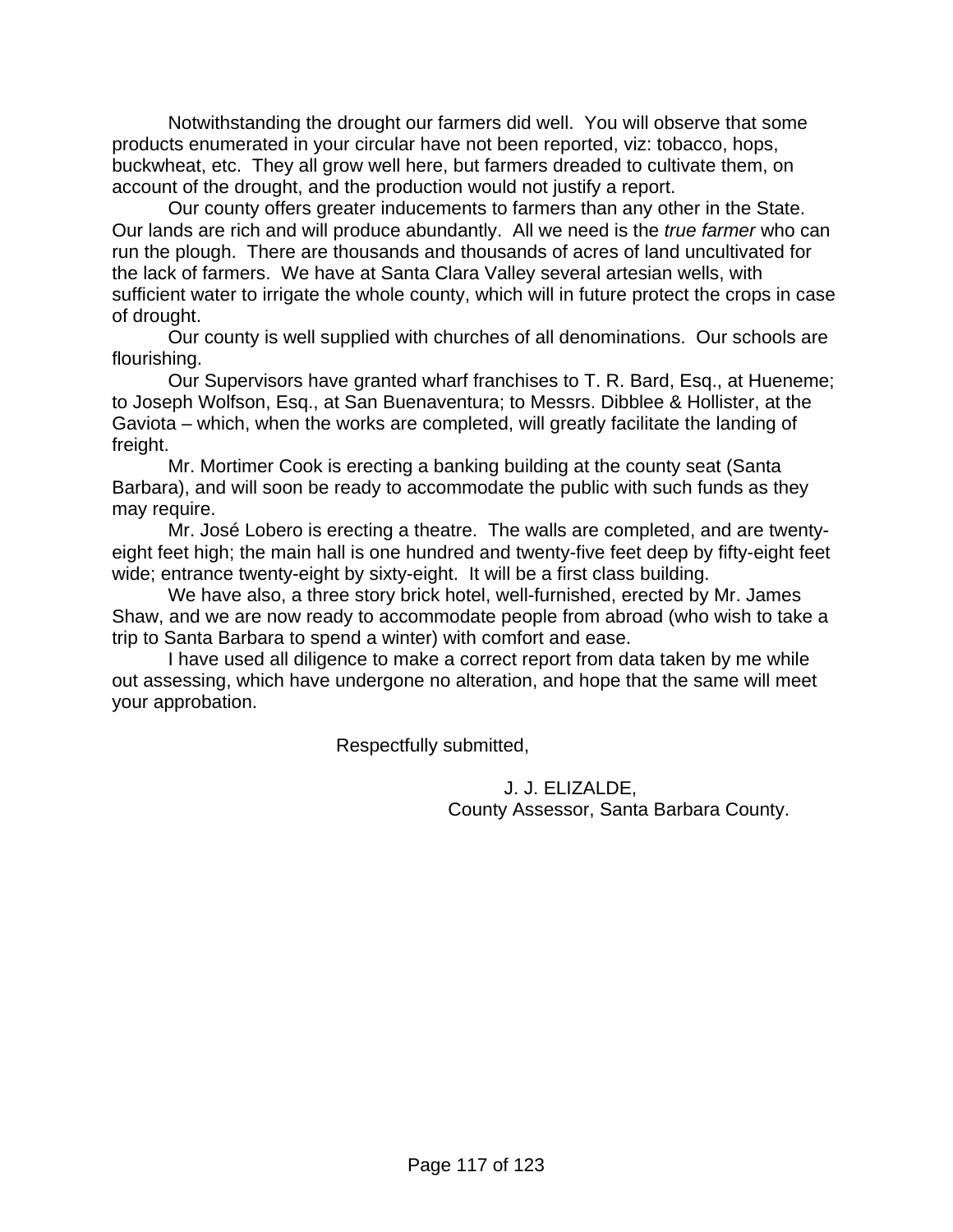Notwithstanding the drought our farmers did well. You will observe that some products enumerated in your circular have not been reported, viz: tobacco, hops, buckwheat, etc. They all grow well here, but farmers dreaded to cultivate them, on account of the drought, and the production would not justify a report.

Our county offers greater inducements to farmers than any other in the State. Our lands are rich and will produce abundantly. All we need is the *true farmer* who can run the plough. There are thousands and thousands of acres of land uncultivated for the lack of farmers. We have at Santa Clara Valley several artesian wells, with sufficient water to irrigate the whole county, which will in future protect the crops in case of drought.

Our county is well supplied with churches of all denominations. Our schools are flourishing.

Our Supervisors have granted wharf franchises to T. R. Bard, Esq., at Hueneme; to Joseph Wolfson, Esq., at San Buenaventura; to Messrs. Dibblee & Hollister, at the Gaviota – which, when the works are completed, will greatly facilitate the landing of freight.

Mr. Mortimer Cook is erecting a banking building at the county seat (Santa Barbara), and will soon be ready to accommodate the public with such funds as they may require.

Mr. José Lobero is erecting a theatre. The walls are completed, and are twenty-eight feet high; the main hall is one hundred and twenty-five feet deep by fifty-eight feet wide; entrance twenty-eight by sixty-eight. It will be a first class building.

We have also, a three story brick hotel, well-furnished, erected by Mr. James Shaw, and we are now ready to accommodate people from abroad (who wish to take a trip to Santa Barbara to spend a winter) with comfort and ease.

I have used all diligence to make a correct report from data taken by me while out assessing, which have undergone no alteration, and hope that the same will meet your approbation.

Respectfully submitted,

J. J. ELIZALDE,
County Assessor, Santa Barbara County.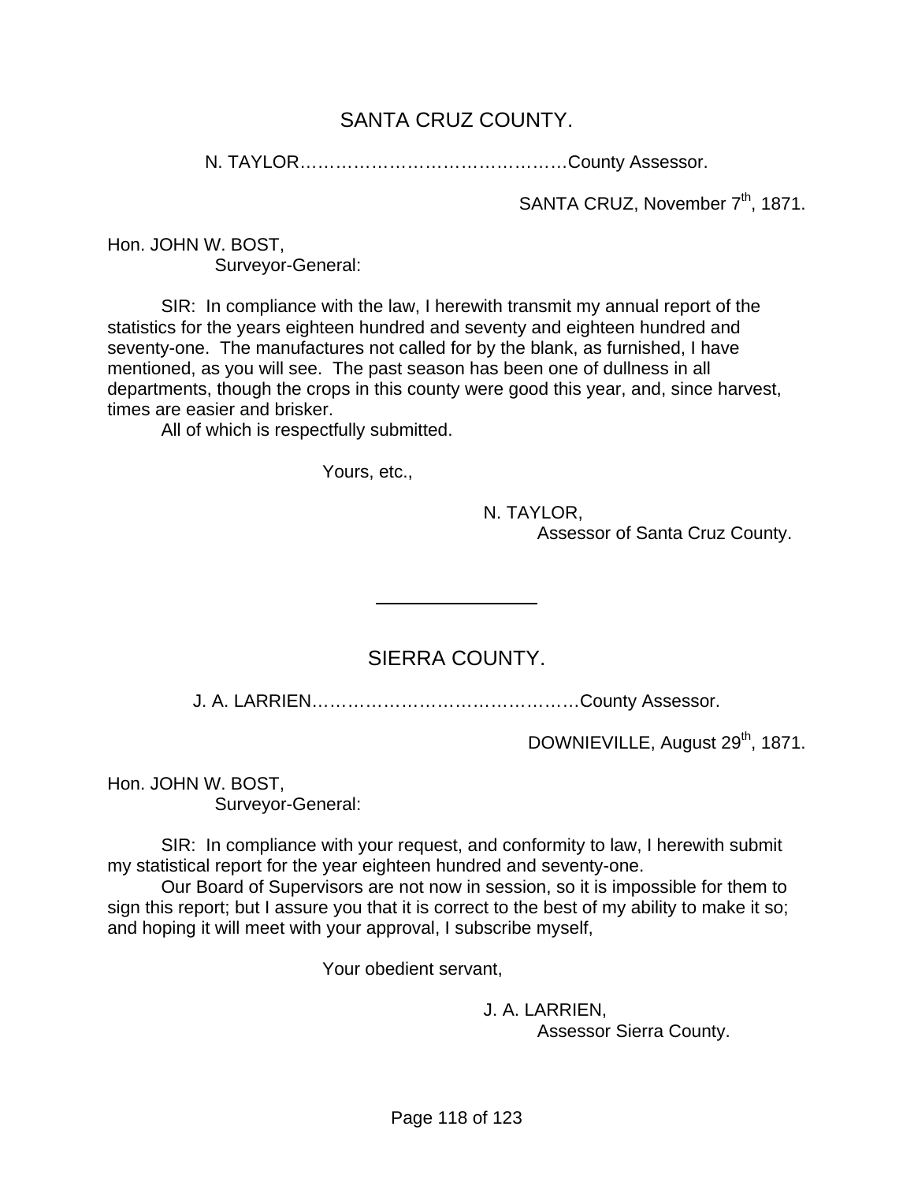## SANTA CRUZ COUNTY.

N. TAYLOR……………………………………….County Assessor.

SANTA CRUZ, November 7th, 1871.

Hon. JOHN W. BOST,
Surveyor-General:

SIR: In compliance with the law, I herewith transmit my annual report of the statistics for the years eighteen hundred and seventy and eighteen hundred and seventy-one. The manufactures not called for by the blank, as furnished, I have mentioned, as you will see. The past season has been one of dullness in all departments, though the crops in this county were good this year, and, since harvest, times are easier and brisker.

All of which is respectfully submitted.

Yours, etc.,

N. TAYLOR,
Assessor of Santa Cruz County.

---

## SIERRA COUNTY.

J. A. LARRIEN……………………………………….County Assessor.

DOWNIEVILLE, August 29th, 1871.

Hon. JOHN W. BOST,
Surveyor-General:

SIR: In compliance with your request, and conformity to law, I herewith submit my statistical report for the year eighteen hundred and seventy-one.

Our Board of Supervisors are not now in session, so it is impossible for them to sign this report; but I assure you that it is correct to the best of my ability to make it so; and hoping it will meet with your approval, I subscribe myself,

Your obedient servant,

J. A. LARRIEN,
Assessor Sierra County.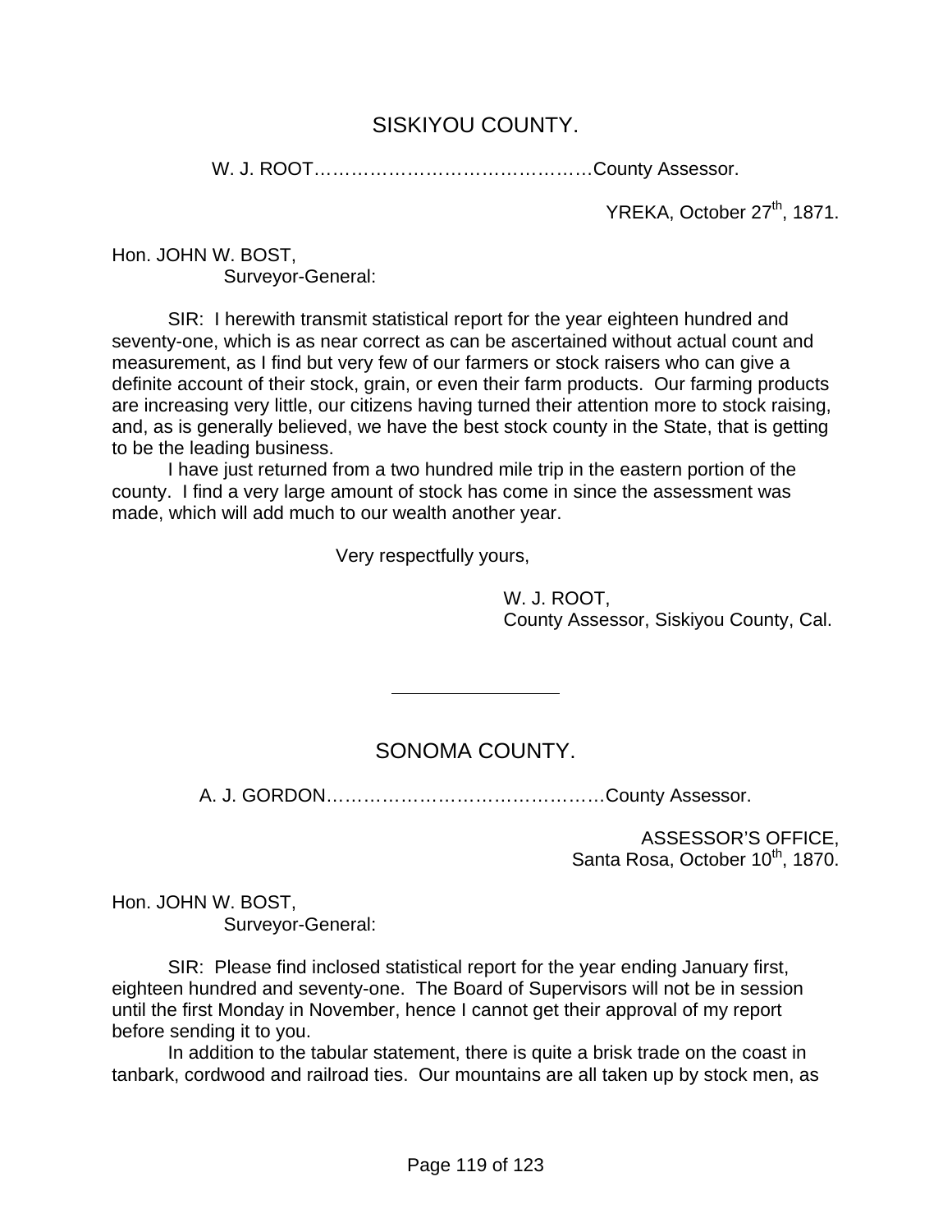## SISKIYOU COUNTY.

W. J. ROOT………………………………………County Assessor.

YREKA, October 27th, 1871.

Hon. JOHN W. BOST,
Surveyor-General:

SIR: I herewith transmit statistical report for the year eighteen hundred and seventy-one, which is as near correct as can be ascertained without actual count and measurement, as I find but very few of our farmers or stock raisers who can give a definite account of their stock, grain, or even their farm products. Our farming products are increasing very little, our citizens having turned their attention more to stock raising, and, as is generally believed, we have the best stock county in the State, that is getting to be the leading business.

I have just returned from a two hundred mile trip in the eastern portion of the county. I find a very large amount of stock has come in since the assessment was made, which will add much to our wealth another year.

Very respectfully yours,

W. J. ROOT,
County Assessor, Siskiyou County, Cal.

---

## SONOMA COUNTY.

A. J. GORDON………………………………………County Assessor.

ASSESSOR'S OFFICE,
Santa Rosa, October 10th, 1870.

Hon. JOHN W. BOST,
Surveyor-General:

SIR: Please find inclosed statistical report for the year ending January first, eighteen hundred and seventy-one. The Board of Supervisors will not be in session until the first Monday in November, hence I cannot get their approval of my report before sending it to you.

In addition to the tabular statement, there is quite a brisk trade on the coast in tanbark, cordwood and railroad ties. Our mountains are all taken up by stock men, as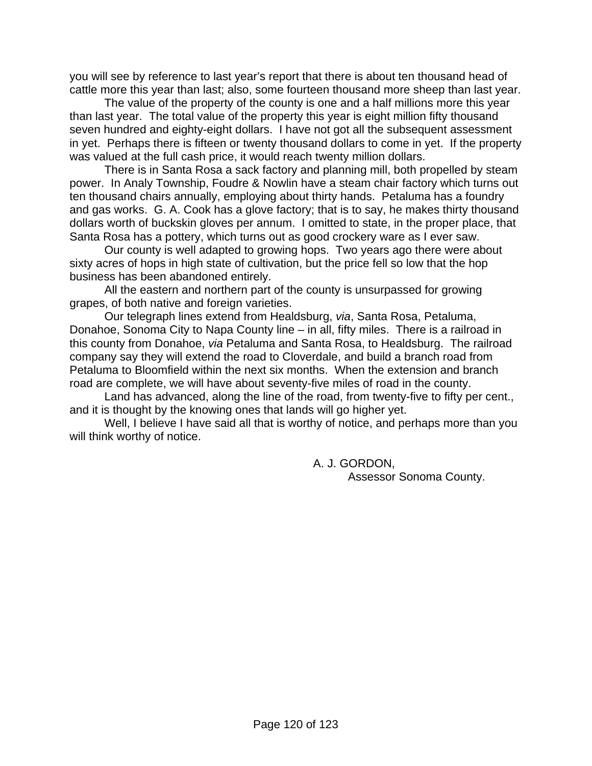you will see by reference to last year's report that there is about ten thousand head of cattle more this year than last; also, some fourteen thousand more sheep than last year.

The value of the property of the county is one and a half millions more this year than last year. The total value of the property this year is eight million fifty thousand seven hundred and eighty-eight dollars. I have not got all the subsequent assessment in yet. Perhaps there is fifteen or twenty thousand dollars to come in yet. If the property was valued at the full cash price, it would reach twenty million dollars.

There is in Santa Rosa a sack factory and planning mill, both propelled by steam power. In Analy Township, Foudre & Nowlin have a steam chair factory which turns out ten thousand chairs annually, employing about thirty hands. Petaluma has a foundry and gas works. G. A. Cook has a glove factory; that is to say, he makes thirty thousand dollars worth of buckskin gloves per annum. I omitted to state, in the proper place, that Santa Rosa has a pottery, which turns out as good crockery ware as I ever saw.

Our county is well adapted to growing hops. Two years ago there were about sixty acres of hops in high state of cultivation, but the price fell so low that the hop business has been abandoned entirely.

All the eastern and northern part of the county is unsurpassed for growing grapes, of both native and foreign varieties.

Our telegraph lines extend from Healdsburg, *via*, Santa Rosa, Petaluma, Donahoe, Sonoma City to Napa County line – in all, fifty miles. There is a railroad in this county from Donahoe, *via* Petaluma and Santa Rosa, to Healdsburg. The railroad company say they will extend the road to Cloverdale, and build a branch road from Petaluma to Bloomfield within the next six months. When the extension and branch road are complete, we will have about seventy-five miles of road in the county.

Land has advanced, along the line of the road, from twenty-five to fifty per cent., and it is thought by the knowing ones that lands will go higher yet.

Well, I believe I have said all that is worthy of notice, and perhaps more than you will think worthy of notice.

A. J. GORDON,
Assessor Sonoma County.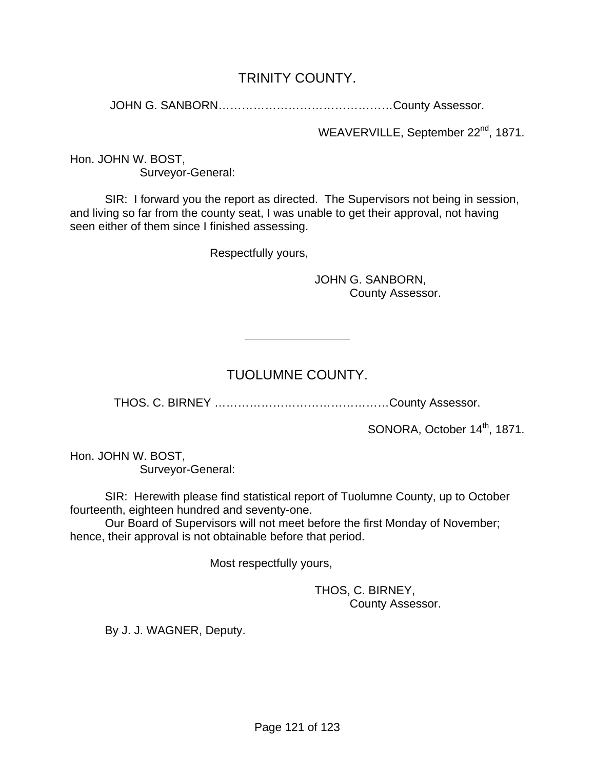## TRINITY COUNTY.

JOHN G. SANBORN………………………………………County Assessor.

WEAVERVILLE, September 22nd, 1871.

Hon. JOHN W. BOST,
Surveyor-General:

SIR: I forward you the report as directed. The Supervisors not being in session, and living so far from the county seat, I was unable to get their approval, not having seen either of them since I finished assessing.

Respectfully yours,

JOHN G. SANBORN,
County Assessor.

---

## TUOLUMNE COUNTY.

THOS. C. BIRNEY ………………………………………County Assessor.

SONORA, October 14th, 1871.

Hon. JOHN W. BOST,
Surveyor-General:

SIR: Herewith please find statistical report of Tuolumne County, up to October fourteenth, eighteen hundred and seventy-one.

Our Board of Supervisors will not meet before the first Monday of November; hence, their approval is not obtainable before that period.

Most respectfully yours,

THOS, C. BIRNEY,
County Assessor.

By J. J. WAGNER, Deputy.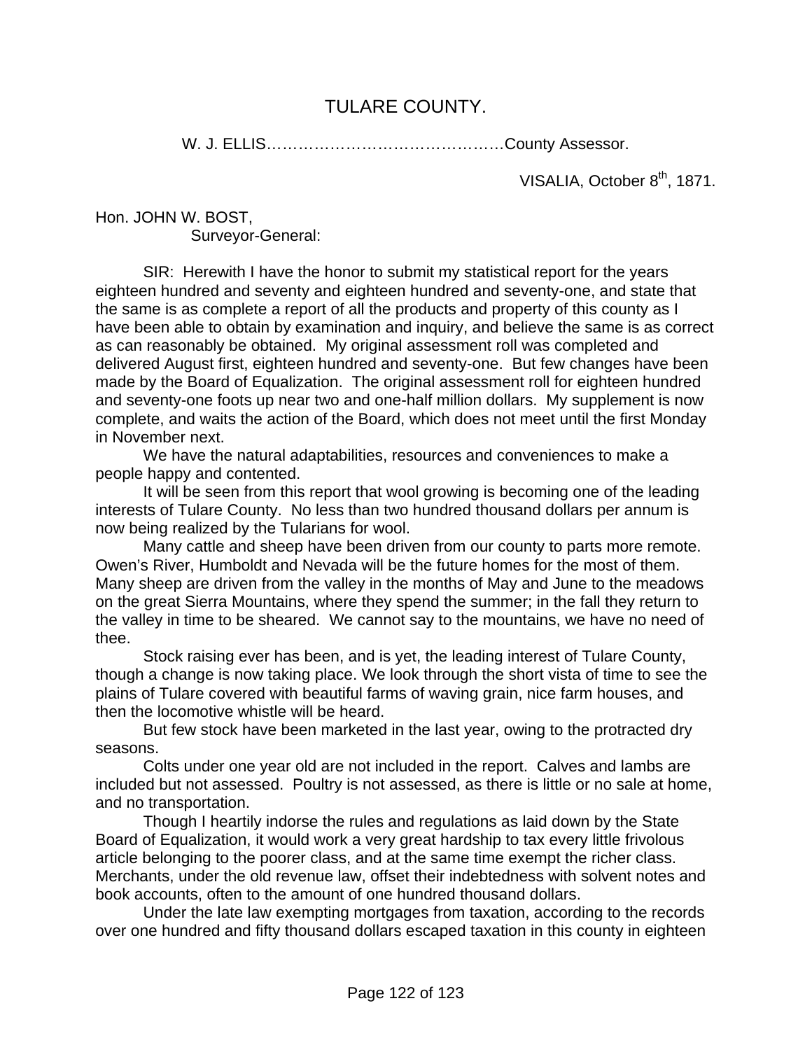# TULARE COUNTY.

W. J. ELLIS………………………………………County Assessor.

VISALIA, October 8th, 1871.

Hon. JOHN W. BOST,
Surveyor-General:

SIR: Herewith I have the honor to submit my statistical report for the years eighteen hundred and seventy and eighteen hundred and seventy-one, and state that the same is as complete a report of all the products and property of this county as I have been able to obtain by examination and inquiry, and believe the same is as correct as can reasonably be obtained. My original assessment roll was completed and delivered August first, eighteen hundred and seventy-one. But few changes have been made by the Board of Equalization. The original assessment roll for eighteen hundred and seventy-one foots up near two and one-half million dollars. My supplement is now complete, and waits the action of the Board, which does not meet until the first Monday in November next.

We have the natural adaptabilities, resources and conveniences to make a people happy and contented.

It will be seen from this report that wool growing is becoming one of the leading interests of Tulare County. No less than two hundred thousand dollars per annum is now being realized by the Tularians for wool.

Many cattle and sheep have been driven from our county to parts more remote. Owen's River, Humboldt and Nevada will be the future homes for the most of them. Many sheep are driven from the valley in the months of May and June to the meadows on the great Sierra Mountains, where they spend the summer; in the fall they return to the valley in time to be sheared. We cannot say to the mountains, we have no need of thee.

Stock raising ever has been, and is yet, the leading interest of Tulare County, though a change is now taking place. We look through the short vista of time to see the plains of Tulare covered with beautiful farms of waving grain, nice farm houses, and then the locomotive whistle will be heard.

But few stock have been marketed in the last year, owing to the protracted dry seasons.

Colts under one year old are not included in the report. Calves and lambs are included but not assessed. Poultry is not assessed, as there is little or no sale at home, and no transportation.

Though I heartily indorse the rules and regulations as laid down by the State Board of Equalization, it would work a very great hardship to tax every little frivolous article belonging to the poorer class, and at the same time exempt the richer class. Merchants, under the old revenue law, offset their indebtedness with solvent notes and book accounts, often to the amount of one hundred thousand dollars.

Under the late law exempting mortgages from taxation, according to the records over one hundred and fifty thousand dollars escaped taxation in this county in eighteen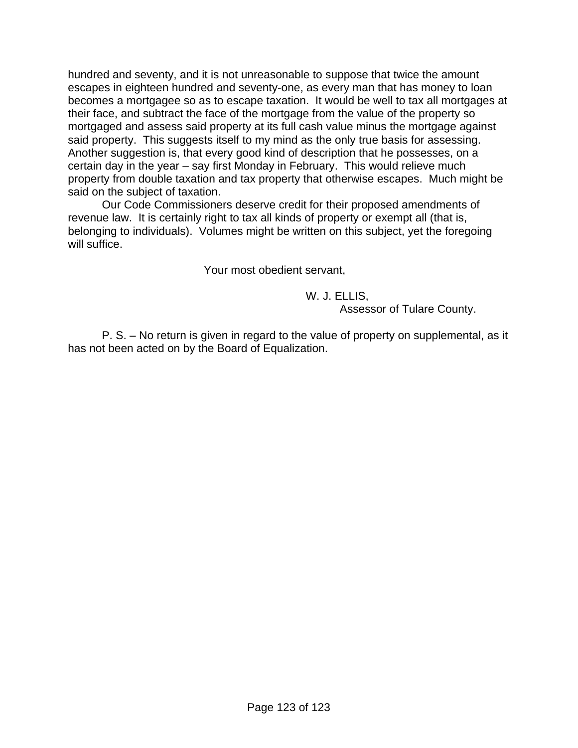hundred and seventy, and it is not unreasonable to suppose that twice the amount escapes in eighteen hundred and seventy-one, as every man that has money to loan becomes a mortgagee so as to escape taxation. It would be well to tax all mortgages at their face, and subtract the face of the mortgage from the value of the property so mortgaged and assess said property at its full cash value minus the mortgage against said property. This suggests itself to my mind as the only true basis for assessing. Another suggestion is, that every good kind of description that he possesses, on a certain day in the year – say first Monday in February. This would relieve much property from double taxation and tax property that otherwise escapes. Much might be said on the subject of taxation.

Our Code Commissioners deserve credit for their proposed amendments of revenue law. It is certainly right to tax all kinds of property or exempt all (that is, belonging to individuals). Volumes might be written on this subject, yet the foregoing will suffice.

Your most obedient servant,

W. J. ELLIS,
Assessor of Tulare County.

P. S. – No return is given in regard to the value of property on supplemental, as it has not been acted on by the Board of Equalization.